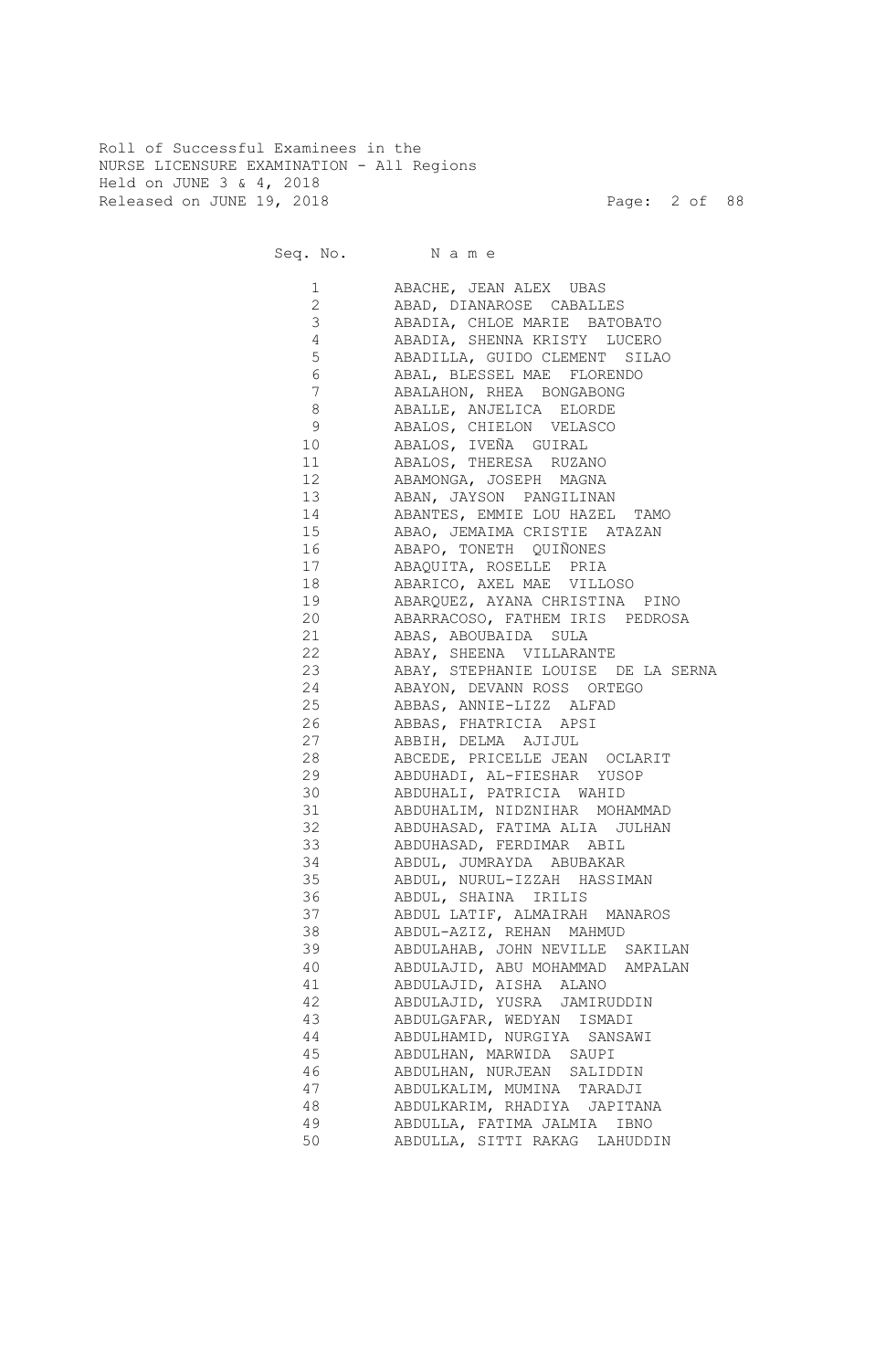Roll of Successful Examinees in the
NURSE LICENSURE EXAMINATION - All Regions
Held on JUNE 3 & 4, 2018
Released on JUNE 19, 2018

| Seq. No. | N a m e |
|---|---|
| 1 | ABACHE, JEAN ALEX UBAS |
| 2 | ABAD, DIANAROSE CABALLES |
| 3 | ABADIA, CHLOE MARIE BATOBATO |
| 4 | ABADIA, SHENNA KRISTY LUCERO |
| 5 | ABADILLA, GUIDO CLEMENT SILAO |
| 6 | ABAL, BLESSEL MAE FLORENDO |
| 7 | ABALAHON, RHEA BONGABONG |
| 8 | ABALLE, ANJELICA ELORDE |
| 9 | ABALOS, CHIELON VELASCO |
| 10 | ABALOS, IVEÑA GUIRAL |
| 11 | ABALOS, THERESA RUZANO |
| 12 | ABAMONGA, JOSEPH MAGNA |
| 13 | ABAN, JAYSON PANGILINAN |
| 14 | ABANTES, EMMIE LOU HAZEL TAMO |
| 15 | ABAO, JEMAIMA CRISTIE ATAZAN |
| 16 | ABAPO, TONETH QUIÑONES |
| 17 | ABAQUITA, ROSELLE PRIA |
| 18 | ABARICO, AXEL MAE VILLOSO |
| 19 | ABARQUEZ, AYANA CHRISTINA PINO |
| 20 | ABARRACOSO, FATHEM IRIS PEDROSA |
| 21 | ABAS, ABOUBAIDA SULA |
| 22 | ABAY, SHEENA VILLARANTE |
| 23 | ABAY, STEPHANIE LOUISE DE LA SERNA |
| 24 | ABAYON, DEVANN ROSS ORTEGO |
| 25 | ABBAS, ANNIE-LIZZ ALFAD |
| 26 | ABBAS, FHATRICIA APSI |
| 27 | ABBIH, DELMA AJIJUL |
| 28 | ABCEDE, PRICELLE JEAN OCLARIT |
| 29 | ABDUHADI, AL-FIESHAR YUSOP |
| 30 | ABDUHALI, PATRICIA WAHID |
| 31 | ABDUHALIM, NIDZNIHAR MOHAMMAD |
| 32 | ABDUHASAD, FATIMA ALIA JULHAN |
| 33 | ABDUHASAD, FERDIMAR ABIL |
| 34 | ABDUL, JUMRAYDA ABUBAKAR |
| 35 | ABDUL, NURUL-IZZAH HASSIMAN |
| 36 | ABDUL, SHAINA IRILIS |
| 37 | ABDUL LATIF, ALMAIRAH MANAROS |
| 38 | ABDUL-AZIZ, REHAN MAHMUD |
| 39 | ABDULAHAB, JOHN NEVILLE SAKILAN |
| 40 | ABDULAJID, ABU MOHAMMAD AMPALAN |
| 41 | ABDULAJID, AISHA ALANO |
| 42 | ABDULAJID, YUSRA JAMIRUDDIN |
| 43 | ABDULGAFAR, WEDYAN ISMADI |
| 44 | ABDULHAMID, NURGIYA SANSAWI |
| 45 | ABDULHAN, MARWIDA SAUPI |
| 46 | ABDULHAN, NURJEAN SALIDDIN |
| 47 | ABDULKALIM, MUMINA TARADJI |
| 48 | ABDULKARIM, RHADIYA JAPITANA |
| 49 | ABDULLA, FATIMA JALMIA IBNO |
| 50 | ABDULLA, SITTI RAKAG LAHUDDIN |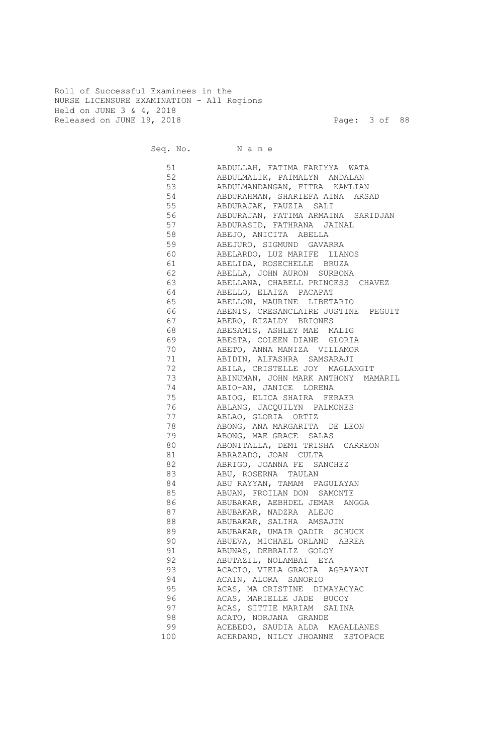Roll of Successful Examinees in the
NURSE LICENSURE EXAMINATION - All Regions
Held on JUNE 3 & 4, 2018
Released on JUNE 19, 2018

| Seq. No. | N a m e |
|---|---|
| 51 | ABDULLAH, FATIMA FARIYYA WATA |
| 52 | ABDULMALIK, PAIMALYN ANDALAN |
| 53 | ABDULMANDANGAN, FITRA KAMLIAN |
| 54 | ABDURAHMAN, SHARIEFA AINA ARSAD |
| 55 | ABDURAJAK, FAUZIA SALI |
| 56 | ABDURAJAN, FATIMA ARMAINA SARIDJAN |
| 57 | ABDURASID, FATHRANA JAINAL |
| 58 | ABEJO, ANICITA ABELLA |
| 59 | ABEJURO, SIGMUND GAVARRA |
| 60 | ABELARDO, LUZ MARIFE LLANOS |
| 61 | ABELIDA, ROSECHELLE BRUZA |
| 62 | ABELLA, JOHN AURON SURBONA |
| 63 | ABELLANA, CHABELL PRINCESS CHAVEZ |
| 64 | ABELLO, ELAIZA PACAPAT |
| 65 | ABELLON, MAURINE LIBETARIO |
| 66 | ABENIS, CRESANCLAIRE JUSTINE PEGUIT |
| 67 | ABERO, RIZALDY BRIONES |
| 68 | ABESAMIS, ASHLEY MAE MALIG |
| 69 | ABESTA, COLEEN DIANE GLORIA |
| 70 | ABETO, ANNA MANIZA VILLAMOR |
| 71 | ABIDIN, ALFASHRA SAMSARAJI |
| 72 | ABILA, CRISTELLE JOY MAGLANGIT |
| 73 | ABINUMAN, JOHN MARK ANTHONY MAMARIL |
| 74 | ABIO-AN, JANICE LORENA |
| 75 | ABIOG, ELICA SHAIRA FERAER |
| 76 | ABLANG, JACQUILYN PALMONES |
| 77 | ABLAO, GLORIA ORTIZ |
| 78 | ABONG, ANA MARGARITA DE LEON |
| 79 | ABONG, MAE GRACE SALAS |
| 80 | ABONITALLA, DEMI TRISHA CARREON |
| 81 | ABRAZADO, JOAN CULTA |
| 82 | ABRIGO, JOANNA FE SANCHEZ |
| 83 | ABU, ROSERNA TAULAN |
| 84 | ABU RAYYAN, TAMAM PAGULAYAN |
| 85 | ABUAN, FROILAN DON SAMONTE |
| 86 | ABUBAKAR, AEBHDEL JEMAR ANGGA |
| 87 | ABUBAKAR, NADZRA ALEJO |
| 88 | ABUBAKAR, SALIHA AMSAJIN |
| 89 | ABUBAKAR, UMAIR QADIR SCHUCK |
| 90 | ABUEVA, MICHAEL ORLAND ABREA |
| 91 | ABUNAS, DEBRALIZ GOLOY |
| 92 | ABUTAZIL, NOLAMBAI EYA |
| 93 | ACACIO, VIELA GRACIA AGBAYANI |
| 94 | ACAIN, ALORA SANORIO |
| 95 | ACAS, MA CRISTINE DIMAYACYAC |
| 96 | ACAS, MARIELLE JADE BUCOY |
| 97 | ACAS, SITTIE MARIAM SALINA |
| 98 | ACATO, NORJANA GRANDE |
| 99 | ACEBEDO, SAUDIA ALDA MAGALLANES |
| 100 | ACERDANO, NILCY JHOANNE ESTOPACE |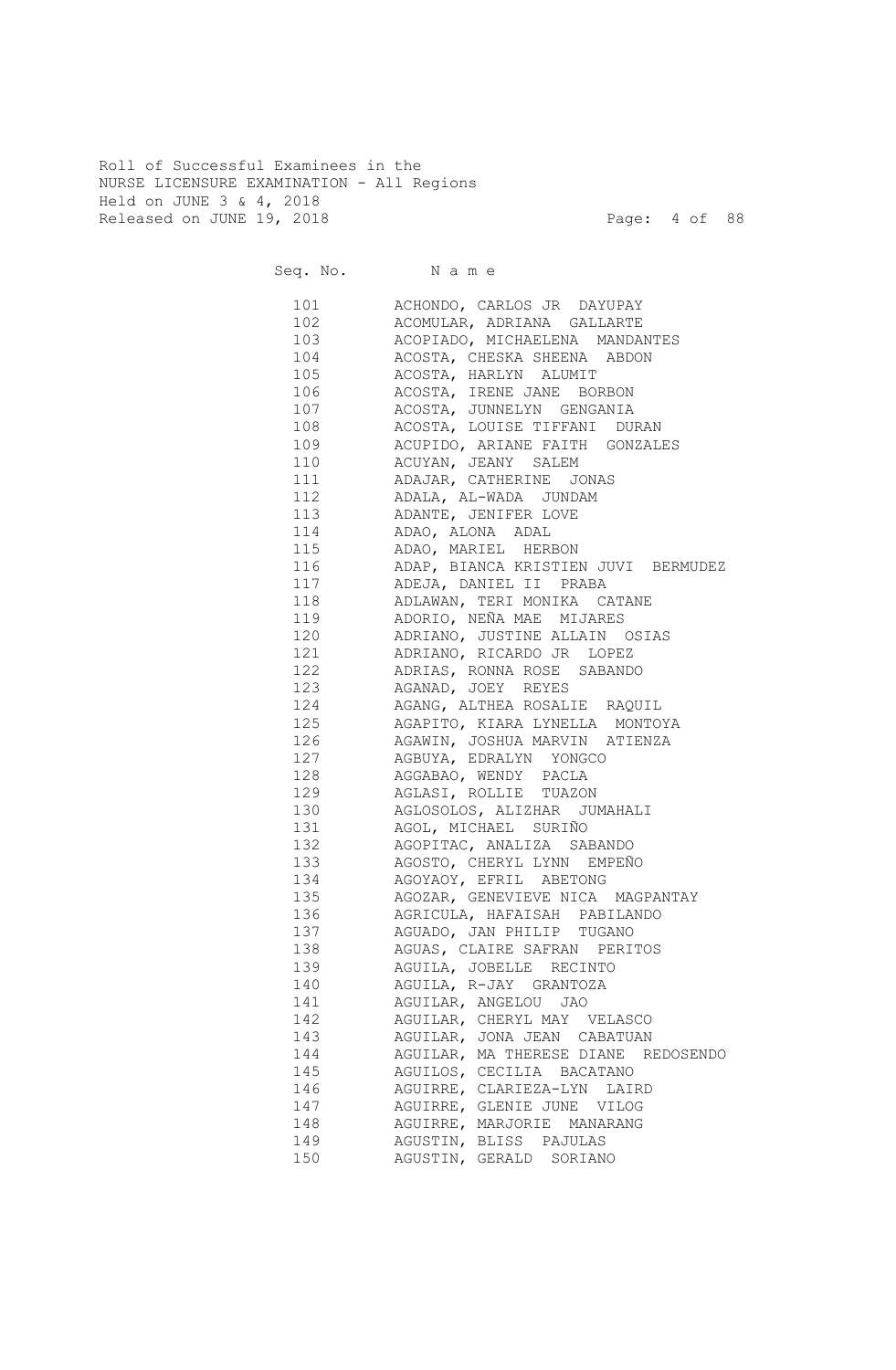Roll of Successful Examinees in the
NURSE LICENSURE EXAMINATION - All Regions
Held on JUNE 3 & 4, 2018
Released on JUNE 19, 2018

| Seq. No. | Name |
|---|---|
| 101 | ACHONDO, CARLOS JR DAYUPAY |
| 102 | ACOMULAR, ADRIANA GALLARTE |
| 103 | ACOPIADO, MICHAELENA MANDANTES |
| 104 | ACOSTA, CHESKA SHEENA ABDON |
| 105 | ACOSTA, HARLYN ALUMIT |
| 106 | ACOSTA, IRENE JANE BORBON |
| 107 | ACOSTA, JUNNELYN GENGANIA |
| 108 | ACOSTA, LOUISE TIFFANI DURAN |
| 109 | ACUPIDO, ARIANE FAITH GONZALES |
| 110 | ACUYAN, JEANY SALEM |
| 111 | ADAJAR, CATHERINE JONAS |
| 112 | ADALA, AL-WADA JUNDAM |
| 113 | ADANTE, JENIFER LOVE |
| 114 | ADAO, ALONA ADAL |
| 115 | ADAO, MARIEL HERBON |
| 116 | ADAP, BIANCA KRISTIEN JUVI BERMUDEZ |
| 117 | ADEJA, DANIEL II PRABA |
| 118 | ADLAWAN, TERI MONIKA CATANE |
| 119 | ADORIO, NEÑA MAE MIJARES |
| 120 | ADRIANO, JUSTINE ALLAIN OSIAS |
| 121 | ADRIANO, RICARDO JR LOPEZ |
| 122 | ADRIAS, RONNA ROSE SABANDO |
| 123 | AGANAD, JOEY REYES |
| 124 | AGANG, ALTHEA ROSALIE RAQUIL |
| 125 | AGAPITO, KIARA LYNELLA MONTOYA |
| 126 | AGAWIN, JOSHUA MARVIN ATIENZA |
| 127 | AGBUYA, EDRALYN YONGCO |
| 128 | AGGABAO, WENDY PACLA |
| 129 | AGLASI, ROLLIE TUAZON |
| 130 | AGLOSOLOS, ALIZHAR JUMAHALI |
| 131 | AGOL, MICHAEL SURIÑO |
| 132 | AGOPITAC, ANALIZA SABANDO |
| 133 | AGOSTO, CHERYL LYNN EMPEÑO |
| 134 | AGOYAOY, EFRIL ABETONG |
| 135 | AGOZAR, GENEVIEVE NICA MAGPANTAY |
| 136 | AGRICULA, HAFAISAH PABILANDO |
| 137 | AGUADO, JAN PHILIP TUGANO |
| 138 | AGUAS, CLAIRE SAFRAN PERITOS |
| 139 | AGUILA, JOBELLE RECINTO |
| 140 | AGUILA, R-JAY GRANTOZA |
| 141 | AGUILAR, ANGELOU JAO |
| 142 | AGUILAR, CHERYL MAY VELASCO |
| 143 | AGUILAR, JONA JEAN CABATUAN |
| 144 | AGUILAR, MA THERESE DIANE REDOSENDO |
| 145 | AGUILOS, CECILIA BACATANO |
| 146 | AGUIRRE, CLARIEZA-LYN LAIRD |
| 147 | AGUIRRE, GLENIE JUNE VILOG |
| 148 | AGUIRRE, MARJORIE MANARANG |
| 149 | AGUSTIN, BLISS PAJULAS |
| 150 | AGUSTIN, GERALD SORIANO |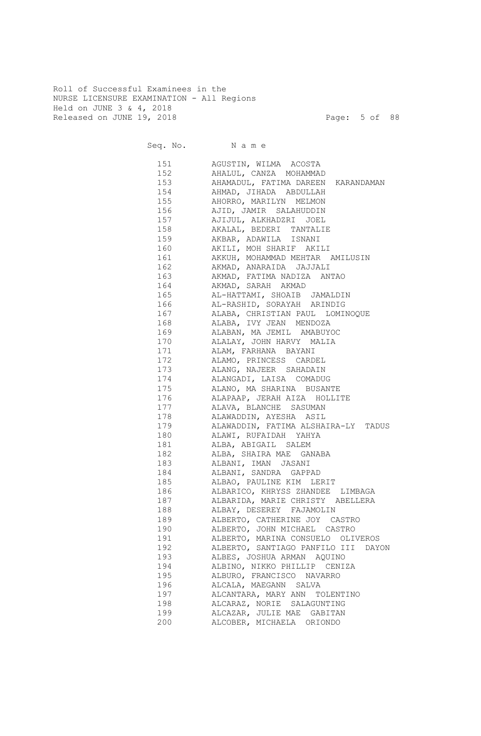Roll of Successful Examinees in the
NURSE LICENSURE EXAMINATION - All Regions
Held on JUNE 3 & 4, 2018
Released on JUNE 19, 2018

| Seq. No. | N a m e |
|---|---|
| 151 | AGUSTIN, WILMA ACOSTA |
| 152 | AHALUL, CANZA MOHAMMAD |
| 153 | AHAMADUL, FATIMA DAREEN KARANDAMAN |
| 154 | AHMAD, JIHADA ABDULLAH |
| 155 | AHORRO, MARILYN MELMON |
| 156 | AJID, JAMIR SALAHUDDIN |
| 157 | AJIJUL, ALKHADZRI JOEL |
| 158 | AKALAL, BEDERI TANTALIE |
| 159 | AKBAR, ADAWILA ISNANI |
| 160 | AKILI, MOH SHARIF AKILI |
| 161 | AKKUH, MOHAMMAD MEHTAR AMILUSIN |
| 162 | AKMAD, ANARAIDA JAJJALI |
| 163 | AKMAD, FATIMA NADIZA ANTAO |
| 164 | AKMAD, SARAH AKMAD |
| 165 | AL-HATTAMI, SHOAIB JAMALDIN |
| 166 | AL-RASHID, SORAYAH ARINDIG |
| 167 | ALABA, CHRISTIAN PAUL LOMINOQUE |
| 168 | ALABA, IVY JEAN MENDOZA |
| 169 | ALABAN, MA JEMIL AMABUYOC |
| 170 | ALALAY, JOHN HARVY MALIA |
| 171 | ALAM, FARHANA BAYANI |
| 172 | ALAMO, PRINCESS CARDEL |
| 173 | ALANG, NAJEER SAHADAIN |
| 174 | ALANGADI, LAISA COMADUG |
| 175 | ALANO, MA SHARINA BUSANTE |
| 176 | ALAPAAP, JERAH AIZA HOLLITE |
| 177 | ALAVA, BLANCHE SASUMAN |
| 178 | ALAWADDIN, AYESHA ASIL |
| 179 | ALAWADDIN, FATIMA ALSHAIRA-LY TADUS |
| 180 | ALAWI, RUFAIDAH YAHYA |
| 181 | ALBA, ABIGAIL SALEM |
| 182 | ALBA, SHAIRA MAE GANABA |
| 183 | ALBANI, IMAN JASANI |
| 184 | ALBANI, SANDRA GAPPAD |
| 185 | ALBAO, PAULINE KIM LERIT |
| 186 | ALBARICO, KHRYSS ZHANDEE LIMBAGA |
| 187 | ALBARIDA, MARIE CHRISTY ABELLERA |
| 188 | ALBAY, DESEREY FAJAMOLIN |
| 189 | ALBERTO, CATHERINE JOY CASTRO |
| 190 | ALBERTO, JOHN MICHAEL CASTRO |
| 191 | ALBERTO, MARINA CONSUELO OLIVEROS |
| 192 | ALBERTO, SANTIAGO PANFILO III DAYON |
| 193 | ALBES, JOSHUA ARMAN AQUINO |
| 194 | ALBINO, NIKKO PHILLIP CENIZA |
| 195 | ALBURO, FRANCISCO NAVARRO |
| 196 | ALCALA, MAEGANN SALVA |
| 197 | ALCANTARA, MARY ANN TOLENTINO |
| 198 | ALCARAZ, NORIE SALAGUNTING |
| 199 | ALCAZAR, JULIE MAE GABITAN |
| 200 | ALCOBER, MICHAELA ORIONDO |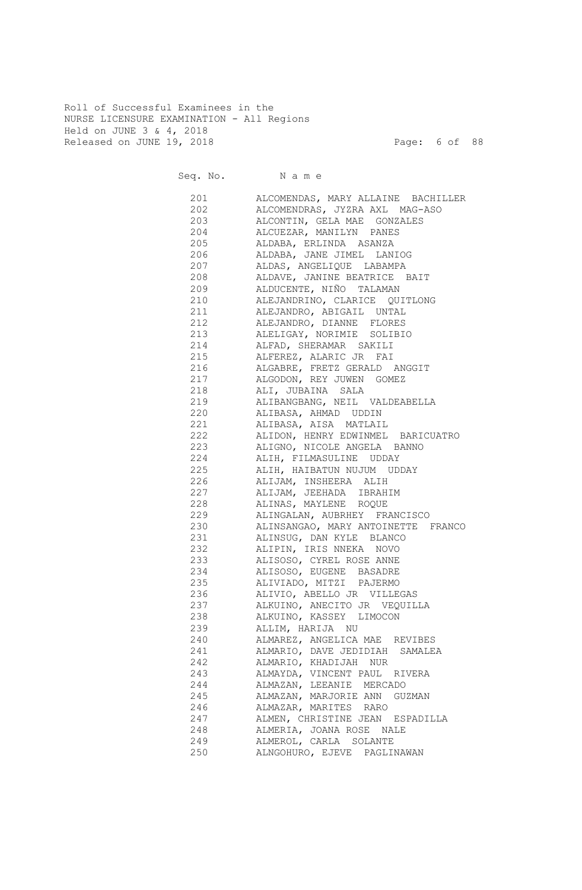Roll of Successful Examinees in the
NURSE LICENSURE EXAMINATION - All Regions
Held on JUNE 3 & 4, 2018
Released on JUNE 19, 2018

| Seq. No. | N a m e |
|---|---|
| 201 | ALCOMENDAS, MARY ALLAINE BACHILLER |
| 202 | ALCOMENDRAS, JYZRA AXL MAG-ASO |
| 203 | ALCONTIN, GELA MAE GONZALES |
| 204 | ALCUEZAR, MANILYN PANES |
| 205 | ALDABA, ERLINDA ASANZA |
| 206 | ALDABA, JANE JIMEL LANIOG |
| 207 | ALDAS, ANGELIQUE LABAMPA |
| 208 | ALDAVE, JANINE BEATRICE BAIT |
| 209 | ALDUCENTE, NIÑO TALAMAN |
| 210 | ALEJANDRINO, CLARICE QUITLONG |
| 211 | ALEJANDRO, ABIGAIL UNTAL |
| 212 | ALEJANDRO, DIANNE FLORES |
| 213 | ALELIGAY, NORIMIE SOLIBIO |
| 214 | ALFAD, SHERAMAR SAKILI |
| 215 | ALFEREZ, ALARIC JR FAI |
| 216 | ALGABRE, FRETZ GERALD ANGGIT |
| 217 | ALGODON, REY JUWEN GOMEZ |
| 218 | ALI, JUBAINA SALA |
| 219 | ALIBANGBANG, NEIL VALDEABELLA |
| 220 | ALIBASA, AHMAD UDDIN |
| 221 | ALIBASA, AISA MATLAIL |
| 222 | ALIDON, HENRY EDWINMEL BARICUATRO |
| 223 | ALIGNO, NICOLE ANGELA BANNO |
| 224 | ALIH, FILMASULINE UDDAY |
| 225 | ALIH, HAIBATUN NUJUM UDDAY |
| 226 | ALIJAM, INSHEERA ALIH |
| 227 | ALIJAM, JEEHADA IBRAHIM |
| 228 | ALINAS, MAYLENE ROQUE |
| 229 | ALINGALAN, AUBRHEY FRANCISCO |
| 230 | ALINSANGAO, MARY ANTOINETTE FRANCO |
| 231 | ALINSUG, DAN KYLE BLANCO |
| 232 | ALIPIN, IRIS NNEKA NOVO |
| 233 | ALISOSO, CYREL ROSE ANNE |
| 234 | ALISOSO, EUGENE BASADRE |
| 235 | ALIVIADO, MITZI PAJERMO |
| 236 | ALIVIO, ABELLO JR VILLEGAS |
| 237 | ALKUINO, ANECITO JR VEQUILLA |
| 238 | ALKUINO, KASSEY LIMOCON |
| 239 | ALLIM, HARIJA NU |
| 240 | ALMAREZ, ANGELICA MAE REVIBES |
| 241 | ALMARIO, DAVE JEDIDIAH SAMALEA |
| 242 | ALMARIO, KHADIJAH NUR |
| 243 | ALMAYDA, VINCENT PAUL RIVERA |
| 244 | ALMAZAN, LEEANIE MERCADO |
| 245 | ALMAZAN, MARJORIE ANN GUZMAN |
| 246 | ALMAZAR, MARITES RARO |
| 247 | ALMEN, CHRISTINE JEAN ESPADILLA |
| 248 | ALMERIA, JOANA ROSE NALE |
| 249 | ALMEROL, CARLA SOLANTE |
| 250 | ALNGOHURO, EJEVE PAGLINAWAN |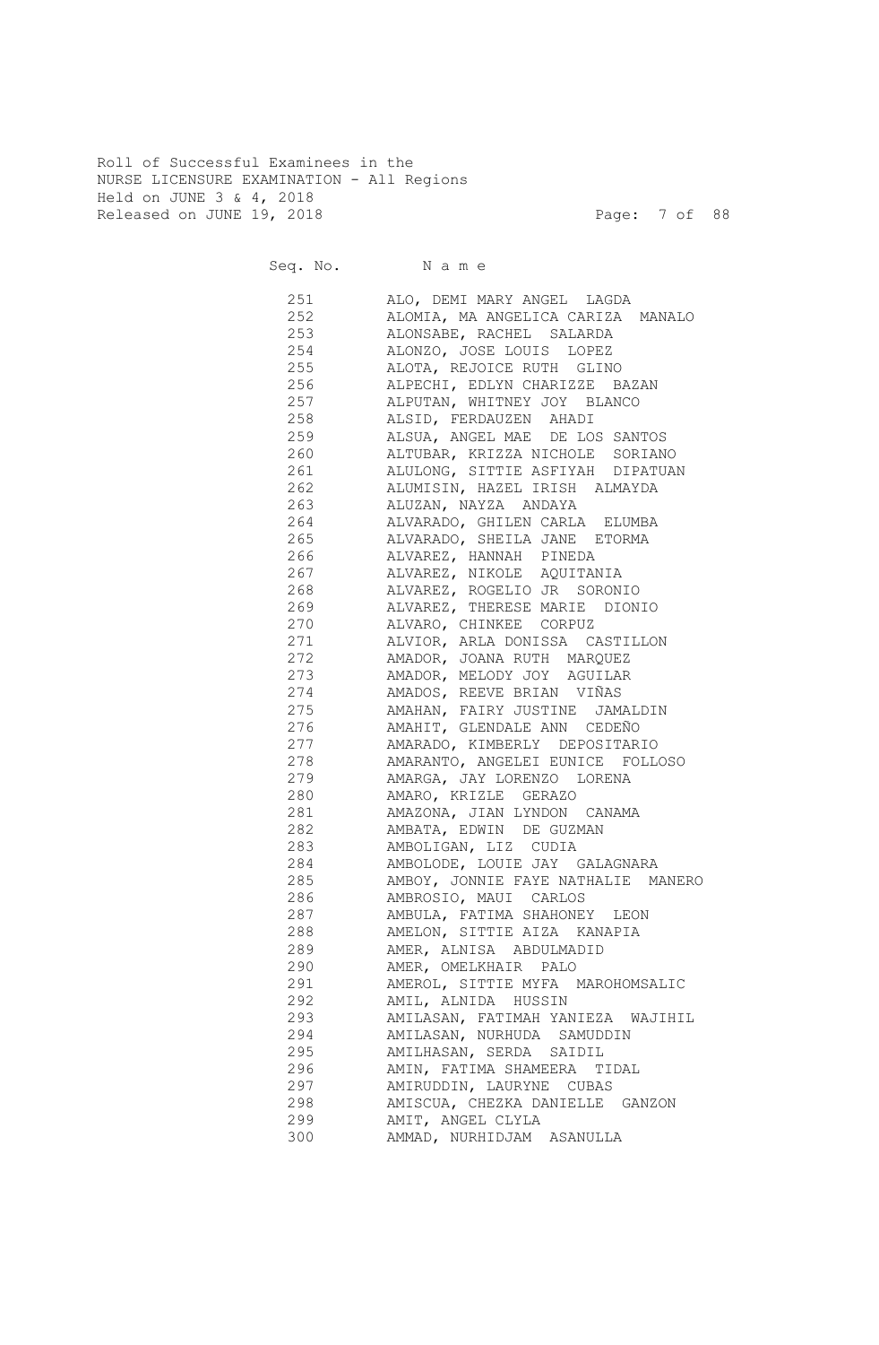Roll of Successful Examinees in the
NURSE LICENSURE EXAMINATION - All Regions
Held on JUNE 3 & 4, 2018
Released on JUNE 19, 2018

| Seq. No. | N a m e |
|---|---|
| 251 | ALO, DEMI MARY ANGEL LAGDA |
| 252 | ALOMIA, MA ANGELICA CARIZA MANALO |
| 253 | ALONSABE, RACHEL SALARDA |
| 254 | ALONZO, JOSE LOUIS LOPEZ |
| 255 | ALOTA, REJOICE RUTH GLINO |
| 256 | ALPECHI, EDLYN CHARIZZE BAZAN |
| 257 | ALPUTAN, WHITNEY JOY BLANCO |
| 258 | ALSID, FERDAUZEN AHADI |
| 259 | ALSUA, ANGEL MAE DE LOS SANTOS |
| 260 | ALTUBAR, KRIZZA NICHOLE SORIANO |
| 261 | ALULONG, SITTIE ASFIYAH DIPATUAN |
| 262 | ALUMISIN, HAZEL IRISH ALMAYDA |
| 263 | ALUZAN, NAYZA ANDAYA |
| 264 | ALVARADO, GHILEN CARLA ELUMBA |
| 265 | ALVARADO, SHEILA JANE ETORMA |
| 266 | ALVAREZ, HANNAH PINEDA |
| 267 | ALVAREZ, NIKOLE AQUITANIA |
| 268 | ALVAREZ, ROGELIO JR SORONIO |
| 269 | ALVAREZ, THERESE MARIE DIONIO |
| 270 | ALVARO, CHINKEE CORPUZ |
| 271 | ALVIOR, ARLA DONISSA CASTILLON |
| 272 | AMADOR, JOANA RUTH MARQUEZ |
| 273 | AMADOR, MELODY JOY AGUILAR |
| 274 | AMADOS, REEVE BRIAN VIÑAS |
| 275 | AMAHAN, FAIRY JUSTINE JAMALDIN |
| 276 | AMAHIT, GLENDALE ANN CEDEÑO |
| 277 | AMARADO, KIMBERLY DEPOSITARIO |
| 278 | AMARANTO, ANGELEI EUNICE FOLLOSO |
| 279 | AMARGA, JAY LORENZO LORENA |
| 280 | AMARO, KRIZLE GERAZO |
| 281 | AMAZONA, JIAN LYNDON CANAMA |
| 282 | AMBATA, EDWIN DE GUZMAN |
| 283 | AMBOLIGAN, LIZ CUDIA |
| 284 | AMBOLODE, LOUIE JAY GALAGNARA |
| 285 | AMBOY, JONNIE FAYE NATHALIE MANERO |
| 286 | AMBROSIO, MAUI CARLOS |
| 287 | AMBULA, FATIMA SHAHONEY LEON |
| 288 | AMELON, SITTIE AIZA KANAPIA |
| 289 | AMER, ALNISA ABDULMADID |
| 290 | AMER, OMELKHAIR PALO |
| 291 | AMEROL, SITTIE MYFA MAROHOMSALIC |
| 292 | AMIL, ALNIDA HUSSIN |
| 293 | AMILASAN, FATIMAH YANIEZA WAJIHIL |
| 294 | AMILASAN, NURHUDA SAMUDDIN |
| 295 | AMILHASAN, SERDA SAIDIL |
| 296 | AMIN, FATIMA SHAMEERA TIDAL |
| 297 | AMIRUDDIN, LAURYNE CUBAS |
| 298 | AMISCUA, CHEZKA DANIELLE GANZON |
| 299 | AMIT, ANGEL CLYLA |
| 300 | AMMAD, NURHIDJAM ASANULLA |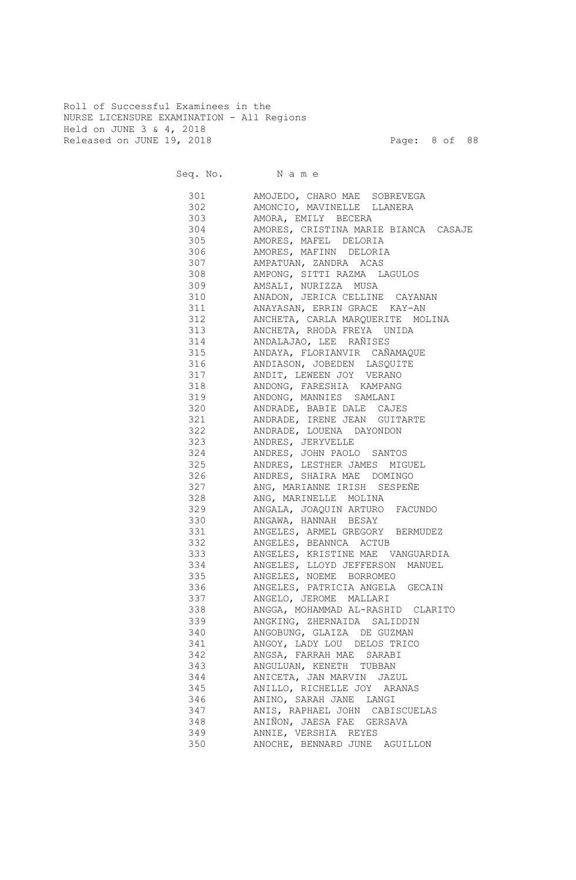Roll of Successful Examinees in the
NURSE LICENSURE EXAMINATION - All Regions
Held on JUNE 3 & 4, 2018
Released on JUNE 19, 2018

| Seq. No. | N a m e |
|---|---|
| 301 | AMOJEDO, CHARO MAE SOBREVEGA |
| 302 | AMONCIO, MAVINELLE LLANERA |
| 303 | AMORA, EMILY BECERA |
| 304 | AMORES, CRISTINA MARIE BIANCA CASAJE |
| 305 | AMORES, MAFEL DELORIA |
| 306 | AMORES, MAFINN DELORIA |
| 307 | AMPATUAN, ZANDRA ACAS |
| 308 | AMPONG, SITTI RAZMA LAGULOS |
| 309 | AMSALI, NURIZZA MUSA |
| 310 | ANADON, JERICA CELLINE CAYANAN |
| 311 | ANAYASAN, ERRIN GRACE KAY-AN |
| 312 | ANCHETA, CARLA MARQUERITE MOLINA |
| 313 | ANCHETA, RHODA FREYA UNIDA |
| 314 | ANDALAJAO, LEE RAÑISES |
| 315 | ANDAYA, FLORIANVIR CAÑAMAQUE |
| 316 | ANDIASON, JOBEDEN LASQUITE |
| 317 | ANDIT, LEWEEN JOY VERANO |
| 318 | ANDONG, FARESHIA KAMPANG |
| 319 | ANDONG, MANNIES SAMLANI |
| 320 | ANDRADE, BABIE DALE CAJES |
| 321 | ANDRADE, IRENE JEAN GUITARTE |
| 322 | ANDRADE, LOUENA DAYONDON |
| 323 | ANDRES, JERYVELLE |
| 324 | ANDRES, JOHN PAOLO SANTOS |
| 325 | ANDRES, LESTHER JAMES MIGUEL |
| 326 | ANDRES, SHAIRA MAE DOMINGO |
| 327 | ANG, MARIANNE IRISH SESPEÑE |
| 328 | ANG, MARINELLE MOLINA |
| 329 | ANGALA, JOAQUIN ARTURO FACUNDO |
| 330 | ANGAWA, HANNAH BESAY |
| 331 | ANGELES, ARMEL GREGORY BERMUDEZ |
| 332 | ANGELES, BEANNCA ACTUB |
| 333 | ANGELES, KRISTINE MAE VANGUARDIA |
| 334 | ANGELES, LLOYD JEFFERSON MANUEL |
| 335 | ANGELES, NOEME BORROMEO |
| 336 | ANGELES, PATRICIA ANGELA GECAIN |
| 337 | ANGELO, JEROME MALLARI |
| 338 | ANGGA, MOHAMMAD AL-RASHID CLARITO |
| 339 | ANGKING, ZHERNAIDA SALIDDIN |
| 340 | ANGOBUNG, GLAIZA DE GUZMAN |
| 341 | ANGOY, LADY LOU DELOS TRICO |
| 342 | ANGSA, FARRAH MAE SARABI |
| 343 | ANGULUAN, KENETH TUBBAN |
| 344 | ANICETA, JAN MARVIN JAZUL |
| 345 | ANILLO, RICHELLE JOY ARANAS |
| 346 | ANINO, SARAH JANE LANGI |
| 347 | ANIS, RAPHAEL JOHN CABISCUELAS |
| 348 | ANIÑON, JAESA FAE GERSAVA |
| 349 | ANNIE, VERSHIA REYES |
| 350 | ANOCHE, BENNARD JUNE AGUILLON |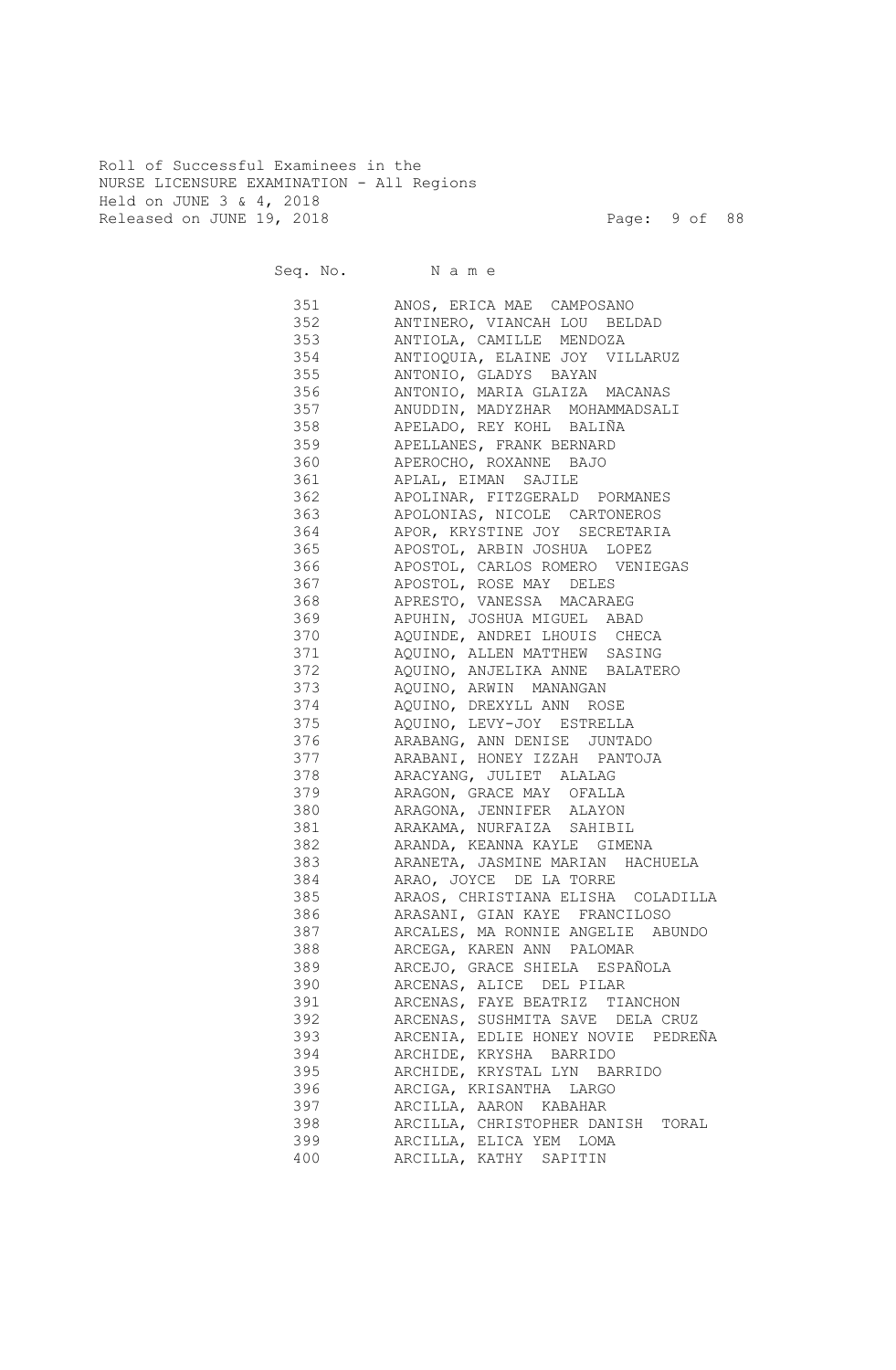Roll of Successful Examinees in the
NURSE LICENSURE EXAMINATION - All Regions
Held on JUNE 3 & 4, 2018
Released on JUNE 19, 2018

| Seq. No. | N a m e |
|---|---|
| 351 | ANOS, ERICA MAE CAMPOSANO |
| 352 | ANTINERO, VIANCAH LOU BELDAD |
| 353 | ANTIOLA, CAMILLE MENDOZA |
| 354 | ANTIOQUIA, ELAINE JOY VILLARUZ |
| 355 | ANTONIO, GLADYS BAYAN |
| 356 | ANTONIO, MARIA GLAIZA MACANAS |
| 357 | ANUDDIN, MADYZHAR MOHAMMADSALI |
| 358 | APELADO, REY KOHL BALIÑA |
| 359 | APELLANES, FRANK BERNARD |
| 360 | APEROCHO, ROXANNE BAJO |
| 361 | APLAL, EIMAN SAJILE |
| 362 | APOLINAR, FITZGERALD PORMANES |
| 363 | APOLONIAS, NICOLE CARTONEROS |
| 364 | APOR, KRYSTINE JOY SECRETARIA |
| 365 | APOSTOL, ARBIN JOSHUA LOPEZ |
| 366 | APOSTOL, CARLOS ROMERO VENIEGAS |
| 367 | APOSTOL, ROSE MAY DELES |
| 368 | APRESTO, VANESSA MACARAEG |
| 369 | APUHIN, JOSHUA MIGUEL ABAD |
| 370 | AQUINDE, ANDREI LHOUIS CHECA |
| 371 | AQUINO, ALLEN MATTHEW SASING |
| 372 | AQUINO, ANJELIKA ANNE BALATERO |
| 373 | AQUINO, ARWIN MANANGAN |
| 374 | AQUINO, DREXYLL ANN ROSE |
| 375 | AQUINO, LEVY-JOY ESTRELLA |
| 376 | ARABANG, ANN DENISE JUNTADO |
| 377 | ARABANI, HONEY IZZAH PANTOJA |
| 378 | ARACYANG, JULIET ALALAG |
| 379 | ARAGON, GRACE MAY OFALLA |
| 380 | ARAGONA, JENNIFER ALAYON |
| 381 | ARAKAMA, NURFAIZA SAHIBIL |
| 382 | ARANDA, KEANNA KAYLE GIMENA |
| 383 | ARANETA, JASMINE MARIAN HACHUELA |
| 384 | ARAO, JOYCE DE LA TORRE |
| 385 | ARAOS, CHRISTIANA ELISHA COLADILLA |
| 386 | ARASANI, GIAN KAYE FRANCILOSO |
| 387 | ARCALES, MA RONNIE ANGELIE ABUNDO |
| 388 | ARCEGA, KAREN ANN PALOMAR |
| 389 | ARCEJO, GRACE SHIELA ESPAÑOLA |
| 390 | ARCENAS, ALICE DEL PILAR |
| 391 | ARCENAS, FAYE BEATRIZ TIANCHON |
| 392 | ARCENAS, SUSHMITA SAVE DELA CRUZ |
| 393 | ARCENIA, EDLIE HONEY NOVIE PEDREÑA |
| 394 | ARCHIDE, KRYSHA BARRIDO |
| 395 | ARCHIDE, KRYSTAL LYN BARRIDO |
| 396 | ARCIGA, KRISANTHA LARGO |
| 397 | ARCILLA, AARON KABAHAR |
| 398 | ARCILLA, CHRISTOPHER DANISH TORAL |
| 399 | ARCILLA, ELICA YEM LOMA |
| 400 | ARCILLA, KATHY SAPITIN |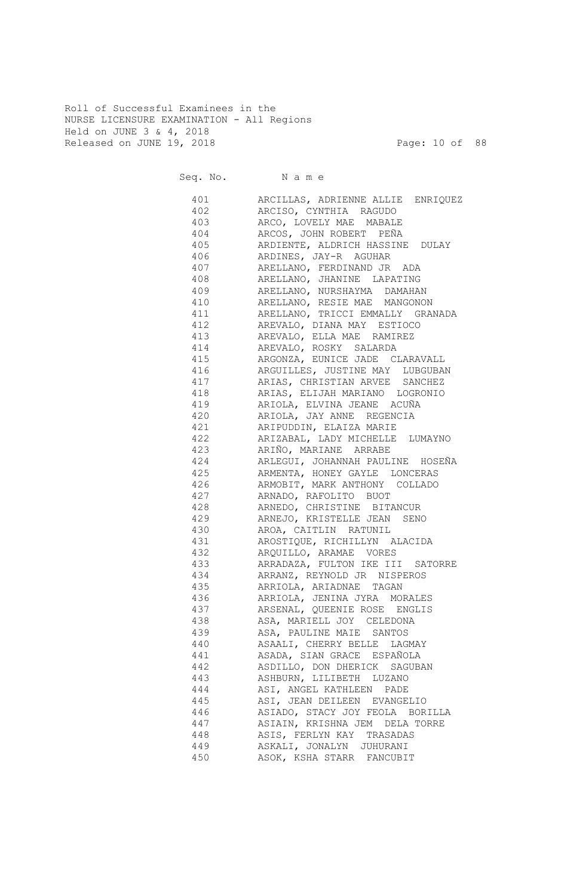Roll of Successful Examinees in the
NURSE LICENSURE EXAMINATION - All Regions
Held on JUNE 3 & 4, 2018
Released on JUNE 19, 2018

| Seq. No. | N a m e |
|---|---|
| 401 | ARCILLAS, ADRIENNE ALLIE ENRIQUEZ |
| 402 | ARCISO, CYNTHIA RAGUDO |
| 403 | ARCO, LOVELY MAE MABALE |
| 404 | ARCOS, JOHN ROBERT PEÑA |
| 405 | ARDIENTE, ALDRICH HASSINE DULAY |
| 406 | ARDINES, JAY-R AGUHAR |
| 407 | ARELLANO, FERDINAND JR ADA |
| 408 | ARELLANO, JHANINE LAPATING |
| 409 | ARELLANO, NURSHAYMA DAMAHAN |
| 410 | ARELLANO, RESIE MAE MANGONON |
| 411 | ARELLANO, TRICCI EMMALLY GRANADA |
| 412 | AREVALO, DIANA MAY ESTIOCO |
| 413 | AREVALO, ELLA MAE RAMIREZ |
| 414 | AREVALO, ROSKY SALARDA |
| 415 | ARGONZA, EUNICE JADE CLARAVALL |
| 416 | ARGUILLES, JUSTINE MAY LUBGUBAN |
| 417 | ARIAS, CHRISTIAN ARVEE SANCHEZ |
| 418 | ARIAS, ELIJAH MARIANO LOGRONIO |
| 419 | ARIOLA, ELVINA JEANE ACUÑA |
| 420 | ARIOLA, JAY ANNE REGENCIA |
| 421 | ARIPUDDIN, ELAIZA MARIE |
| 422 | ARIZABAL, LADY MICHELLE LUMAYNO |
| 423 | ARIÑO, MARIANE ARRABE |
| 424 | ARLEGUI, JOHANNAH PAULINE HOSEÑA |
| 425 | ARMENTA, HONEY GAYLE LONCERAS |
| 426 | ARMOBIT, MARK ANTHONY COLLADO |
| 427 | ARNADO, RAFOLITO BUOT |
| 428 | ARNEDO, CHRISTINE BITANCUR |
| 429 | ARNEJO, KRISTELLE JEAN SENO |
| 430 | AROA, CAITLIN RATUNIL |
| 431 | AROSTIQUE, RICHILLYN ALACIDA |
| 432 | ARQUILLO, ARAMAE VORES |
| 433 | ARRADAZA, FULTON IKE III SATORRE |
| 434 | ARRANZ, REYNOLD JR NISPEROS |
| 435 | ARRIOLA, ARIADNAE TAGAN |
| 436 | ARRIOLA, JENINA JYRA MORALES |
| 437 | ARSENAL, QUEENIE ROSE ENGLIS |
| 438 | ASA, MARIELL JOY CELEDONA |
| 439 | ASA, PAULINE MAIE SANTOS |
| 440 | ASAALI, CHERRY BELLE LAGMAY |
| 441 | ASADA, SIAN GRACE ESPAÑOLA |
| 442 | ASDILLO, DON DHERICK SAGUBAN |
| 443 | ASHBURN, LILIBETH LUZANO |
| 444 | ASI, ANGEL KATHLEEN PADE |
| 445 | ASI, JEAN DEILEEN EVANGELIO |
| 446 | ASIADO, STACY JOY FEOLA BORILLA |
| 447 | ASIAIN, KRISHNA JEM DELA TORRE |
| 448 | ASIS, FERLYN KAY TRASADAS |
| 449 | ASKALI, JONALYN JUHURANI |
| 450 | ASOK, KSHA STARR FANCUBIT |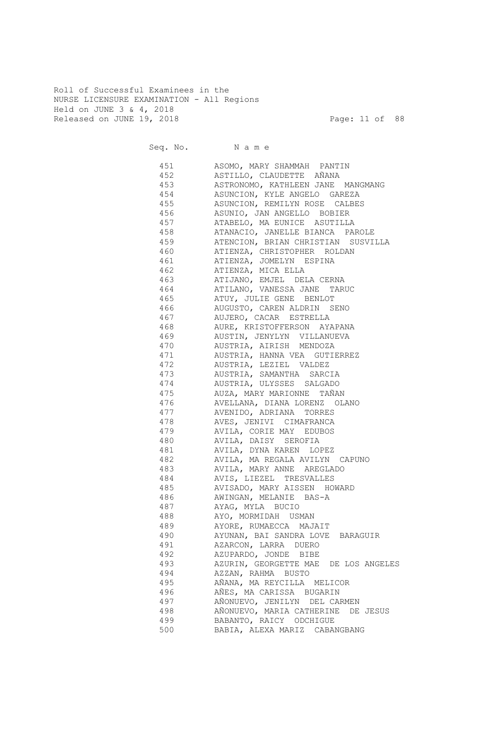Roll of Successful Examinees in the
NURSE LICENSURE EXAMINATION - All Regions
Held on JUNE 3 & 4, 2018
Released on JUNE 19, 2018

| Seq. No. | N a m e |
|---|---|
| 451 | ASOMO, MARY SHAMMAH PANTIN |
| 452 | ASTILLO, CLAUDETTE AÑANA |
| 453 | ASTRONOMO, KATHLEEN JANE MANGMANG |
| 454 | ASUNCION, KYLE ANGELO GAREZA |
| 455 | ASUNCION, REMILYN ROSE CALBES |
| 456 | ASUNIO, JAN ANGELLO BOBIER |
| 457 | ATABELO, MA EUNICE ASUTILLA |
| 458 | ATANACIO, JANELLE BIANCA PAROLE |
| 459 | ATENCION, BRIAN CHRISTIAN SUSVILLA |
| 460 | ATIENZA, CHRISTOPHER ROLDAN |
| 461 | ATIENZA, JOMELYN ESPINA |
| 462 | ATIENZA, MICA ELLA |
| 463 | ATIJANO, EMJEL DELA CERNA |
| 464 | ATILANO, VANESSA JANE TARUC |
| 465 | ATUY, JULIE GENE BENLOT |
| 466 | AUGUSTO, CAREN ALDRIN SENO |
| 467 | AUJERO, CACAR ESTRELLA |
| 468 | AURE, KRISTOFFERSON AYAPANA |
| 469 | AUSTIN, JENYLYN VILLANUEVA |
| 470 | AUSTRIA, AIRISH MENDOZA |
| 471 | AUSTRIA, HANNA VEA GUTIERREZ |
| 472 | AUSTRIA, LEZIEL VALDEZ |
| 473 | AUSTRIA, SAMANTHA SARCIA |
| 474 | AUSTRIA, ULYSSES SALGADO |
| 475 | AUZA, MARY MARIONNE TAÑAN |
| 476 | AVELLANA, DIANA LORENZ OLANO |
| 477 | AVENIDO, ADRIANA TORRES |
| 478 | AVES, JENIVI CIMAFRANCA |
| 479 | AVILA, CORIE MAY EDUBOS |
| 480 | AVILA, DAISY SEROFIA |
| 481 | AVILA, DYNA KAREN LOPEZ |
| 482 | AVILA, MA REGALA AVILYN CAPUNO |
| 483 | AVILA, MARY ANNE AREGLADO |
| 484 | AVIS, LIEZEL TRESVALLES |
| 485 | AVISADO, MARY AISSEN HOWARD |
| 486 | AWINGAN, MELANIE BAS-A |
| 487 | AYAG, MYLA BUCIO |
| 488 | AYO, MORMIDAH USMAN |
| 489 | AYORE, RUMAECCA MAJAIT |
| 490 | AYUNAN, BAI SANDRA LOVE BARAGUIR |
| 491 | AZARCON, LARRA DUERO |
| 492 | AZUPARDO, JONDE BIBE |
| 493 | AZURIN, GEORGETTE MAE DE LOS ANGELES |
| 494 | AZZAN, RAHMA BUSTO |
| 495 | AÑANA, MA REYCILLA MELICOR |
| 496 | AÑES, MA CARISSA BUGARIN |
| 497 | AÑONUEVO, JENILYN DEL CARMEN |
| 498 | AÑONUEVO, MARIA CATHERINE DE JESUS |
| 499 | BABANTO, RAICY ODCHIGUE |
| 500 | BABIA, ALEXA MARIZ CABANGBANG |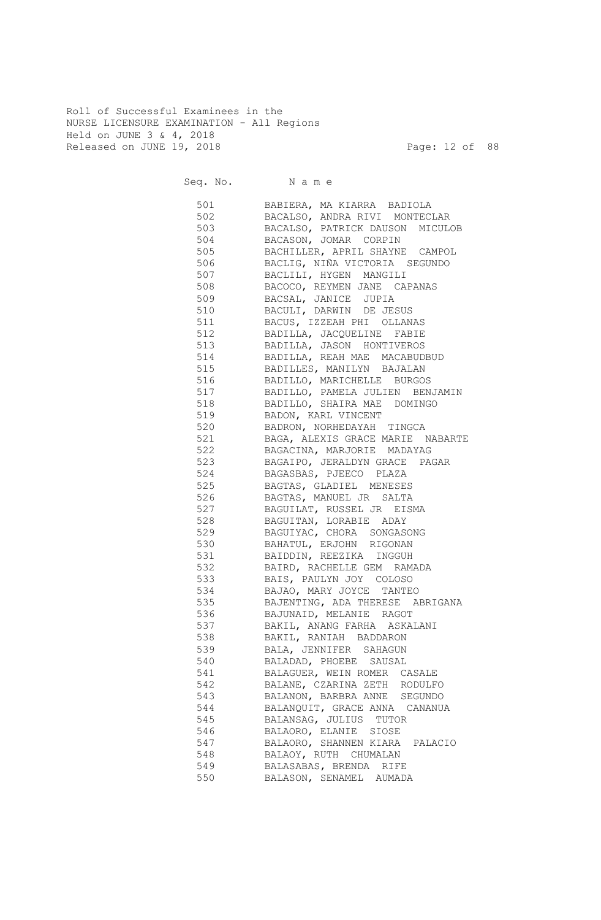Roll of Successful Examinees in the
NURSE LICENSURE EXAMINATION - All Regions
Held on JUNE 3 & 4, 2018
Released on JUNE 19, 2018

| Seq. No. | N a m e |
|---|---|
| 501 | BABIERA, MA KIARRA BADIOLA |
| 502 | BACALSO, ANDRA RIVI MONTECLAR |
| 503 | BACALSO, PATRICK DAUSON MICULOB |
| 504 | BACASON, JOMAR CORPIN |
| 505 | BACHILLER, APRIL SHAYNE CAMPOL |
| 506 | BACLIG, NIÑA VICTORIA SEGUNDO |
| 507 | BACLILI, HYGEN MANGILI |
| 508 | BACOCO, REYMEN JANE CAPANAS |
| 509 | BACSAL, JANICE JUPIA |
| 510 | BACULI, DARWIN DE JESUS |
| 511 | BACUS, IZZEAH PHI OLLANAS |
| 512 | BADILLA, JACQUELINE FABIE |
| 513 | BADILLA, JASON HONTIVEROS |
| 514 | BADILLA, REAH MAE MACABUDBUD |
| 515 | BADILLES, MANILYN BAJALAN |
| 516 | BADILLO, MARICHELLE BURGOS |
| 517 | BADILLO, PAMELA JULIEN BENJAMIN |
| 518 | BADILLO, SHAIRA MAE DOMINGO |
| 519 | BADON, KARL VINCENT |
| 520 | BADRON, NORHEDAYAH TINGCA |
| 521 | BAGA, ALEXIS GRACE MARIE NABARTE |
| 522 | BAGACINA, MARJORIE MADAYAG |
| 523 | BAGAIPO, JERALDYN GRACE PAGAR |
| 524 | BAGASBAS, PJEECO PLAZA |
| 525 | BAGTAS, GLADIEL MENESES |
| 526 | BAGTAS, MANUEL JR SALTA |
| 527 | BAGUILAT, RUSSEL JR EISMA |
| 528 | BAGUITAN, LORABIE ADAY |
| 529 | BAGUIYAC, CHORA SONGASONG |
| 530 | BAHATUL, ERJOHN RIGONAN |
| 531 | BAIDDIN, REEZIKA INGGUH |
| 532 | BAIRD, RACHELLE GEM RAMADA |
| 533 | BAIS, PAULYN JOY COLOSO |
| 534 | BAJAO, MARY JOYCE TANTEO |
| 535 | BAJENTING, ADA THERESE ABRIGANA |
| 536 | BAJUNAID, MELANIE RAGOT |
| 537 | BAKIL, ANANG FARHA ASKALANI |
| 538 | BAKIL, RANIAH BADDARON |
| 539 | BALA, JENNIFER SAHAGUN |
| 540 | BALADAD, PHOEBE SAUSAL |
| 541 | BALAGUER, WEIN ROMER CASALE |
| 542 | BALANE, CZARINA ZETH RODULFO |
| 543 | BALANON, BARBRA ANNE SEGUNDO |
| 544 | BALANQUIT, GRACE ANNA CANANUA |
| 545 | BALANSAG, JULIUS TUTOR |
| 546 | BALAORO, ELANIE SIOSE |
| 547 | BALAORO, SHANNEN KIARA PALACIO |
| 548 | BALAOY, RUTH CHUMALAN |
| 549 | BALASABAS, BRENDA RIFE |
| 550 | BALASON, SENAMEL AUMADA |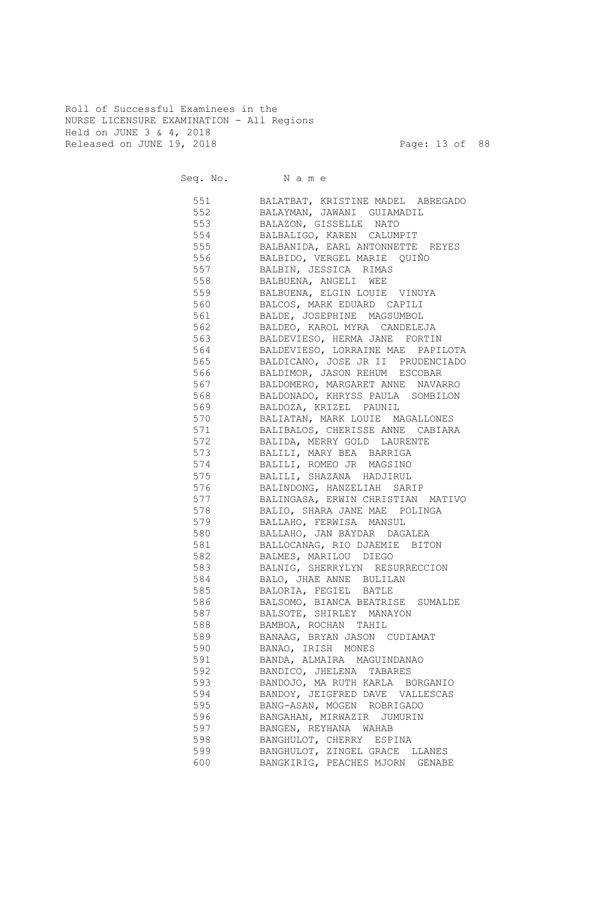Roll of Successful Examinees in the
NURSE LICENSURE EXAMINATION - All Regions
Held on JUNE 3 & 4, 2018
Released on JUNE 19, 2018

| Seq. No. | N a m e |
|---|---|
| 551 | BALATBAT, KRISTINE MADEL ABREGADO |
| 552 | BALAYMAN, JAWANI GUIAMADIL |
| 553 | BALAZON, GISSELLE NATO |
| 554 | BALBALIGO, KAREN CALUMPIT |
| 555 | BALBANIDA, EARL ANTONNETTE REYES |
| 556 | BALBIDO, VERGEL MARIE QUIÑO |
| 557 | BALBIN, JESSICA RIMAS |
| 558 | BALBUENA, ANGELI WEE |
| 559 | BALBUENA, ELGIN LOUIE VINUYA |
| 560 | BALCOS, MARK EDUARD CAPILI |
| 561 | BALDE, JOSEPHINE MAGSUMBOL |
| 562 | BALDEO, KAROL MYRA CANDELEJA |
| 563 | BALDEVIESO, HERMA JANE FORTIN |
| 564 | BALDEVIESO, LORRAINE MAE PAPILOTA |
| 565 | BALDICANO, JOSE JR II PRUDENCIADO |
| 566 | BALDIMOR, JASON REHUM ESCOBAR |
| 567 | BALDOMERO, MARGARET ANNE NAVARRO |
| 568 | BALDONADO, KHRYSS PAULA SOMBILON |
| 569 | BALDOZA, KRIZEL PAUNIL |
| 570 | BALIATAN, MARK LOUIE MAGALLONES |
| 571 | BALIBALOS, CHERISSE ANNE CABIARA |
| 572 | BALIDA, MERRY GOLD LAURENTE |
| 573 | BALILI, MARY BEA BARRIGA |
| 574 | BALILI, ROMEO JR MAGSINO |
| 575 | BALILI, SHAZANA HADJIRUL |
| 576 | BALINDONG, HANZELIAH SARIP |
| 577 | BALINGASA, ERWIN CHRISTIAN MATIVO |
| 578 | BALIO, SHARA JANE MAE POLINGA |
| 579 | BALLAHO, FERWISA MANSUL |
| 580 | BALLAHO, JAN BAYDAR DAGALEA |
| 581 | BALLOCANAG, RIO DJAEMIE BITON |
| 582 | BALMES, MARILOU DIEGO |
| 583 | BALNIG, SHERRYLYN RESURRECCION |
| 584 | BALO, JHAE ANNE BULILAN |
| 585 | BALORIA, FEGIEL BATLE |
| 586 | BALSOMO, BIANCA BEATRISE SUMALDE |
| 587 | BALSOTE, SHIRLEY MANAYON |
| 588 | BAMBOA, ROCHAN TAHIL |
| 589 | BANAAG, BRYAN JASON CUDIAMAT |
| 590 | BANAO, IRISH MONES |
| 591 | BANDA, ALMAIRA MAGUINDANAO |
| 592 | BANDICO, JHELENA TABARES |
| 593 | BANDOJO, MA RUTH KARLA BORGANIO |
| 594 | BANDOY, JEIGFRED DAVE VALLESCAS |
| 595 | BANG-ASAN, MOGEN ROBRIGADO |
| 596 | BANGAHAN, MIRWAZIR JUMURIN |
| 597 | BANGEN, REYHANA WAHAB |
| 598 | BANGHULOT, CHERRY ESPINA |
| 599 | BANGHULOT, ZINGEL GRACE LLANES |
| 600 | BANGKIRIG, PEACHES MJORN GENABE |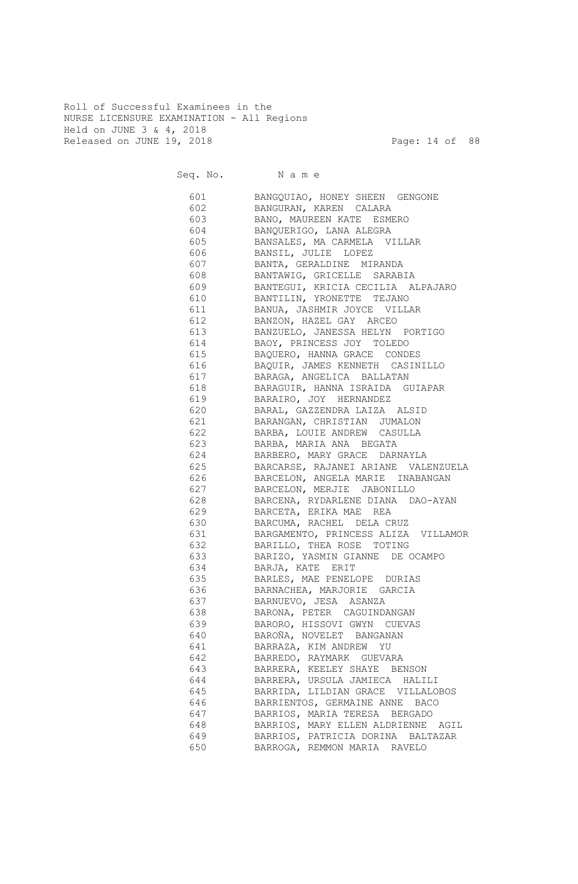Roll of Successful Examinees in the
NURSE LICENSURE EXAMINATION - All Regions
Held on JUNE 3 & 4, 2018
Released on JUNE 19, 2018

| Seq. No. | N a m e |
|---|---|
| 601 | BANGQUIAO, HONEY SHEEN GENGONE |
| 602 | BANGURAN, KAREN CALARA |
| 603 | BANO, MAUREEN KATE ESMERO |
| 604 | BANQUERIGO, LANA ALEGRA |
| 605 | BANSALES, MA CARMELA VILLAR |
| 606 | BANSIL, JULIE LOPEZ |
| 607 | BANTA, GERALDINE MIRANDA |
| 608 | BANTAWIG, GRICELLE SARABIA |
| 609 | BANTEGUI, KRICIA CECILIA ALPAJARO |
| 610 | BANTILIN, YRONETTE TEJANO |
| 611 | BANUA, JASHMIR JOYCE VILLAR |
| 612 | BANZON, HAZEL GAY ARCEO |
| 613 | BANZUELO, JANESSA HELYN PORTIGO |
| 614 | BAOY, PRINCESS JOY TOLEDO |
| 615 | BAQUERO, HANNA GRACE CONDES |
| 616 | BAQUIR, JAMES KENNETH CASINILLO |
| 617 | BARAGA, ANGELICA BALLATAN |
| 618 | BARAGUIR, HANNA ISRAIDA GUIAPAR |
| 619 | BARAIRO, JOY HERNANDEZ |
| 620 | BARAL, GAZZENDRA LAIZA ALSID |
| 621 | BARANGAN, CHRISTIAN JUMALON |
| 622 | BARBA, LOUIE ANDREW CASULLA |
| 623 | BARBA, MARIA ANA BEGATA |
| 624 | BARBERO, MARY GRACE DARNAYLA |
| 625 | BARCARSE, RAJANEI ARIANE VALENZUELA |
| 626 | BARCELON, ANGELA MARIE INABANGAN |
| 627 | BARCELON, MERJIE JABONILLO |
| 628 | BARCENA, RYDARLENE DIANA DAO-AYAN |
| 629 | BARCETA, ERIKA MAE REA |
| 630 | BARCUMA, RACHEL DELA CRUZ |
| 631 | BARGAMENTO, PRINCESS ALIZA VILLAMOR |
| 632 | BARILLO, THEA ROSE TOTING |
| 633 | BARIZO, YASMIN GIANNE DE OCAMPO |
| 634 | BARJA, KATE ERIT |
| 635 | BARLES, MAE PENELOPE DURIAS |
| 636 | BARNACHEA, MARJORIE GARCIA |
| 637 | BARNUEVO, JESA ASANZA |
| 638 | BARONA, PETER CAGUINDANGAN |
| 639 | BARORO, HISSOVI GWYN CUEVAS |
| 640 | BAROÑA, NOVELET BANGANAN |
| 641 | BARRAZA, KIM ANDREW YU |
| 642 | BARREDO, RAYMARK GUEVARA |
| 643 | BARRERA, KEELEY SHAYE BENSON |
| 644 | BARRERA, URSULA JAMIECA HALILI |
| 645 | BARRIDA, LILDIAN GRACE VILLALOBOS |
| 646 | BARRIENTOS, GERMAINE ANNE BACO |
| 647 | BARRIOS, MARIA TERESA BERGADO |
| 648 | BARRIOS, MARY ELLEN ALDRIENNE AGIL |
| 649 | BARRIOS, PATRICIA DORINA BALTAZAR |
| 650 | BARROGA, REMMON MARIA RAVELO |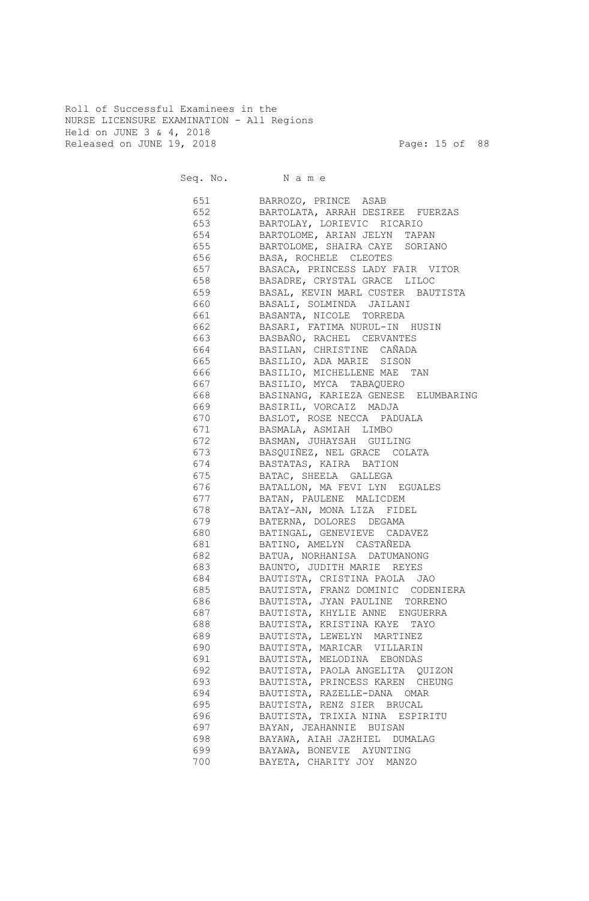Roll of Successful Examinees in the
NURSE LICENSURE EXAMINATION - All Regions
Held on JUNE 3 & 4, 2018
Released on JUNE 19, 2018

| Seq. No. | Name |
|---|---|
| 651 | BARROZO, PRINCE ASAB |
| 652 | BARTOLATA, ARRAH DESIREE FUERZAS |
| 653 | BARTOLAY, LORIEVIC RICARIO |
| 654 | BARTOLOME, ARIAN JELYN TAPAN |
| 655 | BARTOLOME, SHAIRA CAYE SORIANO |
| 656 | BASA, ROCHELE CLEOTES |
| 657 | BASACA, PRINCESS LADY FAIR VITOR |
| 658 | BASADRE, CRYSTAL GRACE LILOC |
| 659 | BASAL, KEVIN MARL CUSTER BAUTISTA |
| 660 | BASALI, SOLMINDA JAILANI |
| 661 | BASANTA, NICOLE TORREDA |
| 662 | BASARI, FATIMA NURUL-IN HUSIN |
| 663 | BASBAÑO, RACHEL CERVANTES |
| 664 | BASILAN, CHRISTINE CAÑADA |
| 665 | BASILIO, ADA MARIE SISON |
| 666 | BASILIO, MICHELLENE MAE TAN |
| 667 | BASILIO, MYCA TABAQUERO |
| 668 | BASINANG, KARIEZA GENESE ELUMBARING |
| 669 | BASIRIL, VORCAIZ MADJA |
| 670 | BASLOT, ROSE NECCA PADUALA |
| 671 | BASMALA, ASMIAH LIMBO |
| 672 | BASMAN, JUHAYSAH GUILING |
| 673 | BASQUIÑEZ, NEL GRACE COLATA |
| 674 | BASTATAS, KAIRA BATION |
| 675 | BATAC, SHEELA GALLEGA |
| 676 | BATALLON, MA FEVI LYN EGUALES |
| 677 | BATAN, PAULENE MALICDEM |
| 678 | BATAY-AN, MONA LIZA FIDEL |
| 679 | BATERNA, DOLORES DEGAMA |
| 680 | BATINGAL, GENEVIEVE CADAVEZ |
| 681 | BATINO, AMELYN CASTAÑEDA |
| 682 | BATUA, NORHANISA DATUMANONG |
| 683 | BAUNTO, JUDITH MARIE REYES |
| 684 | BAUTISTA, CRISTINA PAOLA JAO |
| 685 | BAUTISTA, FRANZ DOMINIC CODENIERA |
| 686 | BAUTISTA, JYAN PAULINE TORRENO |
| 687 | BAUTISTA, KHYLIE ANNE ENGUERRA |
| 688 | BAUTISTA, KRISTINA KAYE TAYO |
| 689 | BAUTISTA, LEWELYN MARTINEZ |
| 690 | BAUTISTA, MARICAR VILLARIN |
| 691 | BAUTISTA, MELODINA EBONDAS |
| 692 | BAUTISTA, PAOLA ANGELITA QUIZON |
| 693 | BAUTISTA, PRINCESS KAREN CHEUNG |
| 694 | BAUTISTA, RAZELLE-DANA OMAR |
| 695 | BAUTISTA, RENZ SIER BRUCAL |
| 696 | BAUTISTA, TRIXIA NINA ESPIRITU |
| 697 | BAYAN, JEAHANNIE BUISAN |
| 698 | BAYAWA, AIAH JAZHIEL DUMALAG |
| 699 | BAYAWA, BONEVIE AYUNTING |
| 700 | BAYETA, CHARITY JOY MANZO |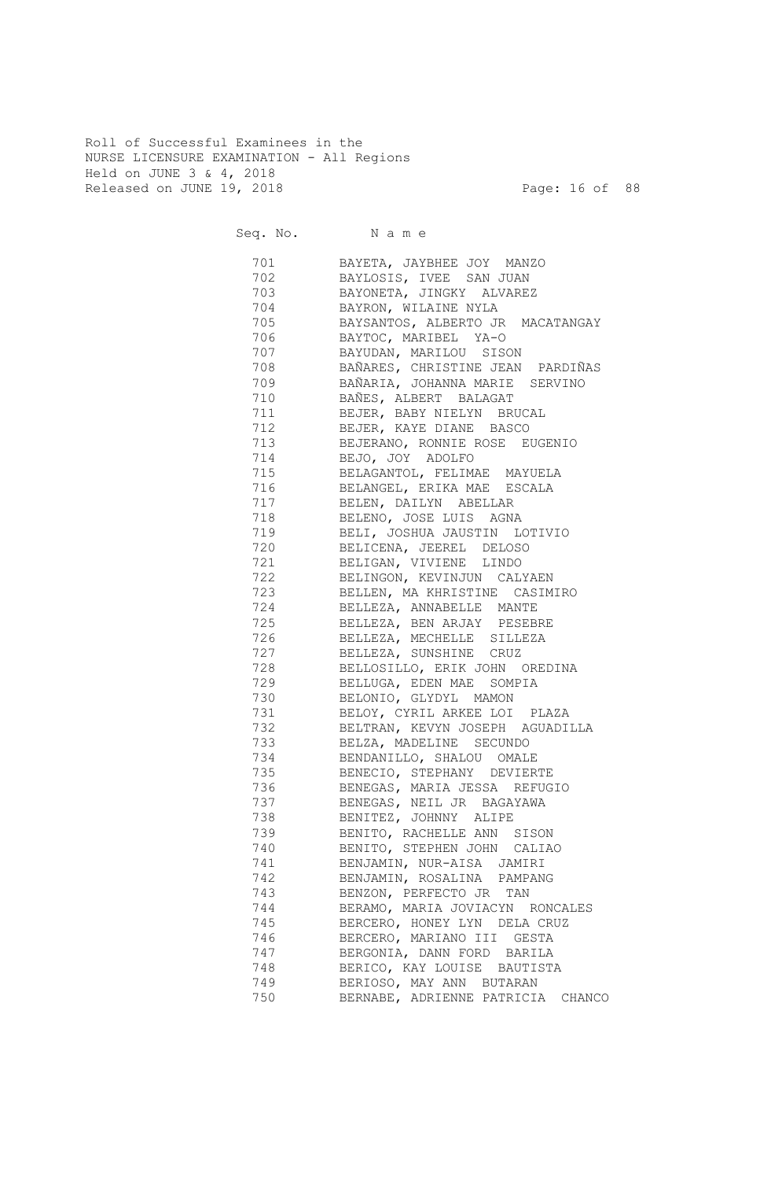Roll of Successful Examinees in the
NURSE LICENSURE EXAMINATION - All Regions
Held on JUNE 3 & 4, 2018
Released on JUNE 19, 2018

| Seq. No. | N a m e |
|---|---|
| 701 | BAYETA, JAYBHEE JOY MANZO |
| 702 | BAYLOSIS, IVEE SAN JUAN |
| 703 | BAYONETA, JINGKY ALVAREZ |
| 704 | BAYRON, WILAINE NYLA |
| 705 | BAYSANTOS, ALBERTO JR MACATANGAY |
| 706 | BAYTOC, MARIBEL YA-O |
| 707 | BAYUDAN, MARILOU SISON |
| 708 | BAÑARES, CHRISTINE JEAN PARDIÑAS |
| 709 | BAÑARIA, JOHANNA MARIE SERVINO |
| 710 | BAÑES, ALBERT BALAGAT |
| 711 | BEJER, BABY NIELYN BRUCAL |
| 712 | BEJER, KAYE DIANE BASCO |
| 713 | BEJERANO, RONNIE ROSE EUGENIO |
| 714 | BEJO, JOY ADOLFO |
| 715 | BELAGANTOL, FELIMAE MAYUELA |
| 716 | BELANGEL, ERIKA MAE ESCALA |
| 717 | BELEN, DAILYN ABELLAR |
| 718 | BELENO, JOSE LUIS AGNA |
| 719 | BELI, JOSHUA JAUSTIN LOTIVIO |
| 720 | BELICENA, JEEREL DELOSO |
| 721 | BELIGAN, VIVIENE LINDO |
| 722 | BELINGON, KEVINJUN CALYAEN |
| 723 | BELLEN, MA KHRISTINE CASIMIRO |
| 724 | BELLEZA, ANNABELLE MANTE |
| 725 | BELLEZA, BEN ARJAY PESEBRE |
| 726 | BELLEZA, MECHELLE SILLEZA |
| 727 | BELLEZA, SUNSHINE CRUZ |
| 728 | BELLOSILLO, ERIK JOHN OREDINA |
| 729 | BELLUGA, EDEN MAE SOMPIA |
| 730 | BELONIO, GLYDYL MAMON |
| 731 | BELOY, CYRIL ARKEE LOI PLAZA |
| 732 | BELTRAN, KEVYN JOSEPH AGUADILLA |
| 733 | BELZA, MADELINE SECUNDO |
| 734 | BENDANILLO, SHALOU OMALE |
| 735 | BENECIO, STEPHANY DEVIERTE |
| 736 | BENEGAS, MARIA JESSA REFUGIO |
| 737 | BENEGAS, NEIL JR BAGAYAWA |
| 738 | BENITEZ, JOHNNY ALIPE |
| 739 | BENITO, RACHELLE ANN SISON |
| 740 | BENITO, STEPHEN JOHN CALIAO |
| 741 | BENJAMIN, NUR-AISA JAMIRI |
| 742 | BENJAMIN, ROSALINA PAMPANG |
| 743 | BENZON, PERFECTO JR TAN |
| 744 | BERAMO, MARIA JOVIACYN RONCALES |
| 745 | BERCERO, HONEY LYN DELA CRUZ |
| 746 | BERCERO, MARIANO III GESTA |
| 747 | BERGONIA, DANN FORD BARILA |
| 748 | BERICO, KAY LOUISE BAUTISTA |
| 749 | BERIOSO, MAY ANN BUTARAN |
| 750 | BERNABE, ADRIENNE PATRICIA CHANCO |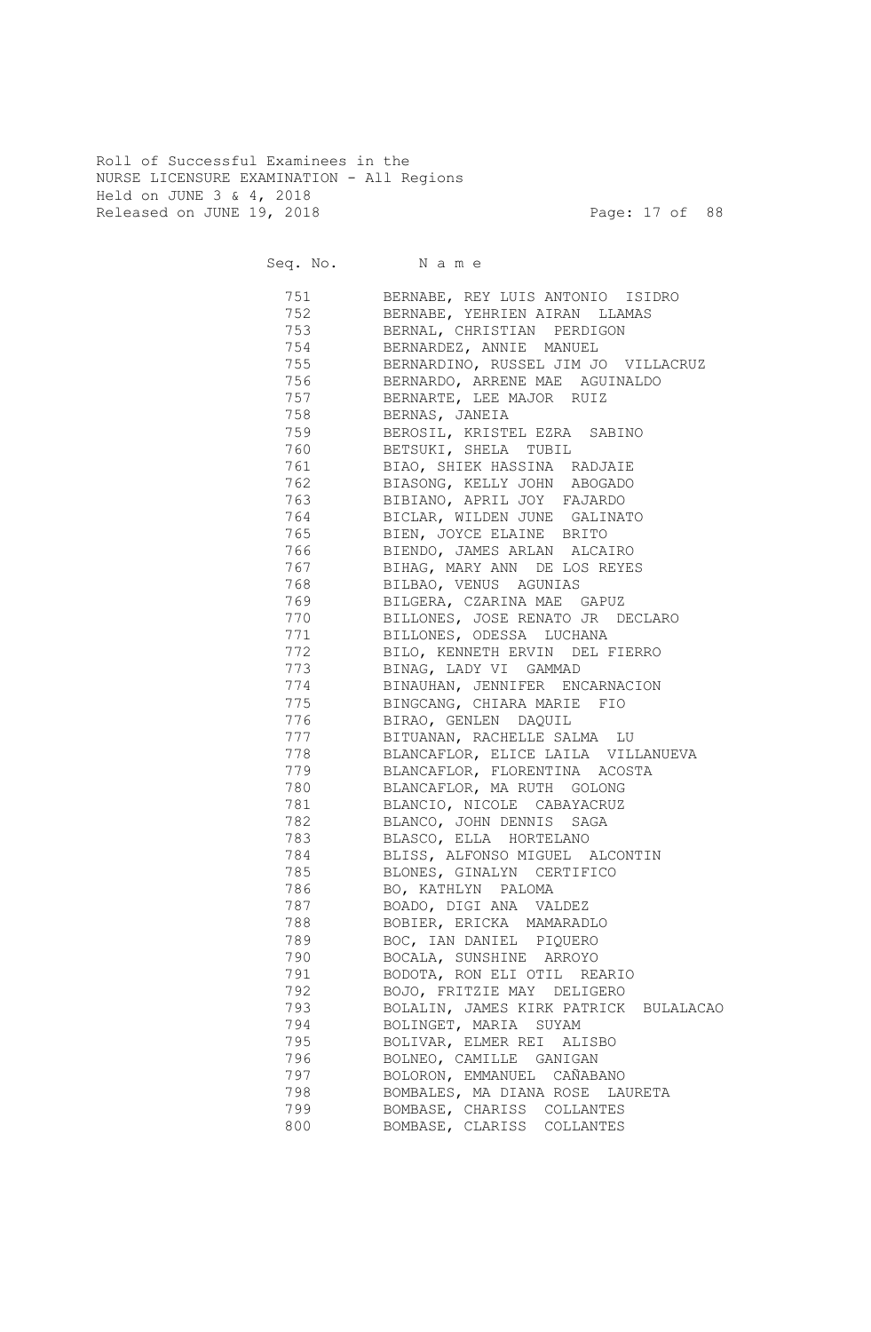Roll of Successful Examinees in the
NURSE LICENSURE EXAMINATION - All Regions
Held on JUNE 3 & 4, 2018
Released on JUNE 19, 2018

| Seq. No. | N a m e |
|---|---|
| 751 | BERNABE, REY LUIS ANTONIO ISIDRO |
| 752 | BERNABE, YEHRIEN AIRAN LLAMAS |
| 753 | BERNAL, CHRISTIAN PERDIGON |
| 754 | BERNARDEZ, ANNIE MANUEL |
| 755 | BERNARDINO, RUSSEL JIM JO VILLACRUZ |
| 756 | BERNARDO, ARRENE MAE AGUINALDO |
| 757 | BERNARTE, LEE MAJOR RUIZ |
| 758 | BERNAS, JANEIA |
| 759 | BEROSIL, KRISTEL EZRA SABINO |
| 760 | BETSUKI, SHELA TUBIL |
| 761 | BIAO, SHIEK HASSINA RADJAIE |
| 762 | BIASONG, KELLY JOHN ABOGADO |
| 763 | BIBIANO, APRIL JOY FAJARDO |
| 764 | BICLAR, WILDEN JUNE GALINATO |
| 765 | BIEN, JOYCE ELAINE BRITO |
| 766 | BIENDO, JAMES ARLAN ALCAIRO |
| 767 | BIHAG, MARY ANN DE LOS REYES |
| 768 | BILBAO, VENUS AGUNIAS |
| 769 | BILGERA, CZARINA MAE GAPUZ |
| 770 | BILLONES, JOSE RENATO JR DECLARO |
| 771 | BILLONES, ODESSA LUCHANA |
| 772 | BILO, KENNETH ERVIN DEL FIERRO |
| 773 | BINAG, LADY VI GAMMAD |
| 774 | BINAUHAN, JENNIFER ENCARNACION |
| 775 | BINGCANG, CHIARA MARIE FIO |
| 776 | BIRAO, GENLEN DAQUIL |
| 777 | BITUANAN, RACHELLE SALMA LU |
| 778 | BLANCAFLOR, ELICE LAILA VILLANUEVA |
| 779 | BLANCAFLOR, FLORENTINA ACOSTA |
| 780 | BLANCAFLOR, MA RUTH GOLONG |
| 781 | BLANCIO, NICOLE CABAYACRUZ |
| 782 | BLANCO, JOHN DENNIS SAGA |
| 783 | BLASCO, ELLA HORTELANO |
| 784 | BLISS, ALFONSO MIGUEL ALCONTIN |
| 785 | BLONES, GINALYN CERTIFICO |
| 786 | BO, KATHLYN PALOMA |
| 787 | BOADO, DIGI ANA VALDEZ |
| 788 | BOBIER, ERICKA MAMARADLO |
| 789 | BOC, IAN DANIEL PIQUERO |
| 790 | BOCALA, SUNSHINE ARROYO |
| 791 | BODOTA, RON ELI OTIL REARIO |
| 792 | BOJO, FRITZIE MAY DELIGERO |
| 793 | BOLALIN, JAMES KIRK PATRICK BULALACAO |
| 794 | BOLINGET, MARIA SUYAM |
| 795 | BOLIVAR, ELMER REI ALISBO |
| 796 | BOLNEO, CAMILLE GANIGAN |
| 797 | BOLORON, EMMANUEL CAÑABANO |
| 798 | BOMBALES, MA DIANA ROSE LAURETA |
| 799 | BOMBASE, CHARISS COLLANTES |
| 800 | BOMBASE, CLARISS COLLANTES |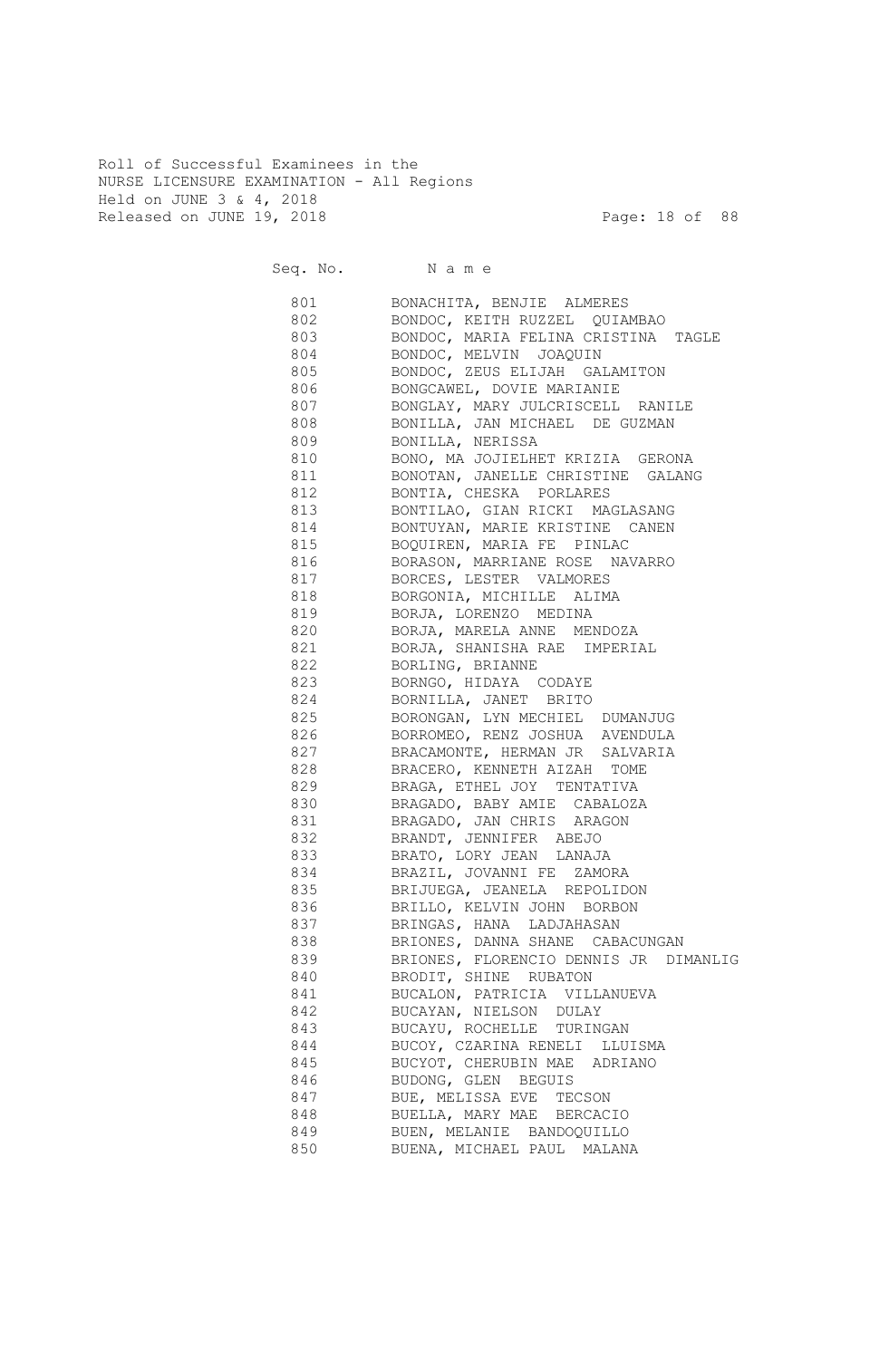Roll of Successful Examinees in the
NURSE LICENSURE EXAMINATION - All Regions
Held on JUNE 3 & 4, 2018
Released on JUNE 19, 2018

| Seq. No. | N a m e |
|---|---|
| 801 | BONACHITA, BENJIE ALMERES |
| 802 | BONDOC, KEITH RUZZEL QUIAMBAO |
| 803 | BONDOC, MARIA FELINA CRISTINA TAGLE |
| 804 | BONDOC, MELVIN JOAQUIN |
| 805 | BONDOC, ZEUS ELIJAH GALAMITON |
| 806 | BONGCAWEL, DOVIE MARIANIE |
| 807 | BONGLAY, MARY JULCRISCELL RANILE |
| 808 | BONILLA, JAN MICHAEL DE GUZMAN |
| 809 | BONILLA, NERISSA |
| 810 | BONO, MA JOJIELHET KRIZIA GERONA |
| 811 | BONOTAN, JANELLE CHRISTINE GALANG |
| 812 | BONTIA, CHESKA PORLARES |
| 813 | BONTILAO, GIAN RICKI MAGLASANG |
| 814 | BONTUYAN, MARIE KRISTINE CANEN |
| 815 | BOQUIREN, MARIA FE PINLAC |
| 816 | BORASON, MARRIANE ROSE NAVARRO |
| 817 | BORCES, LESTER VALMORES |
| 818 | BORGONIA, MICHILLE ALIMA |
| 819 | BORJA, LORENZO MEDINA |
| 820 | BORJA, MARELA ANNE MENDOZA |
| 821 | BORJA, SHANISHA RAE IMPERIAL |
| 822 | BORLING, BRIANNE |
| 823 | BORNGO, HIDAYA CODAYE |
| 824 | BORNILLA, JANET BRITO |
| 825 | BORONGAN, LYN MECHIEL DUMANJUG |
| 826 | BORROMEO, RENZ JOSHUA AVENDULA |
| 827 | BRACAMONTE, HERMAN JR SALVARIA |
| 828 | BRACERO, KENNETH AIZAH TOME |
| 829 | BRAGA, ETHEL JOY TENTATIVA |
| 830 | BRAGADO, BABY AMIE CABALOZA |
| 831 | BRAGADO, JAN CHRIS ARAGON |
| 832 | BRANDT, JENNIFER ABEJO |
| 833 | BRATO, LORY JEAN LANAJA |
| 834 | BRAZIL, JOVANNI FE ZAMORA |
| 835 | BRIJUEGA, JEANELA REPOLIDON |
| 836 | BRILLO, KELVIN JOHN BORBON |
| 837 | BRINGAS, HANA LADJAHASAN |
| 838 | BRIONES, DANNA SHANE CABACUNGAN |
| 839 | BRIONES, FLORENCIO DENNIS JR DIMANLIG |
| 840 | BRODIT, SHINE RUBATON |
| 841 | BUCALON, PATRICIA VILLANUEVA |
| 842 | BUCAYAN, NIELSON DULAY |
| 843 | BUCAYU, ROCHELLE TURINGAN |
| 844 | BUCOY, CZARINA RENELI LLUISMA |
| 845 | BUCYOT, CHERUBIN MAE ADRIANO |
| 846 | BUDONG, GLEN BEGUIS |
| 847 | BUE, MELISSA EVE TECSON |
| 848 | BUELLA, MARY MAE BERCACIO |
| 849 | BUEN, MELANIE BANDOQUILLO |
| 850 | BUENA, MICHAEL PAUL MALANA |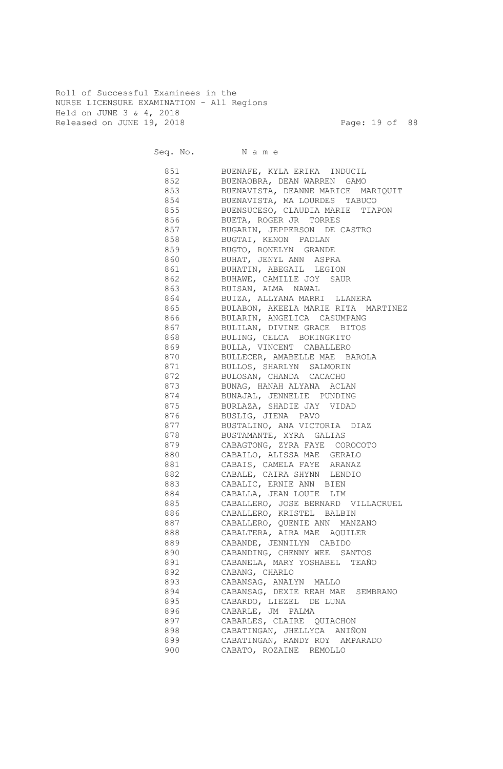Roll of Successful Examinees in the
NURSE LICENSURE EXAMINATION - All Regions
Held on JUNE 3 & 4, 2018
Released on JUNE 19, 2018

| Seq. No. | N a m e |
|---|---|
| 851 | BUENAFE, KYLA ERIKA INDUCIL |
| 852 | BUENAOBRA, DEAN WARREN GAMO |
| 853 | BUENAVISTA, DEANNE MARICE MARIQUIT |
| 854 | BUENAVISTA, MA LOURDES TABUCO |
| 855 | BUENSUCESO, CLAUDIA MARIE TIAPON |
| 856 | BUETA, ROGER JR TORRES |
| 857 | BUGARIN, JEPPERSON DE CASTRO |
| 858 | BUGTAI, KENON PADLAN |
| 859 | BUGTO, RONELYN GRANDE |
| 860 | BUHAT, JENYL ANN ASPRA |
| 861 | BUHATIN, ABEGAIL LEGION |
| 862 | BUHAWE, CAMILLE JOY SAUR |
| 863 | BUISAN, ALMA NAWAL |
| 864 | BUIZA, ALLYANA MARRI LLANERA |
| 865 | BULABON, AKEELA MARIE RITA MARTINEZ |
| 866 | BULARIN, ANGELICA CASUMPANG |
| 867 | BULILAN, DIVINE GRACE BITOS |
| 868 | BULING, CELCA BOKINGKITO |
| 869 | BULLA, VINCENT CABALLERO |
| 870 | BULLECER, AMABELLE MAE BAROLA |
| 871 | BULLOS, SHARLYN SALMORIN |
| 872 | BULOSAN, CHANDA CACACHO |
| 873 | BUNAG, HANAH ALYANA ACLAN |
| 874 | BUNAJAL, JENNELIE PUNDING |
| 875 | BURLAZA, SHADIE JAY VIDAD |
| 876 | BUSLIG, JIENA PAVO |
| 877 | BUSTALINO, ANA VICTORIA DIAZ |
| 878 | BUSTAMANTE, XYRA GALIAS |
| 879 | CABAGTONG, ZYRA FAYE COROCOTO |
| 880 | CABAILO, ALISSA MAE GERALO |
| 881 | CABAIS, CAMELA FAYE ARANAZ |
| 882 | CABALE, CAIRA SHYNN LENDIO |
| 883 | CABALIC, ERNIE ANN BIEN |
| 884 | CABALLA, JEAN LOUIE LIM |
| 885 | CABALLERO, JOSE BERNARD VILLACRUEL |
| 886 | CABALLERO, KRISTEL BALBIN |
| 887 | CABALLERO, QUENIE ANN MANZANO |
| 888 | CABALTERA, AIRA MAE AQUILER |
| 889 | CABANDE, JENNILYN CABIDO |
| 890 | CABANDING, CHENNY WEE SANTOS |
| 891 | CABANELA, MARY YOSHABEL TEAÑO |
| 892 | CABANG, CHARLO |
| 893 | CABANSAG, ANALYN MALLO |
| 894 | CABANSAG, DEXIE REAH MAE SEMBRANO |
| 895 | CABARDO, LIEZEL DE LUNA |
| 896 | CABARLE, JM PALMA |
| 897 | CABARLES, CLAIRE QUIACHON |
| 898 | CABATINGAN, JHELLYCA ANIÑON |
| 899 | CABATINGAN, RANDY ROY AMPARADO |
| 900 | CABATO, ROZAINE REMOLLO |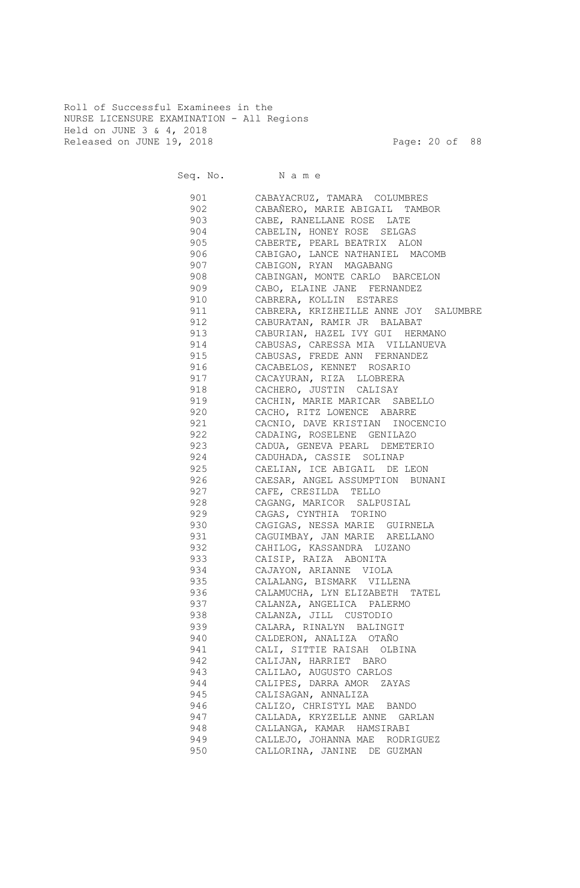Roll of Successful Examinees in the
NURSE LICENSURE EXAMINATION - All Regions
Held on JUNE 3 & 4, 2018
Released on JUNE 19, 2018

| Seq. No. | Name |
|---|---|
| 901 | CABAYACRUZ, TAMARA COLUMBRES |
| 902 | CABAÑERO, MARIE ABIGAIL TAMBOR |
| 903 | CABE, RANELLANE ROSE LATE |
| 904 | CABELIN, HONEY ROSE SELGAS |
| 905 | CABERTE, PEARL BEATRIX ALON |
| 906 | CABIGAO, LANCE NATHANIEL MACOMB |
| 907 | CABIGON, RYAN MAGABANG |
| 908 | CABINGAN, MONTE CARLO BARCELON |
| 909 | CABO, ELAINE JANE FERNANDEZ |
| 910 | CABRERA, KOLLIN ESTARES |
| 911 | CABRERA, KRIZHEILLE ANNE JOY SALUMBRE |
| 912 | CABURATAN, RAMIR JR BALABAT |
| 913 | CABURIAN, HAZEL IVY GUI HERMANO |
| 914 | CABUSAS, CARESSA MIA VILLANUEVA |
| 915 | CABUSAS, FREDE ANN FERNANDEZ |
| 916 | CACABELOS, KENNET ROSARIO |
| 917 | CACAYURAN, RIZA LLOBRERA |
| 918 | CACHERO, JUSTIN CALISAY |
| 919 | CACHIN, MARIE MARICAR SABELLO |
| 920 | CACHO, RITZ LOWENCE ABARRE |
| 921 | CACNIO, DAVE KRISTIAN INOCENCIO |
| 922 | CADAING, ROSELENE GENILAZO |
| 923 | CADUA, GENEVA PEARL DEMETERIO |
| 924 | CADUHADA, CASSIE SOLINAP |
| 925 | CAELIAN, ICE ABIGAIL DE LEON |
| 926 | CAESAR, ANGEL ASSUMPTION BUNANI |
| 927 | CAFE, CRESILDA TELLO |
| 928 | CAGANG, MARICOR SALPUSIAL |
| 929 | CAGAS, CYNTHIA TORINO |
| 930 | CAGIGAS, NESSA MARIE GUIRNELA |
| 931 | CAGUIMBAY, JAN MARIE ARELLANO |
| 932 | CAHILOG, KASSANDRA LUZANO |
| 933 | CAISIP, RAIZA ABONITA |
| 934 | CAJAYON, ARIANNE VIOLA |
| 935 | CALALANG, BISMARK VILLENA |
| 936 | CALAMUCHA, LYN ELIZABETH TATEL |
| 937 | CALANZA, ANGELICA PALERMO |
| 938 | CALANZA, JILL CUSTODIO |
| 939 | CALARA, RINALYN BALINGIT |
| 940 | CALDERON, ANALIZA OTAÑO |
| 941 | CALI, SITTIE RAISAH OLBINA |
| 942 | CALIJAN, HARRIET BARO |
| 943 | CALILAO, AUGUSTO CARLOS |
| 944 | CALIPES, DARRA AMOR ZAYAS |
| 945 | CALISAGAN, ANNALIZA |
| 946 | CALIZO, CHRISTYL MAE BANDO |
| 947 | CALLADA, KRYZELLE ANNE GARLAN |
| 948 | CALLANGA, KAMAR HAMSIRABI |
| 949 | CALLEJO, JOHANNA MAE RODRIGUEZ |
| 950 | CALLORINA, JANINE DE GUZMAN |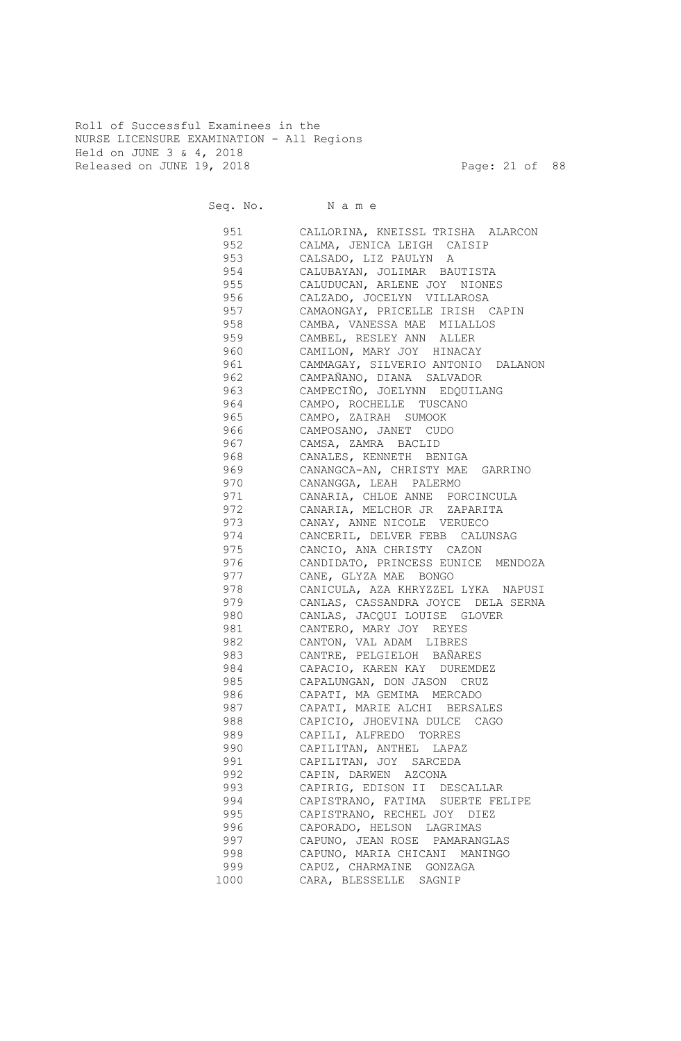Roll of Successful Examinees in the
NURSE LICENSURE EXAMINATION - All Regions
Held on JUNE 3 & 4, 2018
Released on JUNE 19, 2018

| Seq. No. | N a m e |
|---|---|
| 951 | CALLORINA, KNEISSL TRISHA ALARCON |
| 952 | CALMA, JENICA LEIGH CAISIP |
| 953 | CALSADO, LIZ PAULYN A |
| 954 | CALUBAYAN, JOLIMAR BAUTISTA |
| 955 | CALUDUCAN, ARLENE JOY NIONES |
| 956 | CALZADO, JOCELYN VILLAROSA |
| 957 | CAMAONGAY, PRICELLE IRISH CAPIN |
| 958 | CAMBA, VANESSA MAE MILALLOS |
| 959 | CAMBEL, RESLEY ANN ALLER |
| 960 | CAMILON, MARY JOY HINACAY |
| 961 | CAMMAGAY, SILVERIO ANTONIO DALANON |
| 962 | CAMPAÑANO, DIANA SALVADOR |
| 963 | CAMPECIÑO, JOELYNN EDQUILANG |
| 964 | CAMPO, ROCHELLE TUSCANO |
| 965 | CAMPO, ZAIRAH SUMOOK |
| 966 | CAMPOSANO, JANET CUDO |
| 967 | CAMSA, ZAMRA BACLID |
| 968 | CANALES, KENNETH BENIGA |
| 969 | CANANGCA-AN, CHRISTY MAE GARRINO |
| 970 | CANANGGA, LEAH PALERMO |
| 971 | CANARIA, CHLOE ANNE PORCINCULA |
| 972 | CANARIA, MELCHOR JR ZAPARITA |
| 973 | CANAY, ANNE NICOLE VERUECO |
| 974 | CANCERIL, DELVER FEBB CALUNSAG |
| 975 | CANCIO, ANA CHRISTY CAZON |
| 976 | CANDIDATO, PRINCESS EUNICE MENDOZA |
| 977 | CANE, GLYZA MAE BONGO |
| 978 | CANICULA, AZA KHRYZZEL LYKA NAPUSI |
| 979 | CANLAS, CASSANDRA JOYCE DELA SERNA |
| 980 | CANLAS, JACQUI LOUISE GLOVER |
| 981 | CANTERO, MARY JOY REYES |
| 982 | CANTON, VAL ADAM LIBRES |
| 983 | CANTRE, PELGIELOH BAÑARES |
| 984 | CAPACIO, KAREN KAY DUREMDEZ |
| 985 | CAPALUNGAN, DON JASON CRUZ |
| 986 | CAPATI, MA GEMIMA MERCADO |
| 987 | CAPATI, MARIE ALCHI BERSALES |
| 988 | CAPICIO, JHOEVINA DULCE CAGO |
| 989 | CAPILI, ALFREDO TORRES |
| 990 | CAPILITAN, ANTHEL LAPAZ |
| 991 | CAPILITAN, JOY SARCEDA |
| 992 | CAPIN, DARWEN AZCONA |
| 993 | CAPIRIG, EDISON II DESCALLAR |
| 994 | CAPISTRANO, FATIMA SUERTE FELIPE |
| 995 | CAPISTRANO, RECHEL JOY DIEZ |
| 996 | CAPORADO, HELSON LAGRIMAS |
| 997 | CAPUNO, JEAN ROSE PAMARANGLAS |
| 998 | CAPUNO, MARIA CHICANI MANINGO |
| 999 | CAPUZ, CHARMAINE GONZAGA |
| 1000 | CARA, BLESSELLE SAGNIP |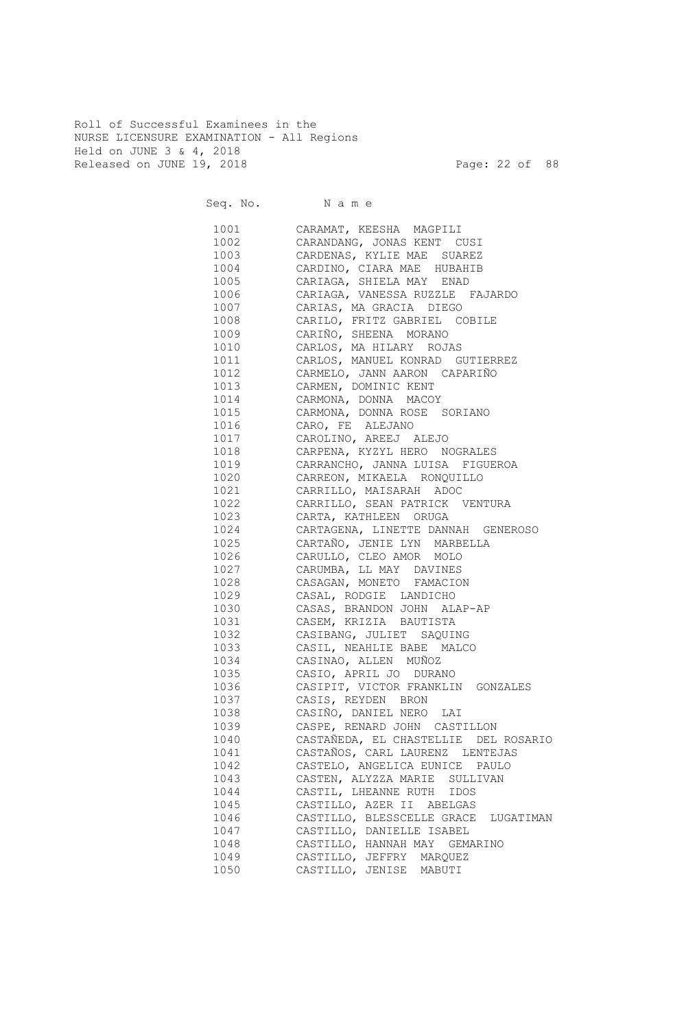Roll of Successful Examinees in the
NURSE LICENSURE EXAMINATION - All Regions
Held on JUNE 3 & 4, 2018
Released on JUNE 19, 2018

| Seq. No. | N a m e |
|---|---|
| 1001 | CARAMAT, KEESHA MAGPILI |
| 1002 | CARANDANG, JONAS KENT CUSI |
| 1003 | CARDENAS, KYLIE MAE SUAREZ |
| 1004 | CARDINO, CIARA MAE HUBAHIB |
| 1005 | CARIAGA, SHIELA MAY ENAD |
| 1006 | CARIAGA, VANESSA RUZZLE FAJARDO |
| 1007 | CARIAS, MA GRACIA DIEGO |
| 1008 | CARILO, FRITZ GABRIEL COBILE |
| 1009 | CARIÑO, SHEENA MORANO |
| 1010 | CARLOS, MA HILARY ROJAS |
| 1011 | CARLOS, MANUEL KONRAD GUTIERREZ |
| 1012 | CARMELO, JANN AARON CAPARIÑO |
| 1013 | CARMEN, DOMINIC KENT |
| 1014 | CARMONA, DONNA MACOY |
| 1015 | CARMONA, DONNA ROSE SORIANO |
| 1016 | CARO, FE ALEJANO |
| 1017 | CAROLINO, AREEJ ALEJO |
| 1018 | CARPENA, KYZYL HERO NOGRALES |
| 1019 | CARRANCHO, JANNA LUISA FIGUEROA |
| 1020 | CARREON, MIKAELA RONQUILLO |
| 1021 | CARRILLO, MAISARAH ADOC |
| 1022 | CARRILLO, SEAN PATRICK VENTURA |
| 1023 | CARTA, KATHLEEN ORUGA |
| 1024 | CARTAGENA, LINETTE DANNAH GENEROSO |
| 1025 | CARTAÑO, JENIE LYN MARBELLA |
| 1026 | CARULLO, CLEO AMOR MOLO |
| 1027 | CARUMBA, LL MAY DAVINES |
| 1028 | CASAGAN, MONETO FAMACION |
| 1029 | CASAL, RODGIE LANDICHO |
| 1030 | CASAS, BRANDON JOHN ALAP-AP |
| 1031 | CASEM, KRIZIA BAUTISTA |
| 1032 | CASIBANG, JULIET SAQUING |
| 1033 | CASIL, NEAHLIE BABE MALCO |
| 1034 | CASINAO, ALLEN MUÑOZ |
| 1035 | CASIO, APRIL JO DURANO |
| 1036 | CASIPIT, VICTOR FRANKLIN GONZALES |
| 1037 | CASIS, REYDEN BRON |
| 1038 | CASIÑO, DANIEL NERO LAI |
| 1039 | CASPE, RENARD JOHN CASTILLON |
| 1040 | CASTAÑEDA, EL CHASTELLIE DEL ROSARIO |
| 1041 | CASTAÑOS, CARL LAURENZ LENTEJAS |
| 1042 | CASTELO, ANGELICA EUNICE PAULO |
| 1043 | CASTEN, ALYZZA MARIE SULLIVAN |
| 1044 | CASTIL, LHEANNE RUTH IDOS |
| 1045 | CASTILLO, AZER II ABELGAS |
| 1046 | CASTILLO, BLESSCELLE GRACE LUGATIMAN |
| 1047 | CASTILLO, DANIELLE ISABEL |
| 1048 | CASTILLO, HANNAH MAY GEMARINO |
| 1049 | CASTILLO, JEFFRY MARQUEZ |
| 1050 | CASTILLO, JENISE MABUTI |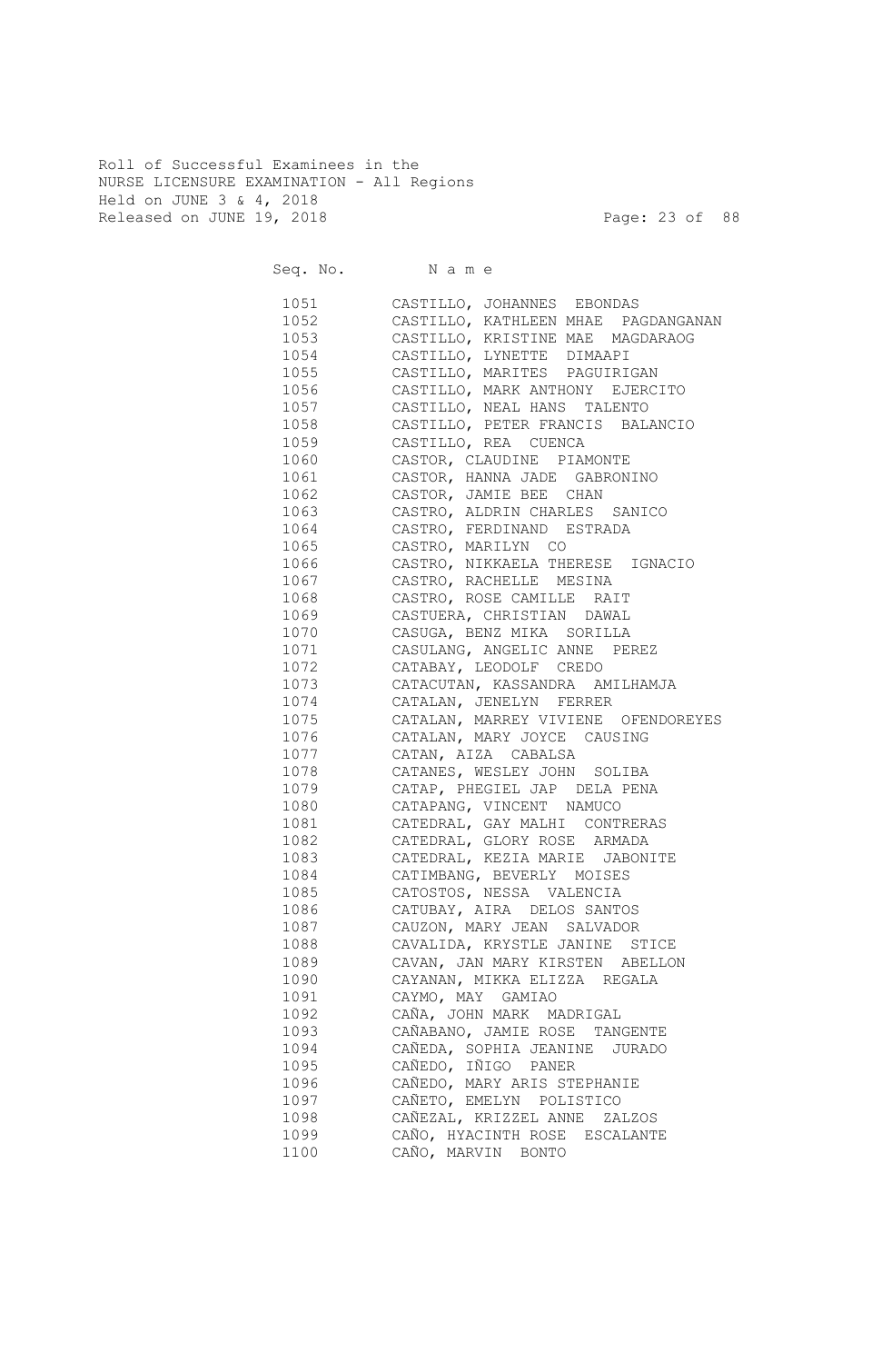Roll of Successful Examinees in the
NURSE LICENSURE EXAMINATION - All Regions
Held on JUNE 3 & 4, 2018
Released on JUNE 19, 2018

| Seq. No. | N a m e |
|---|---|
| 1051 | CASTILLO, JOHANNES EBONDAS |
| 1052 | CASTILLO, KATHLEEN MHAE PAGDANGANAN |
| 1053 | CASTILLO, KRISTINE MAE MAGDARAOG |
| 1054 | CASTILLO, LYNETTE DIMAAPI |
| 1055 | CASTILLO, MARITES PAGUIRIGAN |
| 1056 | CASTILLO, MARK ANTHONY EJERCITO |
| 1057 | CASTILLO, NEAL HANS TALENTO |
| 1058 | CASTILLO, PETER FRANCIS BALANCIO |
| 1059 | CASTILLO, REA CUENCA |
| 1060 | CASTOR, CLAUDINE PIAMONTE |
| 1061 | CASTOR, HANNA JADE GABRONINO |
| 1062 | CASTOR, JAMIE BEE CHAN |
| 1063 | CASTRO, ALDRIN CHARLES SANICO |
| 1064 | CASTRO, FERDINAND ESTRADA |
| 1065 | CASTRO, MARILYN CO |
| 1066 | CASTRO, NIKKAELA THERESE IGNACIO |
| 1067 | CASTRO, RACHELLE MESINA |
| 1068 | CASTRO, ROSE CAMILLE RAIT |
| 1069 | CASTUERA, CHRISTIAN DAWAL |
| 1070 | CASUGA, BENZ MIKA SORILLA |
| 1071 | CASULANG, ANGELIC ANNE PEREZ |
| 1072 | CATABAY, LEODOLF CREDO |
| 1073 | CATACUTAN, KASSANDRA AMILHAMJA |
| 1074 | CATALAN, JENELYN FERRER |
| 1075 | CATALAN, MARREY VIVIENE OFENDOREYES |
| 1076 | CATALAN, MARY JOYCE CAUSING |
| 1077 | CATAN, AIZA CABALSA |
| 1078 | CATANES, WESLEY JOHN SOLIBA |
| 1079 | CATAP, PHEGIEL JAP DELA PENA |
| 1080 | CATAPANG, VINCENT NAMUCO |
| 1081 | CATEDRAL, GAY MALHI CONTRERAS |
| 1082 | CATEDRAL, GLORY ROSE ARMADA |
| 1083 | CATEDRAL, KEZIA MARIE JABONITE |
| 1084 | CATIMBANG, BEVERLY MOISES |
| 1085 | CATOSTOS, NESSA VALENCIA |
| 1086 | CATUBAY, AIRA DELOS SANTOS |
| 1087 | CAUZON, MARY JEAN SALVADOR |
| 1088 | CAVALIDA, KRYSTLE JANINE STICE |
| 1089 | CAVAN, JAN MARY KIRSTEN ABELLON |
| 1090 | CAYANAN, MIKKA ELIZZA REGALA |
| 1091 | CAYMO, MAY GAMIAO |
| 1092 | CAÑA, JOHN MARK MADRIGAL |
| 1093 | CAÑABANO, JAMIE ROSE TANGENTE |
| 1094 | CAÑEDA, SOPHIA JEANINE JURADO |
| 1095 | CAÑEDO, IÑIGO PANER |
| 1096 | CAÑEDO, MARY ARIS STEPHANIE |
| 1097 | CAÑETO, EMELYN POLISTICO |
| 1098 | CAÑEZAL, KRIZZEL ANNE ZALZOS |
| 1099 | CAÑO, HYACINTH ROSE ESCALANTE |
| 1100 | CAÑO, MARVIN BONTO |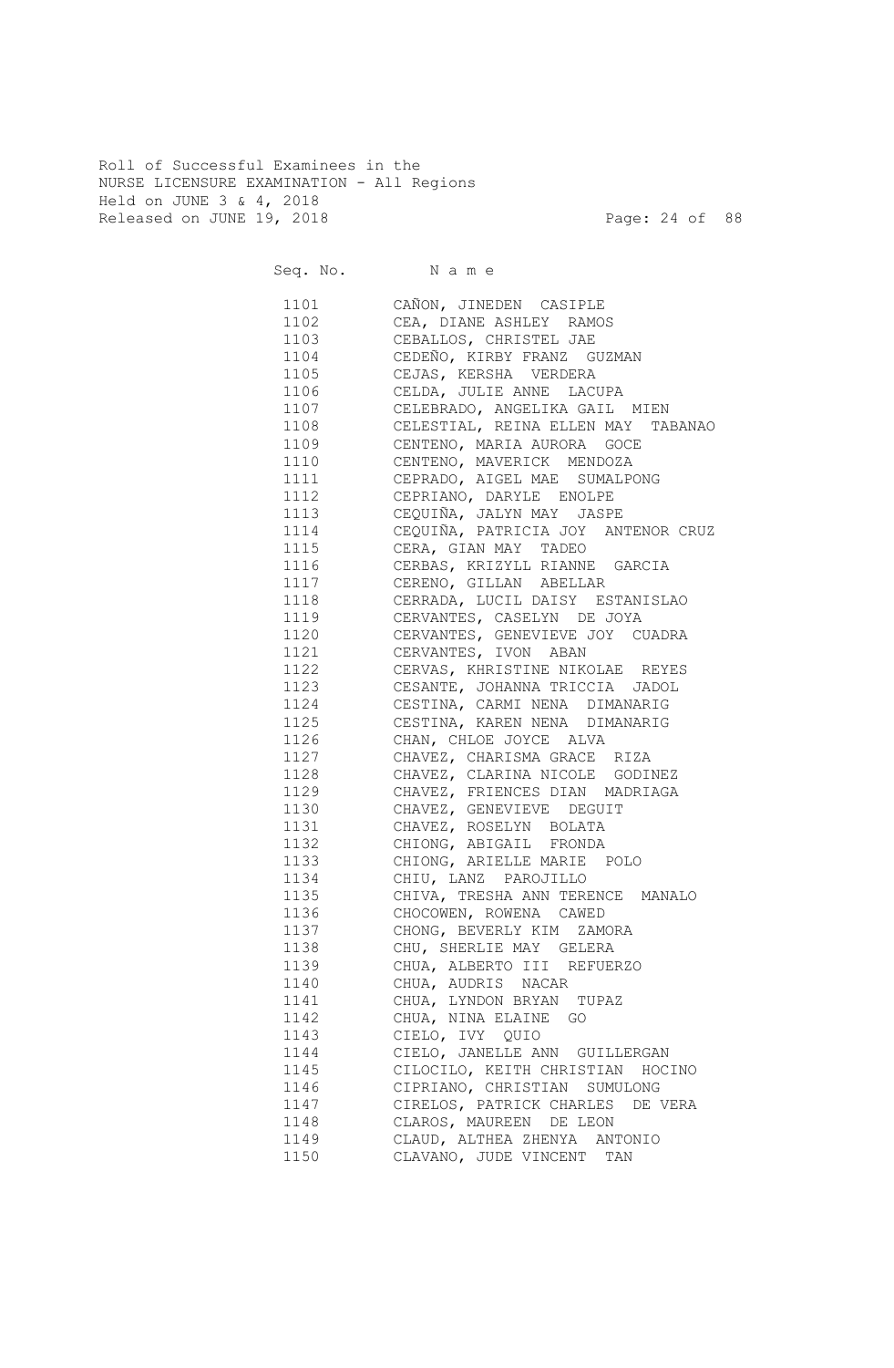Roll of Successful Examinees in the
NURSE LICENSURE EXAMINATION - All Regions
Held on JUNE 3 & 4, 2018
Released on JUNE 19, 2018

| Seq. No. | N a m e |
|---|---|
| 1101 | CAÑON, JINEDEN CASIPLE |
| 1102 | CEA, DIANE ASHLEY RAMOS |
| 1103 | CEBALLOS, CHRISTEL JAE |
| 1104 | CEDEÑO, KIRBY FRANZ GUZMAN |
| 1105 | CEJAS, KERSHA VERDERA |
| 1106 | CELDA, JULIE ANNE LACUPA |
| 1107 | CELEBRADO, ANGELIKA GAIL MIEN |
| 1108 | CELESTIAL, REINA ELLEN MAY TABANAO |
| 1109 | CENTENO, MARIA AURORA GOCE |
| 1110 | CENTENO, MAVERICK MENDOZA |
| 1111 | CEPRADO, AIGEL MAE SUMALPONG |
| 1112 | CEPRIANO, DARYLE ENOLPE |
| 1113 | CEQUIÑA, JALYN MAY JASPE |
| 1114 | CEQUIÑA, PATRICIA JOY ANTENOR CRUZ |
| 1115 | CERA, GIAN MAY TADEO |
| 1116 | CERBAS, KRIZYLL RIANNE GARCIA |
| 1117 | CERENO, GILLAN ABELLAR |
| 1118 | CERRADA, LUCIL DAISY ESTANISLAO |
| 1119 | CERVANTES, CASELYN DE JOYA |
| 1120 | CERVANTES, GENEVIEVE JOY CUADRA |
| 1121 | CERVANTES, IVON ABAN |
| 1122 | CERVAS, KHRISTINE NIKOLAE REYES |
| 1123 | CESANTE, JOHANNA TRICCIA JADOL |
| 1124 | CESTINA, CARMI NENA DIMANARIG |
| 1125 | CESTINA, KAREN NENA DIMANARIG |
| 1126 | CHAN, CHLOE JOYCE ALVA |
| 1127 | CHAVEZ, CHARISMA GRACE RIZA |
| 1128 | CHAVEZ, CLARINA NICOLE GODINEZ |
| 1129 | CHAVEZ, FRIENCES DIAN MADRIAGA |
| 1130 | CHAVEZ, GENEVIEVE DEGUIT |
| 1131 | CHAVEZ, ROSELYN BOLATA |
| 1132 | CHIONG, ABIGAIL FRONDA |
| 1133 | CHIONG, ARIELLE MARIE POLO |
| 1134 | CHIU, LANZ PAROJILLO |
| 1135 | CHIVA, TRESHA ANN TERENCE MANALO |
| 1136 | CHOCOWEN, ROWENA CAWED |
| 1137 | CHONG, BEVERLY KIM ZAMORA |
| 1138 | CHU, SHERLIE MAY GELERA |
| 1139 | CHUA, ALBERTO III REFUERZO |
| 1140 | CHUA, AUDRIS NACAR |
| 1141 | CHUA, LYNDON BRYAN TUPAZ |
| 1142 | CHUA, NINA ELAINE GO |
| 1143 | CIELO, IVY QUIO |
| 1144 | CIELO, JANELLE ANN GUILLERGAN |
| 1145 | CILOCILO, KEITH CHRISTIAN HOCINO |
| 1146 | CIPRIANO, CHRISTIAN SUMULONG |
| 1147 | CIRELOS, PATRICK CHARLES DE VERA |
| 1148 | CLAROS, MAUREEN DE LEON |
| 1149 | CLAUD, ALTHEA ZHENYA ANTONIO |
| 1150 | CLAVANO, JUDE VINCENT TAN |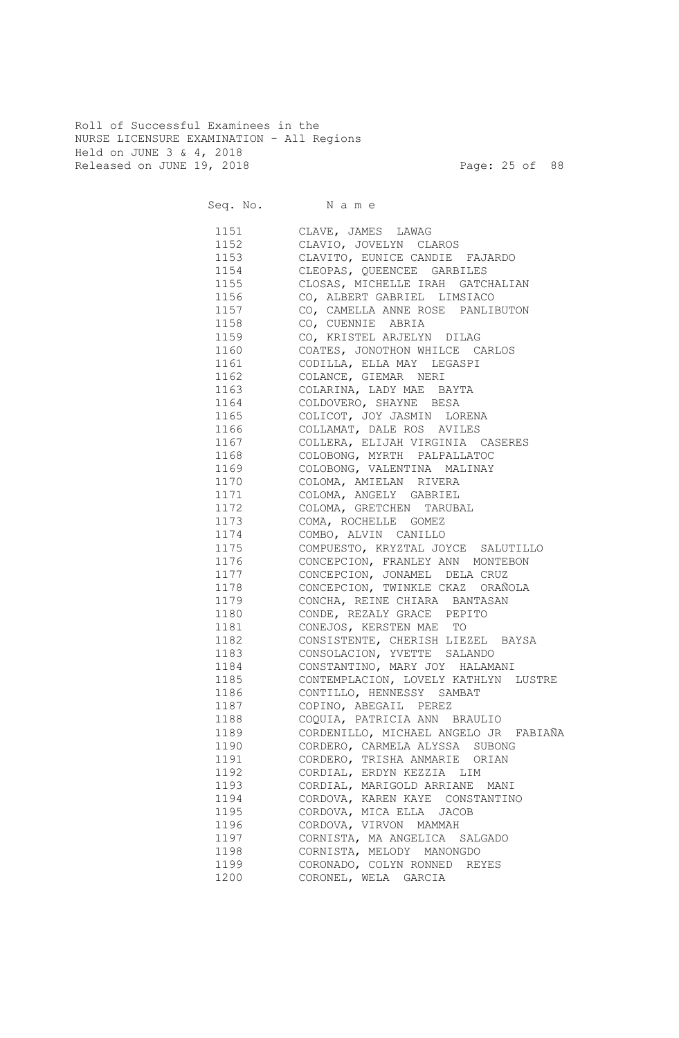Roll of Successful Examinees in the
NURSE LICENSURE EXAMINATION - All Regions
Held on JUNE 3 & 4, 2018
Released on JUNE 19, 2018

| Seq. No. | Name |
|---|---|
| 1151 | CLAVE, JAMES LAWAG |
| 1152 | CLAVIO, JOVELYN CLAROS |
| 1153 | CLAVITO, EUNICE CANDIE FAJARDO |
| 1154 | CLEOPAS, QUEENCEE GARBILES |
| 1155 | CLOSAS, MICHELLE IRAH GATCHALIAN |
| 1156 | CO, ALBERT GABRIEL LIMSIACO |
| 1157 | CO, CAMELLA ANNE ROSE PANLIBUTON |
| 1158 | CO, CUENNIE ABRIA |
| 1159 | CO, KRISTEL ARJELYN DILAG |
| 1160 | COATES, JONOTHON WHILCE CARLOS |
| 1161 | CODILLA, ELLA MAY LEGASPI |
| 1162 | COLANCE, GIEMAR NERI |
| 1163 | COLARINA, LADY MAE BAYTA |
| 1164 | COLDOVERO, SHAYNE BESA |
| 1165 | COLICOT, JOY JASMIN LORENA |
| 1166 | COLLAMAT, DALE ROS AVILES |
| 1167 | COLLERA, ELIJAH VIRGINIA CASERES |
| 1168 | COLOBONG, MYRTH PALPALLATOC |
| 1169 | COLOBONG, VALENTINA MALINAY |
| 1170 | COLOMA, AMIELAN RIVERA |
| 1171 | COLOMA, ANGELY GABRIEL |
| 1172 | COLOMA, GRETCHEN TARUBAL |
| 1173 | COMA, ROCHELLE GOMEZ |
| 1174 | COMBO, ALVIN CANILLO |
| 1175 | COMPUESTO, KRYZTAL JOYCE SALUTILLO |
| 1176 | CONCEPCION, FRANLEY ANN MONTEBON |
| 1177 | CONCEPCION, JONAMEL DELA CRUZ |
| 1178 | CONCEPCION, TWINKLE CKAZ ORAÑOLA |
| 1179 | CONCHA, REINE CHIARA BANTASAN |
| 1180 | CONDE, REZALY GRACE PEPITO |
| 1181 | CONEJOS, KERSTEN MAE TO |
| 1182 | CONSISTENTE, CHERISH LIEZEL BAYSA |
| 1183 | CONSOLACION, YVETTE SALANDO |
| 1184 | CONSTANTINO, MARY JOY HALAMANI |
| 1185 | CONTEMPLACION, LOVELY KATHLYN LUSTRE |
| 1186 | CONTILLO, HENNESSY SAMBAT |
| 1187 | COPINO, ABEGAIL PEREZ |
| 1188 | COQUIA, PATRICIA ANN BRAULIO |
| 1189 | CORDENILLO, MICHAEL ANGELO JR FABIAÑA |
| 1190 | CORDERO, CARMELA ALYSSA SUBONG |
| 1191 | CORDERO, TRISHA ANMARIE ORIAN |
| 1192 | CORDIAL, ERDYN KEZZIA LIM |
| 1193 | CORDIAL, MARIGOLD ARRIANE MANI |
| 1194 | CORDOVA, KAREN KAYE CONSTANTINO |
| 1195 | CORDOVA, MICA ELLA JACOB |
| 1196 | CORDOVA, VIRVON MAMMAH |
| 1197 | CORNISTA, MA ANGELICA SALGADO |
| 1198 | CORNISTA, MELODY MANONGDO |
| 1199 | CORONADO, COLYN RONNED REYES |
| 1200 | CORONEL, WELA GARCIA |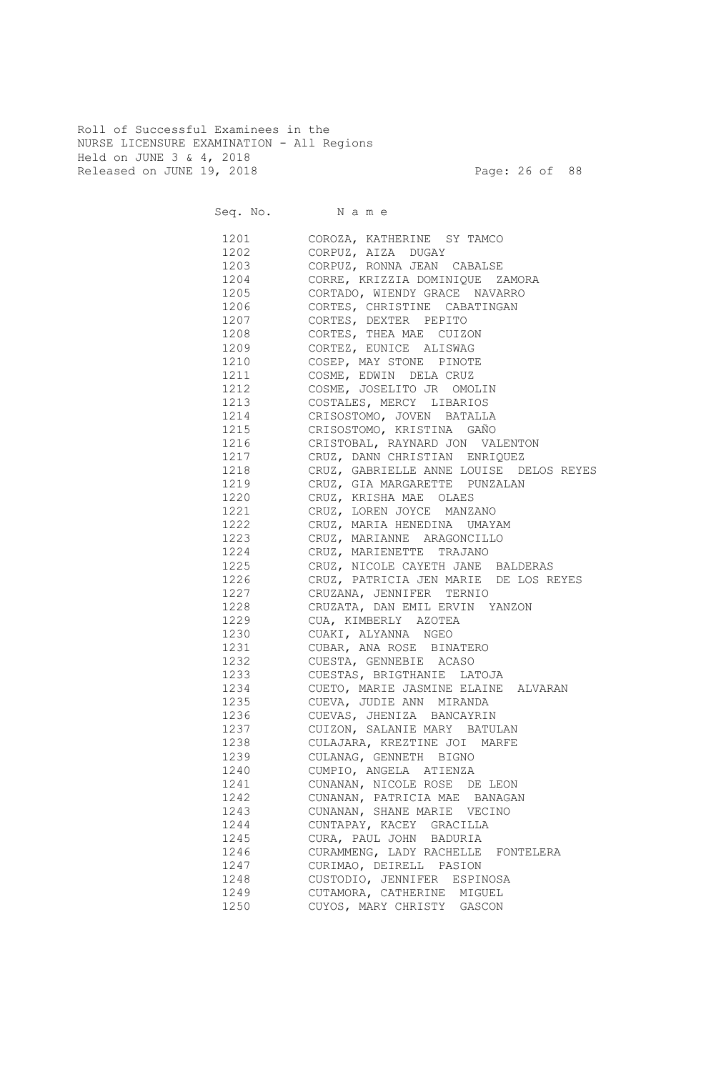Roll of Successful Examinees in the
NURSE LICENSURE EXAMINATION - All Regions
Held on JUNE 3 & 4, 2018
Released on JUNE 19, 2018

| Seq. No. | N a m e |
|---|---|
| 1201 | COROZA, KATHERINE SY TAMCO |
| 1202 | CORPUZ, AIZA DUGAY |
| 1203 | CORPUZ, RONNA JEAN CABALSE |
| 1204 | CORRE, KRIZZIA DOMINIQUE ZAMORA |
| 1205 | CORTADO, WIENDY GRACE NAVARRO |
| 1206 | CORTES, CHRISTINE CABATINGAN |
| 1207 | CORTES, DEXTER PEPITO |
| 1208 | CORTES, THEA MAE CUIZON |
| 1209 | CORTEZ, EUNICE ALISWAG |
| 1210 | COSEP, MAY STONE PINOTE |
| 1211 | COSME, EDWIN DELA CRUZ |
| 1212 | COSME, JOSELITO JR OMOLIN |
| 1213 | COSTALES, MERCY LIBARIOS |
| 1214 | CRISOSTOMO, JOVEN BATALLA |
| 1215 | CRISOSTOMO, KRISTINA GAÑO |
| 1216 | CRISTOBAL, RAYNARD JON VALENTON |
| 1217 | CRUZ, DANN CHRISTIAN ENRIQUEZ |
| 1218 | CRUZ, GABRIELLE ANNE LOUISE DELOS REYES |
| 1219 | CRUZ, GIA MARGARETTE PUNZALAN |
| 1220 | CRUZ, KRISHA MAE OLAES |
| 1221 | CRUZ, LOREN JOYCE MANZANO |
| 1222 | CRUZ, MARIA HENEDINA UMAYAM |
| 1223 | CRUZ, MARIANNE ARAGONCILLO |
| 1224 | CRUZ, MARIENETTE TRAJANO |
| 1225 | CRUZ, NICOLE CAYETH JANE BALDERAS |
| 1226 | CRUZ, PATRICIA JEN MARIE DE LOS REYES |
| 1227 | CRUZANA, JENNIFER TERNIO |
| 1228 | CRUZATA, DAN EMIL ERVIN YANZON |
| 1229 | CUA, KIMBERLY AZOTEA |
| 1230 | CUAKI, ALYANNA NGEO |
| 1231 | CUBAR, ANA ROSE BINATERO |
| 1232 | CUESTA, GENNEBIE ACASO |
| 1233 | CUESTAS, BRIGTHANIE LATOJA |
| 1234 | CUETO, MARIE JASMINE ELAINE ALVARAN |
| 1235 | CUEVA, JUDIE ANN MIRANDA |
| 1236 | CUEVAS, JHENIZA BANCAYRIN |
| 1237 | CUIZON, SALANIE MARY BATULAN |
| 1238 | CULAJARA, KREZTINE JOI MARFE |
| 1239 | CULANAG, GENNETH BIGNO |
| 1240 | CUMPIO, ANGELA ATIENZA |
| 1241 | CUNANAN, NICOLE ROSE DE LEON |
| 1242 | CUNANAN, PATRICIA MAE BANAGAN |
| 1243 | CUNANAN, SHANE MARIE VECINO |
| 1244 | CUNTAPAY, KACEY GRACILLA |
| 1245 | CURA, PAUL JOHN BADURIA |
| 1246 | CURAMMENG, LADY RACHELLE FONTELERA |
| 1247 | CURIMAO, DEIRELL PASION |
| 1248 | CUSTODIO, JENNIFER ESPINOSA |
| 1249 | CUTAMORA, CATHERINE MIGUEL |
| 1250 | CUYOS, MARY CHRISTY GASCON |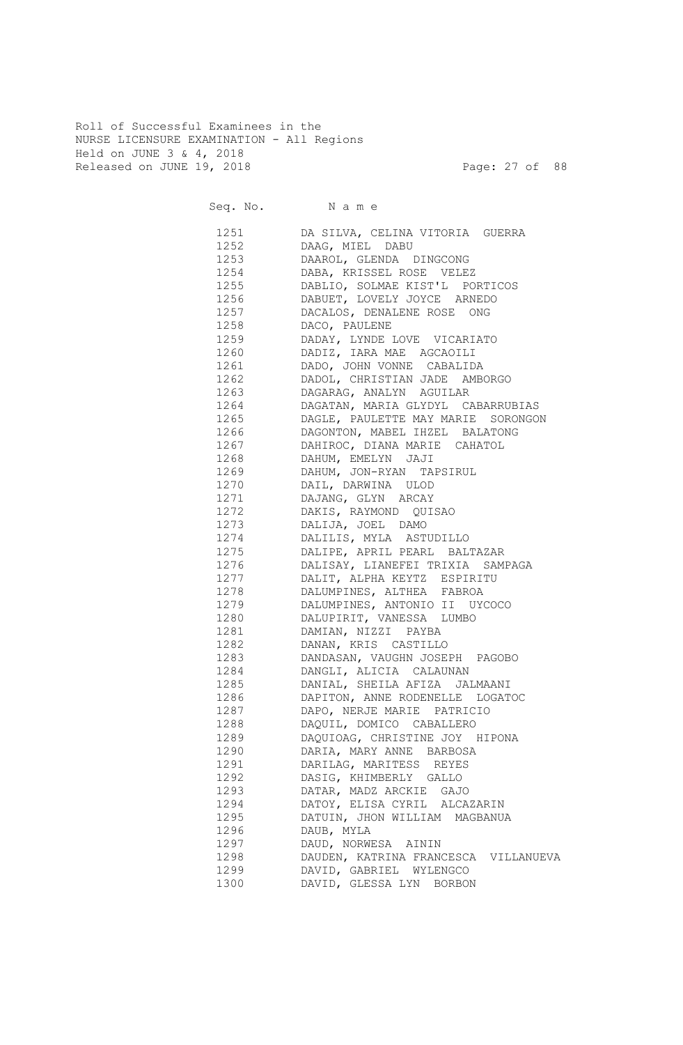Roll of Successful Examinees in the
NURSE LICENSURE EXAMINATION - All Regions
Held on JUNE 3 & 4, 2018
Released on JUNE 19, 2018

| Seq. No. | N a m e |
|---|---|
| 1251 | DA SILVA, CELINA VITORIA GUERRA |
| 1252 | DAAG, MIEL DABU |
| 1253 | DAAROL, GLENDA DINGCONG |
| 1254 | DABA, KRISSEL ROSE VELEZ |
| 1255 | DABLIO, SOLMAE KIST'L PORTICOS |
| 1256 | DABUET, LOVELY JOYCE ARNEDO |
| 1257 | DACALOS, DENALENE ROSE ONG |
| 1258 | DACO, PAULENE |
| 1259 | DADAY, LYNDE LOVE VICARIATO |
| 1260 | DADIZ, IARA MAE AGCAOILI |
| 1261 | DADO, JOHN VONNE CABALIDA |
| 1262 | DADOL, CHRISTIAN JADE AMBORGO |
| 1263 | DAGARAG, ANALYN AGUILAR |
| 1264 | DAGATAN, MARIA GLYDYL CABARRUBIAS |
| 1265 | DAGLE, PAULETTE MAY MARIE SORONGON |
| 1266 | DAGONTON, MABEL IHZEL BALATONG |
| 1267 | DAHIROC, DIANA MARIE CAHATOL |
| 1268 | DAHUM, EMELYN JAJI |
| 1269 | DAHUM, JON-RYAN TAPSIRUL |
| 1270 | DAIL, DARWINA ULOD |
| 1271 | DAJANG, GLYN ARCAY |
| 1272 | DAKIS, RAYMOND QUISAO |
| 1273 | DALIJA, JOEL DAMO |
| 1274 | DALILIS, MYLA ASTUDILLO |
| 1275 | DALIPE, APRIL PEARL BALTAZAR |
| 1276 | DALISAY, LIANEFEI TRIXIA SAMPAGA |
| 1277 | DALIT, ALPHA KEYTZ ESPIRITU |
| 1278 | DALUMPINES, ALTHEA FABROA |
| 1279 | DALUMPINES, ANTONIO II UYCOCO |
| 1280 | DALUPIRIT, VANESSA LUMBO |
| 1281 | DAMIAN, NIZZI PAYBA |
| 1282 | DANAN, KRIS CASTILLO |
| 1283 | DANDASAN, VAUGHN JOSEPH PAGOBO |
| 1284 | DANGLI, ALICIA CALAUNAN |
| 1285 | DANIAL, SHEILA AFIZA JALMAANI |
| 1286 | DAPITON, ANNE RODENELLE LOGATOC |
| 1287 | DAPO, NERJE MARIE PATRICIO |
| 1288 | DAQUIL, DOMICO CABALLERO |
| 1289 | DAQUIOAG, CHRISTINE JOY HIPONA |
| 1290 | DARIA, MARY ANNE BARBOSA |
| 1291 | DARILAG, MARITESS REYES |
| 1292 | DASIG, KHIMBERLY GALLO |
| 1293 | DATAR, MADZ ARCKIE GAJO |
| 1294 | DATOY, ELISA CYRIL ALCAZARIN |
| 1295 | DATUIN, JHON WILLIAM MAGBANUA |
| 1296 | DAUB, MYLA |
| 1297 | DAUD, NORWESA AININ |
| 1298 | DAUDEN, KATRINA FRANCESCA VILLANUEVA |
| 1299 | DAVID, GABRIEL WYLENGCO |
| 1300 | DAVID, GLESSA LYN BORBON |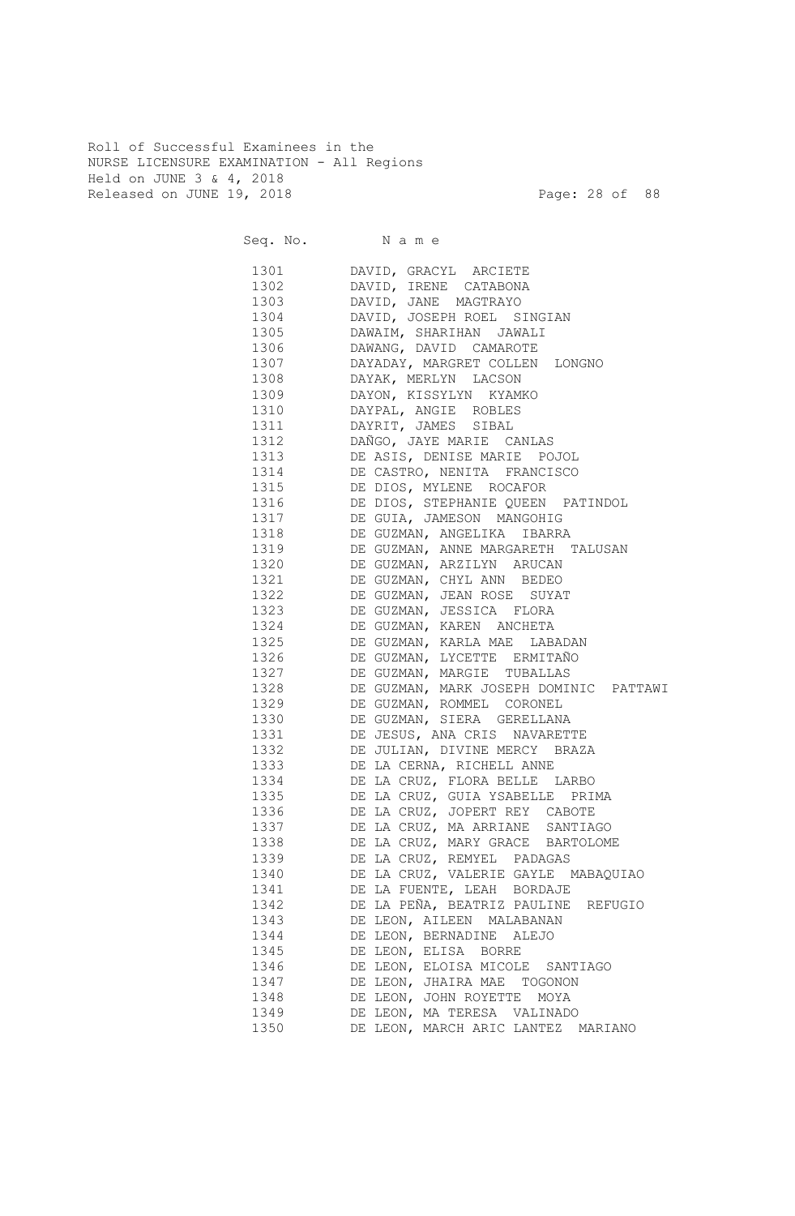Roll of Successful Examinees in the
NURSE LICENSURE EXAMINATION - All Regions
Held on JUNE 3 & 4, 2018
Released on JUNE 19, 2018

| Seq. No. | Name |
|---|---|
| 1301 | DAVID, GRACYL ARCIETE |
| 1302 | DAVID, IRENE CATABONA |
| 1303 | DAVID, JANE MAGTRAYO |
| 1304 | DAVID, JOSEPH ROEL SINGIAN |
| 1305 | DAWAIM, SHARIHAN JAWALI |
| 1306 | DAWANG, DAVID CAMAROTE |
| 1307 | DAYADAY, MARGRET COLLEN LONGNO |
| 1308 | DAYAK, MERLYN LACSON |
| 1309 | DAYON, KISSYLYN KYAMKO |
| 1310 | DAYPAL, ANGIE ROBLES |
| 1311 | DAYRIT, JAMES SIBAL |
| 1312 | DAÑGO, JAYE MARIE CANLAS |
| 1313 | DE ASIS, DENISE MARIE POJOL |
| 1314 | DE CASTRO, NENITA FRANCISCO |
| 1315 | DE DIOS, MYLENE ROCAFOR |
| 1316 | DE DIOS, STEPHANIE QUEEN PATINDOL |
| 1317 | DE GUIA, JAMESON MANGOHIG |
| 1318 | DE GUZMAN, ANGELIKA IBARRA |
| 1319 | DE GUZMAN, ANNE MARGARETH TALUSAN |
| 1320 | DE GUZMAN, ARZILYN ARUCAN |
| 1321 | DE GUZMAN, CHYL ANN BEDEO |
| 1322 | DE GUZMAN, JEAN ROSE SUYAT |
| 1323 | DE GUZMAN, JESSICA FLORA |
| 1324 | DE GUZMAN, KAREN ANCHETA |
| 1325 | DE GUZMAN, KARLA MAE LABADAN |
| 1326 | DE GUZMAN, LYCETTE ERMITAÑO |
| 1327 | DE GUZMAN, MARGIE TUBALLAS |
| 1328 | DE GUZMAN, MARK JOSEPH DOMINIC PATTAWI |
| 1329 | DE GUZMAN, ROMMEL CORONEL |
| 1330 | DE GUZMAN, SIERA GERELLANA |
| 1331 | DE JESUS, ANA CRIS NAVARETTE |
| 1332 | DE JULIAN, DIVINE MERCY BRAZA |
| 1333 | DE LA CERNA, RICHELL ANNE |
| 1334 | DE LA CRUZ, FLORA BELLE LARBO |
| 1335 | DE LA CRUZ, GUIA YSABELLE PRIMA |
| 1336 | DE LA CRUZ, JOPERT REY CABOTE |
| 1337 | DE LA CRUZ, MA ARRIANE SANTIAGO |
| 1338 | DE LA CRUZ, MARY GRACE BARTOLOME |
| 1339 | DE LA CRUZ, REMYEL PADAGAS |
| 1340 | DE LA CRUZ, VALERIE GAYLE MABAQUIAO |
| 1341 | DE LA FUENTE, LEAH BORDAJE |
| 1342 | DE LA PEÑA, BEATRIZ PAULINE REFUGIO |
| 1343 | DE LEON, AILEEN MALABANAN |
| 1344 | DE LEON, BERNADINE ALEJO |
| 1345 | DE LEON, ELISA BORRE |
| 1346 | DE LEON, ELOISA MICOLE SANTIAGO |
| 1347 | DE LEON, JHAIRA MAE TOGONON |
| 1348 | DE LEON, JOHN ROYETTE MOYA |
| 1349 | DE LEON, MA TERESA VALINADO |
| 1350 | DE LEON, MARCH ARIC LANTEZ MARIANO |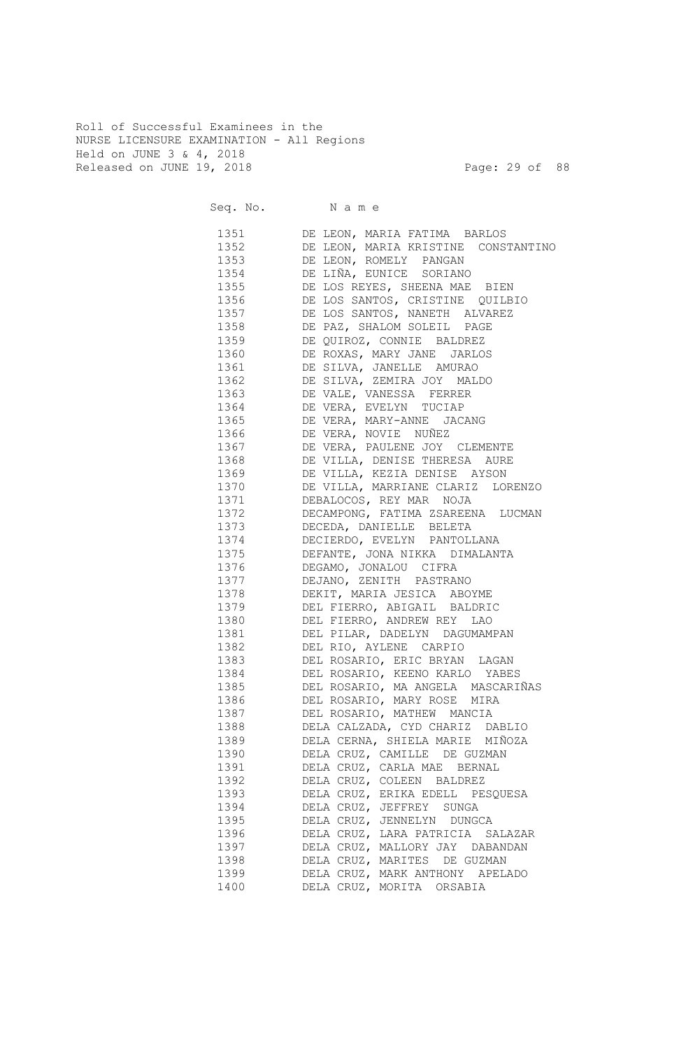Roll of Successful Examinees in the
NURSE LICENSURE EXAMINATION - All Regions
Held on JUNE 3 & 4, 2018
Released on JUNE 19, 2018

| Seq. No. | N a m e |
|---|---|
| 1351 | DE LEON, MARIA FATIMA BARLOS |
| 1352 | DE LEON, MARIA KRISTINE CONSTANTINO |
| 1353 | DE LEON, ROMELY PANGAN |
| 1354 | DE LIÑA, EUNICE SORIANO |
| 1355 | DE LOS REYES, SHEENA MAE BIEN |
| 1356 | DE LOS SANTOS, CRISTINE QUILBIO |
| 1357 | DE LOS SANTOS, NANETH ALVAREZ |
| 1358 | DE PAZ, SHALOM SOLEIL PAGE |
| 1359 | DE QUIROZ, CONNIE BALDREZ |
| 1360 | DE ROXAS, MARY JANE JARLOS |
| 1361 | DE SILVA, JANELLE AMURAO |
| 1362 | DE SILVA, ZEMIRA JOY MALDO |
| 1363 | DE VALE, VANESSA FERRER |
| 1364 | DE VERA, EVELYN TUCIAP |
| 1365 | DE VERA, MARY-ANNE JACANG |
| 1366 | DE VERA, NOVIE NUÑEZ |
| 1367 | DE VERA, PAULENE JOY CLEMENTE |
| 1368 | DE VILLA, DENISE THERESA AURE |
| 1369 | DE VILLA, KEZIA DENISE AYSON |
| 1370 | DE VILLA, MARRIANE CLARIZ LORENZO |
| 1371 | DEBALOCOS, REY MAR NOJA |
| 1372 | DECAMPONG, FATIMA ZSAREENA LUCMAN |
| 1373 | DECEDA, DANIELLE BELETA |
| 1374 | DECIERDO, EVELYN PANTOLLANA |
| 1375 | DEFANTE, JONA NIKKA DIMALANTA |
| 1376 | DEGAMO, JONALOU CIFRA |
| 1377 | DEJANO, ZENITH PASTRANO |
| 1378 | DEKIT, MARIA JESICA ABOYME |
| 1379 | DEL FIERRO, ABIGAIL BALDRIC |
| 1380 | DEL FIERRO, ANDREW REY LAO |
| 1381 | DEL PILAR, DADELYN DAGUMAMPAN |
| 1382 | DEL RIO, AYLENE CARPIO |
| 1383 | DEL ROSARIO, ERIC BRYAN LAGAN |
| 1384 | DEL ROSARIO, KEENO KARLO YABES |
| 1385 | DEL ROSARIO, MA ANGELA MASCARIÑAS |
| 1386 | DEL ROSARIO, MARY ROSE MIRA |
| 1387 | DEL ROSARIO, MATHEW MANCIA |
| 1388 | DELA CALZADA, CYD CHARIZ DABLIO |
| 1389 | DELA CERNA, SHIELA MARIE MIÑOZA |
| 1390 | DELA CRUZ, CAMILLE DE GUZMAN |
| 1391 | DELA CRUZ, CARLA MAE BERNAL |
| 1392 | DELA CRUZ, COLEEN BALDREZ |
| 1393 | DELA CRUZ, ERIKA EDELL PESQUESA |
| 1394 | DELA CRUZ, JEFFREY SUNGA |
| 1395 | DELA CRUZ, JENNELYN DUNGCA |
| 1396 | DELA CRUZ, LARA PATRICIA SALAZAR |
| 1397 | DELA CRUZ, MALLORY JAY DABANDAN |
| 1398 | DELA CRUZ, MARITES DE GUZMAN |
| 1399 | DELA CRUZ, MARK ANTHONY APELADO |
| 1400 | DELA CRUZ, MORITA ORSABIA |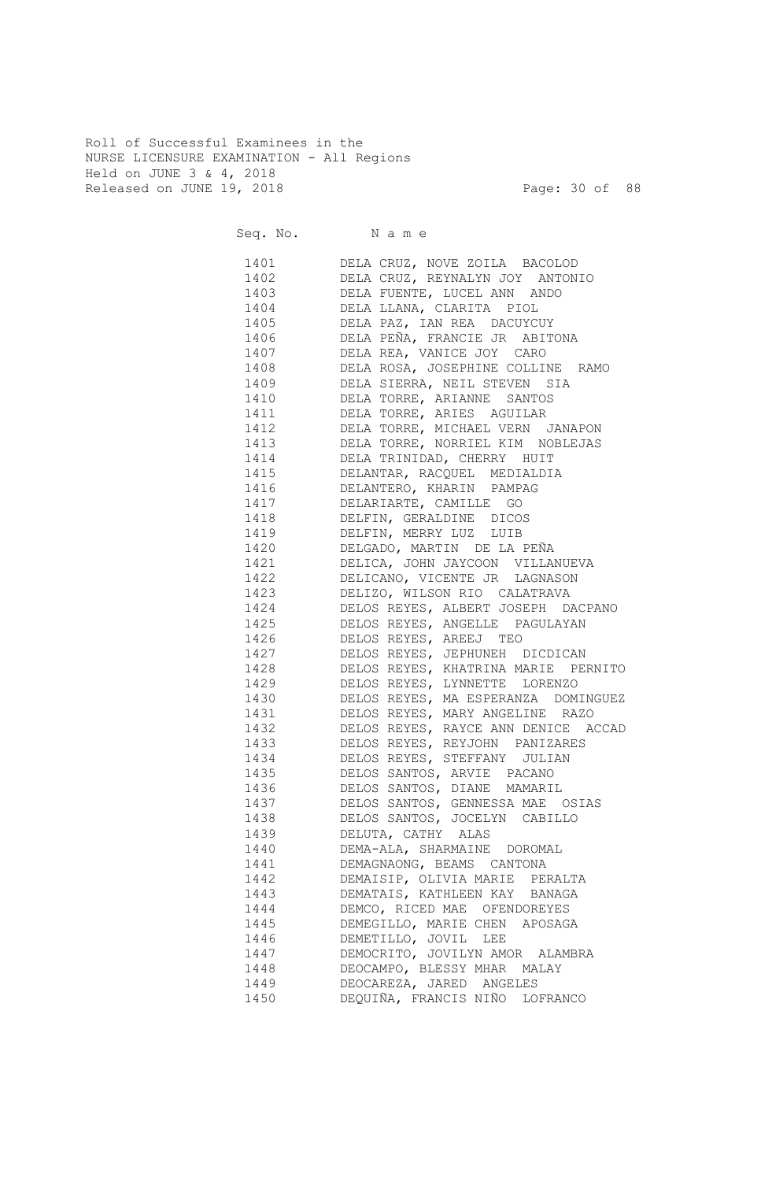Roll of Successful Examinees in the
NURSE LICENSURE EXAMINATION - All Regions
Held on JUNE 3 & 4, 2018
Released on JUNE 19, 2018

| Seq. No. | Name |
|---|---|
| 1401 | DELA CRUZ, NOVE ZOILA BACOLOD |
| 1402 | DELA CRUZ, REYNALYN JOY ANTONIO |
| 1403 | DELA FUENTE, LUCEL ANN ANDO |
| 1404 | DELA LLANA, CLARITA PIOL |
| 1405 | DELA PAZ, IAN REA DACUYCUY |
| 1406 | DELA PEÑA, FRANCIE JR ABITONA |
| 1407 | DELA REA, VANICE JOY CARO |
| 1408 | DELA ROSA, JOSEPHINE COLLINE RAMO |
| 1409 | DELA SIERRA, NEIL STEVEN SIA |
| 1410 | DELA TORRE, ARIANNE SANTOS |
| 1411 | DELA TORRE, ARIES AGUILAR |
| 1412 | DELA TORRE, MICHAEL VERN JANAPON |
| 1413 | DELA TORRE, NORRIEL KIM NOBLEJAS |
| 1414 | DELA TRINIDAD, CHERRY HUIT |
| 1415 | DELANTAR, RACQUEL MEDIALDIA |
| 1416 | DELANTERO, KHARIN PAMPAG |
| 1417 | DELARIARTE, CAMILLE GO |
| 1418 | DELFIN, GERALDINE DICOS |
| 1419 | DELFIN, MERRY LUZ LUIB |
| 1420 | DELGADO, MARTIN DE LA PEÑA |
| 1421 | DELICA, JOHN JAYCOON VILLANUEVA |
| 1422 | DELICANO, VICENTE JR LAGNASON |
| 1423 | DELIZO, WILSON RIO CALATRAVA |
| 1424 | DELOS REYES, ALBERT JOSEPH DACPANO |
| 1425 | DELOS REYES, ANGELLE PAGULAYAN |
| 1426 | DELOS REYES, AREEJ TEO |
| 1427 | DELOS REYES, JEPHUNEH DICDICAN |
| 1428 | DELOS REYES, KHATRINA MARIE PERNITO |
| 1429 | DELOS REYES, LYNNETTE LORENZO |
| 1430 | DELOS REYES, MA ESPERANZA DOMINGUEZ |
| 1431 | DELOS REYES, MARY ANGELINE RAZO |
| 1432 | DELOS REYES, RAYCE ANN DENICE ACCAD |
| 1433 | DELOS REYES, REYJOHN PANIZARES |
| 1434 | DELOS REYES, STEFFANY JULIAN |
| 1435 | DELOS SANTOS, ARVIE PACANO |
| 1436 | DELOS SANTOS, DIANE MAMARIL |
| 1437 | DELOS SANTOS, GENNESSA MAE OSIAS |
| 1438 | DELOS SANTOS, JOCELYN CABILLO |
| 1439 | DELUTA, CATHY ALAS |
| 1440 | DEMA-ALA, SHARMAINE DOROMAL |
| 1441 | DEMAGNAONG, BEAMS CANTONA |
| 1442 | DEMAISIP, OLIVIA MARIE PERALTA |
| 1443 | DEMATAIS, KATHLEEN KAY BANAGA |
| 1444 | DEMCO, RICED MAE OFENDOREYES |
| 1445 | DEMEGILLO, MARIE CHEN APOSAGA |
| 1446 | DEMETILLO, JOVIL LEE |
| 1447 | DEMOCRITO, JOVILYN AMOR ALAMBRA |
| 1448 | DEOCAMPO, BLESSY MHAR MALAY |
| 1449 | DEOCAREZA, JARED ANGELES |
| 1450 | DEQUIÑA, FRANCIS NIÑO LOFRANCO |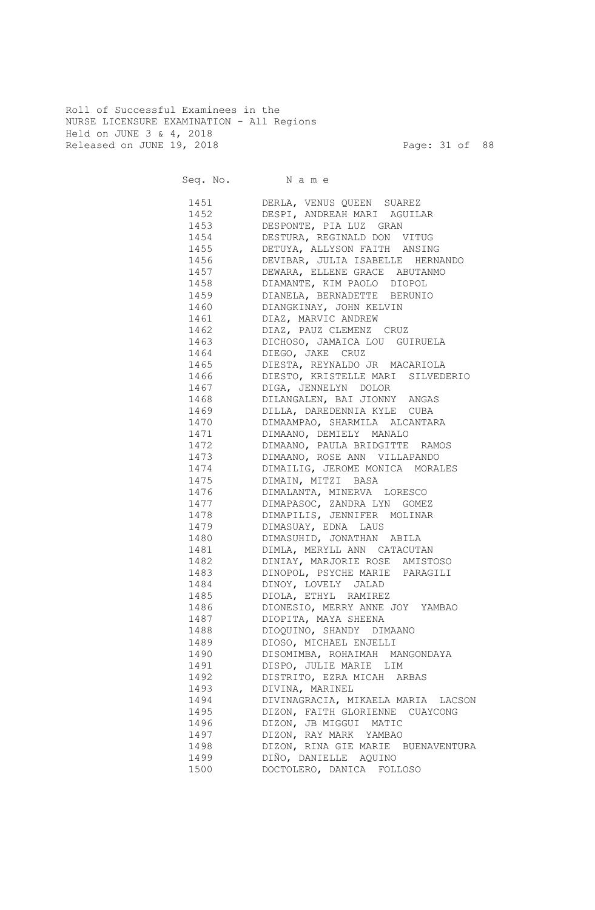Roll of Successful Examinees in the
NURSE LICENSURE EXAMINATION - All Regions
Held on JUNE 3 & 4, 2018
Released on JUNE 19, 2018

| Seq. No. | Name |
|---|---|
| 1451 | DERLA, VENUS QUEEN SUAREZ |
| 1452 | DESPI, ANDREAH MARI AGUILAR |
| 1453 | DESPONTE, PIA LUZ GRAN |
| 1454 | DESTURA, REGINALD DON VITUG |
| 1455 | DETUYA, ALLYSON FAITH ANSING |
| 1456 | DEVIBAR, JULIA ISABELLE HERNANDO |
| 1457 | DEWARA, ELLENE GRACE ABUTANMO |
| 1458 | DIAMANTE, KIM PAOLO DIOPOL |
| 1459 | DIANELA, BERNADETTE BERUNIO |
| 1460 | DIANGKINAY, JOHN KELVIN |
| 1461 | DIAZ, MARVIC ANDREW |
| 1462 | DIAZ, PAUZ CLEMENZ CRUZ |
| 1463 | DICHOSO, JAMAICA LOU GUIRUELA |
| 1464 | DIEGO, JAKE CRUZ |
| 1465 | DIESTA, REYNALDO JR MACARIOLA |
| 1466 | DIESTO, KRISTELLE MARI SILVEDERIO |
| 1467 | DIGA, JENNELYN DOLOR |
| 1468 | DILANGALEN, BAI JIONNY ANGAS |
| 1469 | DILLA, DAREDENNIA KYLE CUBA |
| 1470 | DIMAAMPAO, SHARMILA ALCANTARA |
| 1471 | DIMAANO, DEMIELY MANALO |
| 1472 | DIMAANO, PAULA BRIDGITTE RAMOS |
| 1473 | DIMAANO, ROSE ANN VILLAPANDO |
| 1474 | DIMAILIG, JEROME MONICA MORALES |
| 1475 | DIMAIN, MITZI BASA |
| 1476 | DIMALANTA, MINERVA LORESCO |
| 1477 | DIMAPASOC, ZANDRA LYN GOMEZ |
| 1478 | DIMAPILIS, JENNIFER MOLINAR |
| 1479 | DIMASUAY, EDNA LAUS |
| 1480 | DIMASUHID, JONATHAN ABILA |
| 1481 | DIMLA, MERYLL ANN CATACUTAN |
| 1482 | DINIAY, MARJORIE ROSE AMISTOSO |
| 1483 | DINOPOL, PSYCHE MARIE PARAGILI |
| 1484 | DINOY, LOVELY JALAD |
| 1485 | DIOLA, ETHYL RAMIREZ |
| 1486 | DIONESIO, MERRY ANNE JOY YAMBAO |
| 1487 | DIOPITA, MAYA SHEENA |
| 1488 | DIOQUINO, SHANDY DIMAANO |
| 1489 | DIOSO, MICHAEL ENJELLI |
| 1490 | DISOMIMBA, ROHAIMAH MANGONDAYA |
| 1491 | DISPO, JULIE MARIE LIM |
| 1492 | DISTRITO, EZRA MICAH ARBAS |
| 1493 | DIVINA, MARINEL |
| 1494 | DIVINAGRACIA, MIKAELA MARIA LACSON |
| 1495 | DIZON, FAITH GLORIENNE CUAYCONG |
| 1496 | DIZON, JB MIGGUI MATIC |
| 1497 | DIZON, RAY MARK YAMBAO |
| 1498 | DIZON, RINA GIE MARIE BUENAVENTURA |
| 1499 | DIÑO, DANIELLE AQUINO |
| 1500 | DOCTOLERO, DANICA FOLLOSO |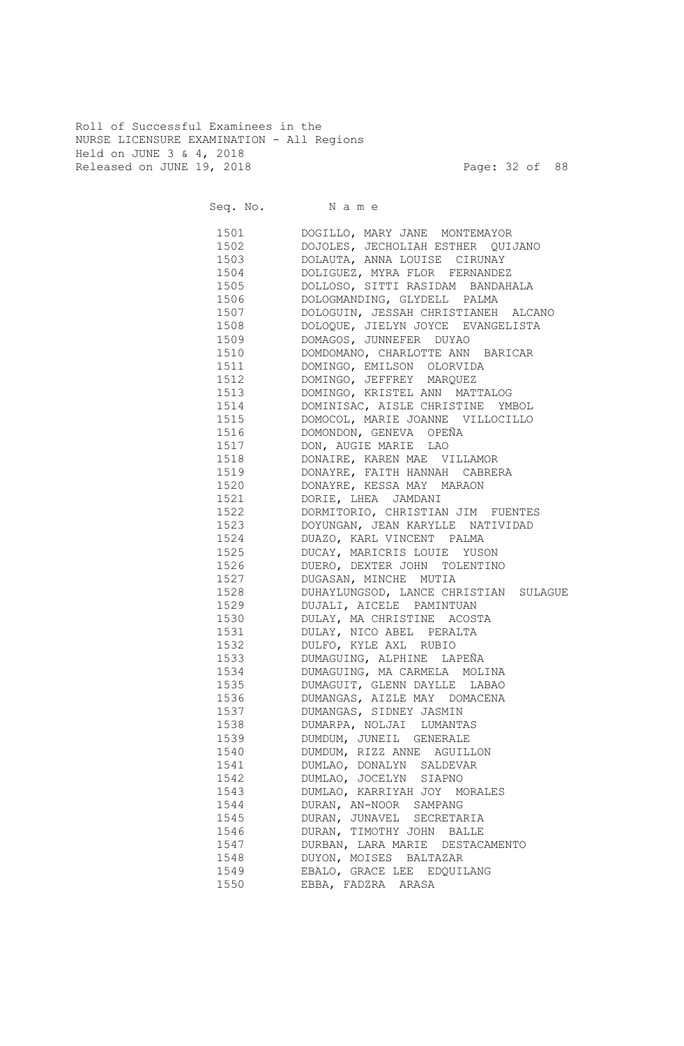Roll of Successful Examinees in the
NURSE LICENSURE EXAMINATION - All Regions
Held on JUNE 3 & 4, 2018
Released on JUNE 19, 2018

| Seq. No. | N a m e |
|---|---|
| 1501 | DOGILLO, MARY JANE MONTEMAYOR |
| 1502 | DOJOLES, JECHOLIAH ESTHER QUIJANO |
| 1503 | DOLAUTA, ANNA LOUISE CIRUNAY |
| 1504 | DOLIGUEZ, MYRA FLOR FERNANDEZ |
| 1505 | DOLLOSO, SITTI RASIDAM BANDAHALA |
| 1506 | DOLOGMANDING, GLYDELL PALMA |
| 1507 | DOLOGUIN, JESSAH CHRISTIANEH ALCANO |
| 1508 | DOLOQUE, JIELYN JOYCE EVANGELISTA |
| 1509 | DOMAGOS, JUNNEFER DUYAO |
| 1510 | DOMDOMANO, CHARLOTTE ANN BARICAR |
| 1511 | DOMINGO, EMILSON OLORVIDA |
| 1512 | DOMINGO, JEFFREY MARQUEZ |
| 1513 | DOMINGO, KRISTEL ANN MATTALOG |
| 1514 | DOMINISAC, AISLE CHRISTINE YMBOL |
| 1515 | DOMOCOL, MARIE JOANNE VILLOCILLO |
| 1516 | DOMONDON, GENEVA OPEÑA |
| 1517 | DON, AUGIE MARIE LAO |
| 1518 | DONAIRE, KAREN MAE VILLAMOR |
| 1519 | DONAYRE, FAITH HANNAH CABRERA |
| 1520 | DONAYRE, KESSA MAY MARAON |
| 1521 | DORIE, LHEA JAMDANI |
| 1522 | DORMITORIO, CHRISTIAN JIM FUENTES |
| 1523 | DOYUNGAN, JEAN KARYLLE NATIVIDAD |
| 1524 | DUAZO, KARL VINCENT PALMA |
| 1525 | DUCAY, MARICRIS LOUIE YUSON |
| 1526 | DUERO, DEXTER JOHN TOLENTINO |
| 1527 | DUGASAN, MINCHE MUTIA |
| 1528 | DUHAYLUNGSOD, LANCE CHRISTIAN SULAGUE |
| 1529 | DUJALI, AICELE PAMINTUAN |
| 1530 | DULAY, MA CHRISTINE ACOSTA |
| 1531 | DULAY, NICO ABEL PERALTA |
| 1532 | DULFO, KYLE AXL RUBIO |
| 1533 | DUMAGUING, ALPHINE LAPEÑA |
| 1534 | DUMAGUING, MA CARMELA MOLINA |
| 1535 | DUMAGUIT, GLENN DAYLLE LABAO |
| 1536 | DUMANGAS, AIZLE MAY DOMACENA |
| 1537 | DUMANGAS, SIDNEY JASMIN |
| 1538 | DUMARPA, NOLJAI LUMANTAS |
| 1539 | DUMDUM, JUNEIL GENERALE |
| 1540 | DUMDUM, RIZZ ANNE AGUILLON |
| 1541 | DUMLAO, DONALYN SALDEVAR |
| 1542 | DUMLAO, JOCELYN SIAPNO |
| 1543 | DUMLAO, KARRIYAH JOY MORALES |
| 1544 | DURAN, AN-NOOR SAMPANG |
| 1545 | DURAN, JUNAVEL SECRETARIA |
| 1546 | DURAN, TIMOTHY JOHN BALLE |
| 1547 | DURBAN, LARA MARIE DESTACAMENTO |
| 1548 | DUYON, MOISES BALTAZAR |
| 1549 | EBALO, GRACE LEE EDQUILANG |
| 1550 | EBBA, FADZRA ARASA |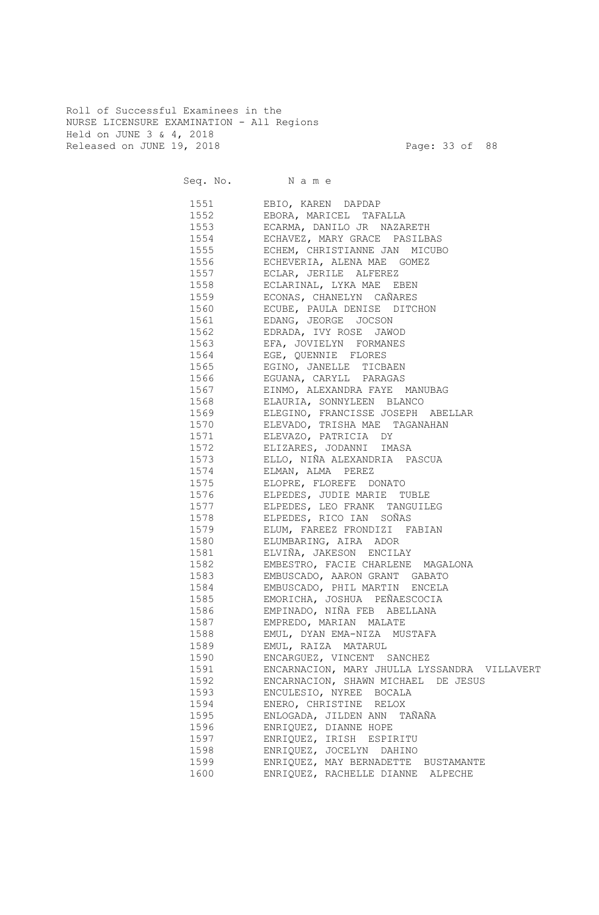Roll of Successful Examinees in the
NURSE LICENSURE EXAMINATION - All Regions
Held on JUNE 3 & 4, 2018
Released on JUNE 19, 2018

| Seq. No. | Name |
|---|---|
| 1551 | EBIO, KAREN DAPDAP |
| 1552 | EBORA, MARICEL TAFALLA |
| 1553 | ECARMA, DANILO JR NAZARETH |
| 1554 | ECHAVEZ, MARY GRACE PASILBAS |
| 1555 | ECHEM, CHRISTIANNE JAN MICUBO |
| 1556 | ECHEVERIA, ALENA MAE GOMEZ |
| 1557 | ECLAR, JERILE ALFEREZ |
| 1558 | ECLARINAL, LYKA MAE EBEN |
| 1559 | ECONAS, CHANELYN CAÑARES |
| 1560 | ECUBE, PAULA DENISE DITCHON |
| 1561 | EDANG, JEORGE JOCSON |
| 1562 | EDRADA, IVY ROSE JAWOD |
| 1563 | EFA, JOVIELYN FORMANES |
| 1564 | EGE, QUENNIE FLORES |
| 1565 | EGINO, JANELLE TICBAEN |
| 1566 | EGUANA, CARYLL PARAGAS |
| 1567 | EINMO, ALEXANDRA FAYE MANUBAG |
| 1568 | ELAURIA, SONNYLEEN BLANCO |
| 1569 | ELEGINO, FRANCISSE JOSEPH ABELLAR |
| 1570 | ELEVADO, TRISHA MAE TAGANAHAN |
| 1571 | ELEVAZO, PATRICIA DY |
| 1572 | ELIZARES, JODANNI IMASA |
| 1573 | ELLO, NIÑA ALEXANDRIA PASCUA |
| 1574 | ELMAN, ALMA PEREZ |
| 1575 | ELOPRE, FLOREFE DONATO |
| 1576 | ELPEDES, JUDIE MARIE TUBLE |
| 1577 | ELPEDES, LEO FRANK TANGUILEG |
| 1578 | ELPEDES, RICO IAN SOÑAS |
| 1579 | ELUM, FAREEZ FRONDIZI FABIAN |
| 1580 | ELUMBARING, AIRA ADOR |
| 1581 | ELVIÑA, JAKESON ENCILAY |
| 1582 | EMBESTRO, FACIE CHARLENE MAGALONA |
| 1583 | EMBUSCADO, AARON GRANT GABATO |
| 1584 | EMBUSCADO, PHIL MARTIN ENCELA |
| 1585 | EMORICHA, JOSHUA PEÑAESCOCIA |
| 1586 | EMPINADO, NIÑA FEB ABELLANA |
| 1587 | EMPREDO, MARIAN MALATE |
| 1588 | EMUL, DYAN EMA-NIZA MUSTAFA |
| 1589 | EMUL, RAIZA MATARUL |
| 1590 | ENCARGUEZ, VINCENT SANCHEZ |
| 1591 | ENCARNACION, MARY JHULLA LYSSANDRA VILLAVERT |
| 1592 | ENCARNACION, SHAWN MICHAEL DE JESUS |
| 1593 | ENCULESIO, NYREE BOCALA |
| 1594 | ENERO, CHRISTINE RELOX |
| 1595 | ENLOGADA, JILDEN ANN TAÑAÑA |
| 1596 | ENRIQUEZ, DIANNE HOPE |
| 1597 | ENRIQUEZ, IRISH ESPIRITU |
| 1598 | ENRIQUEZ, JOCELYN DAHINO |
| 1599 | ENRIQUEZ, MAY BERNADETTE BUSTAMANTE |
| 1600 | ENRIQUEZ, RACHELLE DIANNE ALPECHE |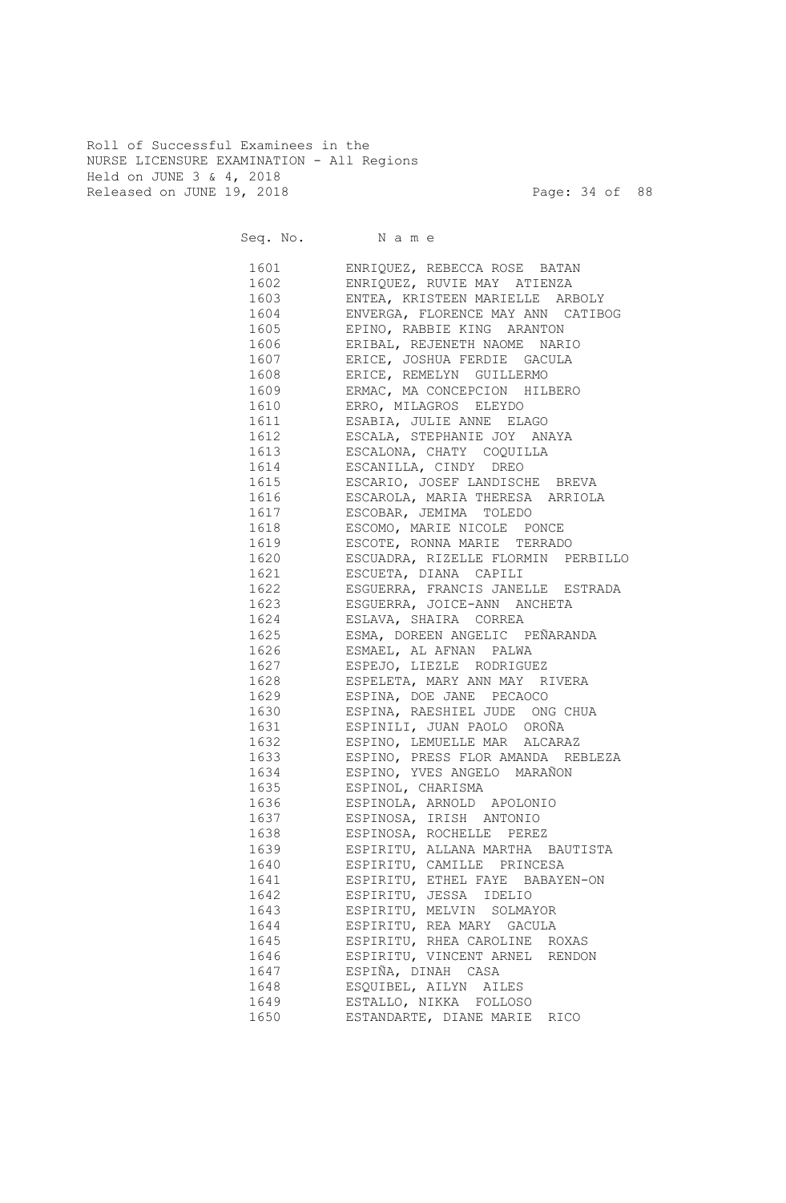Roll of Successful Examinees in the
NURSE LICENSURE EXAMINATION - All Regions
Held on JUNE 3 & 4, 2018
Released on JUNE 19, 2018

| Seq. No. | N a m e |
|---|---|
| 1601 | ENRIQUEZ, REBECCA ROSE BATAN |
| 1602 | ENRIQUEZ, RUVIE MAY ATIENZA |
| 1603 | ENTEA, KRISTEEN MARIELLE ARBOLY |
| 1604 | ENVERGA, FLORENCE MAY ANN CATIBOG |
| 1605 | EPINO, RABBIE KING ARANTON |
| 1606 | ERIBAL, REJENETH NAOME NARIO |
| 1607 | ERICE, JOSHUA FERDIE GACULA |
| 1608 | ERICE, REMELYN GUILLERMO |
| 1609 | ERMAC, MA CONCEPCION HILBERO |
| 1610 | ERRO, MILAGROS ELEYDO |
| 1611 | ESABIA, JULIE ANNE ELAGO |
| 1612 | ESCALA, STEPHANIE JOY ANAYA |
| 1613 | ESCALONA, CHATY COQUILLA |
| 1614 | ESCANILLA, CINDY DREO |
| 1615 | ESCARIO, JOSEF LANDISCHE BREVA |
| 1616 | ESCAROLA, MARIA THERESA ARRIOLA |
| 1617 | ESCOBAR, JEMIMA TOLEDO |
| 1618 | ESCOMO, MARIE NICOLE PONCE |
| 1619 | ESCOTE, RONNA MARIE TERRADO |
| 1620 | ESCUADRA, RIZELLE FLORMIN PERBILLO |
| 1621 | ESCUETA, DIANA CAPILI |
| 1622 | ESGUERRA, FRANCIS JANELLE ESTRADA |
| 1623 | ESGUERRA, JOICE-ANN ANCHETA |
| 1624 | ESLAVA, SHAIRA CORREA |
| 1625 | ESMA, DOREEN ANGELIC PEÑARANDA |
| 1626 | ESMAEL, AL AFNAN PALWA |
| 1627 | ESPEJO, LIEZLE RODRIGUEZ |
| 1628 | ESPELETA, MARY ANN MAY RIVERA |
| 1629 | ESPINA, DOE JANE PECAOCO |
| 1630 | ESPINA, RAESHIEL JUDE ONG CHUA |
| 1631 | ESPINILI, JUAN PAOLO OROÑA |
| 1632 | ESPINO, LEMUELLE MAR ALCARAZ |
| 1633 | ESPINO, PRESS FLOR AMANDA REBLEZA |
| 1634 | ESPINO, YVES ANGELO MARAÑON |
| 1635 | ESPINOL, CHARISMA |
| 1636 | ESPINOLA, ARNOLD APOLONIO |
| 1637 | ESPINOSA, IRISH ANTONIO |
| 1638 | ESPINOSA, ROCHELLE PEREZ |
| 1639 | ESPIRITU, ALLANA MARTHA BAUTISTA |
| 1640 | ESPIRITU, CAMILLE PRINCESA |
| 1641 | ESPIRITU, ETHEL FAYE BABAYEN-ON |
| 1642 | ESPIRITU, JESSA IDELIO |
| 1643 | ESPIRITU, MELVIN SOLMAYOR |
| 1644 | ESPIRITU, REA MARY GACULA |
| 1645 | ESPIRITU, RHEA CAROLINE ROXAS |
| 1646 | ESPIRITU, VINCENT ARNEL RENDON |
| 1647 | ESPIÑA, DINAH CASA |
| 1648 | ESQUIBEL, AILYN AILES |
| 1649 | ESTALLO, NIKKA FOLLOSO |
| 1650 | ESTANDARTE, DIANE MARIE RICO |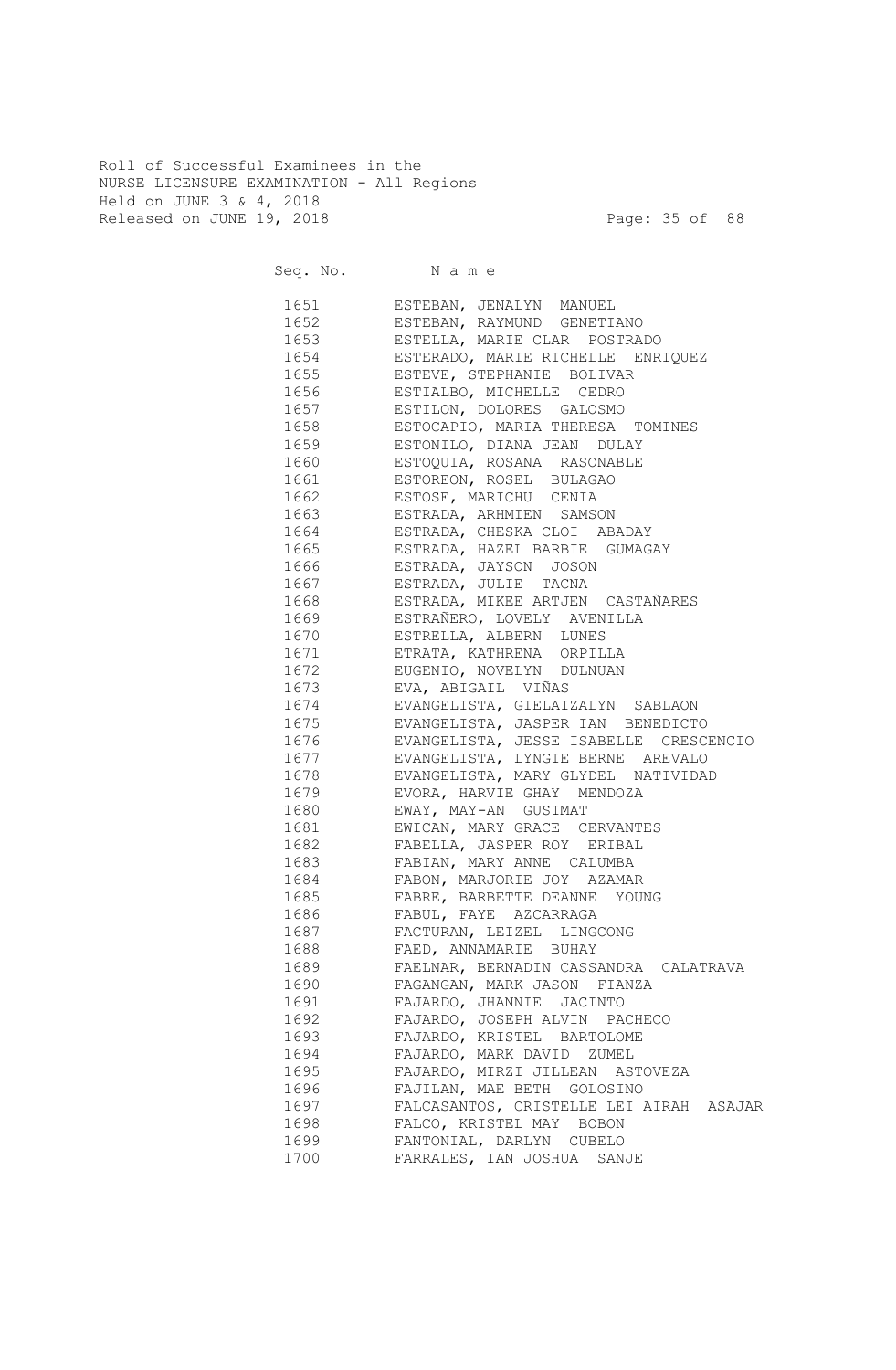Roll of Successful Examinees in the
NURSE LICENSURE EXAMINATION - All Regions
Held on JUNE 3 & 4, 2018
Released on JUNE 19, 2018

| Seq. No. | N a m e |
|---|---|
| 1651 | ESTEBAN, JENALYN MANUEL |
| 1652 | ESTEBAN, RAYMUND GENETIANO |
| 1653 | ESTELLA, MARIE CLAR POSTRADO |
| 1654 | ESTERADO, MARIE RICHELLE ENRIQUEZ |
| 1655 | ESTEVE, STEPHANIE BOLIVAR |
| 1656 | ESTIALBO, MICHELLE CEDRO |
| 1657 | ESTILON, DOLORES GALOSMO |
| 1658 | ESTOCAPIO, MARIA THERESA TOMINES |
| 1659 | ESTONILO, DIANA JEAN DULAY |
| 1660 | ESTOQUIA, ROSANA RASONABLE |
| 1661 | ESTOREON, ROSEL BULAGAO |
| 1662 | ESTOSE, MARICHU CENIA |
| 1663 | ESTRADA, ARHMIEN SAMSON |
| 1664 | ESTRADA, CHESKA CLOI ABADAY |
| 1665 | ESTRADA, HAZEL BARBIE GUMAGAY |
| 1666 | ESTRADA, JAYSON JOSON |
| 1667 | ESTRADA, JULIE TACNA |
| 1668 | ESTRADA, MIKEE ARTJEN CASTAÑARES |
| 1669 | ESTRAÑERO, LOVELY AVENILLA |
| 1670 | ESTRELLA, ALBERN LUNES |
| 1671 | ETRATA, KATHRENA ORPILLA |
| 1672 | EUGENIO, NOVELYN DULNUAN |
| 1673 | EVA, ABIGAIL VIÑAS |
| 1674 | EVANGELISTA, GIELAIZALYN SABLAON |
| 1675 | EVANGELISTA, JASPER IAN BENEDICTO |
| 1676 | EVANGELISTA, JESSE ISABELLE CRESCENCIO |
| 1677 | EVANGELISTA, LYNGIE BERNE AREVALO |
| 1678 | EVANGELISTA, MARY GLYDEL NATIVIDAD |
| 1679 | EVORA, HARVIE GHAY MENDOZA |
| 1680 | EWAY, MAY-AN GUSIMAT |
| 1681 | EWICAN, MARY GRACE CERVANTES |
| 1682 | FABELLA, JASPER ROY ERIBAL |
| 1683 | FABIAN, MARY ANNE CALUMBA |
| 1684 | FABON, MARJORIE JOY AZAMAR |
| 1685 | FABRE, BARBETTE DEANNE YOUNG |
| 1686 | FABUL, FAYE AZCARRAGA |
| 1687 | FACTURAN, LEIZEL LINGCONG |
| 1688 | FAED, ANNAMARIE BUHAY |
| 1689 | FAELNAR, BERNADIN CASSANDRA CALATRAVA |
| 1690 | FAGANGAN, MARK JASON FIANZA |
| 1691 | FAJARDO, JHANNIE JACINTO |
| 1692 | FAJARDO, JOSEPH ALVIN PACHECO |
| 1693 | FAJARDO, KRISTEL BARTOLOME |
| 1694 | FAJARDO, MARK DAVID ZUMEL |
| 1695 | FAJARDO, MIRZI JILLEAN ASTOVEZA |
| 1696 | FAJILAN, MAE BETH GOLOSINO |
| 1697 | FALCASANTOS, CRISTELLE LEI AIRAH ASAJAR |
| 1698 | FALCO, KRISTEL MAY BOBON |
| 1699 | FANTONIAL, DARLYN CUBELO |
| 1700 | FARRALES, IAN JOSHUA SANJE |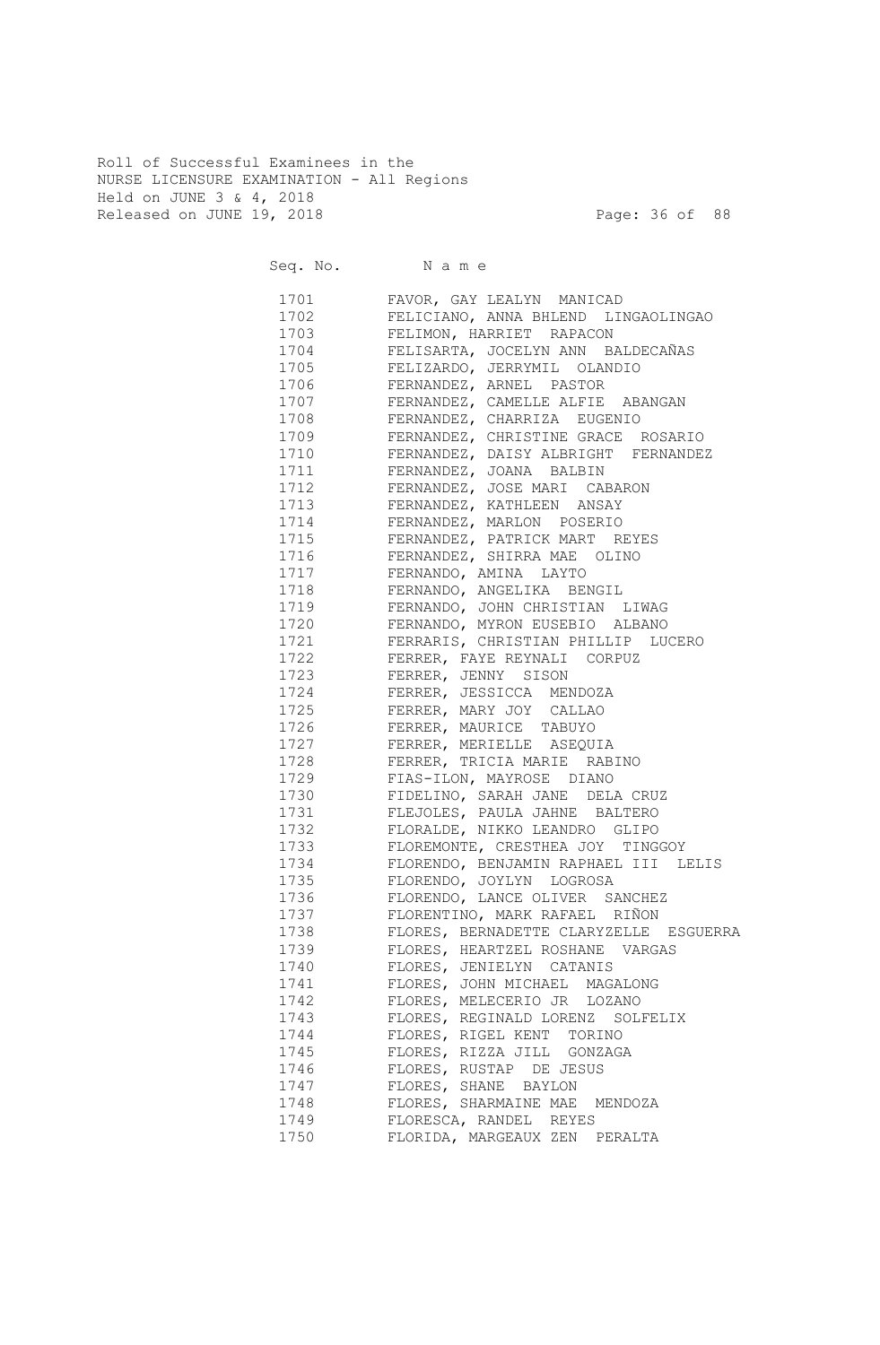Roll of Successful Examinees in the
NURSE LICENSURE EXAMINATION - All Regions
Held on JUNE 3 & 4, 2018
Released on JUNE 19, 2018

| Seq. No. | N a m e |
|---|---|
| 1701 | FAVOR, GAY LEALYN MANICAD |
| 1702 | FELICIANO, ANNA BHLEND LINGAOLINGAO |
| 1703 | FELIMON, HARRIET RAPACON |
| 1704 | FELISARTA, JOCELYN ANN BALDECAÑAS |
| 1705 | FELIZARDO, JERRYMIL OLANDIO |
| 1706 | FERNANDEZ, ARNEL PASTOR |
| 1707 | FERNANDEZ, CAMELLE ALFIE ABANGAN |
| 1708 | FERNANDEZ, CHARRIZA EUGENIO |
| 1709 | FERNANDEZ, CHRISTINE GRACE ROSARIO |
| 1710 | FERNANDEZ, DAISY ALBRIGHT FERNANDEZ |
| 1711 | FERNANDEZ, JOANA BALBIN |
| 1712 | FERNANDEZ, JOSE MARI CABARON |
| 1713 | FERNANDEZ, KATHLEEN ANSAY |
| 1714 | FERNANDEZ, MARLON POSERIO |
| 1715 | FERNANDEZ, PATRICK MART REYES |
| 1716 | FERNANDEZ, SHIRRA MAE OLINO |
| 1717 | FERNANDO, AMINA LAYTO |
| 1718 | FERNANDO, ANGELIKA BENGIL |
| 1719 | FERNANDO, JOHN CHRISTIAN LIWAG |
| 1720 | FERNANDO, MYRON EUSEBIO ALBANO |
| 1721 | FERRARIS, CHRISTIAN PHILLIP LUCERO |
| 1722 | FERRER, FAYE REYNALI CORPUZ |
| 1723 | FERRER, JENNY SISON |
| 1724 | FERRER, JESSICCA MENDOZA |
| 1725 | FERRER, MARY JOY CALLAO |
| 1726 | FERRER, MAURICE TABUYO |
| 1727 | FERRER, MERIELLE ASEQUIA |
| 1728 | FERRER, TRICIA MARIE RABINO |
| 1729 | FIAS-ILON, MAYROSE DIANO |
| 1730 | FIDELINO, SARAH JANE DELA CRUZ |
| 1731 | FLEJOLES, PAULA JAHNE BALTERO |
| 1732 | FLORALDE, NIKKO LEANDRO GLIPO |
| 1733 | FLOREMONTE, CRESTHEA JOY TINGGOY |
| 1734 | FLORENDO, BENJAMIN RAPHAEL III LELIS |
| 1735 | FLORENDO, JOYLYN LOGROSA |
| 1736 | FLORENDO, LANCE OLIVER SANCHEZ |
| 1737 | FLORENTINO, MARK RAFAEL RIÑON |
| 1738 | FLORES, BERNADETTE CLARYZELLE ESGUERRA |
| 1739 | FLORES, HEARTZEL ROSHANE VARGAS |
| 1740 | FLORES, JENIELYN CATANIS |
| 1741 | FLORES, JOHN MICHAEL MAGALONG |
| 1742 | FLORES, MELECERIO JR LOZANO |
| 1743 | FLORES, REGINALD LORENZ SOLFELIX |
| 1744 | FLORES, RIGEL KENT TORINO |
| 1745 | FLORES, RIZZA JILL GONZAGA |
| 1746 | FLORES, RUSTAP DE JESUS |
| 1747 | FLORES, SHANE BAYLON |
| 1748 | FLORES, SHARMAINE MAE MENDOZA |
| 1749 | FLORESCA, RANDEL REYES |
| 1750 | FLORIDA, MARGEAUX ZEN PERALTA |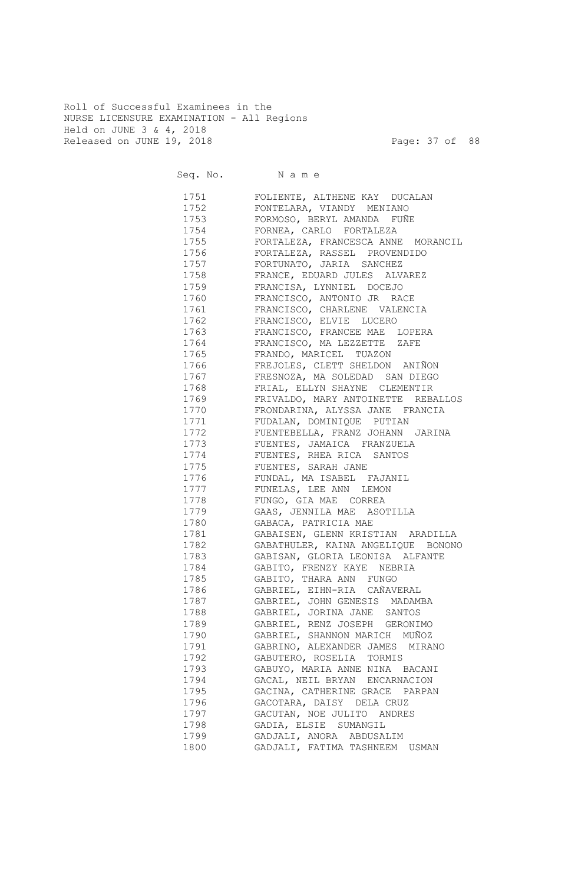Roll of Successful Examinees in the
NURSE LICENSURE EXAMINATION - All Regions
Held on JUNE 3 & 4, 2018
Released on JUNE 19, 2018

| Seq. No. | N a m e |
|---|---|
| 1751 | FOLIENTE, ALTHENE KAY DUCALAN |
| 1752 | FONTELARA, VIANDY MENIANO |
| 1753 | FORMOSO, BERYL AMANDA FUÑE |
| 1754 | FORNEA, CARLO FORTALEZA |
| 1755 | FORTALEZA, FRANCESCA ANNE MORANCIL |
| 1756 | FORTALEZA, RASSEL PROVENDIDO |
| 1757 | FORTUNATO, JARIA SANCHEZ |
| 1758 | FRANCE, EDUARD JULES ALVAREZ |
| 1759 | FRANCISA, LYNNIEL DOCEJO |
| 1760 | FRANCISCO, ANTONIO JR RACE |
| 1761 | FRANCISCO, CHARLENE VALENCIA |
| 1762 | FRANCISCO, ELVIE LUCERO |
| 1763 | FRANCISCO, FRANCEE MAE LOPERA |
| 1764 | FRANCISCO, MA LEZZETTE ZAFE |
| 1765 | FRANDO, MARICEL TUAZON |
| 1766 | FREJOLES, CLETT SHELDON ANIÑON |
| 1767 | FRESNOZA, MA SOLEDAD SAN DIEGO |
| 1768 | FRIAL, ELLYN SHAYNE CLEMENTIR |
| 1769 | FRIVALDO, MARY ANTOINETTE REBALLOS |
| 1770 | FRONDARINA, ALYSSA JANE FRANCIA |
| 1771 | FUDALAN, DOMINIQUE PUTIAN |
| 1772 | FUENTEBELLA, FRANZ JOHANN JARINA |
| 1773 | FUENTES, JAMAICA FRANZUELA |
| 1774 | FUENTES, RHEA RICA SANTOS |
| 1775 | FUENTES, SARAH JANE |
| 1776 | FUNDAL, MA ISABEL FAJANIL |
| 1777 | FUNELAS, LEE ANN LEMON |
| 1778 | FUNGO, GIA MAE CORREA |
| 1779 | GAAS, JENNILA MAE ASOTILLA |
| 1780 | GABACA, PATRICIA MAE |
| 1781 | GABAISEN, GLENN KRISTIAN ARADILLA |
| 1782 | GABATHULER, KAINA ANGELIQUE BONONO |
| 1783 | GABISAN, GLORIA LEONISA ALFANTE |
| 1784 | GABITO, FRENZY KAYE NEBRIA |
| 1785 | GABITO, THARA ANN FUNGO |
| 1786 | GABRIEL, EIHN-RIA CAÑAVERAL |
| 1787 | GABRIEL, JOHN GENESIS MADAMBA |
| 1788 | GABRIEL, JORINA JANE SANTOS |
| 1789 | GABRIEL, RENZ JOSEPH GERONIMO |
| 1790 | GABRIEL, SHANNON MARICH MUÑOZ |
| 1791 | GABRINO, ALEXANDER JAMES MIRANO |
| 1792 | GABUTERO, ROSELIA TORMIS |
| 1793 | GABUYO, MARIA ANNE NINA BACANI |
| 1794 | GACAL, NEIL BRYAN ENCARNACION |
| 1795 | GACINA, CATHERINE GRACE PARPAN |
| 1796 | GACOTARA, DAISY DELA CRUZ |
| 1797 | GACUTAN, NOE JULITO ANDRES |
| 1798 | GADIA, ELSIE SUMANGIL |
| 1799 | GADJALI, ANORA ABDUSALIM |
| 1800 | GADJALI, FATIMA TASHNEEM USMAN |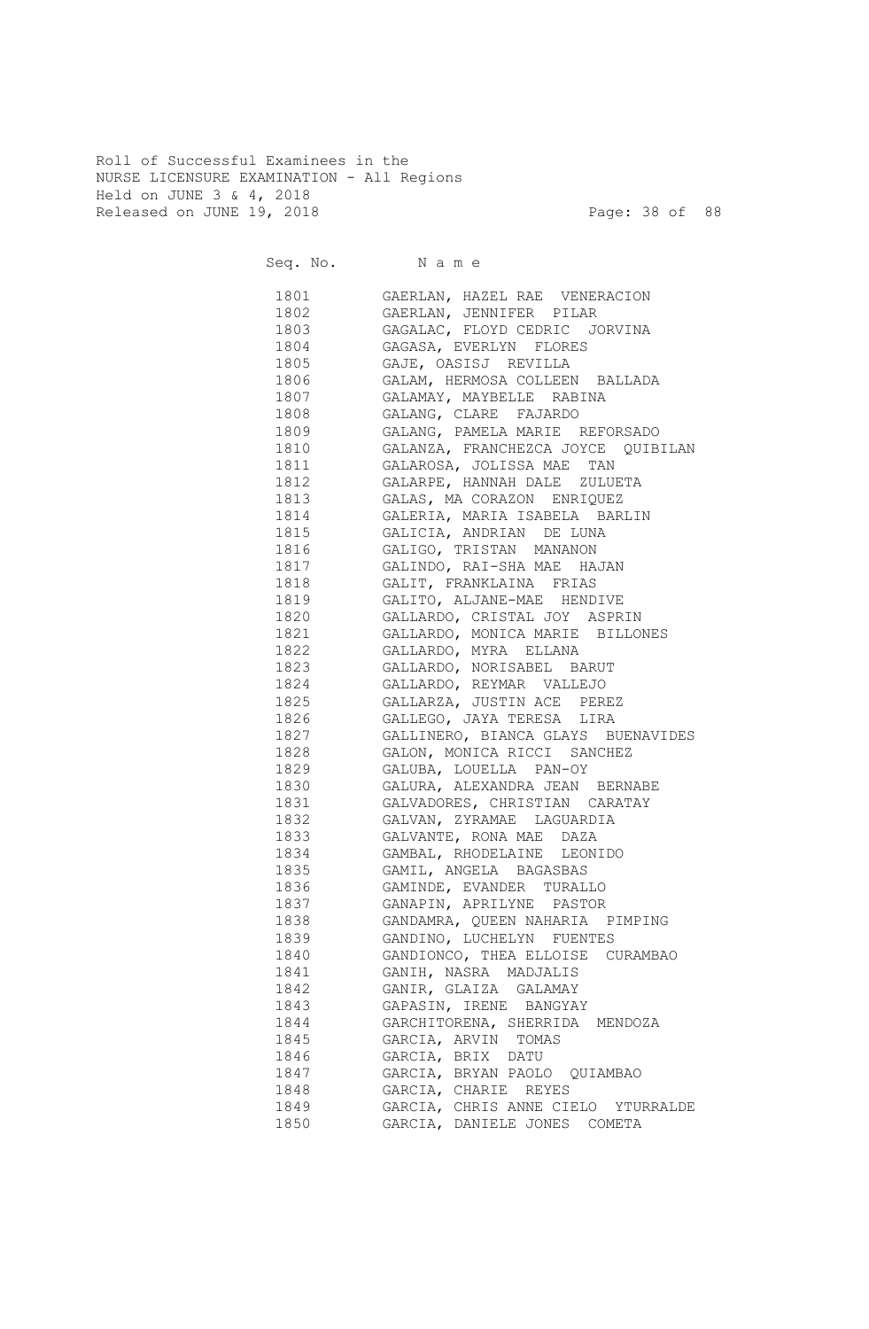Roll of Successful Examinees in the
NURSE LICENSURE EXAMINATION - All Regions
Held on JUNE 3 & 4, 2018
Released on JUNE 19, 2018

| Seq. No. | N a m e |
|---|---|
| 1801 | GAERLAN, HAZEL RAE VENERACION |
| 1802 | GAERLAN, JENNIFER PILAR |
| 1803 | GAGALAC, FLOYD CEDRIC JORVINA |
| 1804 | GAGASA, EVERLYN FLORES |
| 1805 | GAJE, OASISJ REVILLA |
| 1806 | GALAM, HERMOSA COLLEEN BALLADA |
| 1807 | GALAMAY, MAYBELLE RABINA |
| 1808 | GALANG, CLARE FAJARDO |
| 1809 | GALANG, PAMELA MARIE REFORSADO |
| 1810 | GALANZA, FRANCHEZCA JOYCE QUIBILAN |
| 1811 | GALAROSA, JOLISSA MAE TAN |
| 1812 | GALARPE, HANNAH DALE ZULUETA |
| 1813 | GALAS, MA CORAZON ENRIQUEZ |
| 1814 | GALERIA, MARIA ISABELA BARLIN |
| 1815 | GALICIA, ANDRIAN DE LUNA |
| 1816 | GALIGO, TRISTAN MANANON |
| 1817 | GALINDO, RAI-SHA MAE HAJAN |
| 1818 | GALIT, FRANKLAINA FRIAS |
| 1819 | GALITO, ALJANE-MAE HENDIVE |
| 1820 | GALLARDO, CRISTAL JOY ASPRIN |
| 1821 | GALLARDO, MONICA MARIE BILLONES |
| 1822 | GALLARDO, MYRA ELLANA |
| 1823 | GALLARDO, NORISABEL BARUT |
| 1824 | GALLARDO, REYMAR VALLEJO |
| 1825 | GALLARZA, JUSTIN ACE PEREZ |
| 1826 | GALLEGO, JAYA TERESA LIRA |
| 1827 | GALLINERO, BIANCA GLAYS BUENAVIDES |
| 1828 | GALON, MONICA RICCI SANCHEZ |
| 1829 | GALUBA, LOUELLA PAN-OY |
| 1830 | GALURA, ALEXANDRA JEAN BERNABE |
| 1831 | GALVADORES, CHRISTIAN CARATAY |
| 1832 | GALVAN, ZYRAMAE LAGUARDIA |
| 1833 | GALVANTE, RONA MAE DAZA |
| 1834 | GAMBAL, RHODELAINE LEONIDO |
| 1835 | GAMIL, ANGELA BAGASBAS |
| 1836 | GAMINDE, EVANDER TURALLO |
| 1837 | GANAPIN, APRILYNE PASTOR |
| 1838 | GANDAMRA, QUEEN NAHARIA PIMPING |
| 1839 | GANDINO, LUCHELYN FUENTES |
| 1840 | GANDIONCO, THEA ELLOISE CURAMBAO |
| 1841 | GANIH, NASRA MADJALIS |
| 1842 | GANIR, GLAIZA GALAMAY |
| 1843 | GAPASIN, IRENE BANGYAY |
| 1844 | GARCHITORENA, SHERRIDA MENDOZA |
| 1845 | GARCIA, ARVIN TOMAS |
| 1846 | GARCIA, BRIX DATU |
| 1847 | GARCIA, BRYAN PAOLO QUIAMBAO |
| 1848 | GARCIA, CHARIE REYES |
| 1849 | GARCIA, CHRIS ANNE CIELO YTURRALDE |
| 1850 | GARCIA, DANIELE JONES COMETA |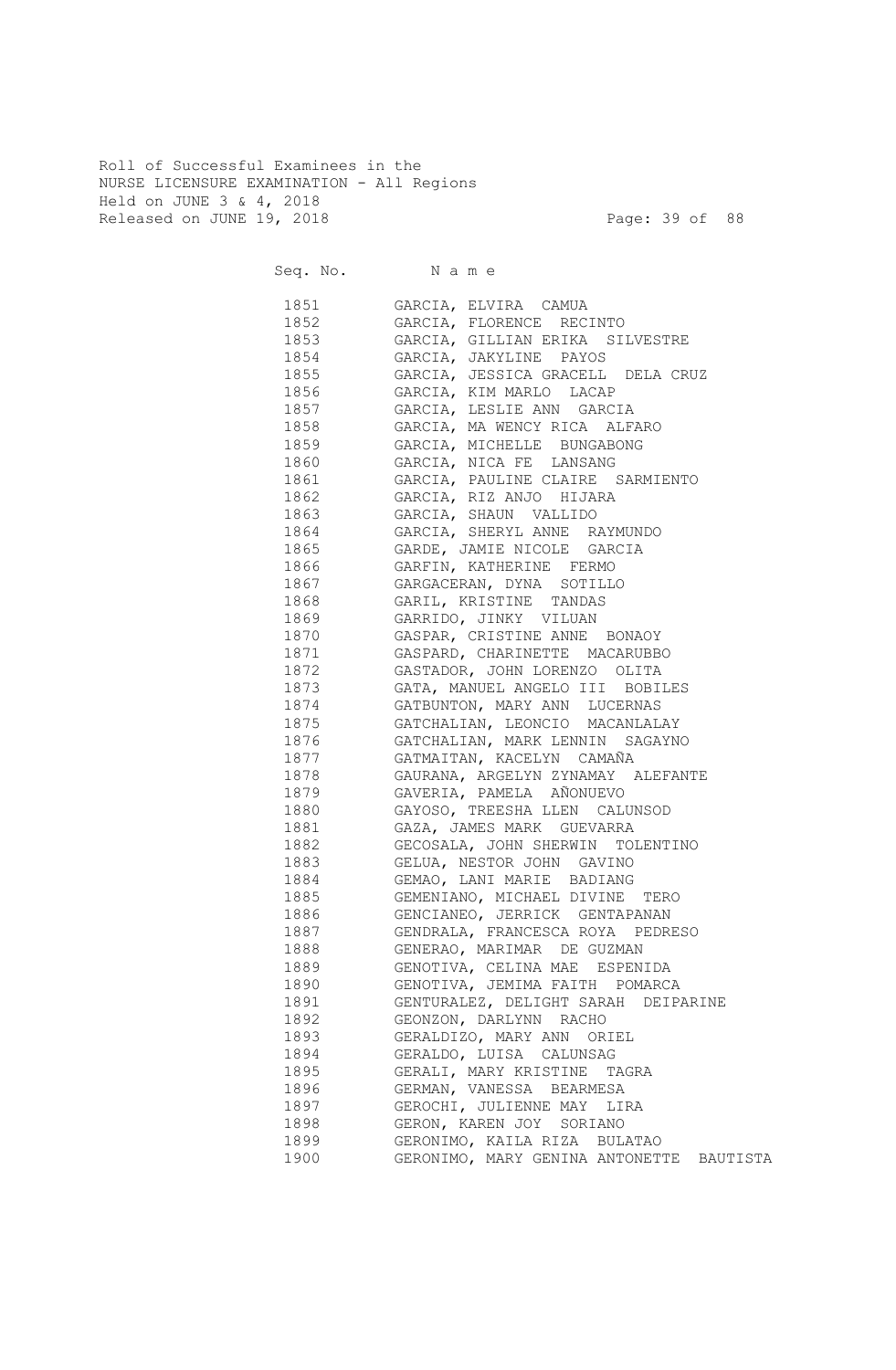Roll of Successful Examinees in the
NURSE LICENSURE EXAMINATION - All Regions
Held on JUNE 3 & 4, 2018
Released on JUNE 19, 2018

| Seq. No. | Name |
|---|---|
| 1851 | GARCIA, ELVIRA CAMUA |
| 1852 | GARCIA, FLORENCE RECINTO |
| 1853 | GARCIA, GILLIAN ERIKA SILVESTRE |
| 1854 | GARCIA, JAKYLINE PAYOS |
| 1855 | GARCIA, JESSICA GRACELL DELA CRUZ |
| 1856 | GARCIA, KIM MARLO LACAP |
| 1857 | GARCIA, LESLIE ANN GARCIA |
| 1858 | GARCIA, MA WENCY RICA ALFARO |
| 1859 | GARCIA, MICHELLE BUNGABONG |
| 1860 | GARCIA, NICA FE LANSANG |
| 1861 | GARCIA, PAULINE CLAIRE SARMIENTO |
| 1862 | GARCIA, RIZ ANJO HIJARA |
| 1863 | GARCIA, SHAUN VALLIDO |
| 1864 | GARCIA, SHERYL ANNE RAYMUNDO |
| 1865 | GARDE, JAMIE NICOLE GARCIA |
| 1866 | GARFIN, KATHERINE FERMO |
| 1867 | GARGACERAN, DYNA SOTILLO |
| 1868 | GARIL, KRISTINE TANDAS |
| 1869 | GARRIDO, JINKY VILUAN |
| 1870 | GASPAR, CRISTINE ANNE BONAOY |
| 1871 | GASPARD, CHARINETTE MACARUBBO |
| 1872 | GASTADOR, JOHN LORENZO OLITA |
| 1873 | GATA, MANUEL ANGELO III BOBILES |
| 1874 | GATBUNTON, MARY ANN LUCERNAS |
| 1875 | GATCHALIAN, LEONCIO MACANLALAY |
| 1876 | GATCHALIAN, MARK LENNIN SAGAYNO |
| 1877 | GATMAITAN, KACELYN CAMAÑA |
| 1878 | GAURANA, ARGELYN ZYNAMAY ALEFANTE |
| 1879 | GAVERIA, PAMELA AÑONUEVO |
| 1880 | GAYOSO, TREESHA LLEN CALUNSOD |
| 1881 | GAZA, JAMES MARK GUEVARRA |
| 1882 | GECOSALA, JOHN SHERWIN TOLENTINO |
| 1883 | GELUA, NESTOR JOHN GAVINO |
| 1884 | GEMAO, LANI MARIE BADIANG |
| 1885 | GEMENIANO, MICHAEL DIVINE TERO |
| 1886 | GENCIANEO, JERRICK GENTAPANAN |
| 1887 | GENDRALA, FRANCESCA ROYA PEDRESO |
| 1888 | GENERAO, MARIMAR DE GUZMAN |
| 1889 | GENOTIVA, CELINA MAE ESPENIDA |
| 1890 | GENOTIVA, JEMIMA FAITH POMARCA |
| 1891 | GENTURALEZ, DELIGHT SARAH DEIPARINE |
| 1892 | GEONZON, DARLYNN RACHO |
| 1893 | GERALDIZO, MARY ANN ORIEL |
| 1894 | GERALDO, LUISA CALUNSAG |
| 1895 | GERALI, MARY KRISTINE TAGRA |
| 1896 | GERMAN, VANESSA BEARMESA |
| 1897 | GEROCHI, JULIENNE MAY LIRA |
| 1898 | GERON, KAREN JOY SORIANO |
| 1899 | GERONIMO, KAILA RIZA BULATAO |
| 1900 | GERONIMO, MARY GENINA ANTONETTE BAUTISTA |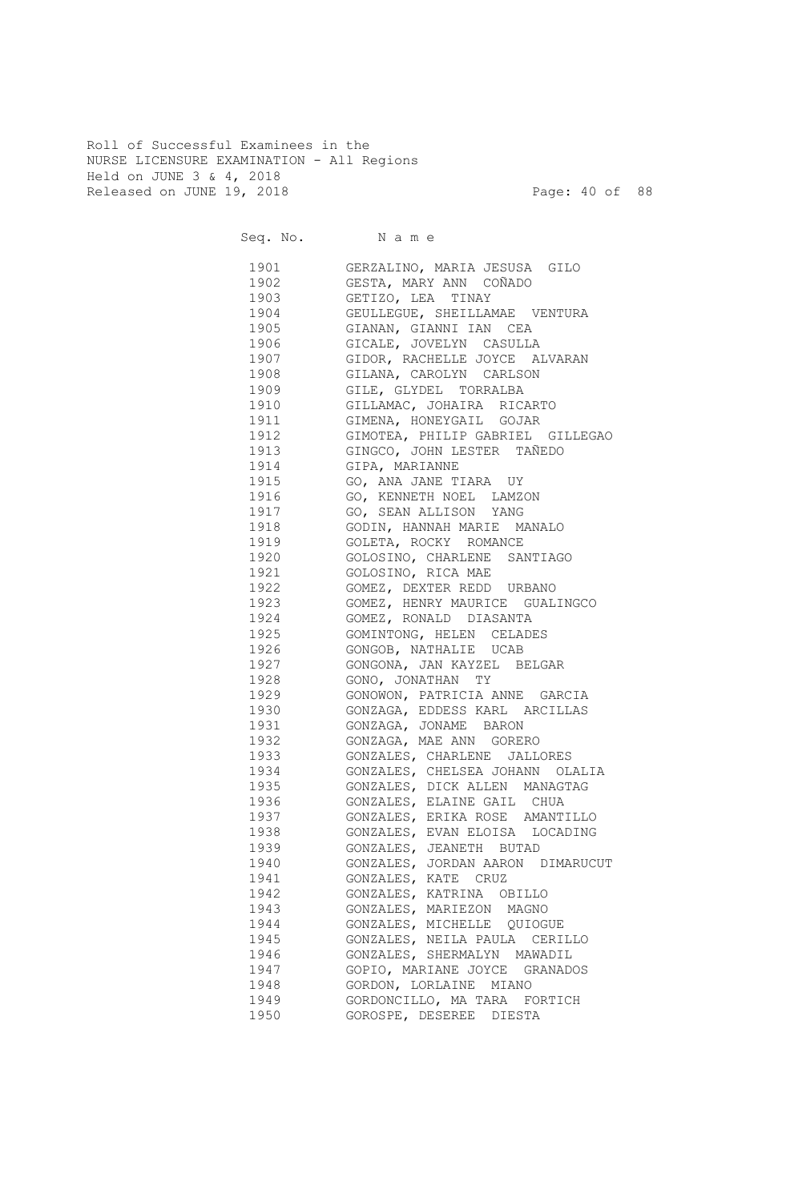Roll of Successful Examinees in the
NURSE LICENSURE EXAMINATION - All Regions
Held on JUNE 3 & 4, 2018
Released on JUNE 19, 2018

| Seq. No. | N a m e |
|---|---|
| 1901 | GERZALINO, MARIA JESUSA GILO |
| 1902 | GESTA, MARY ANN COÑADO |
| 1903 | GETIZO, LEA TINAY |
| 1904 | GEULLEGUE, SHEILLAMAE VENTURA |
| 1905 | GIANAN, GIANNI IAN CEA |
| 1906 | GICALE, JOVELYN CASULLA |
| 1907 | GIDOR, RACHELLE JOYCE ALVARAN |
| 1908 | GILANA, CAROLYN CARLSON |
| 1909 | GILE, GLYDEL TORRALBA |
| 1910 | GILLAMAC, JOHAIRA RICARTO |
| 1911 | GIMENA, HONEYGAIL GOJAR |
| 1912 | GIMOTEA, PHILIP GABRIEL GILLEGAO |
| 1913 | GINGCO, JOHN LESTER TAÑEDO |
| 1914 | GIPA, MARIANNE |
| 1915 | GO, ANA JANE TIARA UY |
| 1916 | GO, KENNETH NOEL LAMZON |
| 1917 | GO, SEAN ALLISON YANG |
| 1918 | GODIN, HANNAH MARIE MANALO |
| 1919 | GOLETA, ROCKY ROMANCE |
| 1920 | GOLOSINO, CHARLENE SANTIAGO |
| 1921 | GOLOSINO, RICA MAE |
| 1922 | GOMEZ, DEXTER REDD URBANO |
| 1923 | GOMEZ, HENRY MAURICE GUALINGCO |
| 1924 | GOMEZ, RONALD DIASANTA |
| 1925 | GOMINTONG, HELEN CELADES |
| 1926 | GONGOB, NATHALIE UCAB |
| 1927 | GONGONA, JAN KAYZEL BELGAR |
| 1928 | GONO, JONATHAN TY |
| 1929 | GONOWON, PATRICIA ANNE GARCIA |
| 1930 | GONZAGA, EDDESS KARL ARCILLAS |
| 1931 | GONZAGA, JONAME BARON |
| 1932 | GONZAGA, MAE ANN GORERO |
| 1933 | GONZALES, CHARLENE JALLORES |
| 1934 | GONZALES, CHELSEA JOHANN OLALIA |
| 1935 | GONZALES, DICK ALLEN MANAGTAG |
| 1936 | GONZALES, ELAINE GAIL CHUA |
| 1937 | GONZALES, ERIKA ROSE AMANTILLO |
| 1938 | GONZALES, EVAN ELOISA LOCADING |
| 1939 | GONZALES, JEANETH BUTAD |
| 1940 | GONZALES, JORDAN AARON DIMARUCUT |
| 1941 | GONZALES, KATE CRUZ |
| 1942 | GONZALES, KATRINA OBILLO |
| 1943 | GONZALES, MARIEZON MAGNO |
| 1944 | GONZALES, MICHELLE QUIOGUE |
| 1945 | GONZALES, NEILA PAULA CERILLO |
| 1946 | GONZALES, SHERMALYN MAWADIL |
| 1947 | GOPIO, MARIANE JOYCE GRANADOS |
| 1948 | GORDON, LORLAINE MIANO |
| 1949 | GORDONCILLO, MA TARA FORTICH |
| 1950 | GOROSPE, DESEREE DIESTA |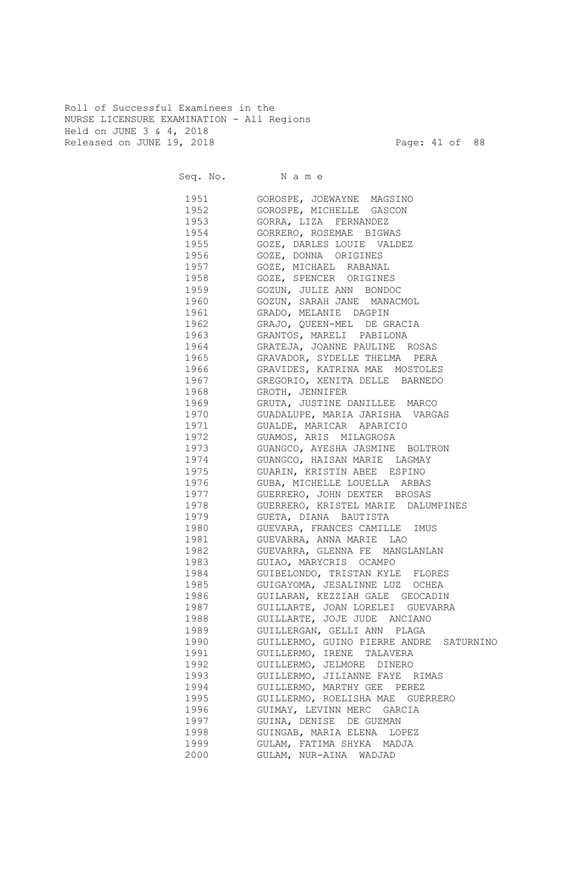Roll of Successful Examinees in the
NURSE LICENSURE EXAMINATION - All Regions
Held on JUNE 3 & 4, 2018
Released on JUNE 19, 2018

| Seq. No. | N a m e |
|---|---|
| 1951 | GOROSPE, JOEWAYNE MAGSINO |
| 1952 | GOROSPE, MICHELLE GASCON |
| 1953 | GORRA, LIZA FERNANDEZ |
| 1954 | GORRERO, ROSEMAE BIGWAS |
| 1955 | GOZE, DARLES LOUIE VALDEZ |
| 1956 | GOZE, DONNA ORIGINES |
| 1957 | GOZE, MICHAEL RABANAL |
| 1958 | GOZE, SPENCER ORIGINES |
| 1959 | GOZUN, JULIE ANN BONDOC |
| 1960 | GOZUN, SARAH JANE MANACMOL |
| 1961 | GRADO, MELANIE DAGPIN |
| 1962 | GRAJO, QUEEN-MEL DE GRACIA |
| 1963 | GRANTOS, MARELI PABILONA |
| 1964 | GRATEJA, JOANNE PAULINE ROSAS |
| 1965 | GRAVADOR, SYDELLE THELMA PERA |
| 1966 | GRAVIDES, KATRINA MAE MOSTOLES |
| 1967 | GREGORIO, XENITA DELLE BARNEDO |
| 1968 | GROTH, JENNIFER |
| 1969 | GRUTA, JUSTINE DANILLEE MARCO |
| 1970 | GUADALUPE, MARIA JARISHA VARGAS |
| 1971 | GUALDE, MARICAR APARICIO |
| 1972 | GUAMOS, ARIS MILAGROSA |
| 1973 | GUANGCO, AYESHA JASMINE BOLTRON |
| 1974 | GUANGCO, HAISAN MARIE LAGMAY |
| 1975 | GUARIN, KRISTIN ABEE ESPINO |
| 1976 | GUBA, MICHELLE LOUELLA ARBAS |
| 1977 | GUERRERO, JOHN DEXTER BROSAS |
| 1978 | GUERRERO, KRISTEL MARIE DALUMPINES |
| 1979 | GUETA, DIANA BAUTISTA |
| 1980 | GUEVARA, FRANCES CAMILLE IMUS |
| 1981 | GUEVARRA, ANNA MARIE LAO |
| 1982 | GUEVARRA, GLENNA FE MANGLANLAN |
| 1983 | GUIAO, MARYCRIS OCAMPO |
| 1984 | GUIBELONDO, TRISTAN KYLE FLORES |
| 1985 | GUIGAYOMA, JESALINNE LUZ OCHEA |
| 1986 | GUILARAN, KEZZIAH GALE GEOCADIN |
| 1987 | GUILLARTE, JOAN LORELEI GUEVARRA |
| 1988 | GUILLARTE, JOJE JUDE ANCIANO |
| 1989 | GUILLERGAN, GELLI ANN PLAGA |
| 1990 | GUILLERMO, GUINO PIERRE ANDRE SATURNINO |
| 1991 | GUILLERMO, IRENE TALAVERA |
| 1992 | GUILLERMO, JELMORE DINERO |
| 1993 | GUILLERMO, JILIANNE FAYE RIMAS |
| 1994 | GUILLERMO, MARTHY GEE PEREZ |
| 1995 | GUILLERMO, ROELISHA MAE GUERRERO |
| 1996 | GUIMAY, LEVINN MERC GARCIA |
| 1997 | GUINA, DENISE DE GUZMAN |
| 1998 | GUINGAB, MARIA ELENA LOPEZ |
| 1999 | GULAM, FATIMA SHYKA MADJA |
| 2000 | GULAM, NUR-AINA WADJAD |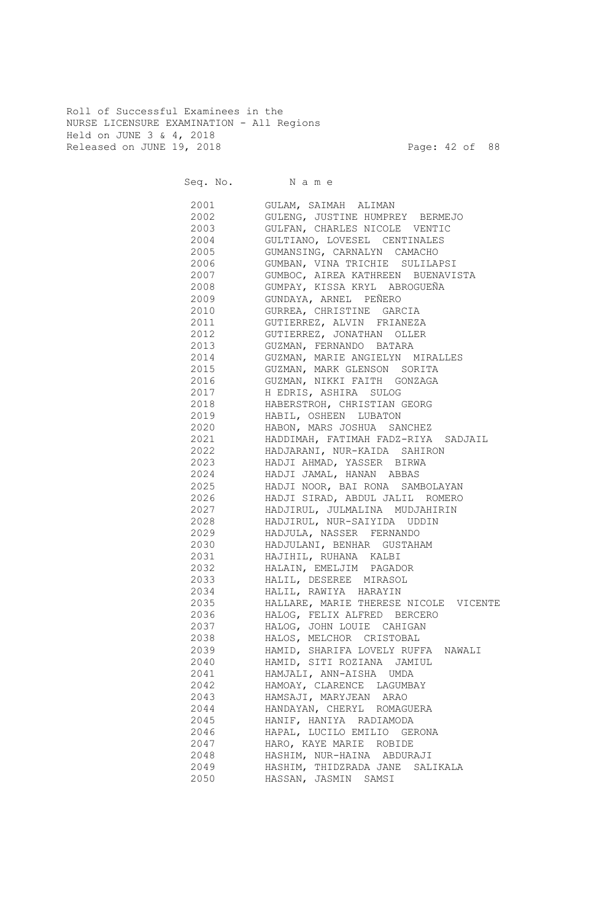Roll of Successful Examinees in the
NURSE LICENSURE EXAMINATION - All Regions
Held on JUNE 3 & 4, 2018
Released on JUNE 19, 2018

| Seq. No. | N a m e |
|---|---|
| 2001 | GULAM, SAIMAH ALIMAN |
| 2002 | GULENG, JUSTINE HUMPREY BERMEJO |
| 2003 | GULFAN, CHARLES NICOLE VENTIC |
| 2004 | GULTIANO, LOVESEL CENTINALES |
| 2005 | GUMANSING, CARNALYN CAMACHO |
| 2006 | GUMBAN, VINA TRICHIE SULILAPSI |
| 2007 | GUMBOC, AIREA KATHREEN BUENAVISTA |
| 2008 | GUMPAY, KISSA KRYL ABROGUEÑA |
| 2009 | GUNDAYA, ARNEL PEÑERO |
| 2010 | GURREA, CHRISTINE GARCIA |
| 2011 | GUTIERREZ, ALVIN FRIANEZA |
| 2012 | GUTIERREZ, JONATHAN OLLER |
| 2013 | GUZMAN, FERNANDO BATARA |
| 2014 | GUZMAN, MARIE ANGIELYN MIRALLES |
| 2015 | GUZMAN, MARK GLENSON SORITA |
| 2016 | GUZMAN, NIKKI FAITH GONZAGA |
| 2017 | H EDRIS, ASHIRA SULOG |
| 2018 | HABERSTROH, CHRISTIAN GEORG |
| 2019 | HABIL, OSHEEN LUBATON |
| 2020 | HABON, MARS JOSHUA SANCHEZ |
| 2021 | HADDIMAH, FATIMAH FADZ-RIYA SADJAIL |
| 2022 | HADJARANI, NUR-KAIDA SAHIRON |
| 2023 | HADJI AHMAD, YASSER BIRWA |
| 2024 | HADJI JAMAL, HANAN ABBAS |
| 2025 | HADJI NOOR, BAI RONA SAMBOLAYAN |
| 2026 | HADJI SIRAD, ABDUL JALIL ROMERO |
| 2027 | HADJIRUL, JULMALINA MUDJAHIRIN |
| 2028 | HADJIRUL, NUR-SAIYIDA UDDIN |
| 2029 | HADJULA, NASSER FERNANDO |
| 2030 | HADJULANI, BENHAR GUSTAHAM |
| 2031 | HAJIHIL, RUHANA KALBI |
| 2032 | HALAIN, EMELJIM PAGADOR |
| 2033 | HALIL, DESEREE MIRASOL |
| 2034 | HALIL, RAWIYA HARAYIN |
| 2035 | HALLARE, MARIE THERESE NICOLE VICENTE |
| 2036 | HALOG, FELIX ALFRED BERCERO |
| 2037 | HALOG, JOHN LOUIE CAHIGAN |
| 2038 | HALOS, MELCHOR CRISTOBAL |
| 2039 | HAMID, SHARIFA LOVELY RUFFA NAWALI |
| 2040 | HAMID, SITI ROZIANA JAMIUL |
| 2041 | HAMJALI, ANN-AISHA UMDA |
| 2042 | HAMOAY, CLARENCE LAGUMBAY |
| 2043 | HAMSAJI, MARYJEAN ARAO |
| 2044 | HANDAYAN, CHERYL ROMAGUERA |
| 2045 | HANIF, HANIYA RADIAMODA |
| 2046 | HAPAL, LUCILO EMILIO GERONA |
| 2047 | HARO, KAYE MARIE ROBIDE |
| 2048 | HASHIM, NUR-HAINA ABDURAJI |
| 2049 | HASHIM, THIDZRADA JANE SALIKALA |
| 2050 | HASSAN, JASMIN SAMSI |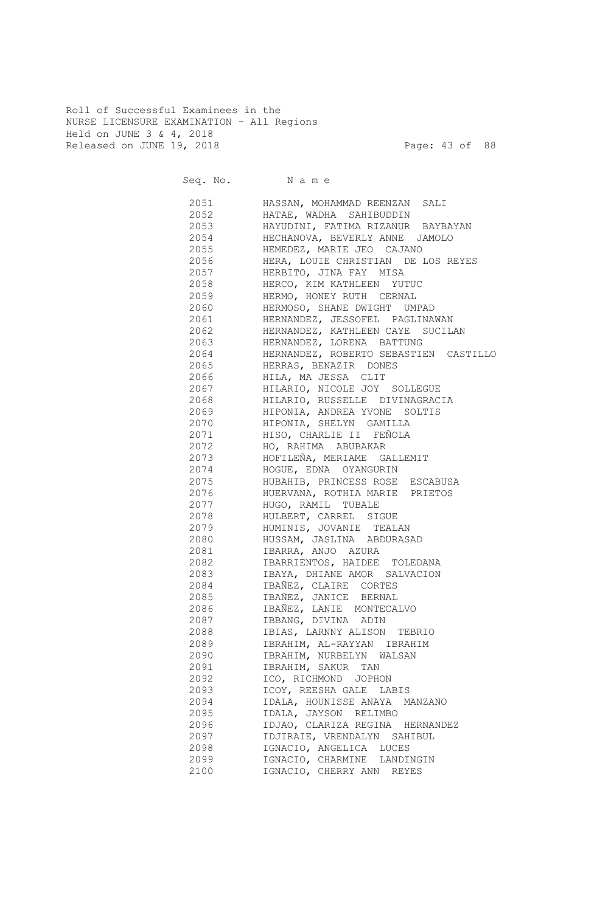Roll of Successful Examinees in the
NURSE LICENSURE EXAMINATION - All Regions
Held on JUNE 3 & 4, 2018
Released on JUNE 19, 2018

| Seq. No. | Name |
|---|---|
| 2051 | HASSAN, MOHAMMAD REENZAN SALI |
| 2052 | HATAE, WADHA SAHIBUDDIN |
| 2053 | HAYUDINI, FATIMA RIZANUR BAYBAYAN |
| 2054 | HECHANOVA, BEVERLY ANNE JAMOLO |
| 2055 | HEMEDEZ, MARIE JEO CAJANO |
| 2056 | HERA, LOUIE CHRISTIAN DE LOS REYES |
| 2057 | HERBITO, JINA FAY MISA |
| 2058 | HERCO, KIM KATHLEEN YUTUC |
| 2059 | HERMO, HONEY RUTH CERNAL |
| 2060 | HERMOSO, SHANE DWIGHT UMPAD |
| 2061 | HERNANDEZ, JESSOFEL PAGLINAWAN |
| 2062 | HERNANDEZ, KATHLEEN CAYE SUCILAN |
| 2063 | HERNANDEZ, LORENA BATTUNG |
| 2064 | HERNANDEZ, ROBERTO SEBASTIEN CASTILLO |
| 2065 | HERRAS, BENAZIR DONES |
| 2066 | HILA, MA JESSA CLIT |
| 2067 | HILARIO, NICOLE JOY SOLLEGUE |
| 2068 | HILARIO, RUSSELLE DIVINAGRACIA |
| 2069 | HIPONIA, ANDREA YVONE SOLTIS |
| 2070 | HIPONIA, SHELYN GAMILLA |
| 2071 | HISO, CHARLIE II FEÑOLA |
| 2072 | HO, RAHIMA ABUBAKAR |
| 2073 | HOFILEÑA, MERIAME GALLEMIT |
| 2074 | HOGUE, EDNA OYANGURIN |
| 2075 | HUBAHIB, PRINCESS ROSE ESCABUSA |
| 2076 | HUERVANA, ROTHIA MARIE PRIETOS |
| 2077 | HUGO, RAMIL TUBALE |
| 2078 | HULBERT, CARREL SIGUE |
| 2079 | HUMINIS, JOVANIE TEALAN |
| 2080 | HUSSAM, JASLINA ABDURASAD |
| 2081 | IBARRA, ANJO AZURA |
| 2082 | IBARRIENTOS, HAIDEE TOLEDANA |
| 2083 | IBAYA, DHIANE AMOR SALVACION |
| 2084 | IBAÑEZ, CLAIRE CORTES |
| 2085 | IBAÑEZ, JANICE BERNAL |
| 2086 | IBAÑEZ, LANIE MONTECALVO |
| 2087 | IBBANG, DIVINA ADIN |
| 2088 | IBIAS, LARNNY ALISON TEBRIO |
| 2089 | IBRAHIM, AL-RAYYAN IBRAHIM |
| 2090 | IBRAHIM, NURBELYN WALSAN |
| 2091 | IBRAHIM, SAKUR TAN |
| 2092 | ICO, RICHMOND JOPHON |
| 2093 | ICOY, REESHA GALE LABIS |
| 2094 | IDALA, HOUNISSE ANAYA MANZANO |
| 2095 | IDALA, JAYSON RELIMBO |
| 2096 | IDJAO, CLARIZA REGINA HERNANDEZ |
| 2097 | IDJIRAIE, VRENDALYN SAHIBUL |
| 2098 | IGNACIO, ANGELICA LUCES |
| 2099 | IGNACIO, CHARMINE LANDINGIN |
| 2100 | IGNACIO, CHERRY ANN REYES |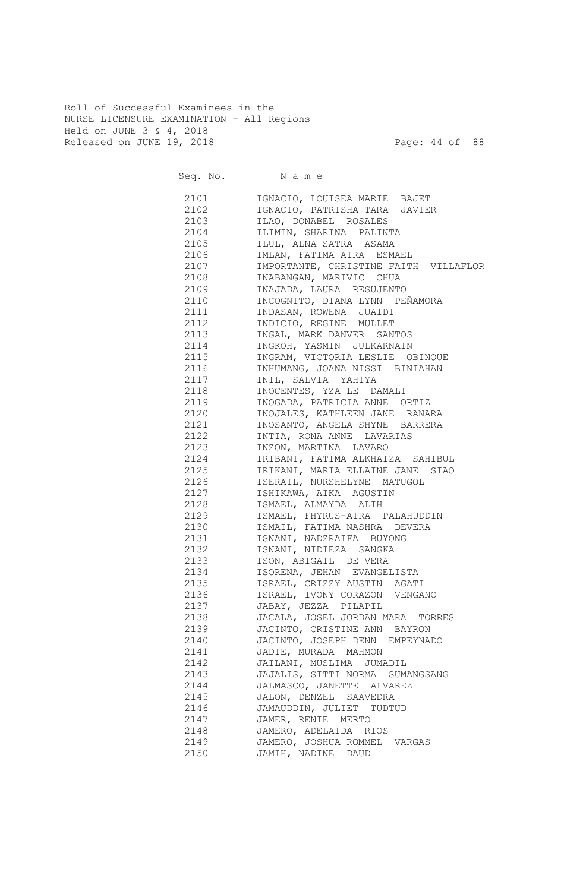Roll of Successful Examinees in the
NURSE LICENSURE EXAMINATION - All Regions
Held on JUNE 3 & 4, 2018
Released on JUNE 19, 2018

| Seq. No. | N a m e |
| --- | --- |
| 2101 | IGNACIO, LOUISEA MARIE BAJET |
| 2102 | IGNACIO, PATRISHA TARA JAVIER |
| 2103 | ILAO, DONABEL ROSALES |
| 2104 | ILIMIN, SHARINA PALINTA |
| 2105 | ILUL, ALNA SATRA ASAMA |
| 2106 | IMLAN, FATIMA AIRA ESMAEL |
| 2107 | IMPORTANTE, CHRISTINE FAITH VILLAFLOR |
| 2108 | INABANGAN, MARIVIC CHUA |
| 2109 | INAJADA, LAURA RESUJENTO |
| 2110 | INCOGNITO, DIANA LYNN PEÑAMORA |
| 2111 | INDASAN, ROWENA JUAIDI |
| 2112 | INDICIO, REGINE MULLET |
| 2113 | INGAL, MARK DANVER SANTOS |
| 2114 | INGKOH, YASMIN JULKARNAIN |
| 2115 | INGRAM, VICTORIA LESLIE OBINQUE |
| 2116 | INHUMANG, JOANA NISSI BINIAHAN |
| 2117 | INIL, SALVIA YAHIYA |
| 2118 | INOCENTES, YZA LE DAMALI |
| 2119 | INOGADA, PATRICIA ANNE ORTIZ |
| 2120 | INOJALES, KATHLEEN JANE RANARA |
| 2121 | INOSANTO, ANGELA SHYNE BARRERA |
| 2122 | INTIA, RONA ANNE LAVARIAS |
| 2123 | INZON, MARTINA LAVARO |
| 2124 | IRIBANI, FATIMA ALKHAIZA SAHIBUL |
| 2125 | IRIKANI, MARIA ELLAINE JANE SIAO |
| 2126 | ISERAIL, NURSHELYNE MATUGOL |
| 2127 | ISHIKAWA, AIKA AGUSTIN |
| 2128 | ISMAEL, ALMAYDA ALIH |
| 2129 | ISMAEL, FHYRUS-AIRA PALAHUDDIN |
| 2130 | ISMAIL, FATIMA NASHRA DEVERA |
| 2131 | ISNANI, NADZRAIFA BUYONG |
| 2132 | ISNANI, NIDIEZA SANGKA |
| 2133 | ISON, ABIGAIL DE VERA |
| 2134 | ISORENA, JEHAN EVANGELISTA |
| 2135 | ISRAEL, CRIZZY AUSTIN AGATI |
| 2136 | ISRAEL, IVONY CORAZON VENGANO |
| 2137 | JABAY, JEZZA PILAPIL |
| 2138 | JACALA, JOSEL JORDAN MARA TORRES |
| 2139 | JACINTO, CRISTINE ANN BAYRON |
| 2140 | JACINTO, JOSEPH DENN EMPEYNADO |
| 2141 | JADIE, MURADA MAHMON |
| 2142 | JAILANI, MUSLIMA JUMADIL |
| 2143 | JAJALIS, SITTI NORMA SUMANGSANG |
| 2144 | JALMASCO, JANETTE ALVAREZ |
| 2145 | JALON, DENZEL SAAVEDRA |
| 2146 | JAMAUDDIN, JULIET TUDTUD |
| 2147 | JAMER, RENIE MERTO |
| 2148 | JAMERO, ADELAIDA RIOS |
| 2149 | JAMERO, JOSHUA ROMMEL VARGAS |
| 2150 | JAMIH, NADINE DAUD |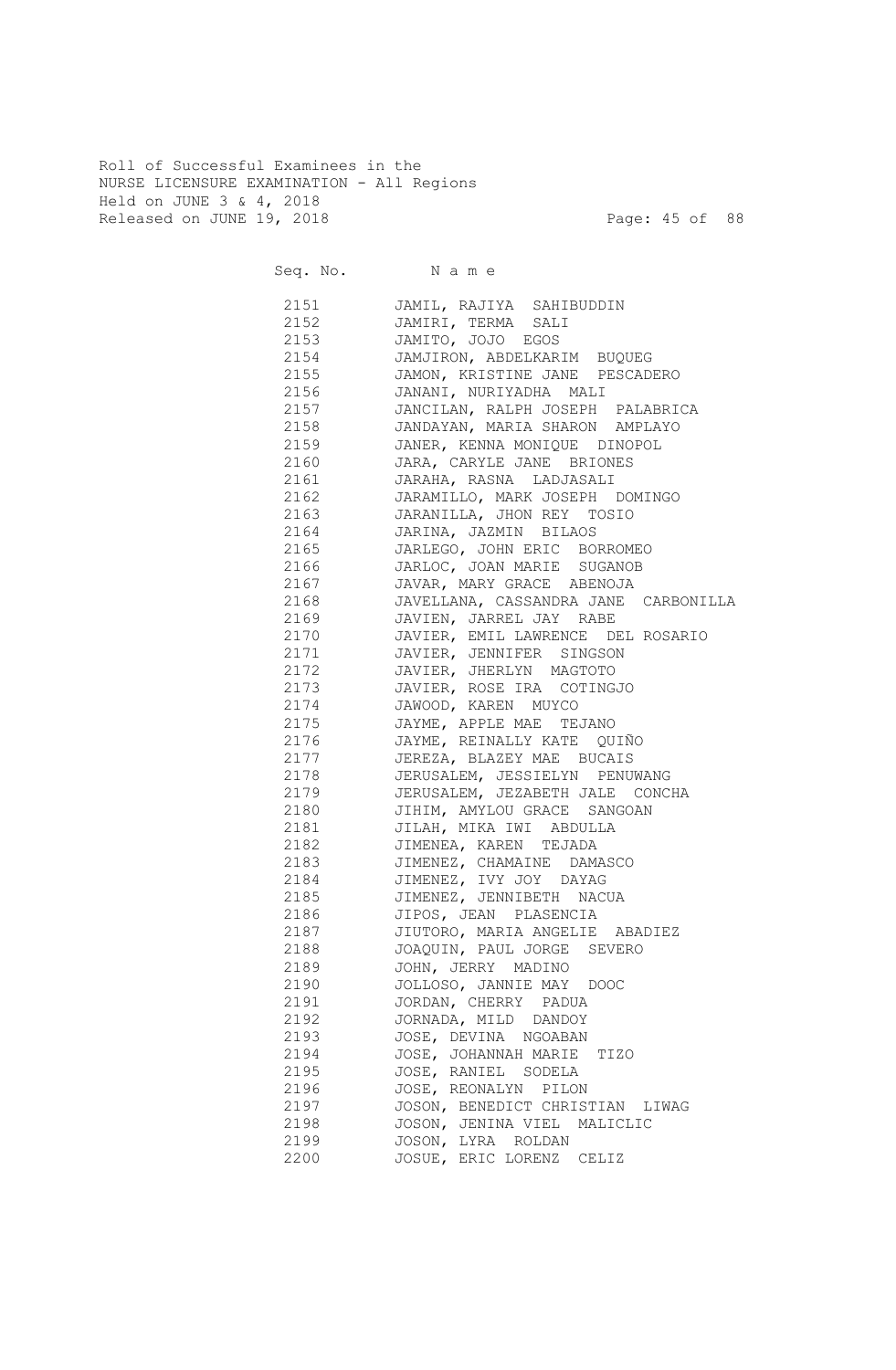Roll of Successful Examinees in the
NURSE LICENSURE EXAMINATION - All Regions
Held on JUNE 3 & 4, 2018
Released on JUNE 19, 2018

| Seq. No. | N a m e |
|---|---|
| 2151 | JAMIL, RAJIYA SAHIBUDDIN |
| 2152 | JAMIRI, TERMA SALI |
| 2153 | JAMITO, JOJO EGOS |
| 2154 | JAMJIRON, ABDELKARIM BUQUEG |
| 2155 | JAMON, KRISTINE JANE PESCADERO |
| 2156 | JANANI, NURIYADHA MALI |
| 2157 | JANCILAN, RALPH JOSEPH PALABRICA |
| 2158 | JANDAYAN, MARIA SHARON AMPLAYO |
| 2159 | JANER, KENNA MONIQUE DINOPOL |
| 2160 | JARA, CARYLE JANE BRIONES |
| 2161 | JARAHA, RASNA LADJASALI |
| 2162 | JARAMILLO, MARK JOSEPH DOMINGO |
| 2163 | JARANILLA, JHON REY TOSIO |
| 2164 | JARINA, JAZMIN BILAOS |
| 2165 | JARLEGO, JOHN ERIC BORROMEO |
| 2166 | JARLOC, JOAN MARIE SUGANOB |
| 2167 | JAVAR, MARY GRACE ABENOJA |
| 2168 | JAVELLANA, CASSANDRA JANE CARBONILLA |
| 2169 | JAVIEN, JARREL JAY RABE |
| 2170 | JAVIER, EMIL LAWRENCE DEL ROSARIO |
| 2171 | JAVIER, JENNIFER SINGSON |
| 2172 | JAVIER, JHERLYN MAGTOTO |
| 2173 | JAVIER, ROSE IRA COTINGJO |
| 2174 | JAWOOD, KAREN MUYCO |
| 2175 | JAYME, APPLE MAE TEJANO |
| 2176 | JAYME, REINALLY KATE QUIÑO |
| 2177 | JEREZA, BLAZEY MAE BUCAIS |
| 2178 | JERUSALEM, JESSIELYN PENUWANG |
| 2179 | JERUSALEM, JEZABETH JALE CONCHA |
| 2180 | JIHIM, AMYLOU GRACE SANGOAN |
| 2181 | JILAH, MIKA IWI ABDULLA |
| 2182 | JIMENEA, KAREN TEJADA |
| 2183 | JIMENEZ, CHAMAINE DAMASCO |
| 2184 | JIMENEZ, IVY JOY DAYAG |
| 2185 | JIMENEZ, JENNIBETH NACUA |
| 2186 | JIPOS, JEAN PLASENCIA |
| 2187 | JIUTORO, MARIA ANGELIE ABADIEZ |
| 2188 | JOAQUIN, PAUL JORGE SEVERO |
| 2189 | JOHN, JERRY MADINO |
| 2190 | JOLLOSO, JANNIE MAY DOOC |
| 2191 | JORDAN, CHERRY PADUA |
| 2192 | JORNADA, MILD DANDOY |
| 2193 | JOSE, DEVINA NGOABAN |
| 2194 | JOSE, JOHANNAH MARIE TIZO |
| 2195 | JOSE, RANIEL SODELA |
| 2196 | JOSE, REONALYN PILON |
| 2197 | JOSON, BENEDICT CHRISTIAN LIWAG |
| 2198 | JOSON, JENINA VIEL MALICLIC |
| 2199 | JOSON, LYRA ROLDAN |
| 2200 | JOSUE, ERIC LORENZ CELIZ |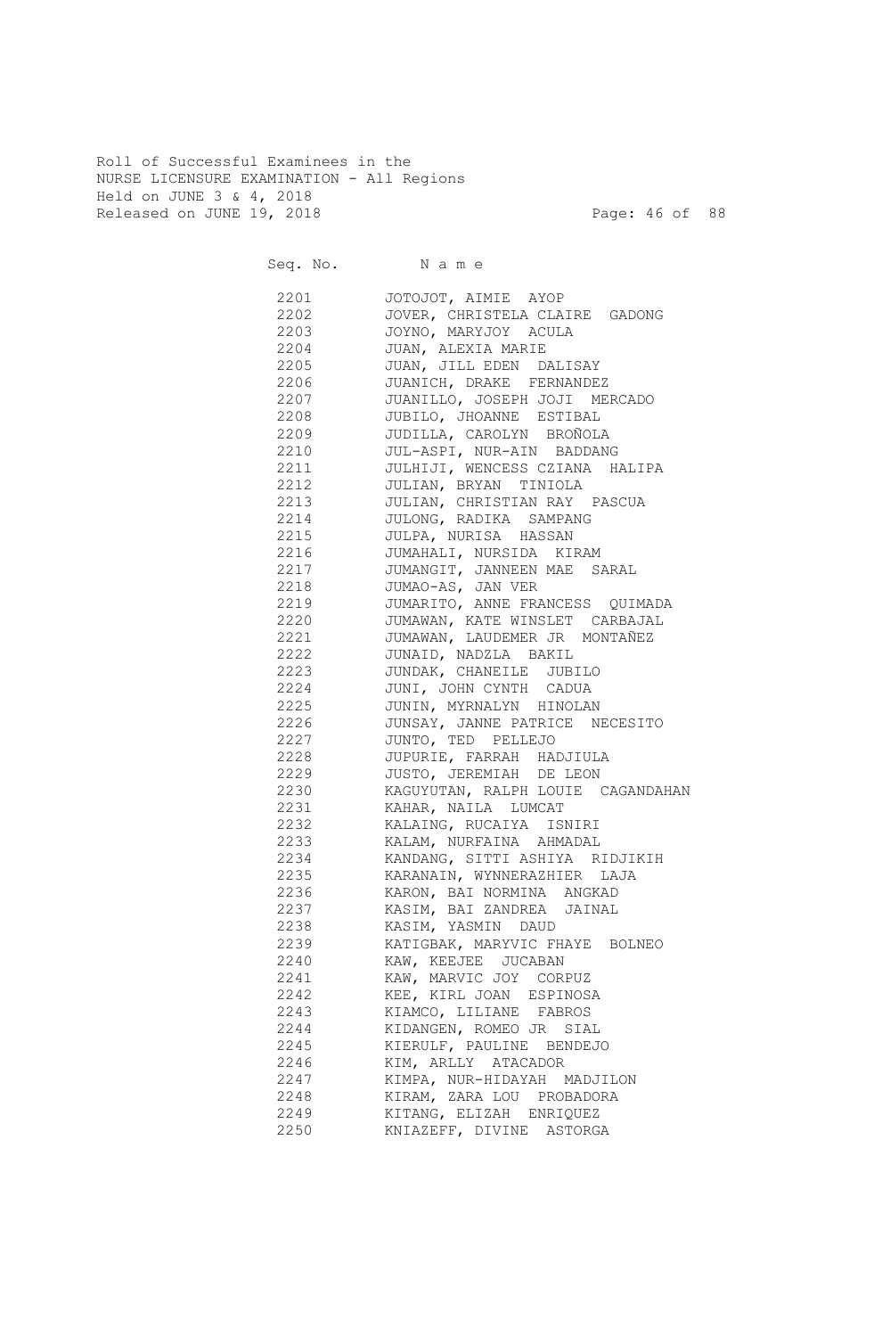Roll of Successful Examinees in the
NURSE LICENSURE EXAMINATION - All Regions
Held on JUNE 3 & 4, 2018
Released on JUNE 19, 2018

| Seq. No. | N a m e |
|---|---|
| 2201 | JOTOJOT, AIMIE AYOP |
| 2202 | JOVER, CHRISTELA CLAIRE GADONG |
| 2203 | JOYNO, MARYJOY ACULA |
| 2204 | JUAN, ALEXIA MARIE |
| 2205 | JUAN, JILL EDEN DALISAY |
| 2206 | JUANICH, DRAKE FERNANDEZ |
| 2207 | JUANILLO, JOSEPH JOJI MERCADO |
| 2208 | JUBILO, JHOANNE ESTIBAL |
| 2209 | JUDILLA, CAROLYN BROÑOLA |
| 2210 | JUL-ASPI, NUR-AIN BADDANG |
| 2211 | JULHIJI, WENCESS CZIANA HALIPA |
| 2212 | JULIAN, BRYAN TINIOLA |
| 2213 | JULIAN, CHRISTIAN RAY PASCUA |
| 2214 | JULONG, RADIKA SAMPANG |
| 2215 | JULPA, NURISA HASSAN |
| 2216 | JUMAHALI, NURSIDA KIRAM |
| 2217 | JUMANGIT, JANNEEN MAE SARAL |
| 2218 | JUMAO-AS, JAN VER |
| 2219 | JUMARITO, ANNE FRANCESS QUIMADA |
| 2220 | JUMAWAN, KATE WINSLET CARBAJAL |
| 2221 | JUMAWAN, LAUDEMER JR MONTAÑEZ |
| 2222 | JUNAID, NADZLA BAKIL |
| 2223 | JUNDAK, CHANEILE JUBILO |
| 2224 | JUNI, JOHN CYNTH CADUA |
| 2225 | JUNIN, MYRNALYN HINOLAN |
| 2226 | JUNSAY, JANNE PATRICE NECESITO |
| 2227 | JUNTO, TED PELLEJO |
| 2228 | JUPURIE, FARRAH HADJIULA |
| 2229 | JUSTO, JEREMIAH DE LEON |
| 2230 | KAGUYUTAN, RALPH LOUIE CAGANDAHAN |
| 2231 | KAHAR, NAILA LUMCAT |
| 2232 | KALAING, RUCAIYA ISNIRI |
| 2233 | KALAM, NURFAINA AHMADAL |
| 2234 | KANDANG, SITTI ASHIYA RIDJIKIH |
| 2235 | KARANAIN, WYNNERAZHIER LAJA |
| 2236 | KARON, BAI NORMINA ANGKAD |
| 2237 | KASIM, BAI ZANDREA JAINAL |
| 2238 | KASIM, YASMIN DAUD |
| 2239 | KATIGBAK, MARYVIC FHAYE BOLNEO |
| 2240 | KAW, KEEJEE JUCABAN |
| 2241 | KAW, MARVIC JOY CORPUZ |
| 2242 | KEE, KIRL JOAN ESPINOSA |
| 2243 | KIAMCO, LILIANE FABROS |
| 2244 | KIDANGEN, ROMEO JR SIAL |
| 2245 | KIERULF, PAULINE BENDEJO |
| 2246 | KIM, ARLLY ATACADOR |
| 2247 | KIMPA, NUR-HIDAYAH MADJILON |
| 2248 | KIRAM, ZARA LOU PROBADORA |
| 2249 | KITANG, ELIZAH ENRIQUEZ |
| 2250 | KNIAZEFF, DIVINE ASTORGA |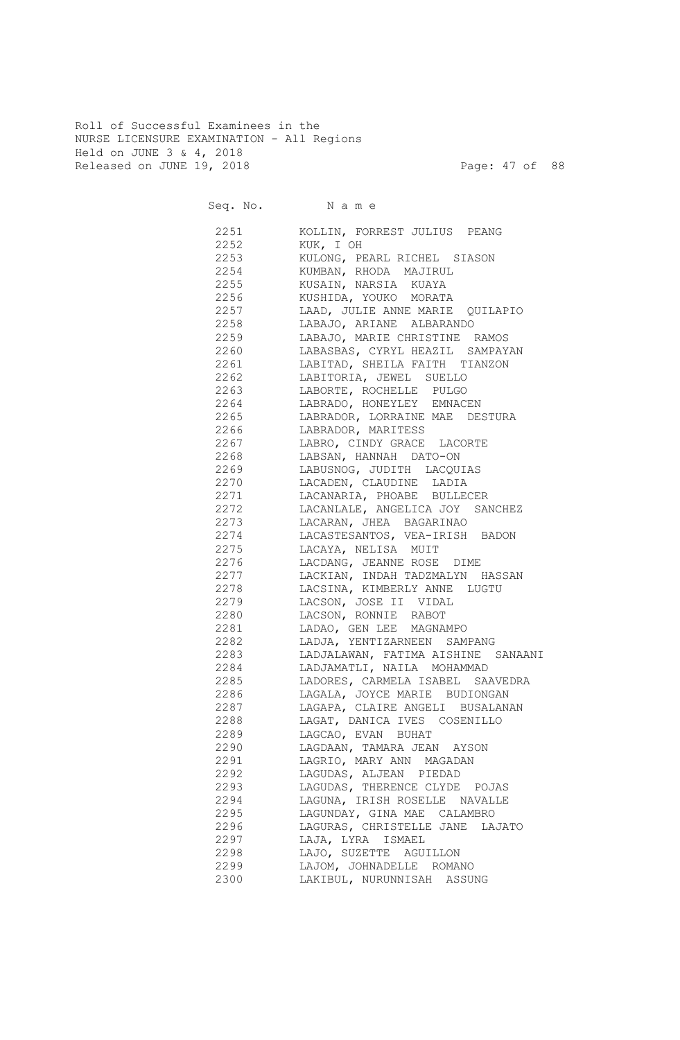Roll of Successful Examinees in the
NURSE LICENSURE EXAMINATION - All Regions
Held on JUNE 3 & 4, 2018
Released on JUNE 19, 2018

| Seq. No. | N a m e |
|---|---|
| 2251 | KOLLIN, FORREST JULIUS PEANG |
| 2252 | KUK, I OH |
| 2253 | KULONG, PEARL RICHEL SIASON |
| 2254 | KUMBAN, RHODA MAJIRUL |
| 2255 | KUSAIN, NARSIA KUAYA |
| 2256 | KUSHIDA, YOUKO MORATA |
| 2257 | LAAD, JULIE ANNE MARIE QUILAPIO |
| 2258 | LABAJO, ARIANE ALBARANDO |
| 2259 | LABAJO, MARIE CHRISTINE RAMOS |
| 2260 | LABASBAS, CYRYL HEAZIL SAMPAYAN |
| 2261 | LABITAD, SHEILA FAITH TIANZON |
| 2262 | LABITORIA, JEWEL SUELLO |
| 2263 | LABORTE, ROCHELLE PULGO |
| 2264 | LABRADO, HONEYLEY EMNACEN |
| 2265 | LABRADOR, LORRAINE MAE DESTURA |
| 2266 | LABRADOR, MARITESS |
| 2267 | LABRO, CINDY GRACE LACORTE |
| 2268 | LABSAN, HANNAH DATO-ON |
| 2269 | LABUSNOG, JUDITH LACQUIAS |
| 2270 | LACADEN, CLAUDINE LADIA |
| 2271 | LACANARIA, PHOABE BULLECER |
| 2272 | LACANLALE, ANGELICA JOY SANCHEZ |
| 2273 | LACARAN, JHEA BAGARINAO |
| 2274 | LACASTESANTOS, VEA-IRISH BADON |
| 2275 | LACAYA, NELISA MUIT |
| 2276 | LACDANG, JEANNE ROSE DIME |
| 2277 | LACKIAN, INDAH TADZMALYN HASSAN |
| 2278 | LACSINA, KIMBERLY ANNE LUGTU |
| 2279 | LACSON, JOSE II VIDAL |
| 2280 | LACSON, RONNIE RABOT |
| 2281 | LADAO, GEN LEE MAGNAMPO |
| 2282 | LADJA, YENTIZARNEEN SAMPANG |
| 2283 | LADJALAWAN, FATIMA AISHINE SANAANI |
| 2284 | LADJAMATLI, NAILA MOHAMMAD |
| 2285 | LADORES, CARMELA ISABEL SAAVEDRA |
| 2286 | LAGALA, JOYCE MARIE BUDIONGAN |
| 2287 | LAGAPA, CLAIRE ANGELI BUSALANAN |
| 2288 | LAGAT, DANICA IVES COSENILLO |
| 2289 | LAGCAO, EVAN BUHAT |
| 2290 | LAGDAAN, TAMARA JEAN AYSON |
| 2291 | LAGRIO, MARY ANN MAGADAN |
| 2292 | LAGUDAS, ALJEAN PIEDAD |
| 2293 | LAGUDAS, THERENCE CLYDE POJAS |
| 2294 | LAGUNA, IRISH ROSELLE NAVALLE |
| 2295 | LAGUNDAY, GINA MAE CALAMBRO |
| 2296 | LAGURAS, CHRISTELLE JANE LAJATO |
| 2297 | LAJA, LYRA ISMAEL |
| 2298 | LAJO, SUZETTE AGUILLON |
| 2299 | LAJOM, JOHNADELLE ROMANO |
| 2300 | LAKIBUL, NURUNNISAH ASSUNG |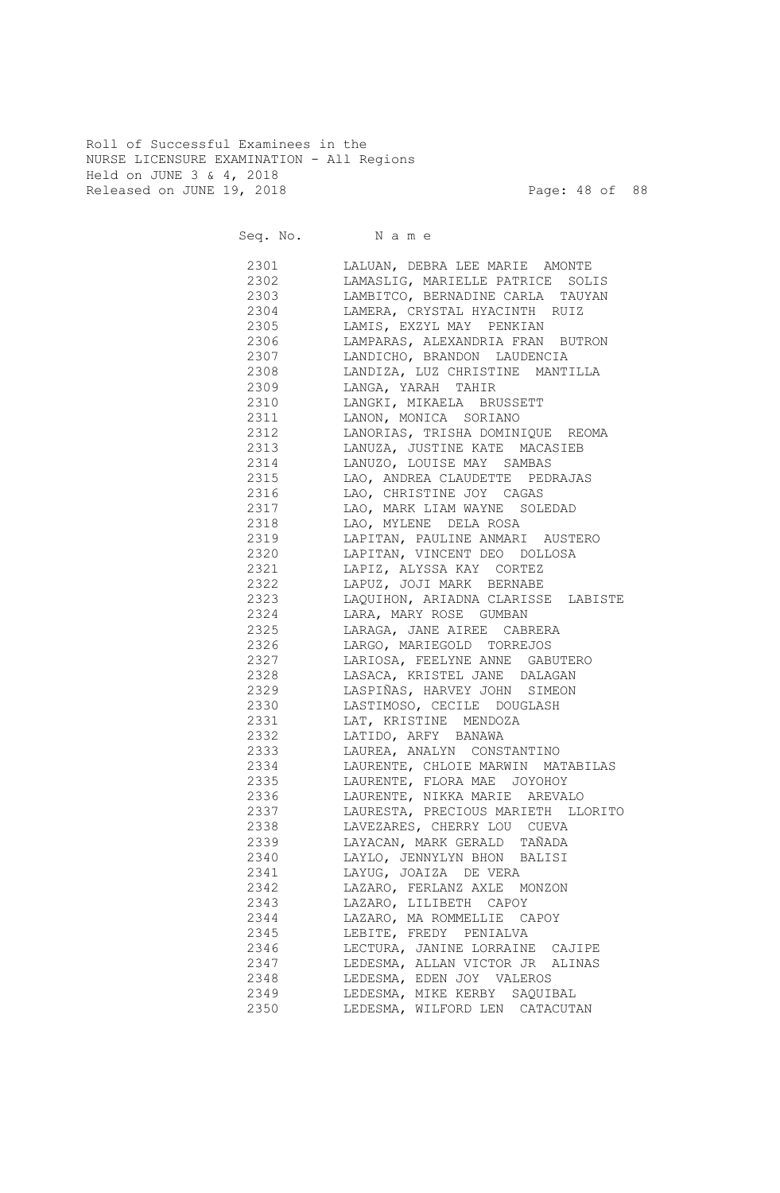Roll of Successful Examinees in the
NURSE LICENSURE EXAMINATION - All Regions
Held on JUNE 3 & 4, 2018
Released on JUNE 19, 2018

| Seq. No. | N a m e |
|---|---|
| 2301 | LALUAN, DEBRA LEE MARIE AMONTE |
| 2302 | LAMASLIG, MARIELLE PATRICE SOLIS |
| 2303 | LAMBITCO, BERNADINE CARLA TAUYAN |
| 2304 | LAMERA, CRYSTAL HYACINTH RUIZ |
| 2305 | LAMIS, EXZYL MAY PENKIAN |
| 2306 | LAMPARAS, ALEXANDRIA FRAN BUTRON |
| 2307 | LANDICHO, BRANDON LAUDENCIA |
| 2308 | LANDIZA, LUZ CHRISTINE MANTILLA |
| 2309 | LANGA, YARAH TAHIR |
| 2310 | LANGKI, MIKAELA BRUSSETT |
| 2311 | LANON, MONICA SORIANO |
| 2312 | LANORIAS, TRISHA DOMINIQUE REOMA |
| 2313 | LANUZA, JUSTINE KATE MACASIEB |
| 2314 | LANUZO, LOUISE MAY SAMBAS |
| 2315 | LAO, ANDREA CLAUDETTE PEDRAJAS |
| 2316 | LAO, CHRISTINE JOY CAGAS |
| 2317 | LAO, MARK LIAM WAYNE SOLEDAD |
| 2318 | LAO, MYLENE DELA ROSA |
| 2319 | LAPITAN, PAULINE ANMARI AUSTERO |
| 2320 | LAPITAN, VINCENT DEO DOLLOSA |
| 2321 | LAPIZ, ALYSSA KAY CORTEZ |
| 2322 | LAPUZ, JOJI MARK BERNABE |
| 2323 | LAQUIHON, ARIADNA CLARISSE LABISTE |
| 2324 | LARA, MARY ROSE GUMBAN |
| 2325 | LARAGA, JANE AIREE CABRERA |
| 2326 | LARGO, MARIEGOLD TORREJOS |
| 2327 | LARIOSA, FEELYNE ANNE GABUTERO |
| 2328 | LASACA, KRISTEL JANE DALAGAN |
| 2329 | LASPIÑAS, HARVEY JOHN SIMEON |
| 2330 | LASTIMOSO, CECILE DOUGLASH |
| 2331 | LAT, KRISTINE MENDOZA |
| 2332 | LATIDO, ARFY BANAWA |
| 2333 | LAUREA, ANALYN CONSTANTINO |
| 2334 | LAURENTE, CHLOIE MARWIN MATABILAS |
| 2335 | LAURENTE, FLORA MAE JOYOHOY |
| 2336 | LAURENTE, NIKKA MARIE AREVALO |
| 2337 | LAURESTA, PRECIOUS MARIETH LLORITO |
| 2338 | LAVEZARES, CHERRY LOU CUEVA |
| 2339 | LAYACAN, MARK GERALD TAÑADA |
| 2340 | LAYLO, JENNYLYN BHON BALISI |
| 2341 | LAYUG, JOAIZA DE VERA |
| 2342 | LAZARO, FERLANZ AXLE MONZON |
| 2343 | LAZARO, LILIBETH CAPOY |
| 2344 | LAZARO, MA ROMMELLIE CAPOY |
| 2345 | LEBITE, FREDY PENIALVA |
| 2346 | LECTURA, JANINE LORRAINE CAJIPE |
| 2347 | LEDESMA, ALLAN VICTOR JR ALINAS |
| 2348 | LEDESMA, EDEN JOY VALEROS |
| 2349 | LEDESMA, MIKE KERBY SAQUIBAL |
| 2350 | LEDESMA, WILFORD LEN CATACUTAN |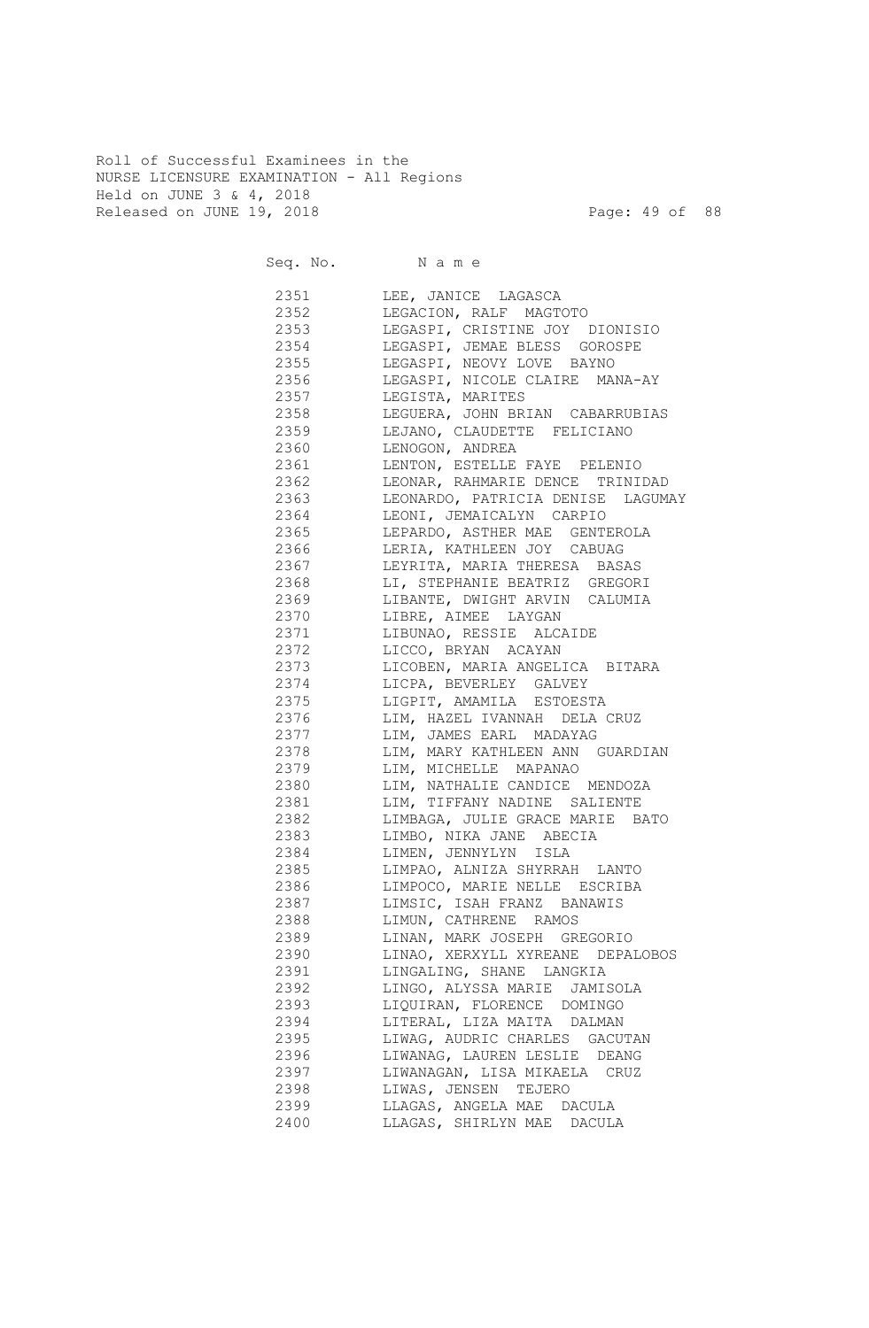Roll of Successful Examinees in the
NURSE LICENSURE EXAMINATION - All Regions
Held on JUNE 3 & 4, 2018
Released on JUNE 19, 2018

| Seq. No. | N a m e |
|---|---|
| 2351 | LEE, JANICE LAGASCA |
| 2352 | LEGACION, RALF MAGTOTO |
| 2353 | LEGASPI, CRISTINE JOY DIONISIO |
| 2354 | LEGASPI, JEMAE BLESS GOROSPE |
| 2355 | LEGASPI, NEOVY LOVE BAYNO |
| 2356 | LEGASPI, NICOLE CLAIRE MANA-AY |
| 2357 | LEGISTA, MARITES |
| 2358 | LEGUERA, JOHN BRIAN CABARRUBIAS |
| 2359 | LEJANO, CLAUDETTE FELICIANO |
| 2360 | LENOGON, ANDREA |
| 2361 | LENTON, ESTELLE FAYE PELENIO |
| 2362 | LEONAR, RAHMARIE DENCE TRINIDAD |
| 2363 | LEONARDO, PATRICIA DENISE LAGUMAY |
| 2364 | LEONI, JEMAICALYN CARPIO |
| 2365 | LEPARDO, ASTHER MAE GENTEROLA |
| 2366 | LERIA, KATHLEEN JOY CABUAG |
| 2367 | LEYRITA, MARIA THERESA BASAS |
| 2368 | LI, STEPHANIE BEATRIZ GREGORI |
| 2369 | LIBANTE, DWIGHT ARVIN CALUMIA |
| 2370 | LIBRE, AIMEE LAYGAN |
| 2371 | LIBUNAO, RESSIE ALCAIDE |
| 2372 | LICCO, BRYAN ACAYAN |
| 2373 | LICOBEN, MARIA ANGELICA BITARA |
| 2374 | LICPA, BEVERLEY GALVEY |
| 2375 | LIGPIT, AMAMILA ESTOESTA |
| 2376 | LIM, HAZEL IVANNAH DELA CRUZ |
| 2377 | LIM, JAMES EARL MADAYAG |
| 2378 | LIM, MARY KATHLEEN ANN GUARDIAN |
| 2379 | LIM, MICHELLE MAPANAO |
| 2380 | LIM, NATHALIE CANDICE MENDOZA |
| 2381 | LIM, TIFFANY NADINE SALIENTE |
| 2382 | LIMBAGA, JULIE GRACE MARIE BATO |
| 2383 | LIMBO, NIKA JANE ABECIA |
| 2384 | LIMEN, JENNYLYN ISLA |
| 2385 | LIMPAO, ALNIZA SHYRRAH LANTO |
| 2386 | LIMPOCO, MARIE NELLE ESCRIBA |
| 2387 | LIMSIC, ISAH FRANZ BANAWIS |
| 2388 | LIMUN, CATHRENE RAMOS |
| 2389 | LINAN, MARK JOSEPH GREGORIO |
| 2390 | LINAO, XERXYLL XYREANE DEPALOBOS |
| 2391 | LINGALING, SHANE LANGKIA |
| 2392 | LINGO, ALYSSA MARIE JAMISOLA |
| 2393 | LIQUIRAN, FLORENCE DOMINGO |
| 2394 | LITERAL, LIZA MAITA DALMAN |
| 2395 | LIWAG, AUDRIC CHARLES GACUTAN |
| 2396 | LIWANAG, LAUREN LESLIE DEANG |
| 2397 | LIWANAGAN, LISA MIKAELA CRUZ |
| 2398 | LIWAS, JENSEN TEJERO |
| 2399 | LLAGAS, ANGELA MAE DACULA |
| 2400 | LLAGAS, SHIRLYN MAE DACULA |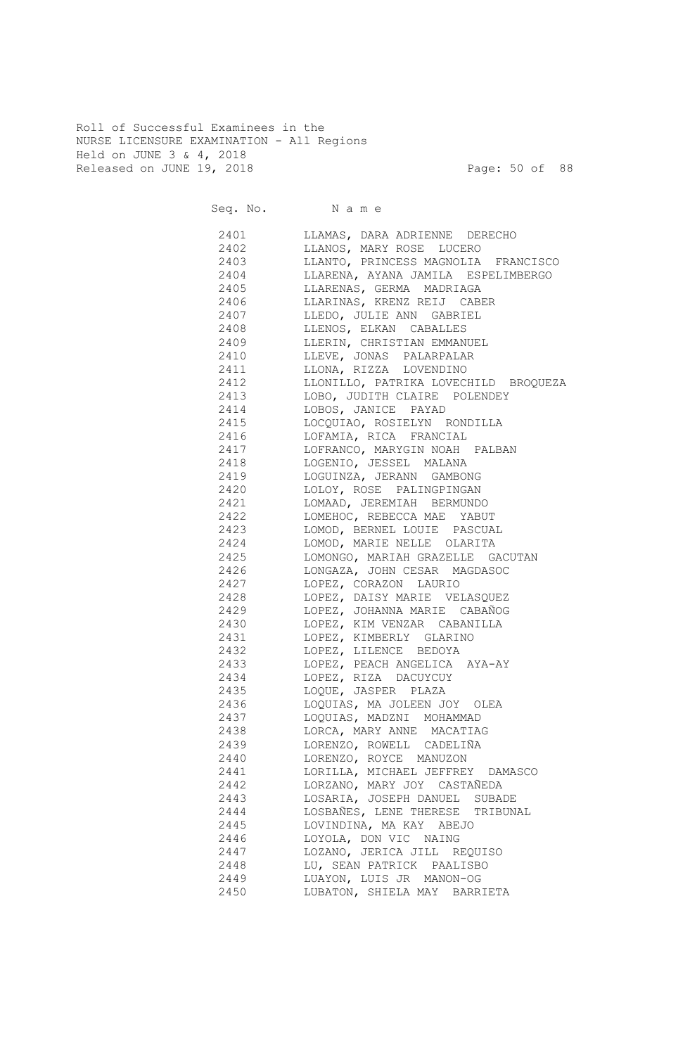Roll of Successful Examinees in the
NURSE LICENSURE EXAMINATION - All Regions
Held on JUNE 3 & 4, 2018
Released on JUNE 19, 2018

| Seq. No. | N a m e |
|---|---|
| 2401 | LLAMAS, DARA ADRIENNE DERECHO |
| 2402 | LLANOS, MARY ROSE LUCERO |
| 2403 | LLANTO, PRINCESS MAGNOLIA FRANCISCO |
| 2404 | LLARENA, AYANA JAMILA ESPELIMBERGO |
| 2405 | LLARENAS, GERMA MADRIAGA |
| 2406 | LLARINAS, KRENZ REIJ CABER |
| 2407 | LLEDO, JULIE ANN GABRIEL |
| 2408 | LLENOS, ELKAN CABALLES |
| 2409 | LLERIN, CHRISTIAN EMMANUEL |
| 2410 | LLEVE, JONAS PALARPALAR |
| 2411 | LLONA, RIZZA LOVENDINO |
| 2412 | LLONILLO, PATRIKA LOVECHILD BROQUEZA |
| 2413 | LOBO, JUDITH CLAIRE POLENDEY |
| 2414 | LOBOS, JANICE PAYAD |
| 2415 | LOCQUIAO, ROSIELYN RONDILLA |
| 2416 | LOFAMIA, RICA FRANCIAL |
| 2417 | LOFRANCO, MARYGIN NOAH PALBAN |
| 2418 | LOGENIO, JESSEL MALANA |
| 2419 | LOGUINZA, JERANN GAMBONG |
| 2420 | LOLOY, ROSE PALINGPINGAN |
| 2421 | LOMAAD, JEREMIAH BERMUNDO |
| 2422 | LOMEHOC, REBECCA MAE YABUT |
| 2423 | LOMOD, BERNEL LOUIE PASCUAL |
| 2424 | LOMOD, MARIE NELLE OLARITA |
| 2425 | LOMONGO, MARIAH GRAZELLE GACUTAN |
| 2426 | LONGAZA, JOHN CESAR MAGDASOC |
| 2427 | LOPEZ, CORAZON LAURIO |
| 2428 | LOPEZ, DAISY MARIE VELASQUEZ |
| 2429 | LOPEZ, JOHANNA MARIE CABAÑOG |
| 2430 | LOPEZ, KIM VENZAR CABANILLA |
| 2431 | LOPEZ, KIMBERLY GLARINO |
| 2432 | LOPEZ, LILENCE BEDOYA |
| 2433 | LOPEZ, PEACH ANGELICA AYA-AY |
| 2434 | LOPEZ, RIZA DACUYCUY |
| 2435 | LOQUE, JASPER PLAZA |
| 2436 | LOQUIAS, MA JOLEEN JOY OLEA |
| 2437 | LOQUIAS, MADZNI MOHAMMAD |
| 2438 | LORCA, MARY ANNE MACATIAG |
| 2439 | LORENZO, ROWELL CADELIÑA |
| 2440 | LORENZO, ROYCE MANUZON |
| 2441 | LORILLA, MICHAEL JEFFREY DAMASCO |
| 2442 | LORZANO, MARY JOY CASTAÑEDA |
| 2443 | LOSARIA, JOSEPH DANUEL SUBADE |
| 2444 | LOSBAÑES, LENE THERESE TRIBUNAL |
| 2445 | LOVINDINA, MA KAY ABEJO |
| 2446 | LOYOLA, DON VIC NAING |
| 2447 | LOZANO, JERICA JILL REQUISO |
| 2448 | LU, SEAN PATRICK PAALISBO |
| 2449 | LUAYON, LUIS JR MANON-OG |
| 2450 | LUBATON, SHIELA MAY BARRIETA |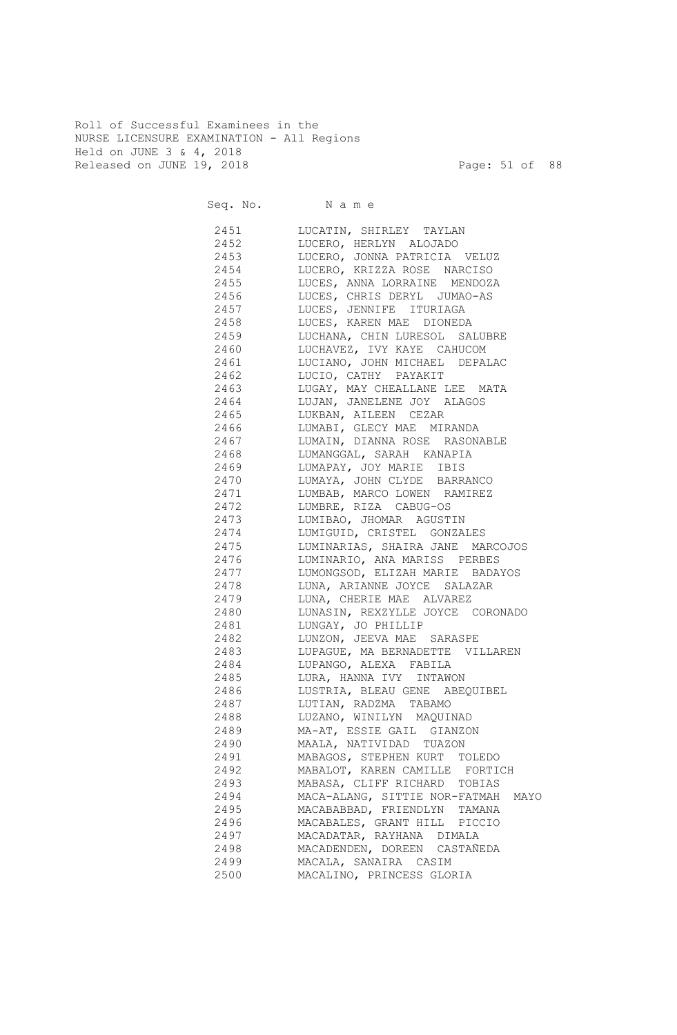Roll of Successful Examinees in the
NURSE LICENSURE EXAMINATION - All Regions
Held on JUNE 3 & 4, 2018
Released on JUNE 19, 2018

| Seq. No. | N a m e |
|---|---|
| 2451 | LUCATIN, SHIRLEY TAYLAN |
| 2452 | LUCERO, HERLYN ALOJADO |
| 2453 | LUCERO, JONNA PATRICIA VELUZ |
| 2454 | LUCERO, KRIZZA ROSE NARCISO |
| 2455 | LUCES, ANNA LORRAINE MENDOZA |
| 2456 | LUCES, CHRIS DERYL JUMAO-AS |
| 2457 | LUCES, JENNIFE ITURIAGA |
| 2458 | LUCES, KAREN MAE DIONEDA |
| 2459 | LUCHANA, CHIN LURESOL SALUBRE |
| 2460 | LUCHAVEZ, IVY KAYE CAHUCOM |
| 2461 | LUCIANO, JOHN MICHAEL DEPALAC |
| 2462 | LUCIO, CATHY PAYAKIT |
| 2463 | LUGAY, MAY CHEALLANE LEE MATA |
| 2464 | LUJAN, JANELENE JOY ALAGOS |
| 2465 | LUKBAN, AILEEN CEZAR |
| 2466 | LUMABI, GLECY MAE MIRANDA |
| 2467 | LUMAIN, DIANNA ROSE RASONABLE |
| 2468 | LUMANGGAL, SARAH KANAPIA |
| 2469 | LUMAPAY, JOY MARIE IBIS |
| 2470 | LUMAYA, JOHN CLYDE BARRANCO |
| 2471 | LUMBAB, MARCO LOWEN RAMIREZ |
| 2472 | LUMBRE, RIZA CABUG-OS |
| 2473 | LUMIBAO, JHOMAR AGUSTIN |
| 2474 | LUMIGUID, CRISTEL GONZALES |
| 2475 | LUMINARIAS, SHAIRA JANE MARCOJOS |
| 2476 | LUMINARIO, ANA MARISS PERBES |
| 2477 | LUMONGSOD, ELIZAH MARIE BADAYOS |
| 2478 | LUNA, ARIANNE JOYCE SALAZAR |
| 2479 | LUNA, CHERIE MAE ALVAREZ |
| 2480 | LUNASIN, REXZYLLE JOYCE CORONADO |
| 2481 | LUNGAY, JO PHILLIP |
| 2482 | LUNZON, JEEVA MAE SARASPE |
| 2483 | LUPAGUE, MA BERNADETTE VILLAREN |
| 2484 | LUPANGO, ALEXA FABILA |
| 2485 | LURA, HANNA IVY INTAWON |
| 2486 | LUSTRIA, BLEAU GENE ABEQUIBEL |
| 2487 | LUTIAN, RADZMA TABAMO |
| 2488 | LUZANO, WINILYN MAQUINAD |
| 2489 | MA-AT, ESSIE GAIL GIANZON |
| 2490 | MAALA, NATIVIDAD TUAZON |
| 2491 | MABAGOS, STEPHEN KURT TOLEDO |
| 2492 | MABALOT, KAREN CAMILLE FORTICH |
| 2493 | MABASA, CLIFF RICHARD TOBIAS |
| 2494 | MACA-ALANG, SITTIE NOR-FATMAH MAYO |
| 2495 | MACABABBAD, FRIENDLYN TAMANA |
| 2496 | MACABALES, GRANT HILL PICCIO |
| 2497 | MACADATAR, RAYHANA DIMALA |
| 2498 | MACADENDEN, DOREEN CASTAÑEDA |
| 2499 | MACALA, SANAIRA CASIM |
| 2500 | MACALINO, PRINCESS GLORIA |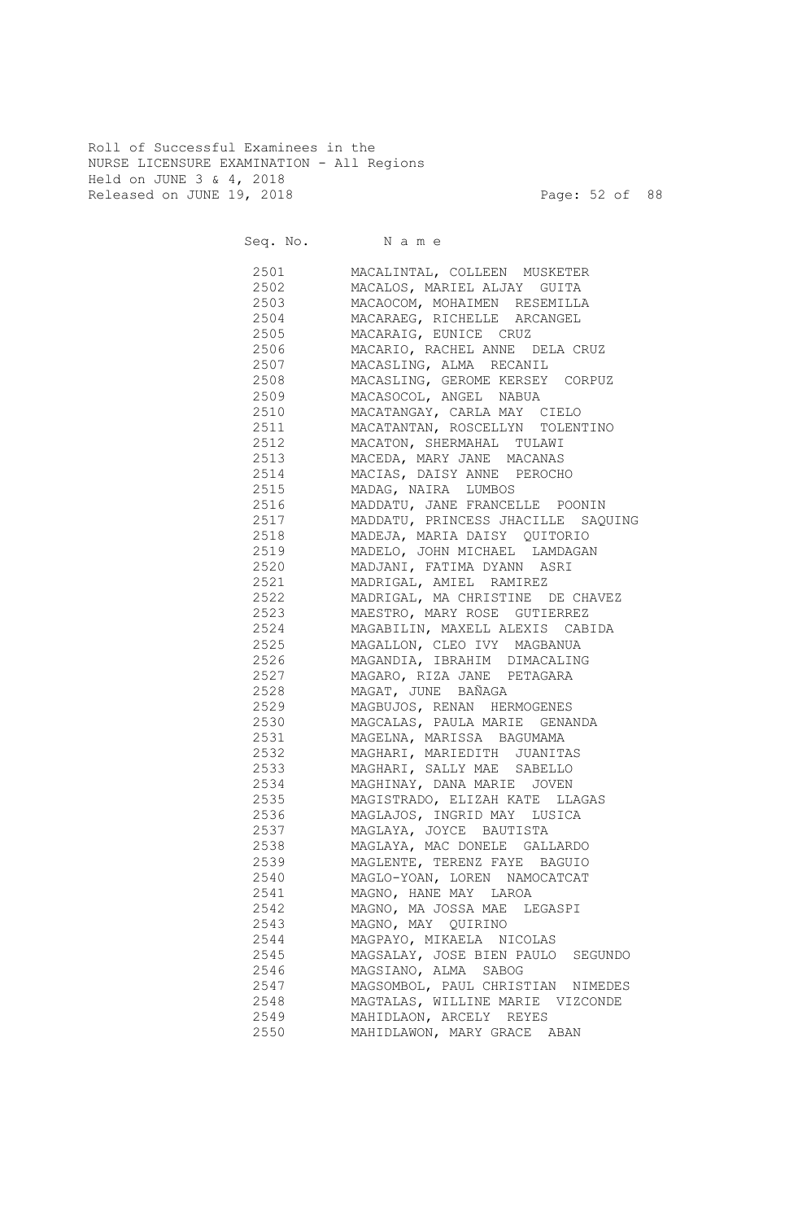Roll of Successful Examinees in the
NURSE LICENSURE EXAMINATION - All Regions
Held on JUNE 3 & 4, 2018
Released on JUNE 19, 2018

| Seq. No. | N a m e |
|---|---|
| 2501 | MACALINTAL, COLLEEN MUSKETER |
| 2502 | MACALOS, MARIEL ALJAY GUITA |
| 2503 | MACAOCOM, MOHAIMEN RESEMILLA |
| 2504 | MACARAEG, RICHELLE ARCANGEL |
| 2505 | MACARAIG, EUNICE CRUZ |
| 2506 | MACARIO, RACHEL ANNE DELA CRUZ |
| 2507 | MACASLING, ALMA RECANIL |
| 2508 | MACASLING, GEROME KERSEY CORPUZ |
| 2509 | MACASOCOL, ANGEL NABUA |
| 2510 | MACATANGAY, CARLA MAY CIELO |
| 2511 | MACATANTAN, ROSCELLYN TOLENTINO |
| 2512 | MACATON, SHERMAHAL TULAWI |
| 2513 | MACEDA, MARY JANE MACANAS |
| 2514 | MACIAS, DAISY ANNE PEROCHO |
| 2515 | MADAG, NAIRA LUMBOS |
| 2516 | MADDATU, JANE FRANCELLE POONIN |
| 2517 | MADDATU, PRINCESS JHACILLE SAQUING |
| 2518 | MADEJA, MARIA DAISY QUITORIO |
| 2519 | MADELO, JOHN MICHAEL LAMDAGAN |
| 2520 | MADJANI, FATIMA DYANN ASRI |
| 2521 | MADRIGAL, AMIEL RAMIREZ |
| 2522 | MADRIGAL, MA CHRISTINE DE CHAVEZ |
| 2523 | MAESTRO, MARY ROSE GUTIERREZ |
| 2524 | MAGABILIN, MAXELL ALEXIS CABIDA |
| 2525 | MAGALLON, CLEO IVY MAGBANUA |
| 2526 | MAGANDIA, IBRAHIM DIMACALING |
| 2527 | MAGARO, RIZA JANE PETAGARA |
| 2528 | MAGAT, JUNE BAÑAGA |
| 2529 | MAGBUJOS, RENAN HERMOGENES |
| 2530 | MAGCALAS, PAULA MARIE GENANDA |
| 2531 | MAGELNA, MARISSA BAGUMAMA |
| 2532 | MAGHARI, MARIEDITH JUANITAS |
| 2533 | MAGHARI, SALLY MAE SABELLO |
| 2534 | MAGHINAY, DANA MARIE JOVEN |
| 2535 | MAGISTRADO, ELIZAH KATE LLAGAS |
| 2536 | MAGLAJOS, INGRID MAY LUSICA |
| 2537 | MAGLAYA, JOYCE BAUTISTA |
| 2538 | MAGLAYA, MAC DONELE GALLARDO |
| 2539 | MAGLENTE, TERENZ FAYE BAGUIO |
| 2540 | MAGLO-YOAN, LOREN NAMOCATCAT |
| 2541 | MAGNO, HANE MAY LAROA |
| 2542 | MAGNO, MA JOSSA MAE LEGASPI |
| 2543 | MAGNO, MAY QUIRINO |
| 2544 | MAGPAYO, MIKAELA NICOLAS |
| 2545 | MAGSALAY, JOSE BIEN PAULO SEGUNDO |
| 2546 | MAGSIANO, ALMA SABOG |
| 2547 | MAGSOMBOL, PAUL CHRISTIAN NIMEDES |
| 2548 | MAGTALAS, WILLINE MARIE VIZCONDE |
| 2549 | MAHIDLAON, ARCELY REYES |
| 2550 | MAHIDLAWON, MARY GRACE ABAN |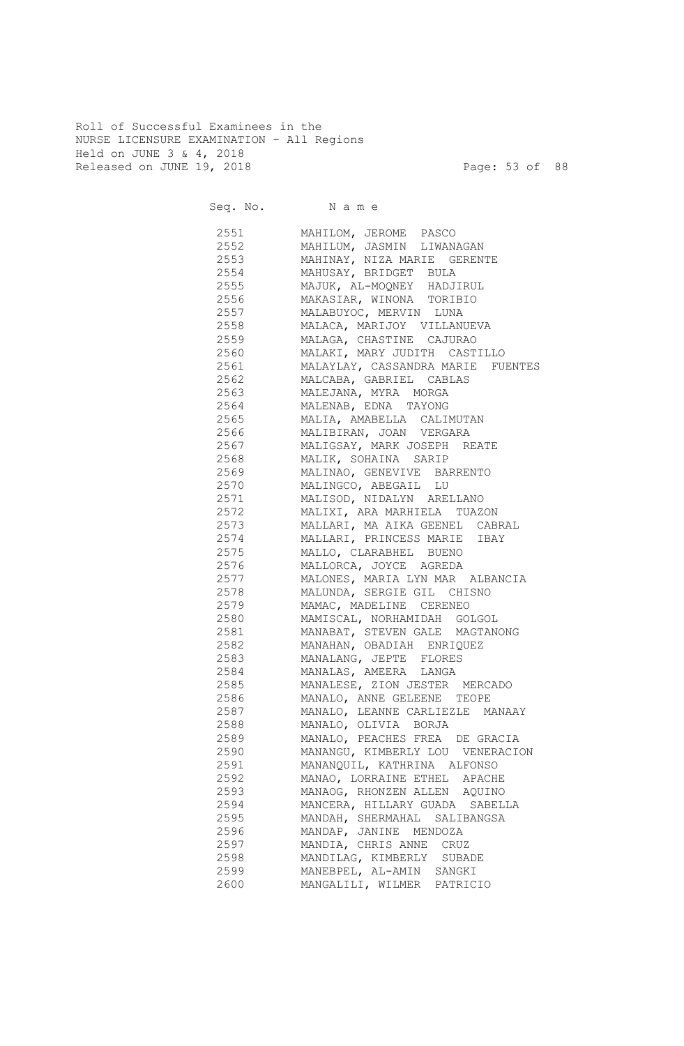Roll of Successful Examinees in the
NURSE LICENSURE EXAMINATION - All Regions
Held on JUNE 3 & 4, 2018
Released on JUNE 19, 2018

| Seq. No. | N a m e |
|---|---|
| 2551 | MAHILOM, JEROME PASCO |
| 2552 | MAHILUM, JASMIN LIWANAGAN |
| 2553 | MAHINAY, NIZA MARIE GERENTE |
| 2554 | MAHUSAY, BRIDGET BULA |
| 2555 | MAJUK, AL-MOQNEY HADJIRUL |
| 2556 | MAKASIAR, WINONA TORIBIO |
| 2557 | MALABUYOC, MERVIN LUNA |
| 2558 | MALACA, MARIJOY VILLANUEVA |
| 2559 | MALAGA, CHASTINE CAJURAO |
| 2560 | MALAKI, MARY JUDITH CASTILLO |
| 2561 | MALAYLAY, CASSANDRA MARIE FUENTES |
| 2562 | MALCABA, GABRIEL CABLAS |
| 2563 | MALEJANA, MYRA MORGA |
| 2564 | MALENAB, EDNA TAYONG |
| 2565 | MALIA, AMABELLA CALIMUTAN |
| 2566 | MALIBIRAN, JOAN VERGARA |
| 2567 | MALIGSAY, MARK JOSEPH REATE |
| 2568 | MALIK, SOHAINA SARIP |
| 2569 | MALINAO, GENEVIVE BARRENTO |
| 2570 | MALINGCO, ABEGAIL LU |
| 2571 | MALISOD, NIDALYN ARELLANO |
| 2572 | MALIXI, ARA MARHIELA TUAZON |
| 2573 | MALLARI, MA AIKA GEENEL CABRAL |
| 2574 | MALLARI, PRINCESS MARIE IBAY |
| 2575 | MALLO, CLARABHEL BUENO |
| 2576 | MALLORCA, JOYCE AGREDA |
| 2577 | MALONES, MARIA LYN MAR ALBANCIA |
| 2578 | MALUNDA, SERGIE GIL CHISNO |
| 2579 | MAMAC, MADELINE CERENEO |
| 2580 | MAMISCAL, NORHAMIDAH GOLGOL |
| 2581 | MANABAT, STEVEN GALE MAGTANONG |
| 2582 | MANAHAN, OBADIAH ENRIQUEZ |
| 2583 | MANALANG, JEPTE FLORES |
| 2584 | MANALAS, AMEERA LANGA |
| 2585 | MANALESE, ZION JESTER MERCADO |
| 2586 | MANALO, ANNE GELEENE TEOPE |
| 2587 | MANALO, LEANNE CARLIEZLE MANAAY |
| 2588 | MANALO, OLIVIA BORJA |
| 2589 | MANALO, PEACHES FREA DE GRACIA |
| 2590 | MANANGU, KIMBERLY LOU VENERACION |
| 2591 | MANANQUIL, KATHRINA ALFONSO |
| 2592 | MANAO, LORRAINE ETHEL APACHE |
| 2593 | MANAOG, RHONZEN ALLEN AQUINO |
| 2594 | MANCERA, HILLARY GUADA SABELLA |
| 2595 | MANDAH, SHERMAHAL SALIBANGSA |
| 2596 | MANDAP, JANINE MENDOZA |
| 2597 | MANDIA, CHRIS ANNE CRUZ |
| 2598 | MANDILAG, KIMBERLY SUBADE |
| 2599 | MANEBPEL, AL-AMIN SANGKI |
| 2600 | MANGALILI, WILMER PATRICIO |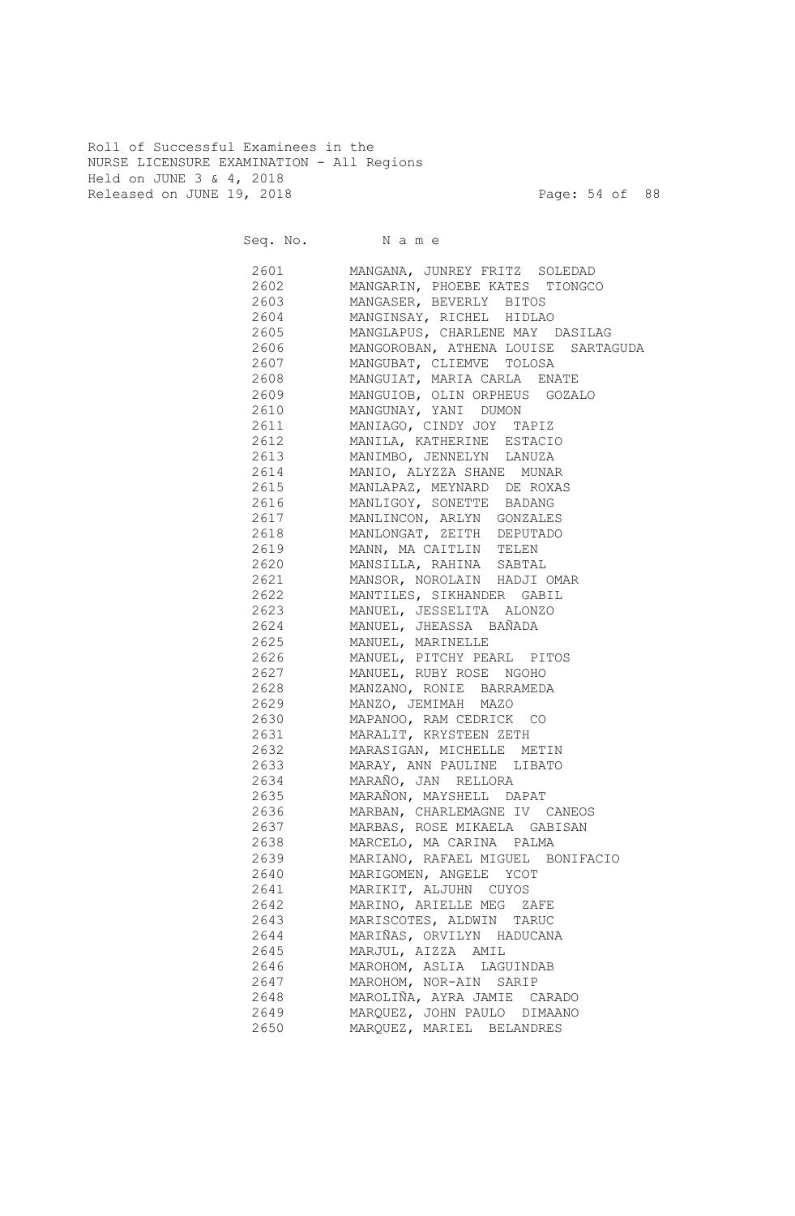Roll of Successful Examinees in the
NURSE LICENSURE EXAMINATION - All Regions
Held on JUNE 3 & 4, 2018
Released on JUNE 19, 2018

| Seq. No. | N a m e |
|---|---|
| 2601 | MANGANA, JUNREY FRITZ SOLEDAD |
| 2602 | MANGARIN, PHOEBE KATES TIONGCO |
| 2603 | MANGASER, BEVERLY BITOS |
| 2604 | MANGINSAY, RICHEL HIDLAO |
| 2605 | MANGLAPUS, CHARLENE MAY DASILAG |
| 2606 | MANGOROBAN, ATHENA LOUISE SARTAGUDA |
| 2607 | MANGUBAT, CLIEMVE TOLOSA |
| 2608 | MANGUIAT, MARIA CARLA ENATE |
| 2609 | MANGUIOB, OLIN ORPHEUS GOZALO |
| 2610 | MANGUNAY, YANI DUMON |
| 2611 | MANIAGO, CINDY JOY TAPIZ |
| 2612 | MANILA, KATHERINE ESTACIO |
| 2613 | MANIMBO, JENNELYN LANUZA |
| 2614 | MANIO, ALYZZA SHANE MUNAR |
| 2615 | MANLAPAZ, MEYNARD DE ROXAS |
| 2616 | MANLIGOY, SONETTE BADANG |
| 2617 | MANLINCON, ARLYN GONZALES |
| 2618 | MANLONGAT, ZEITH DEPUTADO |
| 2619 | MANN, MA CAITLIN TELEN |
| 2620 | MANSILLA, RAHINA SABTAL |
| 2621 | MANSOR, NOROLAIN HADJI OMAR |
| 2622 | MANTILES, SIKHANDER GABIL |
| 2623 | MANUEL, JESSELITA ALONZO |
| 2624 | MANUEL, JHEASSA BAÑADA |
| 2625 | MANUEL, MARINELLE |
| 2626 | MANUEL, PITCHY PEARL PITOS |
| 2627 | MANUEL, RUBY ROSE NGOHO |
| 2628 | MANZANO, RONIE BARRAMEDA |
| 2629 | MANZO, JEMIMAH MAZO |
| 2630 | MAPANOO, RAM CEDRICK CO |
| 2631 | MARALIT, KRYSTEEN ZETH |
| 2632 | MARASIGAN, MICHELLE METIN |
| 2633 | MARAY, ANN PAULINE LIBATO |
| 2634 | MARAÑO, JAN RELLORA |
| 2635 | MARAÑON, MAYSHELL DAPAT |
| 2636 | MARBAN, CHARLEMAGNE IV CANEOS |
| 2637 | MARBAS, ROSE MIKAELA GABISAN |
| 2638 | MARCELO, MA CARINA PALMA |
| 2639 | MARIANO, RAFAEL MIGUEL BONIFACIO |
| 2640 | MARIGOMEN, ANGELE YCOT |
| 2641 | MARIKIT, ALJUHN CUYOS |
| 2642 | MARINO, ARIELLE MEG ZAFE |
| 2643 | MARISCOTES, ALDWIN TARUC |
| 2644 | MARIÑAS, ORVILYN HADUCANA |
| 2645 | MARJUL, AIZZA AMIL |
| 2646 | MAROHOM, ASLIA LAGUINDAB |
| 2647 | MAROHOM, NOR-AIN SARIP |
| 2648 | MAROLIÑA, AYRA JAMIE CARADO |
| 2649 | MARQUEZ, JOHN PAULO DIMAANO |
| 2650 | MARQUEZ, MARIEL BELANDRES |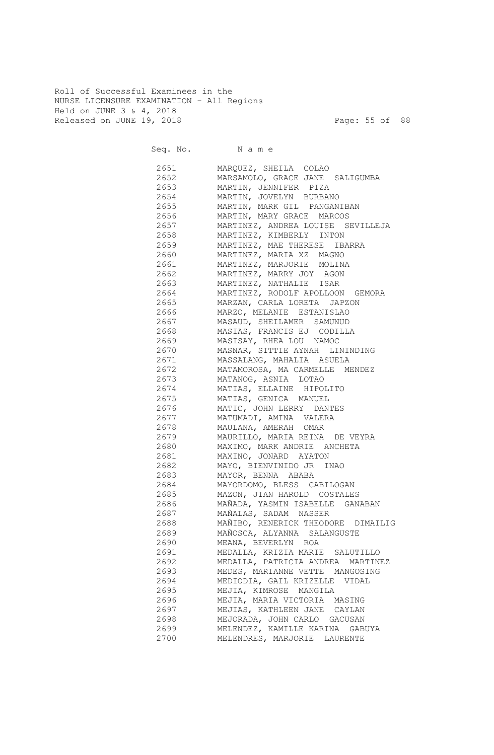Roll of Successful Examinees in the
NURSE LICENSURE EXAMINATION - All Regions
Held on JUNE 3 & 4, 2018
Released on JUNE 19, 2018

| Seq. No. | N a m e |
|---|---|
| 2651 | MARQUEZ, SHEILA COLAO |
| 2652 | MARSAMOLO, GRACE JANE SALIGUMBA |
| 2653 | MARTIN, JENNIFER PIZA |
| 2654 | MARTIN, JOVELYN BURBANO |
| 2655 | MARTIN, MARK GIL PANGANIBAN |
| 2656 | MARTIN, MARY GRACE MARCOS |
| 2657 | MARTINEZ, ANDREA LOUISE SEVILLEJA |
| 2658 | MARTINEZ, KIMBERLY INTON |
| 2659 | MARTINEZ, MAE THERESE IBARRA |
| 2660 | MARTINEZ, MARIA XZ MAGNO |
| 2661 | MARTINEZ, MARJORIE MOLINA |
| 2662 | MARTINEZ, MARRY JOY AGON |
| 2663 | MARTINEZ, NATHALIE ISAR |
| 2664 | MARTINEZ, RODOLF APOLLOON GEMORA |
| 2665 | MARZAN, CARLA LORETA JAPZON |
| 2666 | MARZO, MELANIE ESTANISLAO |
| 2667 | MASAUD, SHEILAMER SAMUNUD |
| 2668 | MASIAS, FRANCIS EJ CODILLA |
| 2669 | MASISAY, RHEA LOU NAMOC |
| 2670 | MASNAR, SITTIE AYNAH LININDING |
| 2671 | MASSALANG, MAHALIA ASUELA |
| 2672 | MATAMOROSA, MA CARMELLE MENDEZ |
| 2673 | MATANOG, ASNIA LOTAO |
| 2674 | MATIAS, ELLAINE HIPOLITO |
| 2675 | MATIAS, GENICA MANUEL |
| 2676 | MATIC, JOHN LERRY DANTES |
| 2677 | MATUMADI, AMINA VALERA |
| 2678 | MAULANA, AMERAH OMAR |
| 2679 | MAURILLO, MARIA REINA DE VEYRA |
| 2680 | MAXIMO, MARK ANDRIE ANCHETA |
| 2681 | MAXINO, JONARD AYATON |
| 2682 | MAYO, BIENVINIDO JR INAO |
| 2683 | MAYOR, BENNA ABABA |
| 2684 | MAYORDOMO, BLESS CABILOGAN |
| 2685 | MAZON, JIAN HAROLD COSTALES |
| 2686 | MAÑADA, YASMIN ISABELLE GANABAN |
| 2687 | MAÑALAS, SADAM NASSER |
| 2688 | MAÑIBO, RENERICK THEODORE DIMAILIG |
| 2689 | MAÑOSCA, ALYANNA SALANGUSTE |
| 2690 | MEANA, BEVERLYN ROA |
| 2691 | MEDALLA, KRIZIA MARIE SALUTILLO |
| 2692 | MEDALLA, PATRICIA ANDREA MARTINEZ |
| 2693 | MEDES, MARIANNE VETTE MANGOSING |
| 2694 | MEDIODIA, GAIL KRIZELLE VIDAL |
| 2695 | MEJIA, KIMROSE MANGILA |
| 2696 | MEJIA, MARIA VICTORIA MASING |
| 2697 | MEJIAS, KATHLEEN JANE CAYLAN |
| 2698 | MEJORADA, JOHN CARLO GACUSAN |
| 2699 | MELENDEZ, KAMILLE KARINA GABUYA |
| 2700 | MELENDRES, MARJORIE LAURENTE |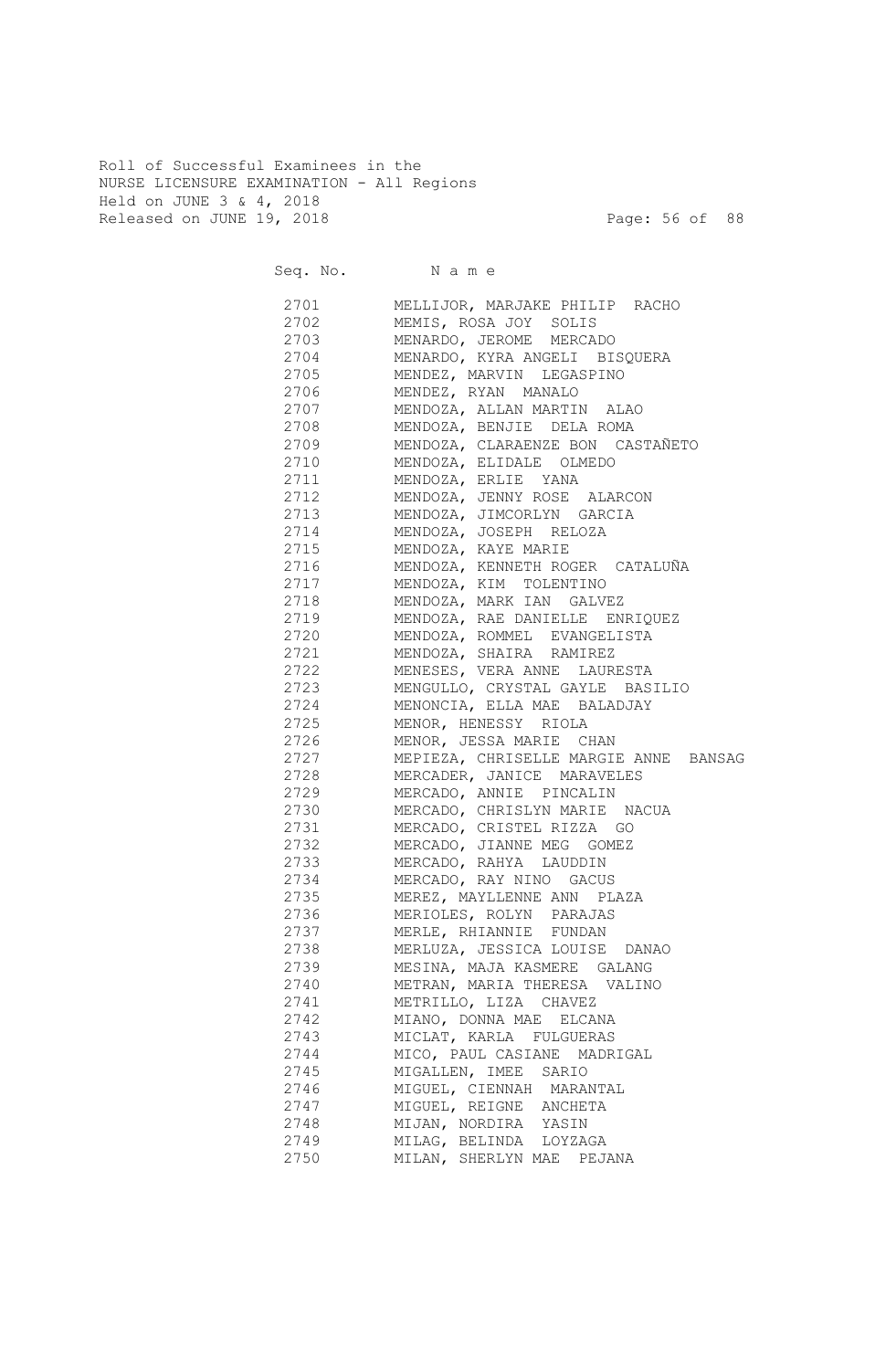Roll of Successful Examinees in the
NURSE LICENSURE EXAMINATION - All Regions
Held on JUNE 3 & 4, 2018
Released on JUNE 19, 2018

| Seq. No. | N a m e |
|---|---|
| 2701 | MELLIJOR, MARJAKE PHILIP RACHO |
| 2702 | MEMIS, ROSA JOY SOLIS |
| 2703 | MENARDO, JEROME MERCADO |
| 2704 | MENARDO, KYRA ANGELI BISQUERA |
| 2705 | MENDEZ, MARVIN LEGASPINO |
| 2706 | MENDEZ, RYAN MANALO |
| 2707 | MENDOZA, ALLAN MARTIN ALAO |
| 2708 | MENDOZA, BENJIE DELA ROMA |
| 2709 | MENDOZA, CLARAENZE BON CASTAÑETO |
| 2710 | MENDOZA, ELIDALE OLMEDO |
| 2711 | MENDOZA, ERLIE YANA |
| 2712 | MENDOZA, JENNY ROSE ALARCON |
| 2713 | MENDOZA, JIMCORLYN GARCIA |
| 2714 | MENDOZA, JOSEPH RELOZA |
| 2715 | MENDOZA, KAYE MARIE |
| 2716 | MENDOZA, KENNETH ROGER CATALUÑA |
| 2717 | MENDOZA, KIM TOLENTINO |
| 2718 | MENDOZA, MARK IAN GALVEZ |
| 2719 | MENDOZA, RAE DANIELLE ENRIQUEZ |
| 2720 | MENDOZA, ROMMEL EVANGELISTA |
| 2721 | MENDOZA, SHAIRA RAMIREZ |
| 2722 | MENESES, VERA ANNE LAURESTA |
| 2723 | MENGULLO, CRYSTAL GAYLE BASILIO |
| 2724 | MENONCIA, ELLA MAE BALADJAY |
| 2725 | MENOR, HENESSY RIOLA |
| 2726 | MENOR, JESSA MARIE CHAN |
| 2727 | MEPIEZA, CHRISELLE MARGIE ANNE BANSAG |
| 2728 | MERCADER, JANICE MARAVELES |
| 2729 | MERCADO, ANNIE PINCALIN |
| 2730 | MERCADO, CHRISLYN MARIE NACUA |
| 2731 | MERCADO, CRISTEL RIZZA GO |
| 2732 | MERCADO, JIANNE MEG GOMEZ |
| 2733 | MERCADO, RAHYA LAUDDIN |
| 2734 | MERCADO, RAY NINO GACUS |
| 2735 | MEREZ, MAYLLENNE ANN PLAZA |
| 2736 | MERIOLES, ROLYN PARAJAS |
| 2737 | MERLE, RHIANNIE FUNDAN |
| 2738 | MERLUZA, JESSICA LOUISE DANAO |
| 2739 | MESINA, MAJA KASMERE GALANG |
| 2740 | METRAN, MARIA THERESA VALINO |
| 2741 | METRILLO, LIZA CHAVEZ |
| 2742 | MIANO, DONNA MAE ELCANA |
| 2743 | MICLAT, KARLA FULGUERAS |
| 2744 | MICO, PAUL CASIANE MADRIGAL |
| 2745 | MIGALLEN, IMEE SARIO |
| 2746 | MIGUEL, CIENNAH MARANTAL |
| 2747 | MIGUEL, REIGNE ANCHETA |
| 2748 | MIJAN, NORDIRA YASIN |
| 2749 | MILAG, BELINDA LOYZAGA |
| 2750 | MILAN, SHERLYN MAE PEJANA |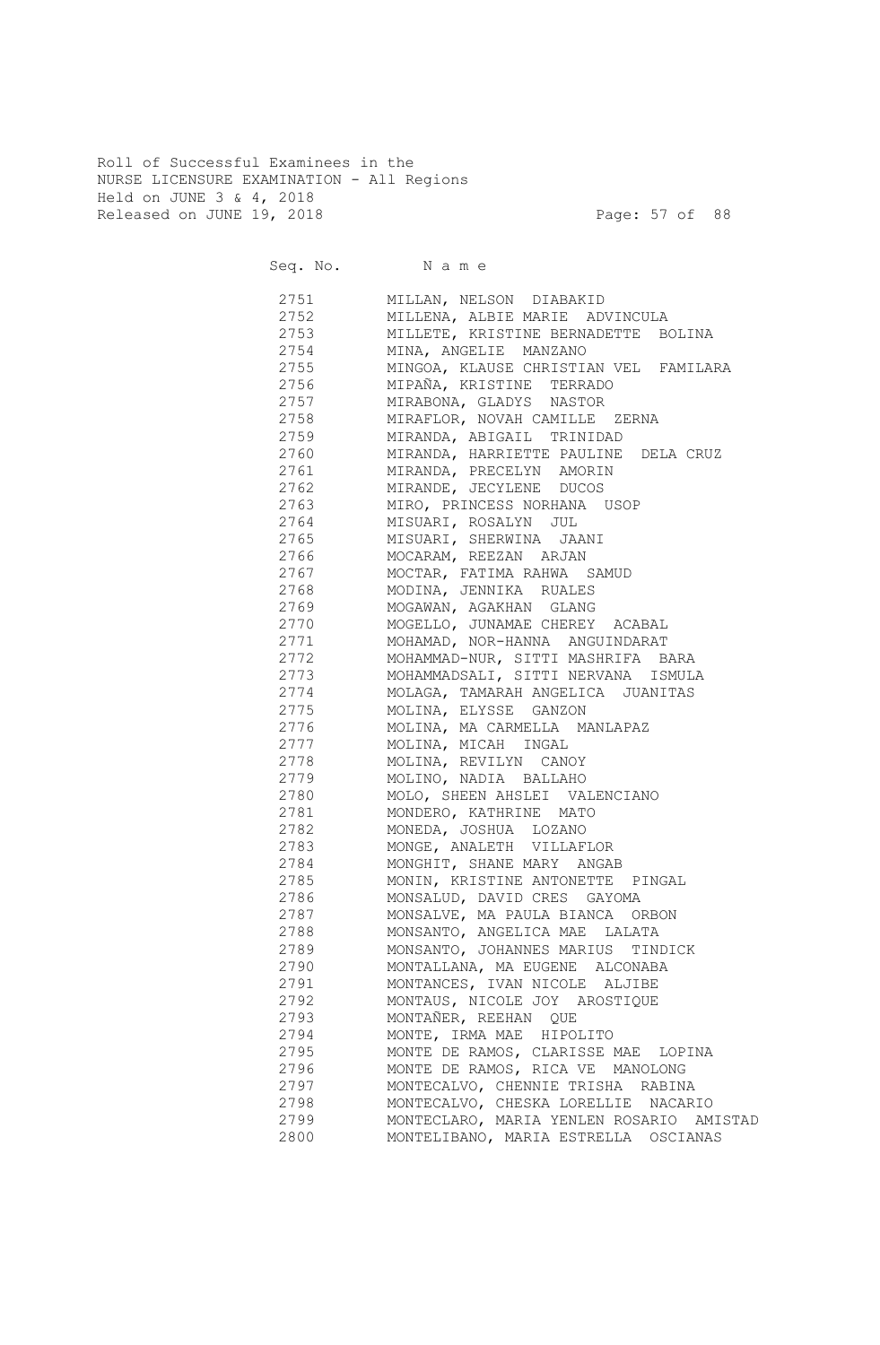Roll of Successful Examinees in the
NURSE LICENSURE EXAMINATION - All Regions
Held on JUNE 3 & 4, 2018
Released on JUNE 19, 2018

| Seq. No. | N a m e |
|---|---|
| 2751 | MILLAN, NELSON DIABAKID |
| 2752 | MILLENA, ALBIE MARIE ADVINCULA |
| 2753 | MILLETE, KRISTINE BERNADETTE BOLINA |
| 2754 | MINA, ANGELIE MANZANO |
| 2755 | MINGOA, KLAUSE CHRISTIAN VEL FAMILARA |
| 2756 | MIPAÑA, KRISTINE TERRADO |
| 2757 | MIRABONA, GLADYS NASTOR |
| 2758 | MIRAFLOR, NOVAH CAMILLE ZERNA |
| 2759 | MIRANDA, ABIGAIL TRINIDAD |
| 2760 | MIRANDA, HARRIETTE PAULINE DELA CRUZ |
| 2761 | MIRANDA, PRECELYN AMORIN |
| 2762 | MIRANDE, JECYLENE DUCOS |
| 2763 | MIRO, PRINCESS NORHANA USOP |
| 2764 | MISUARI, ROSALYN JUL |
| 2765 | MISUARI, SHERWINA JAANI |
| 2766 | MOCARAM, REEZAN ARJAN |
| 2767 | MOCTAR, FATIMA RAHWA SAMUD |
| 2768 | MODINA, JENNIKA RUALES |
| 2769 | MOGAWAN, AGAKHAN GLANG |
| 2770 | MOGELLO, JUNAMAE CHEREY ACABAL |
| 2771 | MOHAMAD, NOR-HANNA ANGUINDARAT |
| 2772 | MOHAMMAD-NUR, SITTI MASHRIFA BARA |
| 2773 | MOHAMMADSALI, SITTI NERVANA ISMULA |
| 2774 | MOLAGA, TAMARAH ANGELICA JUANITAS |
| 2775 | MOLINA, ELYSSE GANZON |
| 2776 | MOLINA, MA CARMELLA MANLAPAZ |
| 2777 | MOLINA, MICAH INGAL |
| 2778 | MOLINA, REVILYN CANOY |
| 2779 | MOLINO, NADIA BALLAHO |
| 2780 | MOLO, SHEEN AHSLEI VALENCIANO |
| 2781 | MONDERO, KATHRINE MATO |
| 2782 | MONEDA, JOSHUA LOZANO |
| 2783 | MONGE, ANALETH VILLAFLOR |
| 2784 | MONGHIT, SHANE MARY ANGAB |
| 2785 | MONIN, KRISTINE ANTONETTE PINGAL |
| 2786 | MONSALUD, DAVID CRES GAYOMA |
| 2787 | MONSALVE, MA PAULA BIANCA ORBON |
| 2788 | MONSANTO, ANGELICA MAE LALATA |
| 2789 | MONSANTO, JOHANNES MARIUS TINDICK |
| 2790 | MONTALLANA, MA EUGENE ALCONABA |
| 2791 | MONTANCES, IVAN NICOLE ALJIBE |
| 2792 | MONTAUS, NICOLE JOY AROSTIQUE |
| 2793 | MONTAÑER, REEHAN QUE |
| 2794 | MONTE, IRMA MAE HIPOLITO |
| 2795 | MONTE DE RAMOS, CLARISSE MAE LOPINA |
| 2796 | MONTE DE RAMOS, RICA VE MANOLONG |
| 2797 | MONTECALVO, CHENNIE TRISHA RABINA |
| 2798 | MONTECALVO, CHESKA LORELLIE NACARIO |
| 2799 | MONTECLARO, MARIA YENLEN ROSARIO AMISTAD |
| 2800 | MONTELIBANO, MARIA ESTRELLA OSCIANAS |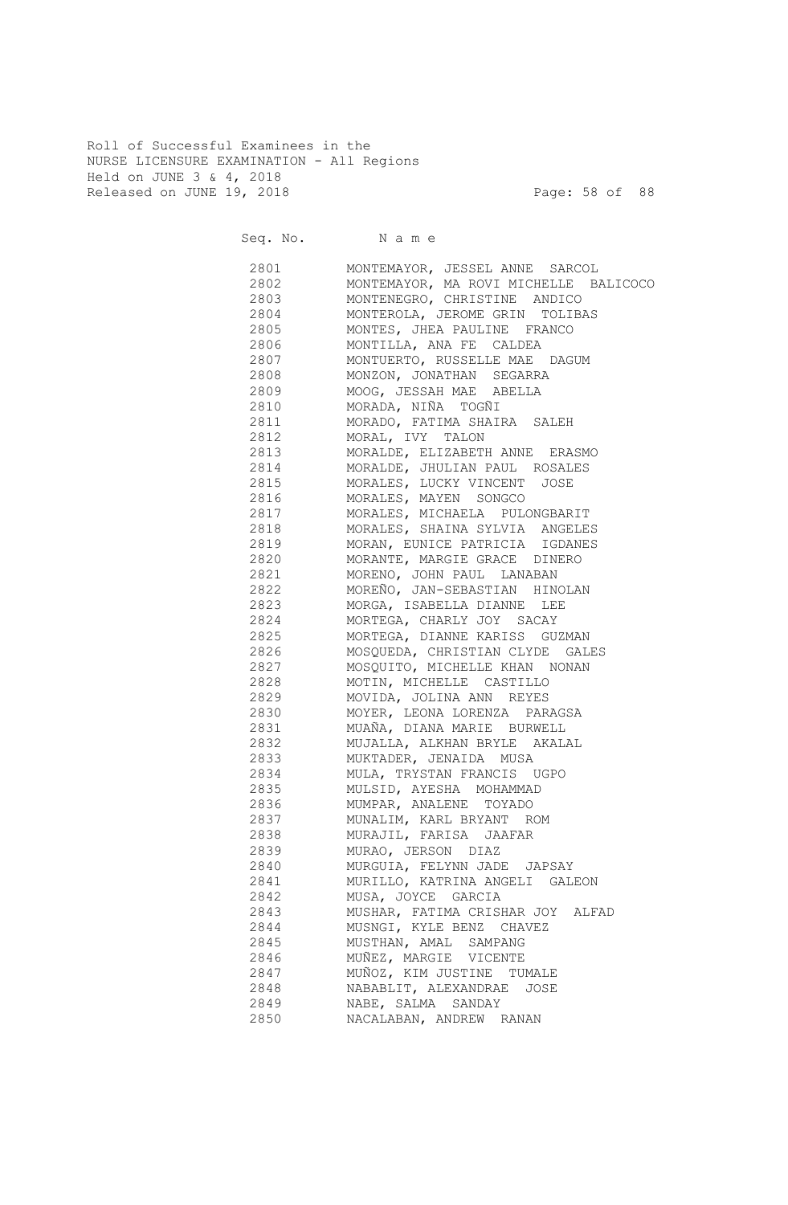Roll of Successful Examinees in the
NURSE LICENSURE EXAMINATION - All Regions
Held on JUNE 3 & 4, 2018
Released on JUNE 19, 2018

| Seq. No. | N a m e |
|---|---|
| 2801 | MONTEMAYOR, JESSEL ANNE SARCOL |
| 2802 | MONTEMAYOR, MA ROVI MICHELLE BALICOCO |
| 2803 | MONTENEGRO, CHRISTINE ANDICO |
| 2804 | MONTEROLA, JEROME GRIN TOLIBAS |
| 2805 | MONTES, JHEA PAULINE FRANCO |
| 2806 | MONTILLA, ANA FE CALDEA |
| 2807 | MONTUERTO, RUSSELLE MAE DAGUM |
| 2808 | MONZON, JONATHAN SEGARRA |
| 2809 | MOOG, JESSAH MAE ABELLA |
| 2810 | MORADA, NIÑA TOGÑI |
| 2811 | MORADO, FATIMA SHAIRA SALEH |
| 2812 | MORAL, IVY TALON |
| 2813 | MORALDE, ELIZABETH ANNE ERASMO |
| 2814 | MORALDE, JHULIAN PAUL ROSALES |
| 2815 | MORALES, LUCKY VINCENT JOSE |
| 2816 | MORALES, MAYEN SONGCO |
| 2817 | MORALES, MICHAELA PULONGBARIT |
| 2818 | MORALES, SHAINA SYLVIA ANGELES |
| 2819 | MORAN, EUNICE PATRICIA IGDANES |
| 2820 | MORANTE, MARGIE GRACE DINERO |
| 2821 | MORENO, JOHN PAUL LANABAN |
| 2822 | MOREÑO, JAN-SEBASTIAN HINOLAN |
| 2823 | MORGA, ISABELLA DIANNE LEE |
| 2824 | MORTEGA, CHARLY JOY SACAY |
| 2825 | MORTEGA, DIANNE KARISS GUZMAN |
| 2826 | MOSQUEDA, CHRISTIAN CLYDE GALES |
| 2827 | MOSQUITO, MICHELLE KHAN NONAN |
| 2828 | MOTIN, MICHELLE CASTILLO |
| 2829 | MOVIDA, JOLINA ANN REYES |
| 2830 | MOYER, LEONA LORENZA PARAGSA |
| 2831 | MUAÑA, DIANA MARIE BURWELL |
| 2832 | MUJALLA, ALKHAN BRYLE AKALAL |
| 2833 | MUKTADER, JENAIDA MUSA |
| 2834 | MULA, TRYSTAN FRANCIS UGPO |
| 2835 | MULSID, AYESHA MOHAMMAD |
| 2836 | MUMPAR, ANALENE TOYADO |
| 2837 | MUNALIM, KARL BRYANT ROM |
| 2838 | MURAJIL, FARISA JAAFAR |
| 2839 | MURAO, JERSON DIAZ |
| 2840 | MURGUIA, FELYNN JADE JAPSAY |
| 2841 | MURILLO, KATRINA ANGELI GALEON |
| 2842 | MUSA, JOYCE GARCIA |
| 2843 | MUSHAR, FATIMA CRISHAR JOY ALFAD |
| 2844 | MUSNGI, KYLE BENZ CHAVEZ |
| 2845 | MUSTHAN, AMAL SAMPANG |
| 2846 | MUÑEZ, MARGIE VICENTE |
| 2847 | MUÑOZ, KIM JUSTINE TUMALE |
| 2848 | NABABLIT, ALEXANDRAE JOSE |
| 2849 | NABE, SALMA SANDAY |
| 2850 | NACALABAN, ANDREW RANAN |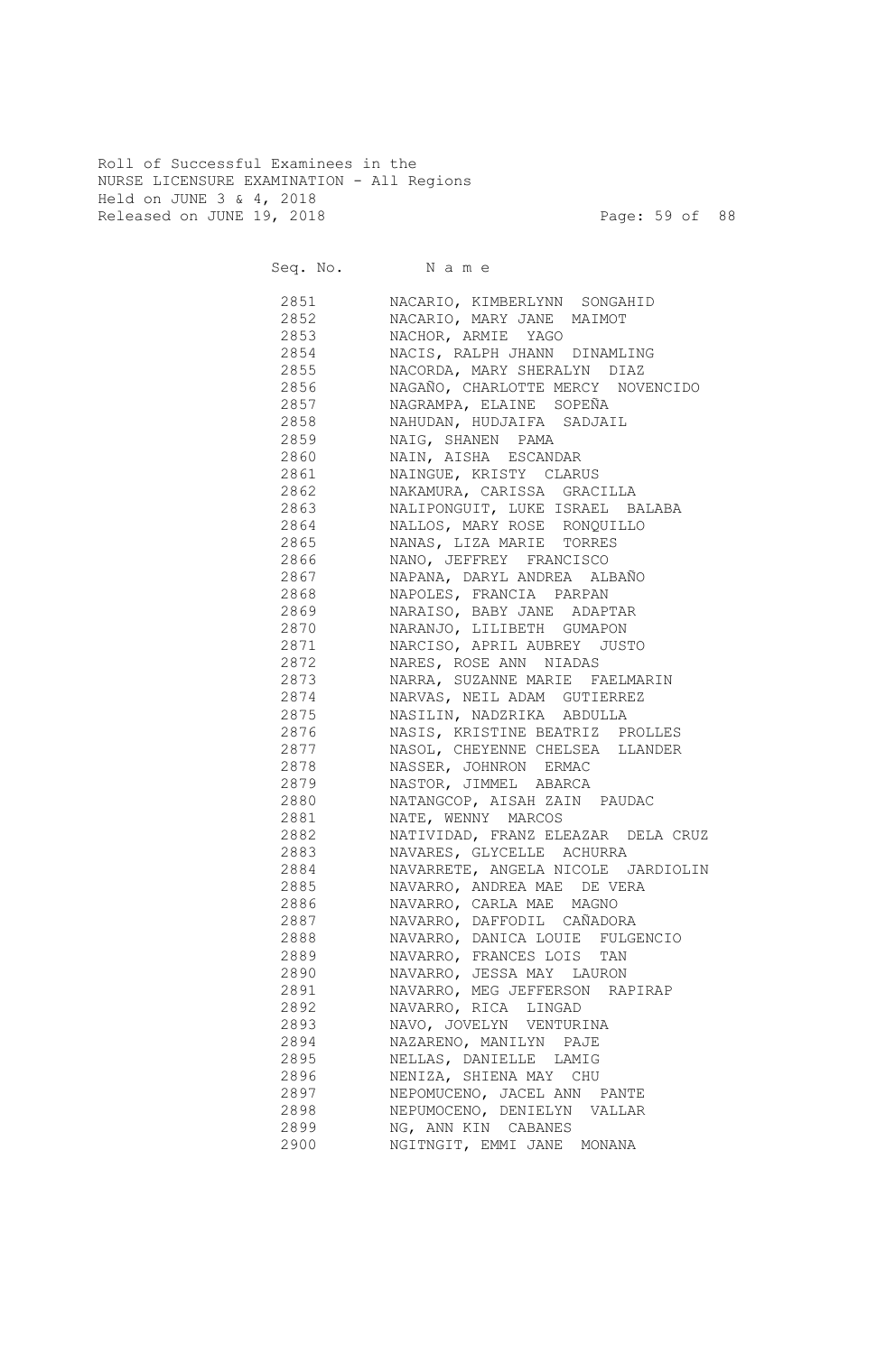Roll of Successful Examinees in the
NURSE LICENSURE EXAMINATION - All Regions
Held on JUNE 3 & 4, 2018
Released on JUNE 19, 2018

| Seq. No. | N a m e |
|---|---|
| 2851 | NACARIO, KIMBERLYNN SONGAHID |
| 2852 | NACARIO, MARY JANE MAIMOT |
| 2853 | NACHOR, ARMIE YAGO |
| 2854 | NACIS, RALPH JHANN DINAMLING |
| 2855 | NACORDA, MARY SHERALYN DIAZ |
| 2856 | NAGAÑO, CHARLOTTE MERCY NOVENCIDO |
| 2857 | NAGRAMPA, ELAINE SOPEÑA |
| 2858 | NAHUDAN, HUDJAIFA SADJAIL |
| 2859 | NAIG, SHANEN PAMA |
| 2860 | NAIN, AISHA ESCANDAR |
| 2861 | NAINGUE, KRISTY CLARUS |
| 2862 | NAKAMURA, CARISSA GRACILLA |
| 2863 | NALIPONGUIT, LUKE ISRAEL BALABA |
| 2864 | NALLOS, MARY ROSE RONQUILLO |
| 2865 | NANAS, LIZA MARIE TORRES |
| 2866 | NANO, JEFFREY FRANCISCO |
| 2867 | NAPANA, DARYL ANDREA ALBAÑO |
| 2868 | NAPOLES, FRANCIA PARPAN |
| 2869 | NARAISO, BABY JANE ADAPTAR |
| 2870 | NARANJO, LILIBETH GUMAPON |
| 2871 | NARCISO, APRIL AUBREY JUSTO |
| 2872 | NARES, ROSE ANN NIADAS |
| 2873 | NARRA, SUZANNE MARIE FAELMARIN |
| 2874 | NARVAS, NEIL ADAM GUTIERREZ |
| 2875 | NASILIN, NADZRIKA ABDULLA |
| 2876 | NASIS, KRISTINE BEATRIZ PROLLES |
| 2877 | NASOL, CHEYENNE CHELSEA LLANDER |
| 2878 | NASSER, JOHNRON ERMAC |
| 2879 | NASTOR, JIMMEL ABARCA |
| 2880 | NATANGCOP, AISAH ZAIN PAUDAC |
| 2881 | NATE, WENNY MARCOS |
| 2882 | NATIVIDAD, FRANZ ELEAZAR DELA CRUZ |
| 2883 | NAVARES, GLYCELLE ACHURRA |
| 2884 | NAVARRETE, ANGELA NICOLE JARDIOLIN |
| 2885 | NAVARRO, ANDREA MAE DE VERA |
| 2886 | NAVARRO, CARLA MAE MAGNO |
| 2887 | NAVARRO, DAFFODIL CAÑADORA |
| 2888 | NAVARRO, DANICA LOUIE FULGENCIO |
| 2889 | NAVARRO, FRANCES LOIS TAN |
| 2890 | NAVARRO, JESSA MAY LAURON |
| 2891 | NAVARRO, MEG JEFFERSON RAPIRAP |
| 2892 | NAVARRO, RICA LINGAD |
| 2893 | NAVO, JOVELYN VENTURINA |
| 2894 | NAZARENO, MANILYN PAJE |
| 2895 | NELLAS, DANIELLE LAMIG |
| 2896 | NENIZA, SHIENA MAY CHU |
| 2897 | NEPOMUCENO, JACEL ANN PANTE |
| 2898 | NEPUMOCENO, DENIELYN VALLAR |
| 2899 | NG, ANN KIN CABANES |
| 2900 | NGITNGIT, EMMI JANE MONANA |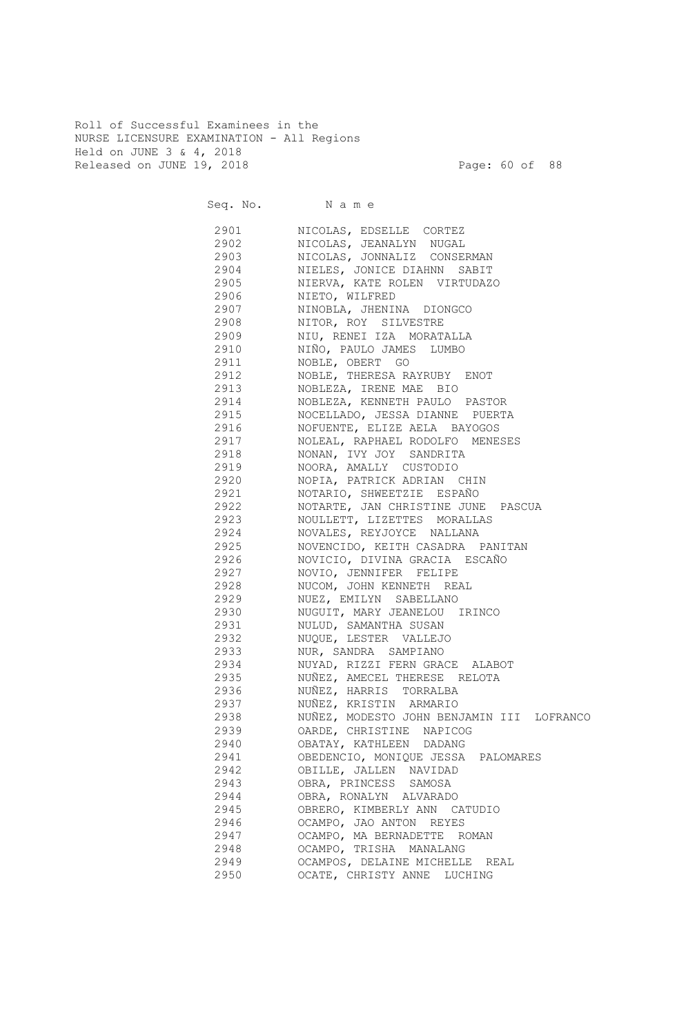Roll of Successful Examinees in the
NURSE LICENSURE EXAMINATION - All Regions
Held on JUNE 3 & 4, 2018
Released on JUNE 19, 2018

| Seq. No. | N a m e |
|---|---|
| 2901 | NICOLAS, EDSELLE CORTEZ |
| 2902 | NICOLAS, JEANALYN NUGAL |
| 2903 | NICOLAS, JONNALIZ CONSERMAN |
| 2904 | NIELES, JONICE DIAHNN SABIT |
| 2905 | NIERVA, KATE ROLEN VIRTUDAZO |
| 2906 | NIETO, WILFRED |
| 2907 | NINOBLA, JHENINA DIONGCO |
| 2908 | NITOR, ROY SILVESTRE |
| 2909 | NIU, RENEI IZA MORATALLA |
| 2910 | NIÑO, PAULO JAMES LUMBO |
| 2911 | NOBLE, OBERT GO |
| 2912 | NOBLE, THERESA RAYRUBY ENOT |
| 2913 | NOBLEZA, IRENE MAE BIO |
| 2914 | NOBLEZA, KENNETH PAULO PASTOR |
| 2915 | NOCELLADO, JESSA DIANNE PUERTA |
| 2916 | NOFUENTE, ELIZE AELA BAYOGOS |
| 2917 | NOLEAL, RAPHAEL RODOLFO MENESES |
| 2918 | NONAN, IVY JOY SANDRITA |
| 2919 | NOORA, AMALLY CUSTODIO |
| 2920 | NOPIA, PATRICK ADRIAN CHIN |
| 2921 | NOTARIO, SHWEETZIE ESPAÑO |
| 2922 | NOTARTE, JAN CHRISTINE JUNE PASCUA |
| 2923 | NOULLETT, LIZETTES MORALLAS |
| 2924 | NOVALES, REYJOYCE NALLANA |
| 2925 | NOVENCIDO, KEITH CASADRA PANITAN |
| 2926 | NOVICIO, DIVINA GRACIA ESCAÑO |
| 2927 | NOVIO, JENNIFER FELIPE |
| 2928 | NUCOM, JOHN KENNETH REAL |
| 2929 | NUEZ, EMILYN SABELLANO |
| 2930 | NUGUIT, MARY JEANELOU IRINCO |
| 2931 | NULUD, SAMANTHA SUSAN |
| 2932 | NUQUE, LESTER VALLEJO |
| 2933 | NUR, SANDRA SAMPIANO |
| 2934 | NUYAD, RIZZI FERN GRACE ALABOT |
| 2935 | NUÑEZ, AMECEL THERESE RELOTA |
| 2936 | NUÑEZ, HARRIS TORRALBA |
| 2937 | NUÑEZ, KRISTIN ARMARIO |
| 2938 | NUÑEZ, MODESTO JOHN BENJAMIN III LOFRANCO |
| 2939 | OARDE, CHRISTINE NAPICOG |
| 2940 | OBATAY, KATHLEEN DADANG |
| 2941 | OBEDENCIO, MONIQUE JESSA PALOMARES |
| 2942 | OBILLE, JALLEN NAVIDAD |
| 2943 | OBRA, PRINCESS SAMOSA |
| 2944 | OBRA, RONALYN ALVARADO |
| 2945 | OBRERO, KIMBERLY ANN CATUDIO |
| 2946 | OCAMPO, JAO ANTON REYES |
| 2947 | OCAMPO, MA BERNADETTE ROMAN |
| 2948 | OCAMPO, TRISHA MANALANG |
| 2949 | OCAMPOS, DELAINE MICHELLE REAL |
| 2950 | OCATE, CHRISTY ANNE LUCHING |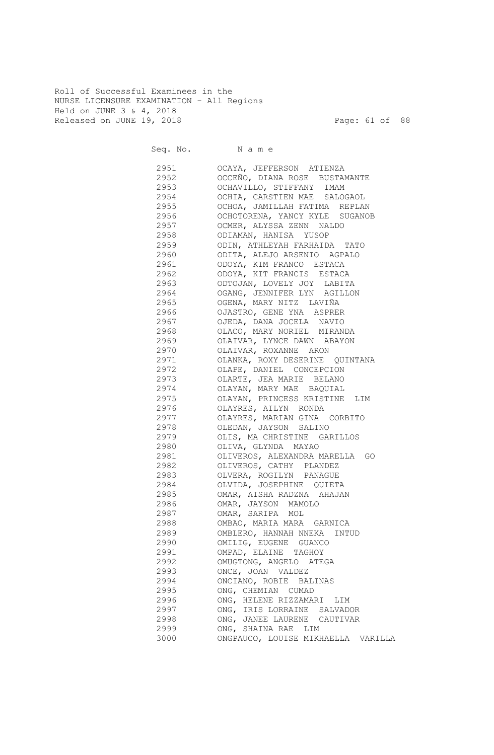Roll of Successful Examinees in the
NURSE LICENSURE EXAMINATION - All Regions
Held on JUNE 3 & 4, 2018
Released on JUNE 19, 2018

| Seq. No. | Name |
|---|---|
| 2951 | OCAYA, JEFFERSON ATIENZA |
| 2952 | OCCEÑO, DIANA ROSE BUSTAMANTE |
| 2953 | OCHAVILLO, STIFFANY IMAM |
| 2954 | OCHIA, CARSTIEN MAE SALOGAOL |
| 2955 | OCHOA, JAMILLAH FATIMA REPLAN |
| 2956 | OCHOTORENA, YANCY KYLE SUGANOB |
| 2957 | OCMER, ALYSSA ZENN NALDO |
| 2958 | ODIAMAN, HANISA YUSOP |
| 2959 | ODIN, ATHLEYAH FARHAIDA TATO |
| 2960 | ODITA, ALEJO ARSENIO AGPALO |
| 2961 | ODOYA, KIM FRANCO ESTACA |
| 2962 | ODOYA, KIT FRANCIS ESTACA |
| 2963 | ODTOJAN, LOVELY JOY LABITA |
| 2964 | OGANG, JENNIFER LYN AGILLON |
| 2965 | OGENA, MARY NITZ LAVIÑA |
| 2966 | OJASTRO, GENE YNA ASPRER |
| 2967 | OJEDA, DANA JOCELA NAVIO |
| 2968 | OLACO, MARY NORIEL MIRANDA |
| 2969 | OLAIVAR, LYNCE DAWN ABAYON |
| 2970 | OLAIVAR, ROXANNE ARON |
| 2971 | OLANKA, ROXY DESERINE QUINTANA |
| 2972 | OLAPE, DANIEL CONCEPCION |
| 2973 | OLARTE, JEA MARIE BELANO |
| 2974 | OLAYAN, MARY MAE BAQUIAL |
| 2975 | OLAYAN, PRINCESS KRISTINE LIM |
| 2976 | OLAYRES, AILYN RONDA |
| 2977 | OLAYRES, MARIAN GINA CORBITO |
| 2978 | OLEDAN, JAYSON SALINO |
| 2979 | OLIS, MA CHRISTINE GARILLOS |
| 2980 | OLIVA, GLYNDA MAYAO |
| 2981 | OLIVEROS, ALEXANDRA MARELLA GO |
| 2982 | OLIVEROS, CATHY PLANDEZ |
| 2983 | OLVERA, ROGILYN PANAGUE |
| 2984 | OLVIDA, JOSEPHINE QUIETA |
| 2985 | OMAR, AISHA RADZNA AHAJAN |
| 2986 | OMAR, JAYSON MAMOLO |
| 2987 | OMAR, SARIPA MOL |
| 2988 | OMBAO, MARIA MARA GARNICA |
| 2989 | OMBLERO, HANNAH NNEKA INTUD |
| 2990 | OMILIG, EUGENE GUANCO |
| 2991 | OMPAD, ELAINE TAGHOY |
| 2992 | OMUGTONG, ANGELO ATEGA |
| 2993 | ONCE, JOAN VALDEZ |
| 2994 | ONCIANO, ROBIE BALINAS |
| 2995 | ONG, CHEMIAN CUMAD |
| 2996 | ONG, HELENE RIZZAMARI LIM |
| 2997 | ONG, IRIS LORRAINE SALVADOR |
| 2998 | ONG, JANEE LAURENE CAUTIVAR |
| 2999 | ONG, SHAINA RAE LIM |
| 3000 | ONGPAUCO, LOUISE MIKHAELLA VARILLA |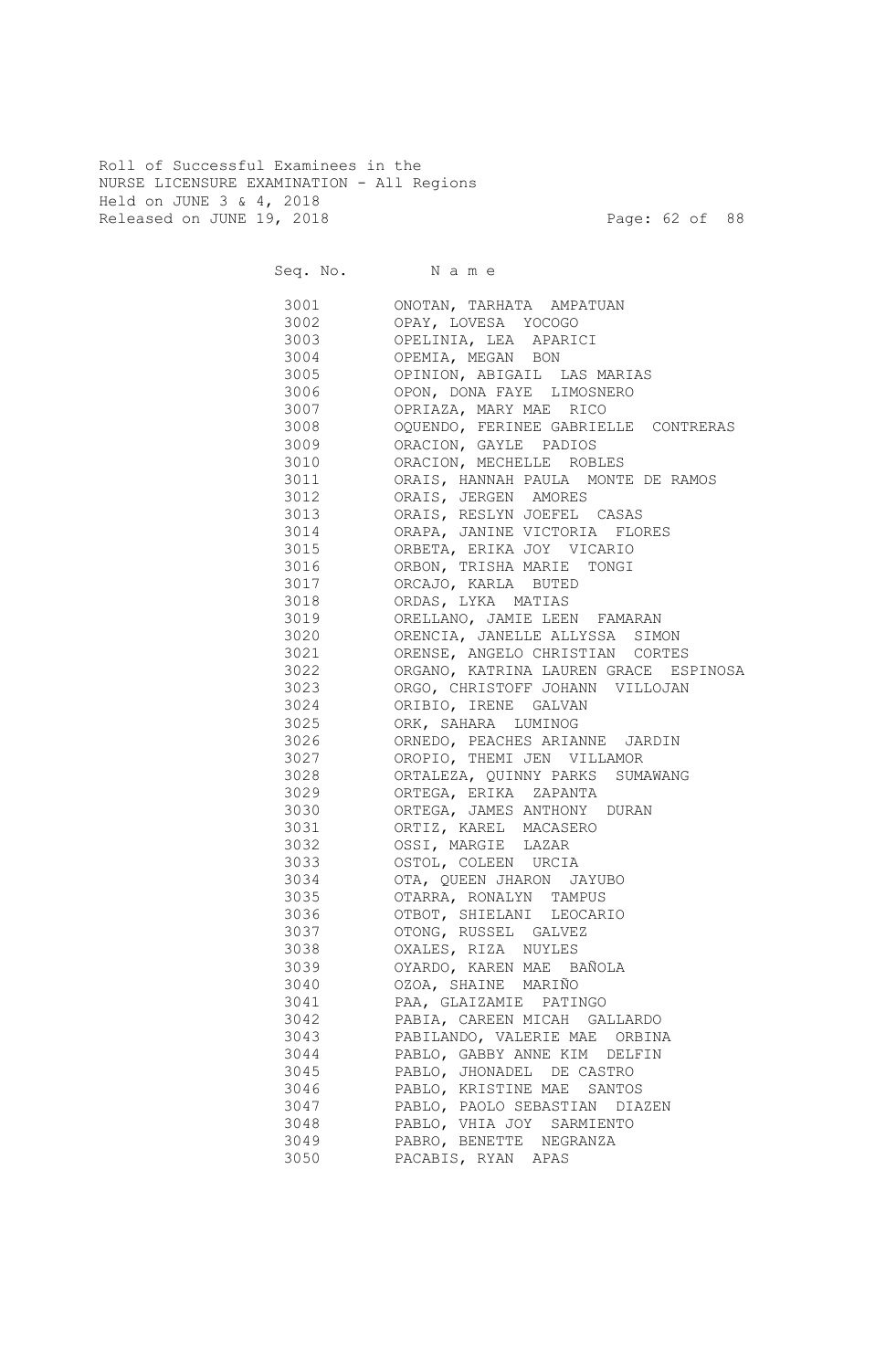Roll of Successful Examinees in the
NURSE LICENSURE EXAMINATION - All Regions
Held on JUNE 3 & 4, 2018
Released on JUNE 19, 2018

| Seq. No. | N a m e |
|---|---|
| 3001 | ONOTAN, TARHATA AMPATUAN |
| 3002 | OPAY, LOVESA YOCOGO |
| 3003 | OPELINIA, LEA APARICI |
| 3004 | OPEMIA, MEGAN BON |
| 3005 | OPINION, ABIGAIL LAS MARIAS |
| 3006 | OPON, DONA FAYE LIMOSNERO |
| 3007 | OPRIAZA, MARY MAE RICO |
| 3008 | OQUENDO, FERINEE GABRIELLE CONTRERAS |
| 3009 | ORACION, GAYLE PADIOS |
| 3010 | ORACION, MECHELLE ROBLES |
| 3011 | ORAIS, HANNAH PAULA MONTE DE RAMOS |
| 3012 | ORAIS, JERGEN AMORES |
| 3013 | ORAIS, RESLYN JOEFEL CASAS |
| 3014 | ORAPA, JANINE VICTORIA FLORES |
| 3015 | ORBETA, ERIKA JOY VICARIO |
| 3016 | ORBON, TRISHA MARIE TONGI |
| 3017 | ORCAJO, KARLA BUTED |
| 3018 | ORDAS, LYKA MATIAS |
| 3019 | ORELLANO, JAMIE LEEN FAMARAN |
| 3020 | ORENCIA, JANELLE ALLYSSA SIMON |
| 3021 | ORENSE, ANGELO CHRISTIAN CORTES |
| 3022 | ORGANO, KATRINA LAUREN GRACE ESPINOSA |
| 3023 | ORGO, CHRISTOFF JOHANN VILLOJAN |
| 3024 | ORIBIO, IRENE GALVAN |
| 3025 | ORK, SAHARA LUMINOG |
| 3026 | ORNEDO, PEACHES ARIANNE JARDIN |
| 3027 | OROPIO, THEMI JEN VILLAMOR |
| 3028 | ORTALEZA, QUINNY PARKS SUMAWANG |
| 3029 | ORTEGA, ERIKA ZAPANTA |
| 3030 | ORTEGA, JAMES ANTHONY DURAN |
| 3031 | ORTIZ, KAREL MACASERO |
| 3032 | OSSI, MARGIE LAZAR |
| 3033 | OSTOL, COLEEN URCIA |
| 3034 | OTA, QUEEN JHARON JAYUBO |
| 3035 | OTARRA, RONALYN TAMPUS |
| 3036 | OTBOT, SHIELANI LEOCARIO |
| 3037 | OTONG, RUSSEL GALVEZ |
| 3038 | OXALES, RIZA NUYLES |
| 3039 | OYARDO, KAREN MAE BAÑOLA |
| 3040 | OZOA, SHAINE MARIÑO |
| 3041 | PAA, GLAIZAMIE PATINGO |
| 3042 | PABIA, CAREEN MICAH GALLARDO |
| 3043 | PABILANDO, VALERIE MAE ORBINA |
| 3044 | PABLO, GABBY ANNE KIM DELFIN |
| 3045 | PABLO, JHONADEL DE CASTRO |
| 3046 | PABLO, KRISTINE MAE SANTOS |
| 3047 | PABLO, PAOLO SEBASTIAN DIAZEN |
| 3048 | PABLO, VHIA JOY SARMIENTO |
| 3049 | PABRO, BENETTE NEGRANZA |
| 3050 | PACABIS, RYAN APAS |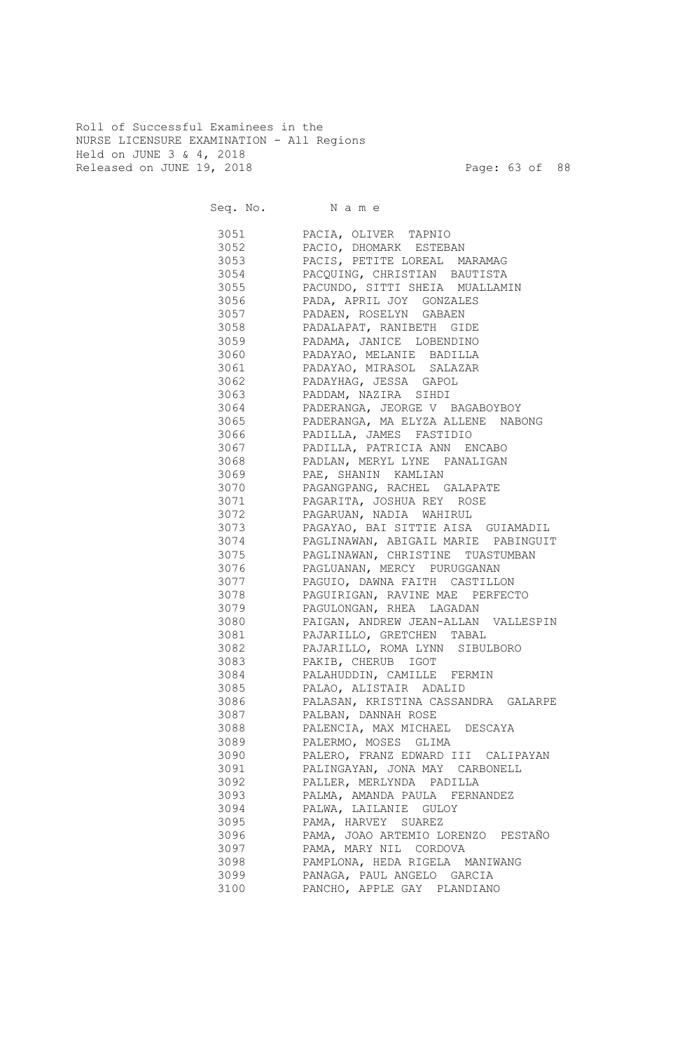Roll of Successful Examinees in the
NURSE LICENSURE EXAMINATION - All Regions
Held on JUNE 3 & 4, 2018
Released on JUNE 19, 2018

| Seq. No. | N a m e |
|---|---|
| 3051 | PACIA, OLIVER TAPNIO |
| 3052 | PACIO, DHOMARK ESTEBAN |
| 3053 | PACIS, PETITE LOREAL MARAMAG |
| 3054 | PACQUING, CHRISTIAN BAUTISTA |
| 3055 | PACUNDO, SITTI SHEIA MUALLAMIN |
| 3056 | PADA, APRIL JOY GONZALES |
| 3057 | PADAEN, ROSELYN GABAEN |
| 3058 | PADALAPAT, RANIBETH GIDE |
| 3059 | PADAMA, JANICE LOBENDINO |
| 3060 | PADAYAO, MELANIE BADILLA |
| 3061 | PADAYAO, MIRASOL SALAZAR |
| 3062 | PADAYHAG, JESSA GAPOL |
| 3063 | PADDAM, NAZIRA SIHDI |
| 3064 | PADERANGA, JEORGE V BAGABOYBOY |
| 3065 | PADERANGA, MA ELYZA ALLENE NABONG |
| 3066 | PADILLA, JAMES FASTIDIO |
| 3067 | PADILLA, PATRICIA ANN ENCABO |
| 3068 | PADLAN, MERYL LYNE PANALIGAN |
| 3069 | PAE, SHANIN KAMLIAN |
| 3070 | PAGANGPANG, RACHEL GALAPATE |
| 3071 | PAGARITA, JOSHUA REY ROSE |
| 3072 | PAGARUAN, NADIA WAHIRUL |
| 3073 | PAGAYAO, BAI SITTIE AISA GUIAMADIL |
| 3074 | PAGLINAWAN, ABIGAIL MARIE PABINGUIT |
| 3075 | PAGLINAWAN, CHRISTINE TUASTUMBAN |
| 3076 | PAGLUANAN, MERCY PURUGGANAN |
| 3077 | PAGUIO, DAWNA FAITH CASTILLON |
| 3078 | PAGUIRIGAN, RAVINE MAE PERFECTO |
| 3079 | PAGULONGAN, RHEA LAGADAN |
| 3080 | PAIGAN, ANDREW JEAN-ALLAN VALLESPIN |
| 3081 | PAJARILLO, GRETCHEN TABAL |
| 3082 | PAJARILLO, ROMA LYNN SIBULBORO |
| 3083 | PAKIB, CHERUB IGOT |
| 3084 | PALAHUDDIN, CAMILLE FERMIN |
| 3085 | PALAO, ALISTAIR ADALID |
| 3086 | PALASAN, KRISTINA CASSANDRA GALARPE |
| 3087 | PALBAN, DANNAH ROSE |
| 3088 | PALENCIA, MAX MICHAEL DESCAYA |
| 3089 | PALERMO, MOSES GLIMA |
| 3090 | PALERO, FRANZ EDWARD III CALIPAYAN |
| 3091 | PALINGAYAN, JONA MAY CARBONELL |
| 3092 | PALLER, MERLYNDA PADILLA |
| 3093 | PALMA, AMANDA PAULA FERNANDEZ |
| 3094 | PALWA, LAILANIE GULOY |
| 3095 | PAMA, HARVEY SUAREZ |
| 3096 | PAMA, JOAO ARTEMIO LORENZO PESTAÑO |
| 3097 | PAMA, MARY NIL CORDOVA |
| 3098 | PAMPLONA, HEDA RIGELA MANIWANG |
| 3099 | PANAGA, PAUL ANGELO GARCIA |
| 3100 | PANCHO, APPLE GAY PLANDIANO |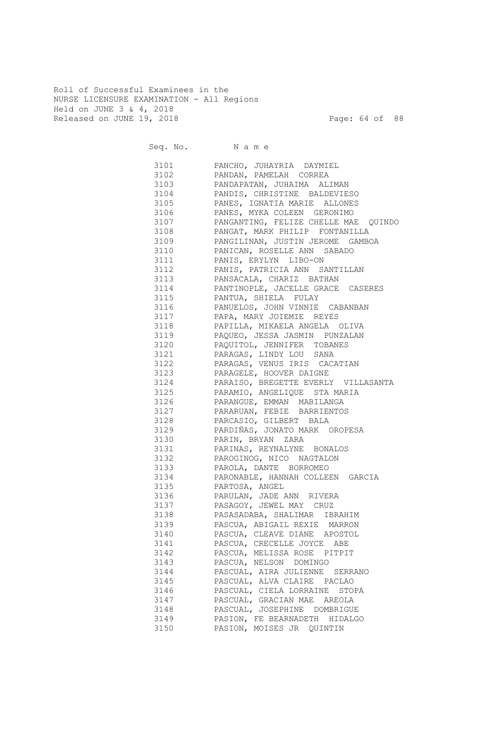Roll of Successful Examinees in the
NURSE LICENSURE EXAMINATION - All Regions
Held on JUNE 3 & 4, 2018
Released on JUNE 19, 2018

| Seq. No. | N a m e |
|---|---|
| 3101 | PANCHO, JUHAYRIA DAYMIEL |
| 3102 | PANDAN, PAMELAH CORREA |
| 3103 | PANDAPATAN, JUHAIMA ALIMAN |
| 3104 | PANDIS, CHRISTINE BALDEVIESO |
| 3105 | PANES, IGNATIA MARIE ALLONES |
| 3106 | PANES, MYKA COLEEN GERONIMO |
| 3107 | PANGANTING, FELIZE CHELLE MAE QUINDO |
| 3108 | PANGAT, MARK PHILIP FONTANILLA |
| 3109 | PANGILINAN, JUSTIN JEROME GAMBOA |
| 3110 | PANICAN, ROSELLE ANN SABADO |
| 3111 | PANIS, ERYLYN LIBO-ON |
| 3112 | PANIS, PATRICIA ANN SANTILLAN |
| 3113 | PANSACALA, CHARIZ BATHAN |
| 3114 | PANTINOPLE, JACELLE GRACE CASERES |
| 3115 | PANTUA, SHIELA FULAY |
| 3116 | PANUELOS, JOHN VINNIE CABANBAN |
| 3117 | PAPA, MARY JOIEMIE REYES |
| 3118 | PAPILLA, MIKAELA ANGELA OLIVA |
| 3119 | PAQUEO, JESSA JASMIN PUNZALAN |
| 3120 | PAQUITOL, JENNIFER TOBANES |
| 3121 | PARAGAS, LINDY LOU SANA |
| 3122 | PARAGAS, VENUS IRIS CACATIAN |
| 3123 | PARAGELE, HOOVER DAIGNE |
| 3124 | PARAISO, BREGETTE EVERLY VILLASANTA |
| 3125 | PARAMIO, ANGELIQUE STA MARIA |
| 3126 | PARANGUE, EMMAN MABILANGA |
| 3127 | PARARUAN, FEBIE BARRIENTOS |
| 3128 | PARCASIO, GILBERT BALA |
| 3129 | PARDIÑAS, JONATO MARK OROPESA |
| 3130 | PARIN, BRYAN ZARA |
| 3131 | PARINAS, REYNALYNE BONALOS |
| 3132 | PAROGINOG, NICO NAGTALON |
| 3133 | PAROLA, DANTE BORROMEO |
| 3134 | PARONABLE, HANNAH COLLEEN GARCIA |
| 3135 | PARTOSA, ANGEL |
| 3136 | PARULAN, JADE ANN RIVERA |
| 3137 | PASAGOY, JEWEL MAY CRUZ |
| 3138 | PASASADABA, SHALIMAR IBRAHIM |
| 3139 | PASCUA, ABIGAIL REXIE MARRON |
| 3140 | PASCUA, CLEAVE DIANE APOSTOL |
| 3141 | PASCUA, CRECELLE JOYCE ABE |
| 3142 | PASCUA, MELISSA ROSE PITPIT |
| 3143 | PASCUA, NELSON DOMINGO |
| 3144 | PASCUAL, AIRA JULIENNE SERRANO |
| 3145 | PASCUAL, ALVA CLAIRE PACLAO |
| 3146 | PASCUAL, CIELA LORRAINE STOPA |
| 3147 | PASCUAL, GRACIAN MAE AREOLA |
| 3148 | PASCUAL, JOSEPHINE DOMBRIGUE |
| 3149 | PASION, FE BEARNADETH HIDALGO |
| 3150 | PASION, MOISES JR QUINTIN |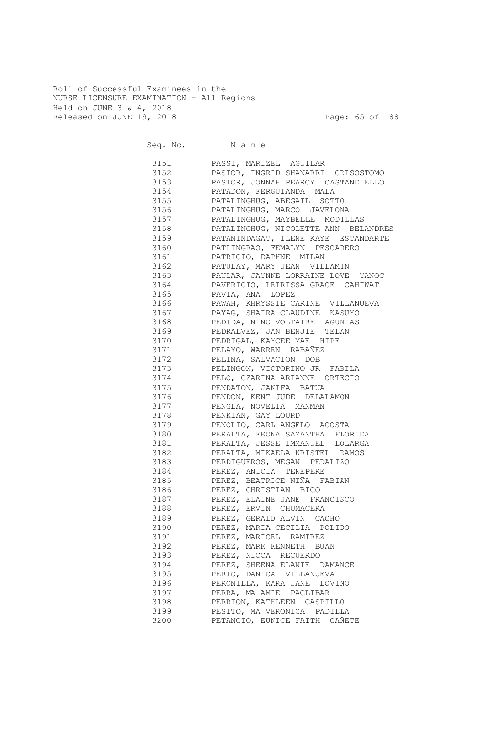Roll of Successful Examinees in the
NURSE LICENSURE EXAMINATION - All Regions
Held on JUNE 3 & 4, 2018
Released on JUNE 19, 2018

| Seq. No. | N a m e |
|---|---|
| 3151 | PASSI, MARIZEL AGUILAR |
| 3152 | PASTOR, INGRID SHANARRI CRISOSTOMO |
| 3153 | PASTOR, JONNAH PEARCY CASTANDIELLO |
| 3154 | PATADON, FERGUIANDA MALA |
| 3155 | PATALINGHUG, ABEGAIL SOTTO |
| 3156 | PATALINGHUG, MARCO JAVELONA |
| 3157 | PATALINGHUG, MAYBELLE MODILLAS |
| 3158 | PATALINGHUG, NICOLETTE ANN BELANDRES |
| 3159 | PATANINDAGAT, ILENE KAYE ESTANDARTE |
| 3160 | PATLINGRAO, FEMALYN PESCADERO |
| 3161 | PATRICIO, DAPHNE MILAN |
| 3162 | PATULAY, MARY JEAN VILLAMIN |
| 3163 | PAULAR, JAYNNE LORRAINE LOVE YANOC |
| 3164 | PAVERICIO, LEIRISSA GRACE CAHIWAT |
| 3165 | PAVIA, ANA LOPEZ |
| 3166 | PAWAH, KHRYSSIE CARINE VILLANUEVA |
| 3167 | PAYAG, SHAIRA CLAUDINE KASUYO |
| 3168 | PEDIDA, NINO VOLTAIRE AGUNIAS |
| 3169 | PEDRALVEZ, JAN BENJIE TELAN |
| 3170 | PEDRIGAL, KAYCEE MAE HIPE |
| 3171 | PELAYO, WARREN RABAÑEZ |
| 3172 | PELINA, SALVACION DOB |
| 3173 | PELINGON, VICTORINO JR FABILA |
| 3174 | PELO, CZARINA ARIANNE ORTECIO |
| 3175 | PENDATON, JANIFA BATUA |
| 3176 | PENDON, KENT JUDE DELALAMON |
| 3177 | PENGLA, NOVELIA MANMAN |
| 3178 | PENKIAN, GAY LOURD |
| 3179 | PENOLIO, CARL ANGELO ACOSTA |
| 3180 | PERALTA, FEONA SAMANTHA FLORIDA |
| 3181 | PERALTA, JESSE IMMANUEL LOLARGA |
| 3182 | PERALTA, MIKAELA KRISTEL RAMOS |
| 3183 | PERDIGUEROS, MEGAN PEDALIZO |
| 3184 | PEREZ, ANICIA TENEPERE |
| 3185 | PEREZ, BEATRICE NIÑA FABIAN |
| 3186 | PEREZ, CHRISTIAN BICO |
| 3187 | PEREZ, ELAINE JANE FRANCISCO |
| 3188 | PEREZ, ERVIN CHUMACERA |
| 3189 | PEREZ, GERALD ALVIN CACHO |
| 3190 | PEREZ, MARIA CECILIA POLIDO |
| 3191 | PEREZ, MARICEL RAMIREZ |
| 3192 | PEREZ, MARK KENNETH BUAN |
| 3193 | PEREZ, NICCA RECUERDO |
| 3194 | PEREZ, SHEENA ELANIE DAMANCE |
| 3195 | PERIO, DANICA VILLANUEVA |
| 3196 | PERONILLA, KARA JANE LOVINO |
| 3197 | PERRA, MA AMIE PACLIBAR |
| 3198 | PERRION, KATHLEEN CASPILLO |
| 3199 | PESITO, MA VERONICA PADILLA |
| 3200 | PETANCIO, EUNICE FAITH CAÑETE |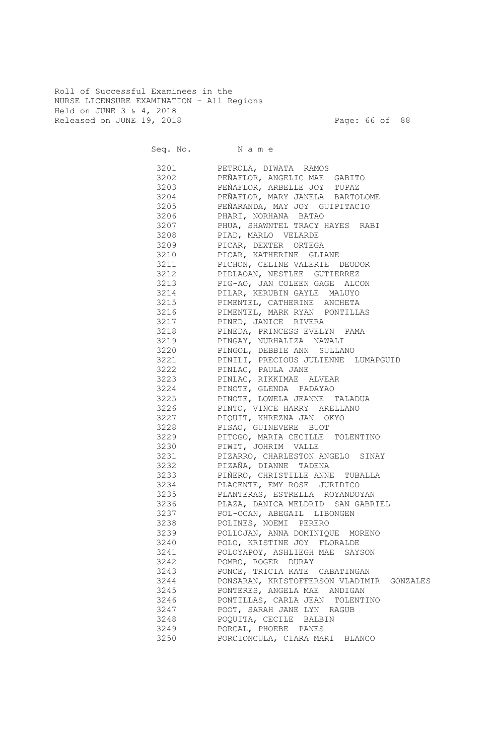Roll of Successful Examinees in the
NURSE LICENSURE EXAMINATION - All Regions
Held on JUNE 3 & 4, 2018
Released on JUNE 19, 2018

| Seq. No. | N a m e |
|---|---|
| 3201 | PETROLA, DIWATA RAMOS |
| 3202 | PEÑAFLOR, ANGELIC MAE GABITO |
| 3203 | PEÑAFLOR, ARBELLE JOY TUPAZ |
| 3204 | PEÑAFLOR, MARY JANELA BARTOLOME |
| 3205 | PEÑARANDA, MAY JOY GUIPITACIO |
| 3206 | PHARI, NORHANA BATAO |
| 3207 | PHUA, SHAWNTEL TRACY HAYES RABI |
| 3208 | PIAD, MARLO VELARDE |
| 3209 | PICAR, DEXTER ORTEGA |
| 3210 | PICAR, KATHERINE GLIANE |
| 3211 | PICHON, CELINE VALERIE DEODOR |
| 3212 | PIDLAOAN, NESTLEE GUTIERREZ |
| 3213 | PIG-AO, JAN COLEEN GAGE ALCON |
| 3214 | PILAR, KERUBIN GAYLE MALUYO |
| 3215 | PIMENTEL, CATHERINE ANCHETA |
| 3216 | PIMENTEL, MARK RYAN PONTILLAS |
| 3217 | PINED, JANICE RIVERA |
| 3218 | PINEDA, PRINCESS EVELYN PAMA |
| 3219 | PINGAY, NURHALIZA NAWALI |
| 3220 | PINGOL, DEBBIE ANN SULLANO |
| 3221 | PINILI, PRECIOUS JULIENNE LUMAPGUID |
| 3222 | PINLAC, PAULA JANE |
| 3223 | PINLAC, RIKKIMAE ALVEAR |
| 3224 | PINOTE, GLENDA PADAYAO |
| 3225 | PINOTE, LOWELA JEANNE TALADUA |
| 3226 | PINTO, VINCE HARRY ARELLANO |
| 3227 | PIQUIT, KHREZNA JAN OKYO |
| 3228 | PISAO, GUINEVERE BUOT |
| 3229 | PITOGO, MARIA CECILLE TOLENTINO |
| 3230 | PIWIT, JOHRIM VALLE |
| 3231 | PIZARRO, CHARLESTON ANGELO SINAY |
| 3232 | PIZAÑA, DIANNE TADENA |
| 3233 | PIÑERO, CHRISTILLE ANNE TUBALLA |
| 3234 | PLACENTE, EMY ROSE JURIDICO |
| 3235 | PLANTERAS, ESTRELLA ROYANDOYAN |
| 3236 | PLAZA, DANICA MELDRID SAN GABRIEL |
| 3237 | POL-OCAN, ABEGAIL LIBONGEN |
| 3238 | POLINES, NOEMI PERERO |
| 3239 | POLLOJAN, ANNA DOMINIQUE MORENO |
| 3240 | POLO, KRISTINE JOY FLORALDE |
| 3241 | POLOYAPOY, ASHLIEGH MAE SAYSON |
| 3242 | POMBO, ROGER DURAY |
| 3243 | PONCE, TRICIA KATE CABATINGAN |
| 3244 | PONSARAN, KRISTOFFERSON VLADIMIR GONZALES |
| 3245 | PONTERES, ANGELA MAE ANDIGAN |
| 3246 | PONTILLAS, CARLA JEAN TOLENTINO |
| 3247 | POOT, SARAH JANE LYN RAGUB |
| 3248 | POQUITA, CECILE BALBIN |
| 3249 | PORCAL, PHOEBE PANES |
| 3250 | PORCIONCULA, CIARA MARI BLANCO |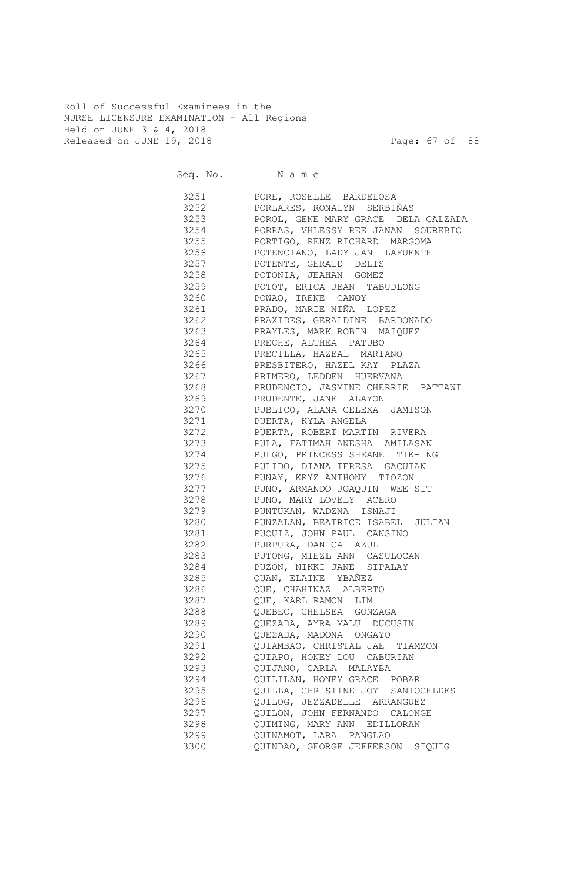Roll of Successful Examinees in the
NURSE LICENSURE EXAMINATION - All Regions
Held on JUNE 3 & 4, 2018
Released on JUNE 19, 2018

| Seq. No. | N a m e |
|---|---|
| 3251 | PORE, ROSELLE BARDELOSA |
| 3252 | PORLARES, RONALYN SERBIÑAS |
| 3253 | POROL, GENE MARY GRACE DELA CALZADA |
| 3254 | PORRAS, VHLESSY REE JANAN SOUREBIO |
| 3255 | PORTIGO, RENZ RICHARD MARGOMA |
| 3256 | POTENCIANO, LADY JAN LAFUENTE |
| 3257 | POTENTE, GERALD DELIS |
| 3258 | POTONIA, JEAHAN GOMEZ |
| 3259 | POTOT, ERICA JEAN TABUDLONG |
| 3260 | POWAO, IRENE CANOY |
| 3261 | PRADO, MARIE NIÑA LOPEZ |
| 3262 | PRAXIDES, GERALDINE BARDONADO |
| 3263 | PRAYLES, MARK ROBIN MAIQUEZ |
| 3264 | PRECHE, ALTHEA PATUBO |
| 3265 | PRECILLA, HAZEAL MARIANO |
| 3266 | PRESBITERO, HAZEL KAY PLAZA |
| 3267 | PRIMERO, LEDDEN HUERVANA |
| 3268 | PRUDENCIO, JASMINE CHERRIE PATTAWI |
| 3269 | PRUDENTE, JANE ALAYON |
| 3270 | PUBLICO, ALANA CELEXA JAMISON |
| 3271 | PUERTA, KYLA ANGELA |
| 3272 | PUERTA, ROBERT MARTIN RIVERA |
| 3273 | PULA, FATIMAH ANESHA AMILASAN |
| 3274 | PULGO, PRINCESS SHEANE TIK-ING |
| 3275 | PULIDO, DIANA TERESA GACUTAN |
| 3276 | PUNAY, KRYZ ANTHONY TIOZON |
| 3277 | PUNO, ARMANDO JOAQUIN WEE SIT |
| 3278 | PUNO, MARY LOVELY ACERO |
| 3279 | PUNTUKAN, WADZNA ISNAJI |
| 3280 | PUNZALAN, BEATRICE ISABEL JULIAN |
| 3281 | PUQUIZ, JOHN PAUL CANSINO |
| 3282 | PURPURA, DANICA AZUL |
| 3283 | PUTONG, MIEZL ANN CASULOCAN |
| 3284 | PUZON, NIKKI JANE SIPALAY |
| 3285 | QUAN, ELAINE YBAÑEZ |
| 3286 | QUE, CHAHINAZ ALBERTO |
| 3287 | QUE, KARL RAMON LIM |
| 3288 | QUEBEC, CHELSEA GONZAGA |
| 3289 | QUEZADA, AYRA MALU DUCUSIN |
| 3290 | QUEZADA, MADONA ONGAYO |
| 3291 | QUIAMBAO, CHRISTAL JAE TIAMZON |
| 3292 | QUIAPO, HONEY LOU CABURIAN |
| 3293 | QUIJANO, CARLA MALAYBA |
| 3294 | QUILILAN, HONEY GRACE POBAR |
| 3295 | QUILLA, CHRISTINE JOY SANTOCELDES |
| 3296 | QUILOG, JEZZADELLE ARRANGUEZ |
| 3297 | QUILON, JOHN FERNANDO CALONGE |
| 3298 | QUIMING, MARY ANN EDILLORAN |
| 3299 | QUINAMOT, LARA PANGLAO |
| 3300 | QUINDAO, GEORGE JEFFERSON SIQUIG |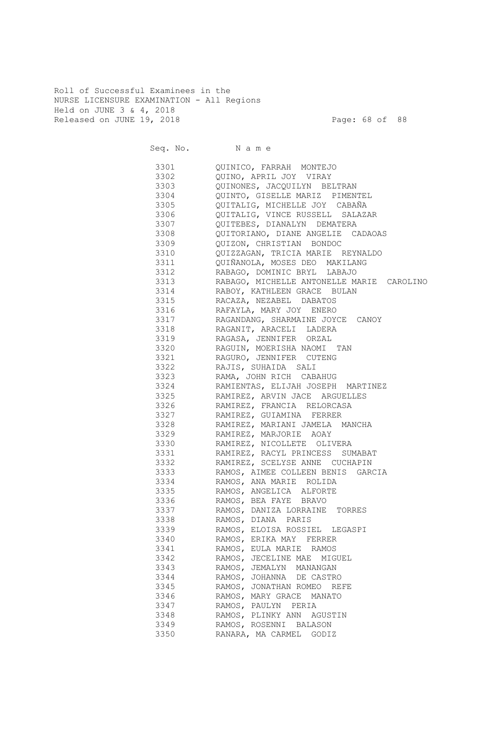Roll of Successful Examinees in the
NURSE LICENSURE EXAMINATION - All Regions
Held on JUNE 3 & 4, 2018
Released on JUNE 19, 2018

| Seq. No. | N a m e |
|---|---|
| 3301 | QUINICO, FARRAH MONTEJO |
| 3302 | QUINO, APRIL JOY VIRAY |
| 3303 | QUINONES, JACQUILYN BELTRAN |
| 3304 | QUINTO, GISELLE MARIZ PIMENTEL |
| 3305 | QUITALIG, MICHELLE JOY CABAÑA |
| 3306 | QUITALIG, VINCE RUSSELL SALAZAR |
| 3307 | QUITEBES, DIANALYN DEMATERA |
| 3308 | QUITORIANO, DIANE ANGELIE CADAOAS |
| 3309 | QUIZON, CHRISTIAN BONDOC |
| 3310 | QUIZZAGAN, TRICIA MARIE REYNALDO |
| 3311 | QUIÑANOLA, MOSES DEO MAKILANG |
| 3312 | RABAGO, DOMINIC BRYL LABAJO |
| 3313 | RABAGO, MICHELLE ANTONELLE MARIE CAROLINO |
| 3314 | RABOY, KATHLEEN GRACE BULAN |
| 3315 | RACAZA, NEZABEL DABATOS |
| 3316 | RAFAYLA, MARY JOY ENERO |
| 3317 | RAGANDANG, SHARMAINE JOYCE CANOY |
| 3318 | RAGANIT, ARACELI LADERA |
| 3319 | RAGASA, JENNIFER ORZAL |
| 3320 | RAGUIN, MOERISHA NAOMI TAN |
| 3321 | RAGURO, JENNIFER CUTENG |
| 3322 | RAJIS, SUHAIDA SALI |
| 3323 | RAMA, JOHN RICH CABAHUG |
| 3324 | RAMIENTAS, ELIJAH JOSEPH MARTINEZ |
| 3325 | RAMIREZ, ARVIN JACE ARGUELLES |
| 3326 | RAMIREZ, FRANCIA RELORCASA |
| 3327 | RAMIREZ, GUIAMINA FERRER |
| 3328 | RAMIREZ, MARIANI JAMELA MANCHA |
| 3329 | RAMIREZ, MARJORIE AOAY |
| 3330 | RAMIREZ, NICOLLETE OLIVERA |
| 3331 | RAMIREZ, RACYL PRINCESS SUMABAT |
| 3332 | RAMIREZ, SCELYSE ANNE CUCHAPIN |
| 3333 | RAMOS, AIMEE COLLEEN BENIS GARCIA |
| 3334 | RAMOS, ANA MARIE ROLIDA |
| 3335 | RAMOS, ANGELICA ALFORTE |
| 3336 | RAMOS, BEA FAYE BRAVO |
| 3337 | RAMOS, DANIZA LORRAINE TORRES |
| 3338 | RAMOS, DIANA PARIS |
| 3339 | RAMOS, ELOISA ROSSIEL LEGASPI |
| 3340 | RAMOS, ERIKA MAY FERRER |
| 3341 | RAMOS, EULA MARIE RAMOS |
| 3342 | RAMOS, JECELINE MAE MIGUEL |
| 3343 | RAMOS, JEMALYN MANANGAN |
| 3344 | RAMOS, JOHANNA DE CASTRO |
| 3345 | RAMOS, JONATHAN ROMEO REFE |
| 3346 | RAMOS, MARY GRACE MANATO |
| 3347 | RAMOS, PAULYN PERIA |
| 3348 | RAMOS, PLINKY ANN AGUSTIN |
| 3349 | RAMOS, ROSENNI BALASON |
| 3350 | RANARA, MA CARMEL GODIZ |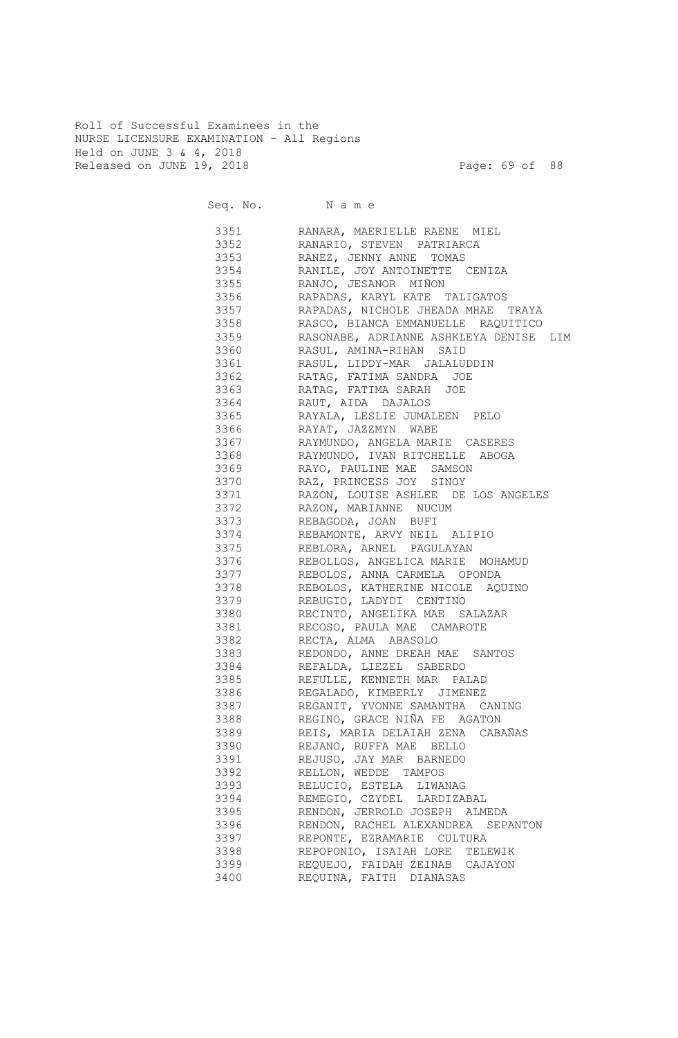Roll of Successful Examinees in the
NURSE LICENSURE EXAMINATION - All Regions
Held on JUNE 3 & 4, 2018
Released on JUNE 19, 2018

| Seq. No. | N a m e |
|---|---|
| 3351 | RANARA, MAERIELLE RAENE MIEL |
| 3352 | RANARIO, STEVEN PATRIARCA |
| 3353 | RANEZ, JENNY ANNE TOMAS |
| 3354 | RANILE, JOY ANTOINETTE CENIZA |
| 3355 | RANJO, JESANOR MIÑON |
| 3356 | RAPADAS, KARYL KATE TALIGATOS |
| 3357 | RAPADAS, NICHOLE JHEADA MHAE TRAYA |
| 3358 | RASCO, BIANCA EMMANUELLE RAQUITICO |
| 3359 | RASONABE, ADRIANNE ASHKLEYA DENISE LIM |
| 3360 | RASUL, AMINA-RIHAN SAID |
| 3361 | RASUL, LIDDY-MAR JALALUDDIN |
| 3362 | RATAG, FATIMA SANDRA JOE |
| 3363 | RATAG, FATIMA SARAH JOE |
| 3364 | RAUT, AIDA DAJALOS |
| 3365 | RAYALA, LESLIE JUMALEEN PELO |
| 3366 | RAYAT, JAZZMYN WABE |
| 3367 | RAYMUNDO, ANGELA MARIE CASERES |
| 3368 | RAYMUNDO, IVAN RITCHELLE ABOGA |
| 3369 | RAYO, PAULINE MAE SAMSON |
| 3370 | RAZ, PRINCESS JOY SINOY |
| 3371 | RAZON, LOUISE ASHLEE DE LOS ANGELES |
| 3372 | RAZON, MARIANNE NUCUM |
| 3373 | REBAGODA, JOAN BUFI |
| 3374 | REBAMONTE, ARVY NEIL ALIPIO |
| 3375 | REBLORA, ARNEL PAGULAYAN |
| 3376 | REBOLLOS, ANGELICA MARIE MOHAMUD |
| 3377 | REBOLOS, ANNA CARMELA OPONDA |
| 3378 | REBOLOS, KATHERINE NICOLE AQUINO |
| 3379 | REBUGIO, LADYDI CENTINO |
| 3380 | RECINTO, ANGELIKA MAE SALAZAR |
| 3381 | RECOSO, PAULA MAE CAMAROTE |
| 3382 | RECTA, ALMA ABASOLO |
| 3383 | REDONDO, ANNE DREAH MAE SANTOS |
| 3384 | REFALDA, LIEZEL SABERDO |
| 3385 | REFULLE, KENNETH MAR PALAD |
| 3386 | REGALADO, KIMBERLY JIMENEZ |
| 3387 | REGANIT, YVONNE SAMANTHA CANING |
| 3388 | REGINO, GRACE NIÑA FE AGATON |
| 3389 | REIS, MARIA DELAIAH ZENA CABAÑAS |
| 3390 | REJANO, RUFFA MAE BELLO |
| 3391 | REJUSO, JAY MAR BARNEDO |
| 3392 | RELLON, WEDDE TAMPOS |
| 3393 | RELUCIO, ESTELA LIWANAG |
| 3394 | REMEGIO, CZYDEL LARDIZABAL |
| 3395 | RENDON, JERROLD JOSEPH ALMEDA |
| 3396 | RENDON, RACHEL ALEXANDREA SEPANTON |
| 3397 | REPONTE, EZRAMARIE CULTURA |
| 3398 | REPOPONIO, ISAIAH LORE TELEWIK |
| 3399 | REQUEJO, FAIDAH ZEINAB CAJAYON |
| 3400 | REQUINA, FAITH DIANASAS |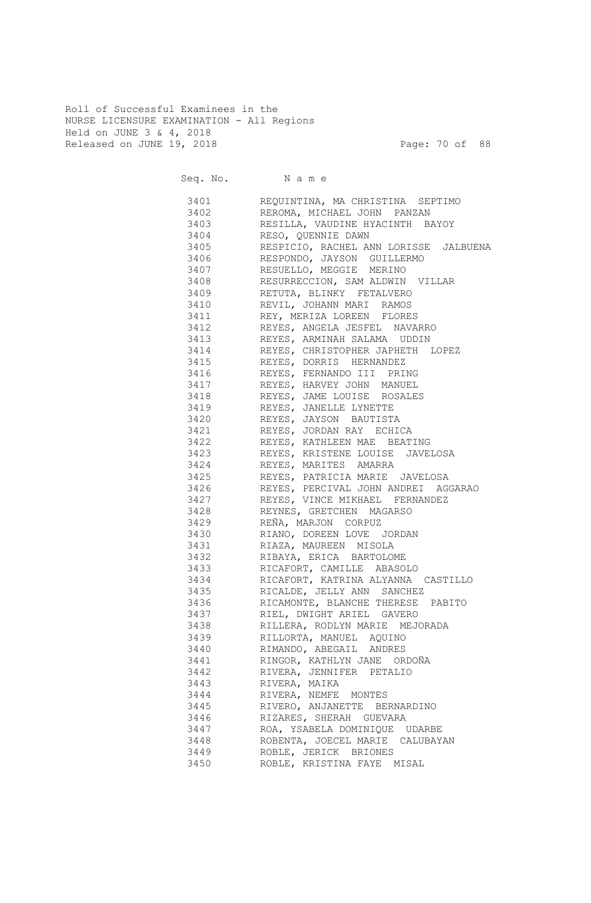Roll of Successful Examinees in the
NURSE LICENSURE EXAMINATION - All Regions
Held on JUNE 3 & 4, 2018
Released on JUNE 19, 2018

| Seq. No. | N a m e |
|---|---|
| 3401 | REQUINTINA, MA CHRISTINA SEPTIMO |
| 3402 | REROMA, MICHAEL JOHN PANZAN |
| 3403 | RESILLA, VAUDINE HYACINTH BAYOY |
| 3404 | RESO, QUENNIE DAWN |
| 3405 | RESPICIO, RACHEL ANN LORISSE JALBUENA |
| 3406 | RESPONDO, JAYSON GUILLERMO |
| 3407 | RESUELLO, MEGGIE MERINO |
| 3408 | RESURRECCION, SAM ALDWIN VILLAR |
| 3409 | RETUTA, BLINKY FETALVERO |
| 3410 | REVIL, JOHANN MARI RAMOS |
| 3411 | REY, MERIZA LOREEN FLORES |
| 3412 | REYES, ANGELA JESFEL NAVARRO |
| 3413 | REYES, ARMINAH SALAMA UDDIN |
| 3414 | REYES, CHRISTOPHER JAPHETH LOPEZ |
| 3415 | REYES, DORRIS HERNANDEZ |
| 3416 | REYES, FERNANDO III PRING |
| 3417 | REYES, HARVEY JOHN MANUEL |
| 3418 | REYES, JAME LOUISE ROSALES |
| 3419 | REYES, JANELLE LYNETTE |
| 3420 | REYES, JAYSON BAUTISTA |
| 3421 | REYES, JORDAN RAY ECHICA |
| 3422 | REYES, KATHLEEN MAE BEATING |
| 3423 | REYES, KRISTENE LOUISE JAVELOSA |
| 3424 | REYES, MARITES AMARRA |
| 3425 | REYES, PATRICIA MARIE JAVELOSA |
| 3426 | REYES, PERCIVAL JOHN ANDREI AGGARAO |
| 3427 | REYES, VINCE MIKHAEL FERNANDEZ |
| 3428 | REYNES, GRETCHEN MAGARSO |
| 3429 | REÑA, MARJON CORPUZ |
| 3430 | RIANO, DOREEN LOVE JORDAN |
| 3431 | RIAZA, MAUREEN MISOLA |
| 3432 | RIBAYA, ERICA BARTOLOME |
| 3433 | RICAFORT, CAMILLE ABASOLO |
| 3434 | RICAFORT, KATRINA ALYANNA CASTILLO |
| 3435 | RICALDE, JELLY ANN SANCHEZ |
| 3436 | RICAMONTE, BLANCHE THERESE PABITO |
| 3437 | RIEL, DWIGHT ARIEL GAVERO |
| 3438 | RILLERA, RODLYN MARIE MEJORADA |
| 3439 | RILLORTA, MANUEL AQUINO |
| 3440 | RIMANDO, ABEGAIL ANDRES |
| 3441 | RINGOR, KATHLYN JANE ORDOÑA |
| 3442 | RIVERA, JENNIFER PETALIO |
| 3443 | RIVERA, MAIKA |
| 3444 | RIVERA, NEMFE MONTES |
| 3445 | RIVERO, ANJANETTE BERNARDINO |
| 3446 | RIZARES, SHERAH GUEVARA |
| 3447 | ROA, YSABELA DOMINIQUE UDARBE |
| 3448 | ROBENTA, JOECEL MARIE CALUBAYAN |
| 3449 | ROBLE, JERICK BRIONES |
| 3450 | ROBLE, KRISTINA FAYE MISAL |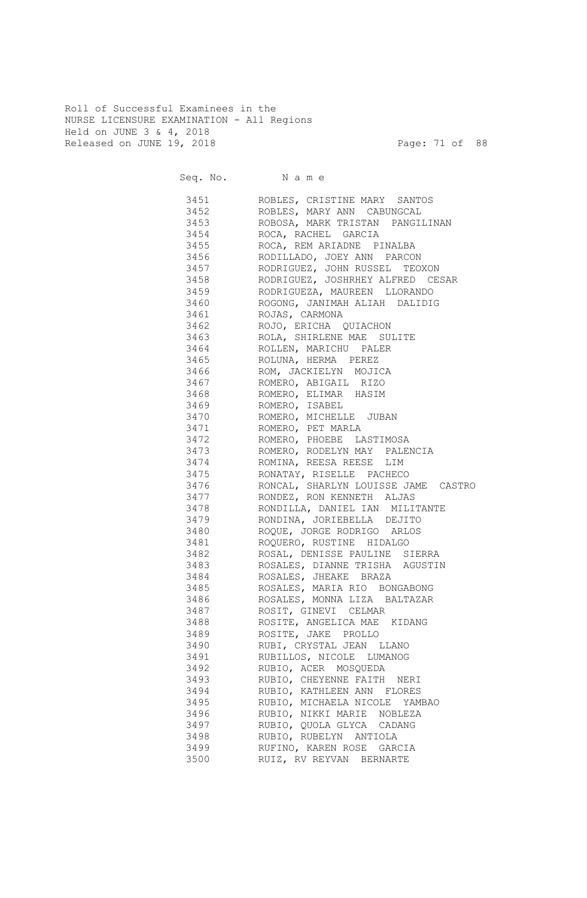Roll of Successful Examinees in the
NURSE LICENSURE EXAMINATION - All Regions
Held on JUNE 3 & 4, 2018
Released on JUNE 19, 2018

| Seq. No. | N a m e |
|---|---|
| 3451 | ROBLES, CRISTINE MARY SANTOS |
| 3452 | ROBLES, MARY ANN CABUNGCAL |
| 3453 | ROBOSA, MARK TRISTAN PANGILINAN |
| 3454 | ROCA, RACHEL GARCIA |
| 3455 | ROCA, REM ARIADNE PINALBA |
| 3456 | RODILLADO, JOEY ANN PARCON |
| 3457 | RODRIGUEZ, JOHN RUSSEL TEOXON |
| 3458 | RODRIGUEZ, JOSHRHEY ALFRED CESAR |
| 3459 | RODRIGUEZA, MAUREEN LLORANDO |
| 3460 | ROGONG, JANIMAH ALIAH DALIDIG |
| 3461 | ROJAS, CARMONA |
| 3462 | ROJO, ERICHA QUIACHON |
| 3463 | ROLA, SHIRLENE MAE SULITE |
| 3464 | ROLLEN, MARICHU PALER |
| 3465 | ROLUNA, HERMA PEREZ |
| 3466 | ROM, JACKIELYN MOJICA |
| 3467 | ROMERO, ABIGAIL RIZO |
| 3468 | ROMERO, ELIMAR HASIM |
| 3469 | ROMERO, ISABEL |
| 3470 | ROMERO, MICHELLE JUBAN |
| 3471 | ROMERO, PET MARLA |
| 3472 | ROMERO, PHOEBE LASTIMOSA |
| 3473 | ROMERO, RODELYN MAY PALENCIA |
| 3474 | ROMINA, REESA REESE LIM |
| 3475 | RONATAY, RISELLE PACHECO |
| 3476 | RONCAL, SHARLYN LOUISSE JAME CASTRO |
| 3477 | RONDEZ, RON KENNETH ALJAS |
| 3478 | RONDILLA, DANIEL IAN MILITANTE |
| 3479 | RONDINA, JORIEBELLA DEJITO |
| 3480 | ROQUE, JORGE RODRIGO ARLOS |
| 3481 | ROQUERO, RUSTINE HIDALGO |
| 3482 | ROSAL, DENISSE PAULINE SIERRA |
| 3483 | ROSALES, DIANNE TRISHA AGUSTIN |
| 3484 | ROSALES, JHEAKE BRAZA |
| 3485 | ROSALES, MARIA RIO BONGABONG |
| 3486 | ROSALES, MONNA LIZA BALTAZAR |
| 3487 | ROSIT, GINEVI CELMAR |
| 3488 | ROSITE, ANGELICA MAE KIDANG |
| 3489 | ROSITE, JAKE PROLLO |
| 3490 | RUBI, CRYSTAL JEAN LLANO |
| 3491 | RUBILLOS, NICOLE LUMANOG |
| 3492 | RUBIO, ACER MOSQUEDA |
| 3493 | RUBIO, CHEYENNE FAITH NERI |
| 3494 | RUBIO, KATHLEEN ANN FLORES |
| 3495 | RUBIO, MICHAELA NICOLE YAMBAO |
| 3496 | RUBIO, NIKKI MARIE NOBLEZA |
| 3497 | RUBIO, QUOLA GLYCA CADANG |
| 3498 | RUBIO, RUBELYN ANTIOLA |
| 3499 | RUFINO, KAREN ROSE GARCIA |
| 3500 | RUIZ, RV REYVAN BERNARTE |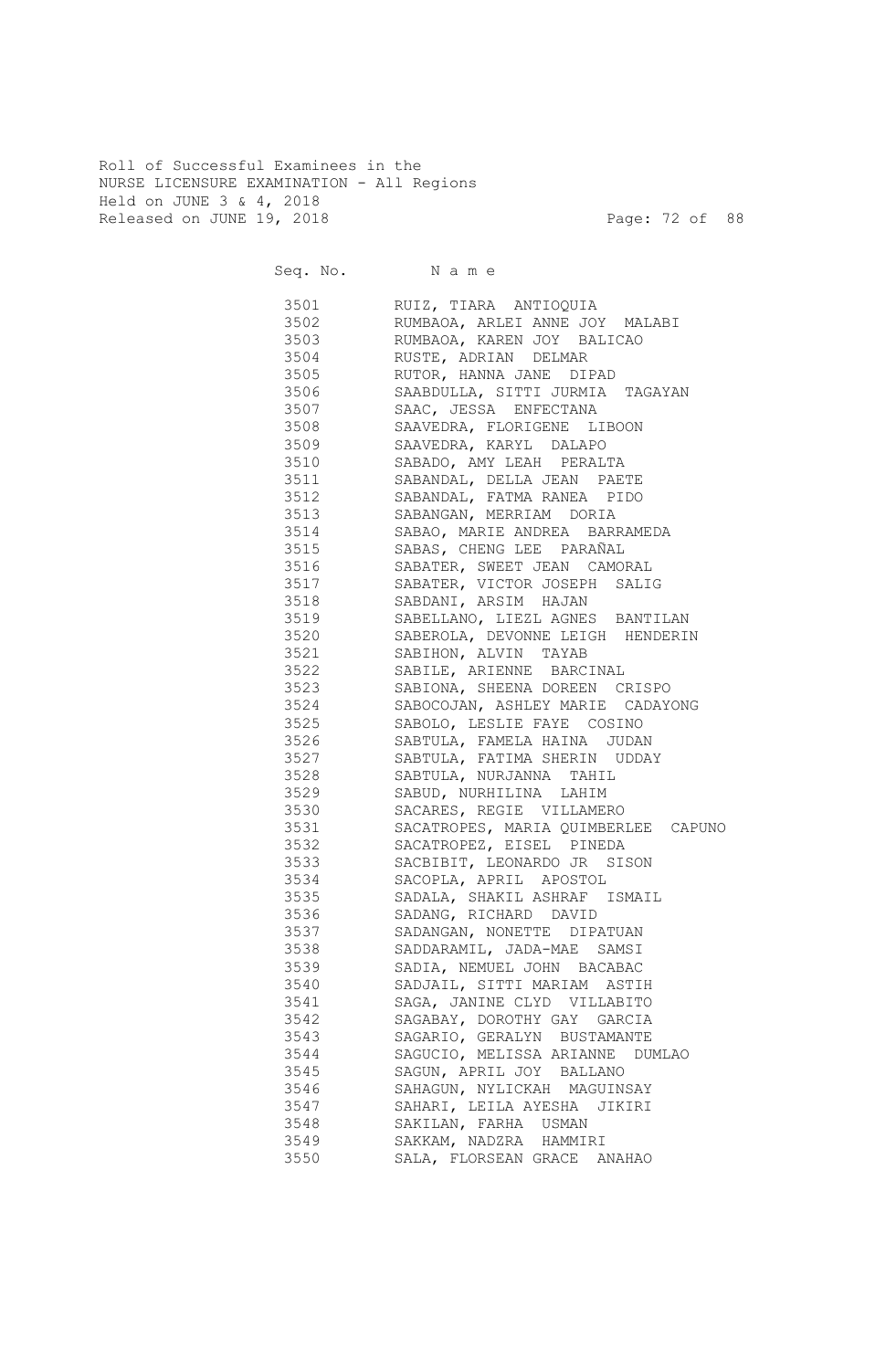Roll of Successful Examinees in the
NURSE LICENSURE EXAMINATION - All Regions
Held on JUNE 3 & 4, 2018
Released on JUNE 19, 2018

| Seq. No. | N a m e |
|---|---|
| 3501 | RUIZ, TIARA ANTIOQUIA |
| 3502 | RUMBAOA, ARLEI ANNE JOY MALABI |
| 3503 | RUMBAOA, KAREN JOY BALICAO |
| 3504 | RUSTE, ADRIAN DELMAR |
| 3505 | RUTOR, HANNA JANE DIPAD |
| 3506 | SAABDULLA, SITTI JURMIA TAGAYAN |
| 3507 | SAAC, JESSA ENFECTANA |
| 3508 | SAAVEDRA, FLORIGENE LIBOON |
| 3509 | SAAVEDRA, KARYL DALAPO |
| 3510 | SABADO, AMY LEAH PERALTA |
| 3511 | SABANDAL, DELLA JEAN PAETE |
| 3512 | SABANDAL, FATMA RANEA PIDO |
| 3513 | SABANGAN, MERRIAM DORIA |
| 3514 | SABAO, MARIE ANDREA BARRAMEDA |
| 3515 | SABAS, CHENG LEE PARAÑAL |
| 3516 | SABATER, SWEET JEAN CAMORAL |
| 3517 | SABATER, VICTOR JOSEPH SALIG |
| 3518 | SABDANI, ARSIM HAJAN |
| 3519 | SABELLANO, LIEZL AGNES BANTILAN |
| 3520 | SABEROLA, DEVONNE LEIGH HENDERIN |
| 3521 | SABIHON, ALVIN TAYAB |
| 3522 | SABILE, ARIENNE BARCINAL |
| 3523 | SABIONA, SHEENA DOREEN CRISPO |
| 3524 | SABOCOJAN, ASHLEY MARIE CADAYONG |
| 3525 | SABOLO, LESLIE FAYE COSINO |
| 3526 | SABTULA, FAMELA HAINA JUDAN |
| 3527 | SABTULA, FATIMA SHERIN UDDAY |
| 3528 | SABTULA, NURJANNA TAHIL |
| 3529 | SABUD, NURHILINA LAHIM |
| 3530 | SACARES, REGIE VILLAMERO |
| 3531 | SACATROPES, MARIA QUIMBERLEE CAPUNO |
| 3532 | SACATROPEZ, EISEL PINEDA |
| 3533 | SACBIBIT, LEONARDO JR SISON |
| 3534 | SACOPLA, APRIL APOSTOL |
| 3535 | SADALA, SHAKIL ASHRAF ISMAIL |
| 3536 | SADANG, RICHARD DAVID |
| 3537 | SADANGAN, NONETTE DIPATUAN |
| 3538 | SADDARAMIL, JADA-MAE SAMSI |
| 3539 | SADIA, NEMUEL JOHN BACABAC |
| 3540 | SADJAIL, SITTI MARIAM ASTIH |
| 3541 | SAGA, JANINE CLYD VILLABITO |
| 3542 | SAGABAY, DOROTHY GAY GARCIA |
| 3543 | SAGARIO, GERALYN BUSTAMANTE |
| 3544 | SAGUCIO, MELISSA ARIANNE DUMLAO |
| 3545 | SAGUN, APRIL JOY BALLANO |
| 3546 | SAHAGUN, NYLICKAH MAGUINSAY |
| 3547 | SAHARI, LEILA AYESHA JIKIRI |
| 3548 | SAKILAN, FARHA USMAN |
| 3549 | SAKKAM, NADZRA HAMMIRI |
| 3550 | SALA, FLORSEAN GRACE ANAHAO |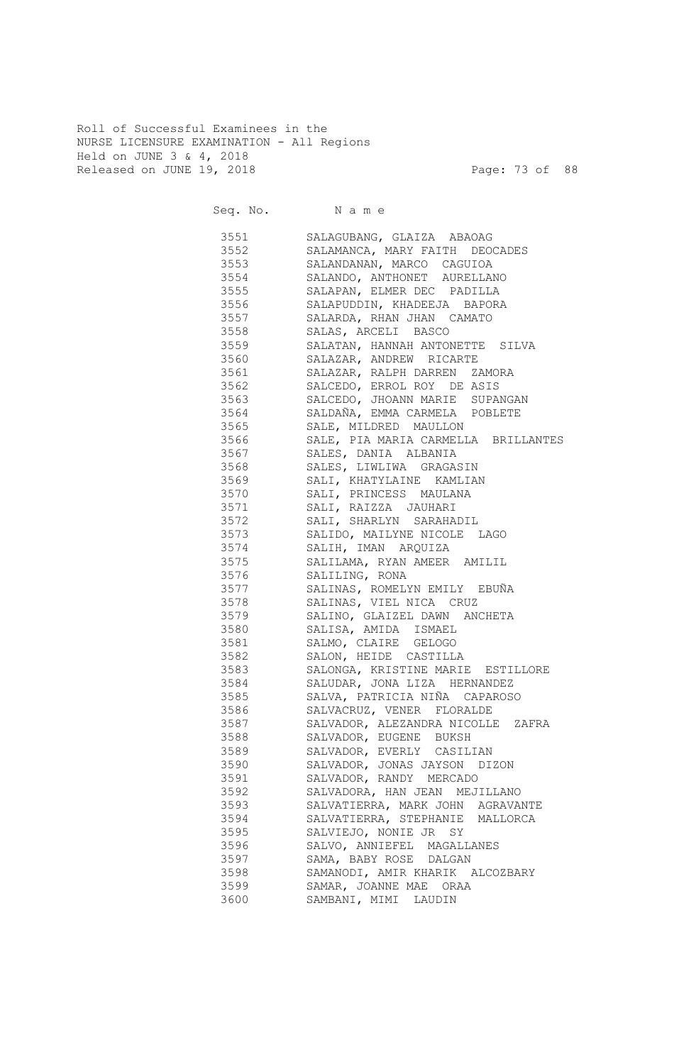Roll of Successful Examinees in the
NURSE LICENSURE EXAMINATION - All Regions
Held on JUNE 3 & 4, 2018
Released on JUNE 19, 2018

| Seq. No. | N a m e |
|---|---|
| 3551 | SALAGUBANG, GLAIZA ABAOAG |
| 3552 | SALAMANCA, MARY FAITH DEOCADES |
| 3553 | SALANDANAN, MARCO CAGUIOA |
| 3554 | SALANDO, ANTHONET AURELLANO |
| 3555 | SALAPAN, ELMER DEC PADILLA |
| 3556 | SALAPUDDIN, KHADEEJA BAPORA |
| 3557 | SALARDA, RHAN JHAN CAMATO |
| 3558 | SALAS, ARCELI BASCO |
| 3559 | SALATAN, HANNAH ANTONETTE SILVA |
| 3560 | SALAZAR, ANDREW RICARTE |
| 3561 | SALAZAR, RALPH DARREN ZAMORA |
| 3562 | SALCEDO, ERROL ROY DE ASIS |
| 3563 | SALCEDO, JHOANN MARIE SUPANGAN |
| 3564 | SALDAÑA, EMMA CARMELA POBLETE |
| 3565 | SALE, MILDRED MAULLON |
| 3566 | SALE, PIA MARIA CARMELLA BRILLANTES |
| 3567 | SALES, DANIA ALBANIA |
| 3568 | SALES, LIWLIWA GRAGASIN |
| 3569 | SALI, KHATYLAINE KAMLIAN |
| 3570 | SALI, PRINCESS MAULANA |
| 3571 | SALI, RAIZZA JAUHARI |
| 3572 | SALI, SHARLYN SARAHADIL |
| 3573 | SALIDO, MAILYNE NICOLE LAGO |
| 3574 | SALIH, IMAN ARQUIZA |
| 3575 | SALILAMA, RYAN AMEER AMILIL |
| 3576 | SALILING, RONA |
| 3577 | SALINAS, ROMELYN EMILY EBUÑA |
| 3578 | SALINAS, VIEL NICA CRUZ |
| 3579 | SALINO, GLAIZEL DAWN ANCHETA |
| 3580 | SALISA, AMIDA ISMAEL |
| 3581 | SALMO, CLAIRE GELOGO |
| 3582 | SALON, HEIDE CASTILLA |
| 3583 | SALONGA, KRISTINE MARIE ESTILLORE |
| 3584 | SALUDAR, JONA LIZA HERNANDEZ |
| 3585 | SALVA, PATRICIA NIÑA CAPAROSO |
| 3586 | SALVACRUZ, VENER FLORALDE |
| 3587 | SALVADOR, ALEZANDRA NICOLLE ZAFRA |
| 3588 | SALVADOR, EUGENE BUKSH |
| 3589 | SALVADOR, EVERLY CASILIAN |
| 3590 | SALVADOR, JONAS JAYSON DIZON |
| 3591 | SALVADOR, RANDY MERCADO |
| 3592 | SALVADORA, HAN JEAN MEJILLANO |
| 3593 | SALVATIERRA, MARK JOHN AGRAVANTE |
| 3594 | SALVATIERRA, STEPHANIE MALLORCA |
| 3595 | SALVIEJO, NONIE JR SY |
| 3596 | SALVO, ANNIEFEL MAGALLANES |
| 3597 | SAMA, BABY ROSE DALGAN |
| 3598 | SAMANODI, AMIR KHARIK ALCOZBARY |
| 3599 | SAMAR, JOANNE MAE ORAA |
| 3600 | SAMBANI, MIMI LAUDIN |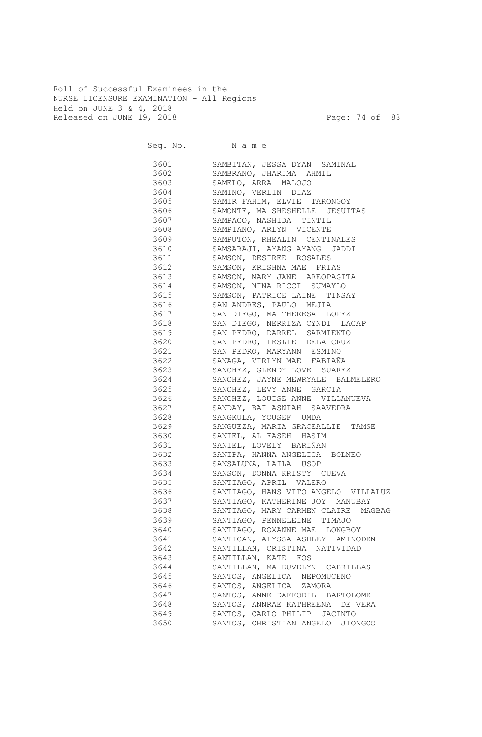Roll of Successful Examinees in the
NURSE LICENSURE EXAMINATION - All Regions
Held on JUNE 3 & 4, 2018
Released on JUNE 19, 2018

| Seq. No. | N a m e |
|---|---|
| 3601 | SAMBITAN, JESSA DYAN SAMINAL |
| 3602 | SAMBRANO, JHARIMA AHMIL |
| 3603 | SAMELO, ARRA MALOJO |
| 3604 | SAMINO, VERLIN DIAZ |
| 3605 | SAMIR FAHIM, ELVIE TARONGOY |
| 3606 | SAMONTE, MA SHESHELLE JESUITAS |
| 3607 | SAMPACO, NASHIDA TINTIL |
| 3608 | SAMPIANO, ARLYN VICENTE |
| 3609 | SAMPUTON, RHEALIN CENTINALES |
| 3610 | SAMSARAJI, AYANG AYANG JADDI |
| 3611 | SAMSON, DESIREE ROSALES |
| 3612 | SAMSON, KRISHNA MAE FRIAS |
| 3613 | SAMSON, MARY JANE AREOPAGITA |
| 3614 | SAMSON, NINA RICCI SUMAYLO |
| 3615 | SAMSON, PATRICE LAINE TINSAY |
| 3616 | SAN ANDRES, PAULO MEJIA |
| 3617 | SAN DIEGO, MA THERESA LOPEZ |
| 3618 | SAN DIEGO, NERRIZA CYNDI LACAP |
| 3619 | SAN PEDRO, DARREL SARMIENTO |
| 3620 | SAN PEDRO, LESLIE DELA CRUZ |
| 3621 | SAN PEDRO, MARYANN ESMINO |
| 3622 | SANAGA, VIRLYN MAE FABIAÑA |
| 3623 | SANCHEZ, GLENDY LOVE SUAREZ |
| 3624 | SANCHEZ, JAYNE MEWRYALE BALMELERO |
| 3625 | SANCHEZ, LEVY ANNE GARCIA |
| 3626 | SANCHEZ, LOUISE ANNE VILLANUEVA |
| 3627 | SANDAY, BAI ASNIAH SAAVEDRA |
| 3628 | SANGKULA, YOUSEF UMDA |
| 3629 | SANGUEZA, MARIA GRACEALLIE TAMSE |
| 3630 | SANIEL, AL FASEH HASIM |
| 3631 | SANIEL, LOVELY BARIÑAN |
| 3632 | SANIPA, HANNA ANGELICA BOLNEO |
| 3633 | SANSALUNA, LAILA USOP |
| 3634 | SANSON, DONNA KRISTY CUEVA |
| 3635 | SANTIAGO, APRIL VALERO |
| 3636 | SANTIAGO, HANS VITO ANGELO VILLALUZ |
| 3637 | SANTIAGO, KATHERINE JOY MANUBAY |
| 3638 | SANTIAGO, MARY CARMEN CLAIRE MAGBAG |
| 3639 | SANTIAGO, PENNELEINE TIMAJO |
| 3640 | SANTIAGO, ROXANNE MAE LONGBOY |
| 3641 | SANTICAN, ALYSSA ASHLEY AMINODEN |
| 3642 | SANTILLAN, CRISTINA NATIVIDAD |
| 3643 | SANTILLAN, KATE FOS |
| 3644 | SANTILLAN, MA EUVELYN CABRILLAS |
| 3645 | SANTOS, ANGELICA NEPOMUCENO |
| 3646 | SANTOS, ANGELICA ZAMORA |
| 3647 | SANTOS, ANNE DAFFODIL BARTOLOME |
| 3648 | SANTOS, ANNRAE KATHREENA DE VERA |
| 3649 | SANTOS, CARLO PHILIP JACINTO |
| 3650 | SANTOS, CHRISTIAN ANGELO JIONGCO |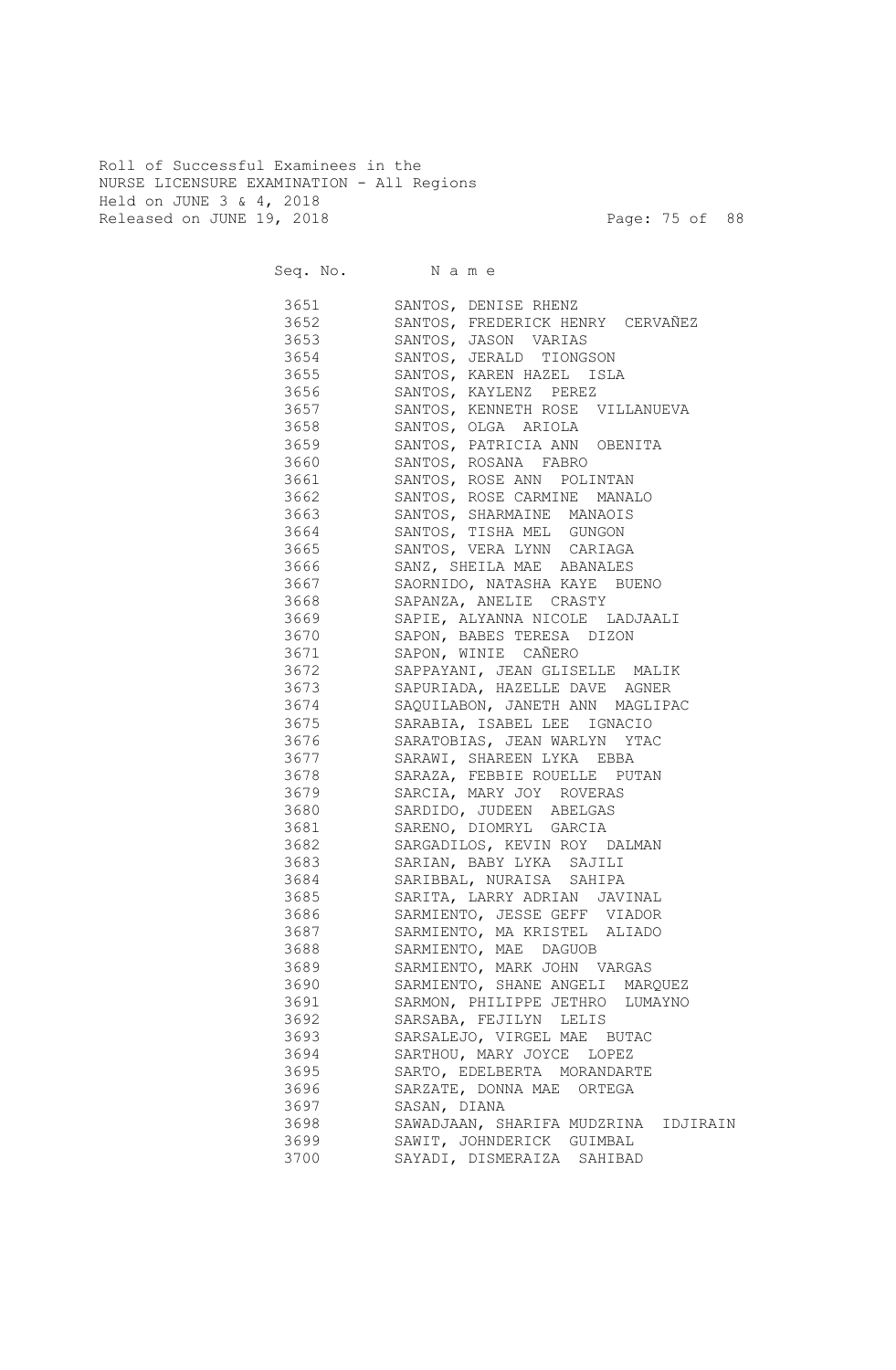Roll of Successful Examinees in the
NURSE LICENSURE EXAMINATION - All Regions
Held on JUNE 3 & 4, 2018
Released on JUNE 19, 2018

| Seq. No. | Name |
|---|---|
| 3651 | SANTOS, DENISE RHENZ |
| 3652 | SANTOS, FREDERICK HENRY CERVAÑEZ |
| 3653 | SANTOS, JASON VARIAS |
| 3654 | SANTOS, JERALD TIONGSON |
| 3655 | SANTOS, KAREN HAZEL ISLA |
| 3656 | SANTOS, KAYLENZ PEREZ |
| 3657 | SANTOS, KENNETH ROSE VILLANUEVA |
| 3658 | SANTOS, OLGA ARIOLA |
| 3659 | SANTOS, PATRICIA ANN OBENITA |
| 3660 | SANTOS, ROSANA FABRO |
| 3661 | SANTOS, ROSE ANN POLINTAN |
| 3662 | SANTOS, ROSE CARMINE MANALO |
| 3663 | SANTOS, SHARMAINE MANAOIS |
| 3664 | SANTOS, TISHA MEL GUNGON |
| 3665 | SANTOS, VERA LYNN CARIAGA |
| 3666 | SANZ, SHEILA MAE ABANALES |
| 3667 | SAORNIDO, NATASHA KAYE BUENO |
| 3668 | SAPANZA, ANELIE CRASTY |
| 3669 | SAPIE, ALYANNA NICOLE LADJAALI |
| 3670 | SAPON, BABES TERESA DIZON |
| 3671 | SAPON, WINIE CAÑERO |
| 3672 | SAPPAYANI, JEAN GLISELLE MALIK |
| 3673 | SAPURIADA, HAZELLE DAVE AGNER |
| 3674 | SAQUILABON, JANETH ANN MAGLIPAC |
| 3675 | SARABIA, ISABEL LEE IGNACIO |
| 3676 | SARATOBIAS, JEAN WARLYN YTAC |
| 3677 | SARAWI, SHAREEN LYKA EBBA |
| 3678 | SARAZA, FEBBIE ROUELLE PUTAN |
| 3679 | SARCIA, MARY JOY ROVERAS |
| 3680 | SARDIDO, JUDEEN ABELGAS |
| 3681 | SARENO, DIOMRYL GARCIA |
| 3682 | SARGADILOS, KEVIN ROY DALMAN |
| 3683 | SARIAN, BABY LYKA SAJILI |
| 3684 | SARIBBAL, NURAISA SAHIPA |
| 3685 | SARITA, LARRY ADRIAN JAVINAL |
| 3686 | SARMIENTO, JESSE GEFF VIADOR |
| 3687 | SARMIENTO, MA KRISTEL ALIADO |
| 3688 | SARMIENTO, MAE DAGUOB |
| 3689 | SARMIENTO, MARK JOHN VARGAS |
| 3690 | SARMIENTO, SHANE ANGELI MARQUEZ |
| 3691 | SARMON, PHILIPPE JETHRO LUMAYNO |
| 3692 | SARSABA, FEJILYN LELIS |
| 3693 | SARSALEJO, VIRGEL MAE BUTAC |
| 3694 | SARTHOU, MARY JOYCE LOPEZ |
| 3695 | SARTO, EDELBERTA MORANDARTE |
| 3696 | SARZATE, DONNA MAE ORTEGA |
| 3697 | SASAN, DIANA |
| 3698 | SAWADJAAN, SHARIFA MUDZRINA IDJIRAIN |
| 3699 | SAWIT, JOHNDERICK GUIMBAL |
| 3700 | SAYADI, DISMERAIZA SAHIBAD |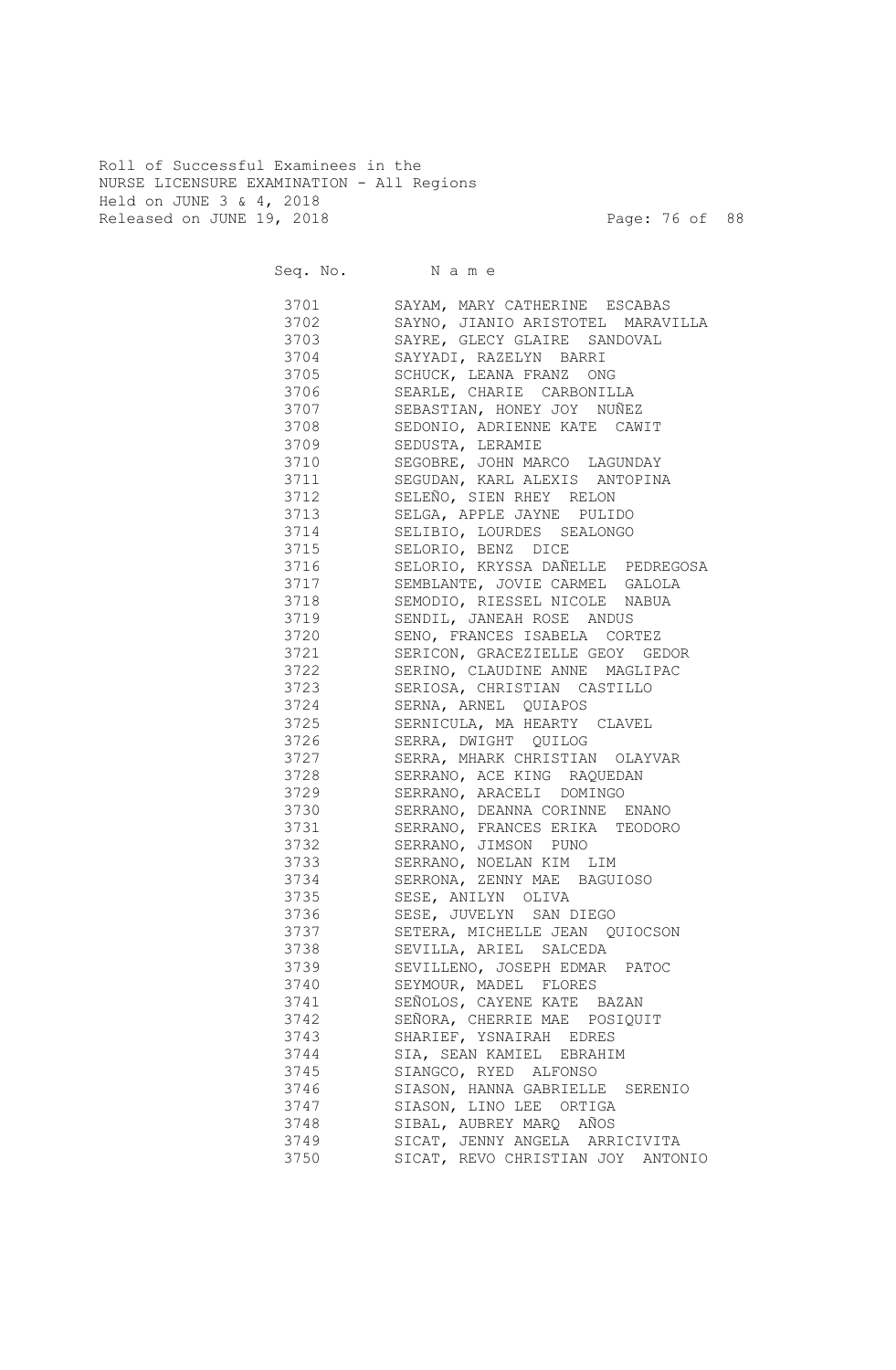Roll of Successful Examinees in the
NURSE LICENSURE EXAMINATION - All Regions
Held on JUNE 3 & 4, 2018
Released on JUNE 19, 2018

| Seq. No. | N a m e |
|---|---|
| 3701 | SAYAM, MARY CATHERINE ESCABAS |
| 3702 | SAYNO, JIANIO ARISTOTEL MARAVILLA |
| 3703 | SAYRE, GLECY GLAIRE SANDOVAL |
| 3704 | SAYYADI, RAZELYN BARRI |
| 3705 | SCHUCK, LEANA FRANZ ONG |
| 3706 | SEARLE, CHARIE CARBONILLA |
| 3707 | SEBASTIAN, HONEY JOY NUÑEZ |
| 3708 | SEDONIO, ADRIENNE KATE CAWIT |
| 3709 | SEDUSTA, LERAMIE |
| 3710 | SEGOBRE, JOHN MARCO LAGUNDAY |
| 3711 | SEGUDAN, KARL ALEXIS ANTOPINA |
| 3712 | SELEÑO, SIEN RHEY RELON |
| 3713 | SELGA, APPLE JAYNE PULIDO |
| 3714 | SELIBIO, LOURDES SEALONGO |
| 3715 | SELORIO, BENZ DICE |
| 3716 | SELORIO, KRYSSA DAÑELLE PEDREGOSA |
| 3717 | SEMBLANTE, JOVIE CARMEL GALOLA |
| 3718 | SEMODIO, RIESSEL NICOLE NABUA |
| 3719 | SENDIL, JANEAH ROSE ANDUS |
| 3720 | SENO, FRANCES ISABELA CORTEZ |
| 3721 | SERICON, GRACEZIELLE GEOY GEDOR |
| 3722 | SERINO, CLAUDINE ANNE MAGLIPAC |
| 3723 | SERIOSA, CHRISTIAN CASTILLO |
| 3724 | SERNA, ARNEL QUIAPOS |
| 3725 | SERNICULA, MA HEARTY CLAVEL |
| 3726 | SERRA, DWIGHT QUILOG |
| 3727 | SERRA, MHARK CHRISTIAN OLAYVAR |
| 3728 | SERRANO, ACE KING RAQUEDAN |
| 3729 | SERRANO, ARACELI DOMINGO |
| 3730 | SERRANO, DEANNA CORINNE ENANO |
| 3731 | SERRANO, FRANCES ERIKA TEODORO |
| 3732 | SERRANO, JIMSON PUNO |
| 3733 | SERRANO, NOELAN KIM LIM |
| 3734 | SERRONA, ZENNY MAE BAGUIOSO |
| 3735 | SESE, ANILYN OLIVA |
| 3736 | SESE, JUVELYN SAN DIEGO |
| 3737 | SETERA, MICHELLE JEAN QUIOCSON |
| 3738 | SEVILLA, ARIEL SALCEDA |
| 3739 | SEVILLENO, JOSEPH EDMAR PATOC |
| 3740 | SEYMOUR, MADEL FLORES |
| 3741 | SEÑOLOS, CAYENE KATE BAZAN |
| 3742 | SEÑORA, CHERRIE MAE POSIQUIT |
| 3743 | SHARIEF, YSNAIRAH EDRES |
| 3744 | SIA, SEAN KAMIEL EBRAHIM |
| 3745 | SIANGCO, RYED ALFONSO |
| 3746 | SIASON, HANNA GABRIELLE SERENIO |
| 3747 | SIASON, LINO LEE ORTIGA |
| 3748 | SIBAL, AUBREY MARQ AÑOS |
| 3749 | SICAT, JENNY ANGELA ARRICIVITA |
| 3750 | SICAT, REVO CHRISTIAN JOY ANTONIO |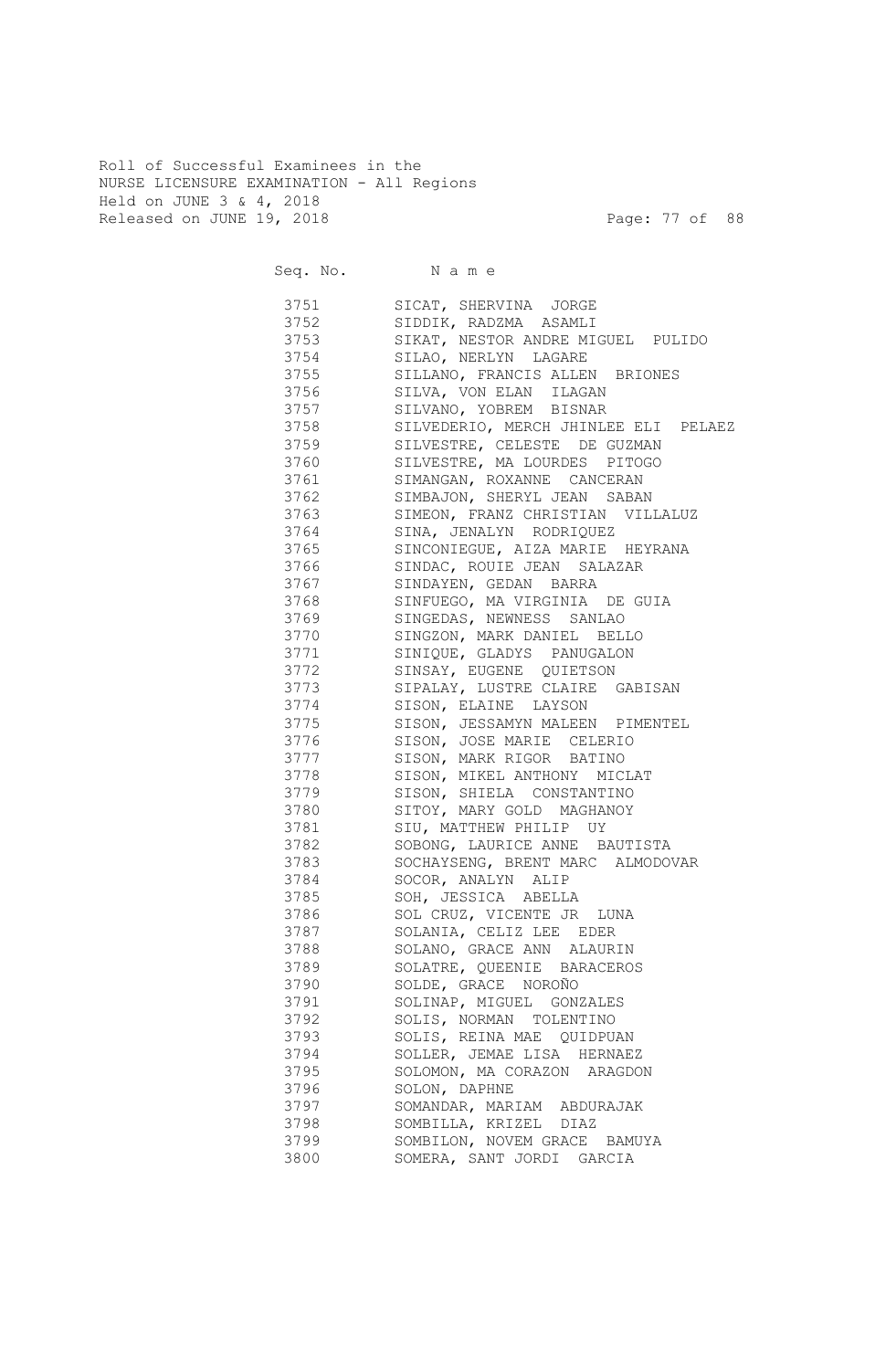Roll of Successful Examinees in the
NURSE LICENSURE EXAMINATION - All Regions
Held on JUNE 3 & 4, 2018
Released on JUNE 19, 2018

| Seq. No. | N a m e |
|---|---|
| 3751 | SICAT, SHERVINA JORGE |
| 3752 | SIDDIK, RADZMA ASAMLI |
| 3753 | SIKAT, NESTOR ANDRE MIGUEL PULIDO |
| 3754 | SILAO, NERLYN LAGARE |
| 3755 | SILLANO, FRANCIS ALLEN BRIONES |
| 3756 | SILVA, VON ELAN ILAGAN |
| 3757 | SILVANO, YOBREM BISNAR |
| 3758 | SILVEDERIO, MERCH JHINLEE ELI PELAEZ |
| 3759 | SILVESTRE, CELESTE DE GUZMAN |
| 3760 | SILVESTRE, MA LOURDES PITOGO |
| 3761 | SIMANGAN, ROXANNE CANCERAN |
| 3762 | SIMBAJON, SHERYL JEAN SABAN |
| 3763 | SIMEON, FRANZ CHRISTIAN VILLALUZ |
| 3764 | SINA, JENALYN RODRIQUEZ |
| 3765 | SINCONIEGUE, AIZA MARIE HEYRANA |
| 3766 | SINDAC, ROUIE JEAN SALAZAR |
| 3767 | SINDAYEN, GEDAN BARRA |
| 3768 | SINFUEGO, MA VIRGINIA DE GUIA |
| 3769 | SINGEDAS, NEWNESS SANLAO |
| 3770 | SINGZON, MARK DANIEL BELLO |
| 3771 | SINIQUE, GLADYS PANUGALON |
| 3772 | SINSAY, EUGENE QUIETSON |
| 3773 | SIPALAY, LUSTRE CLAIRE GABISAN |
| 3774 | SISON, ELAINE LAYSON |
| 3775 | SISON, JESSAMYN MALEEN PIMENTEL |
| 3776 | SISON, JOSE MARIE CELERIO |
| 3777 | SISON, MARK RIGOR BATINO |
| 3778 | SISON, MIKEL ANTHONY MICLAT |
| 3779 | SISON, SHIELA CONSTANTINO |
| 3780 | SITOY, MARY GOLD MAGHANOY |
| 3781 | SIU, MATTHEW PHILIP UY |
| 3782 | SOBONG, LAURICE ANNE BAUTISTA |
| 3783 | SOCHAYSENG, BRENT MARC ALMODOVAR |
| 3784 | SOCOR, ANALYN ALIP |
| 3785 | SOH, JESSICA ABELLA |
| 3786 | SOL CRUZ, VICENTE JR LUNA |
| 3787 | SOLANIA, CELIZ LEE EDER |
| 3788 | SOLANO, GRACE ANN ALAURIN |
| 3789 | SOLATRE, QUEENIE BARACEROS |
| 3790 | SOLDE, GRACE NOROÑO |
| 3791 | SOLINAP, MIGUEL GONZALES |
| 3792 | SOLIS, NORMAN TOLENTINO |
| 3793 | SOLIS, REINA MAE QUIDPUAN |
| 3794 | SOLLER, JEMAE LISA HERNAEZ |
| 3795 | SOLOMON, MA CORAZON ARAGDON |
| 3796 | SOLON, DAPHNE |
| 3797 | SOMANDAR, MARIAM ABDURAJAK |
| 3798 | SOMBILLA, KRIZEL DIAZ |
| 3799 | SOMBILON, NOVEM GRACE BAMUYA |
| 3800 | SOMERA, SANT JORDI GARCIA |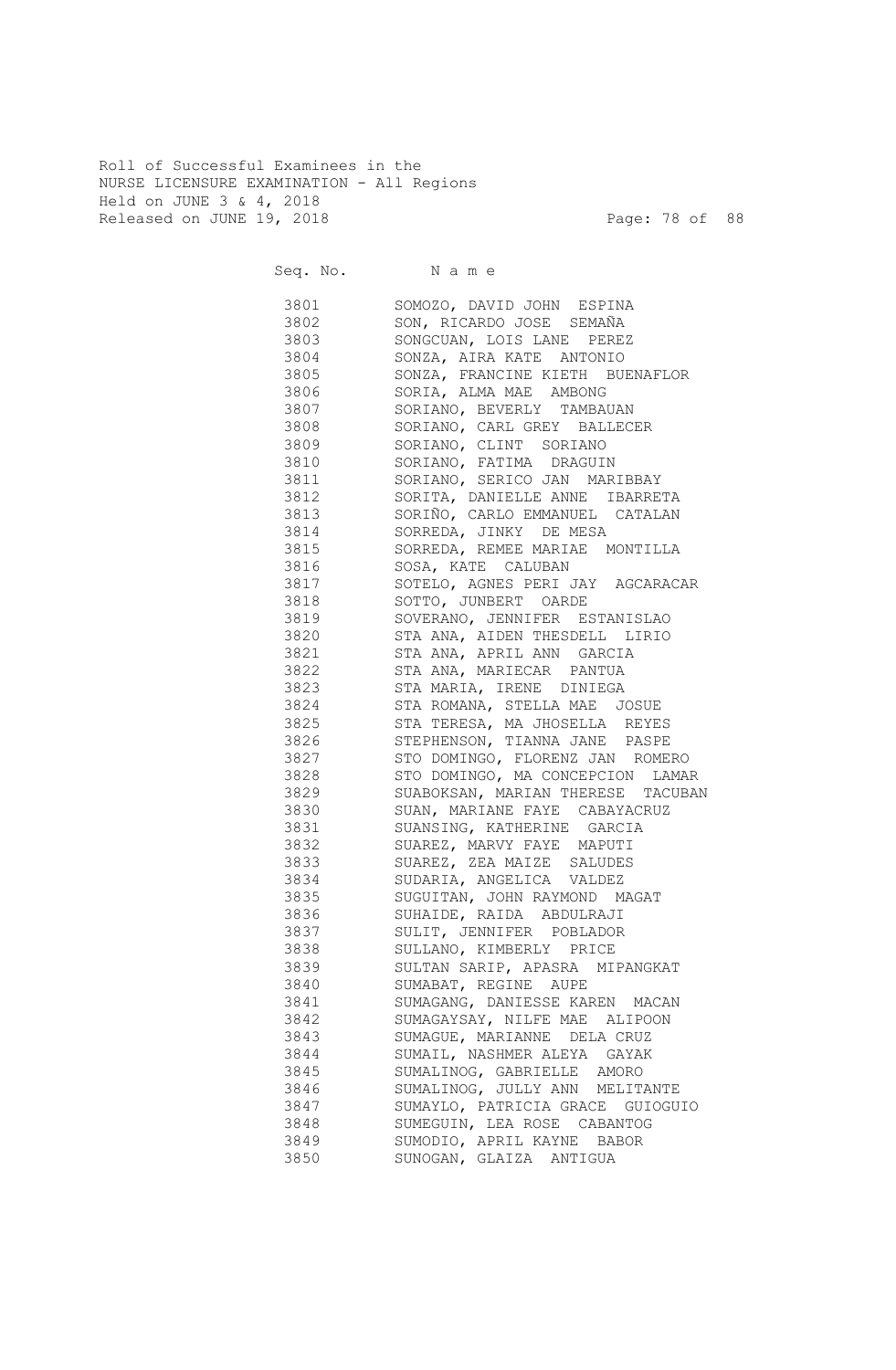Roll of Successful Examinees in the
NURSE LICENSURE EXAMINATION - All Regions
Held on JUNE 3 & 4, 2018
Released on JUNE 19, 2018

| Seq. No. | N a m e |
|---|---|
| 3801 | SOMOZO, DAVID JOHN ESPINA |
| 3802 | SON, RICARDO JOSE SEMAÑA |
| 3803 | SONGCUAN, LOIS LANE PEREZ |
| 3804 | SONZA, AIRA KATE ANTONIO |
| 3805 | SONZA, FRANCINE KIETH BUENAFLOR |
| 3806 | SORIA, ALMA MAE AMBONG |
| 3807 | SORIANO, BEVERLY TAMBAUAN |
| 3808 | SORIANO, CARL GREY BALLECER |
| 3809 | SORIANO, CLINT SORIANO |
| 3810 | SORIANO, FATIMA DRAGUIN |
| 3811 | SORIANO, SERICO JAN MARIBBAY |
| 3812 | SORITA, DANIELLE ANNE IBARRETA |
| 3813 | SORIÑO, CARLO EMMANUEL CATALAN |
| 3814 | SORREDA, JINKY DE MESA |
| 3815 | SORREDA, REMEE MARIAE MONTILLA |
| 3816 | SOSA, KATE CALUBAN |
| 3817 | SOTELO, AGNES PERI JAY AGCARACAR |
| 3818 | SOTTO, JUNBERT OARDE |
| 3819 | SOVERANO, JENNIFER ESTANISLAO |
| 3820 | STA ANA, AIDEN THESDELL LIRIO |
| 3821 | STA ANA, APRIL ANN GARCIA |
| 3822 | STA ANA, MARIECAR PANTUA |
| 3823 | STA MARIA, IRENE DINIEGA |
| 3824 | STA ROMANA, STELLA MAE JOSUE |
| 3825 | STA TERESA, MA JHOSELLA REYES |
| 3826 | STEPHENSON, TIANNA JANE PASPE |
| 3827 | STO DOMINGO, FLORENZ JAN ROMERO |
| 3828 | STO DOMINGO, MA CONCEPCION LAMAR |
| 3829 | SUABOKSAN, MARIAN THERESE TACUBAN |
| 3830 | SUAN, MARIANE FAYE CABAYACRUZ |
| 3831 | SUANSING, KATHERINE GARCIA |
| 3832 | SUAREZ, MARVY FAYE MAPUTI |
| 3833 | SUAREZ, ZEA MAIZE SALUDES |
| 3834 | SUDARIA, ANGELICA VALDEZ |
| 3835 | SUGUITAN, JOHN RAYMOND MAGAT |
| 3836 | SUHAIDE, RAIDA ABDULRAJI |
| 3837 | SULIT, JENNIFER POBLADOR |
| 3838 | SULLANO, KIMBERLY PRICE |
| 3839 | SULTAN SARIP, APASRA MIPANGKAT |
| 3840 | SUMABAT, REGINE AUPE |
| 3841 | SUMAGANG, DANIESSE KAREN MACAN |
| 3842 | SUMAGAYSAY, NILFE MAE ALIPOON |
| 3843 | SUMAGUE, MARIANNE DELA CRUZ |
| 3844 | SUMAIL, NASHMER ALEYA GAYAK |
| 3845 | SUMALINOG, GABRIELLE AMORO |
| 3846 | SUMALINOG, JULLY ANN MELITANTE |
| 3847 | SUMAYLO, PATRICIA GRACE GUIOGUIO |
| 3848 | SUMEGUIN, LEA ROSE CABANTOG |
| 3849 | SUMODIO, APRIL KAYNE BABOR |
| 3850 | SUNOGAN, GLAIZA ANTIGUA |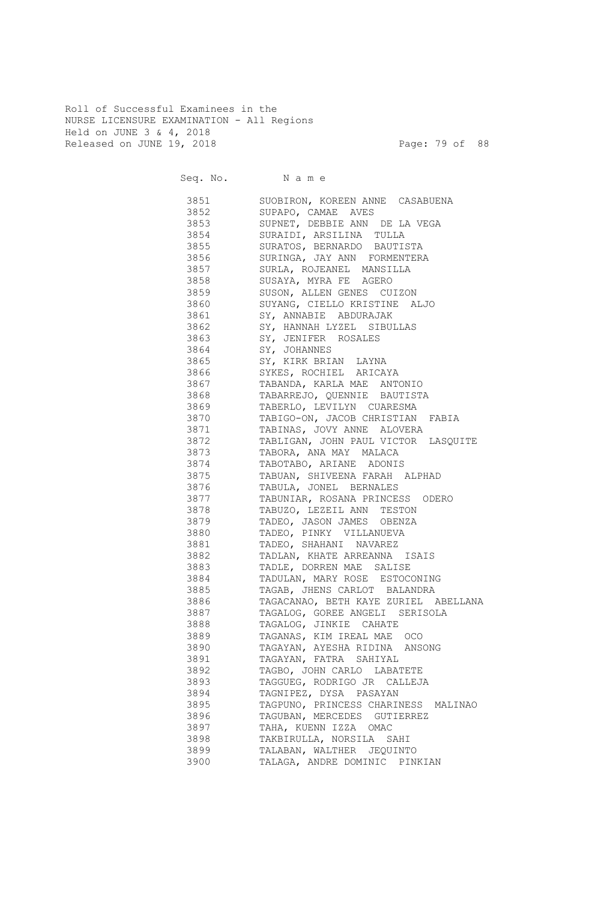Roll of Successful Examinees in the
NURSE LICENSURE EXAMINATION - All Regions
Held on JUNE 3 & 4, 2018
Released on JUNE 19, 2018

| Seq. No. | N a m e |
| --- | --- |
| 3851 | SUOBIRON, KOREEN ANNE CASABUENA |
| 3852 | SUPAPO, CAMAE AVES |
| 3853 | SUPNET, DEBBIE ANN DE LA VEGA |
| 3854 | SURAIDI, ARSILINA TULLA |
| 3855 | SURATOS, BERNARDO BAUTISTA |
| 3856 | SURINGA, JAY ANN FORMENTERA |
| 3857 | SURLA, ROJEANEL MANSILLA |
| 3858 | SUSAYA, MYRA FE AGERO |
| 3859 | SUSON, ALLEN GENES CUIZON |
| 3860 | SUYANG, CIELLO KRISTINE ALJO |
| 3861 | SY, ANNABIE ABDURAJAK |
| 3862 | SY, HANNAH LYZEL SIBULLAS |
| 3863 | SY, JENIFER ROSALES |
| 3864 | SY, JOHANNES |
| 3865 | SY, KIRK BRIAN LAYNA |
| 3866 | SYKES, ROCHIEL ARICAYA |
| 3867 | TABANDA, KARLA MAE ANTONIO |
| 3868 | TABARREJO, QUENNIE BAUTISTA |
| 3869 | TABERLO, LEVILYN CUARESMA |
| 3870 | TABIGO-ON, JACOB CHRISTIAN FABIA |
| 3871 | TABINAS, JOVY ANNE ALOVERA |
| 3872 | TABLIGAN, JOHN PAUL VICTOR LASQUITE |
| 3873 | TABORA, ANA MAY MALACA |
| 3874 | TABOTABO, ARIANE ADONIS |
| 3875 | TABUAN, SHIVEENA FARAH ALPHAD |
| 3876 | TABULA, JONEL BERNALES |
| 3877 | TABUNIAR, ROSANA PRINCESS ODERO |
| 3878 | TABUZO, LEZEIL ANN TESTON |
| 3879 | TADEO, JASON JAMES OBENZA |
| 3880 | TADEO, PINKY VILLANUEVA |
| 3881 | TADEO, SHAHANI NAVAREZ |
| 3882 | TADLAN, KHATE ARREANNA ISAIS |
| 3883 | TADLE, DORREN MAE SALISE |
| 3884 | TADULAN, MARY ROSE ESTOCONING |
| 3885 | TAGAB, JHENS CARLOT BALANDRA |
| 3886 | TAGACANAO, BETH KAYE ZURIEL ABELLANA |
| 3887 | TAGALOG, GOREE ANGELI SERISOLA |
| 3888 | TAGALOG, JINKIE CAHATE |
| 3889 | TAGANAS, KIM IREAL MAE OCO |
| 3890 | TAGAYAN, AYESHA RIDINA ANSONG |
| 3891 | TAGAYAN, FATRA SAHIYAL |
| 3892 | TAGBO, JOHN CARLO LABATETE |
| 3893 | TAGGUEG, RODRIGO JR CALLEJA |
| 3894 | TAGNIPEZ, DYSA PASAYAN |
| 3895 | TAGPUNO, PRINCESS CHARINESS MALINAO |
| 3896 | TAGUBAN, MERCEDES GUTIERREZ |
| 3897 | TAHA, KUENN IZZA OMAC |
| 3898 | TAKBIRULLA, NORSILA SAHI |
| 3899 | TALABAN, WALTHER JEQUINTO |
| 3900 | TALAGA, ANDRE DOMINIC PINKIAN |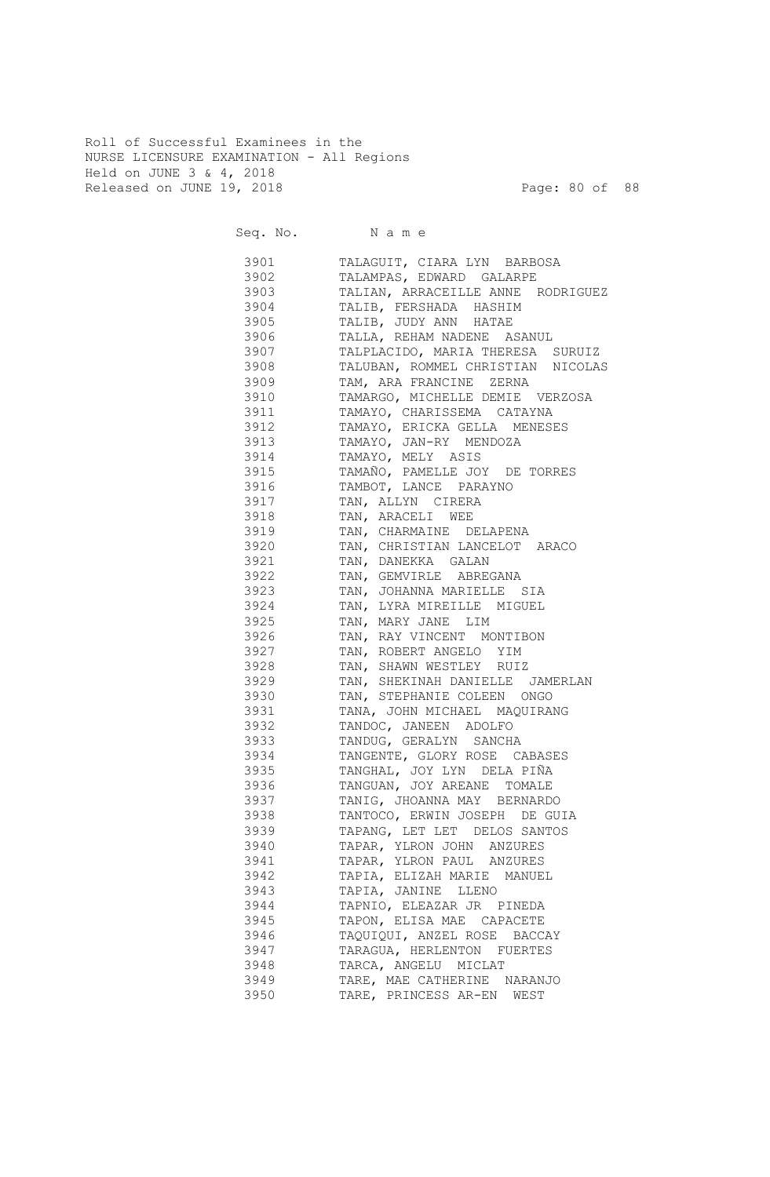Roll of Successful Examinees in the
NURSE LICENSURE EXAMINATION - All Regions
Held on JUNE 3 & 4, 2018
Released on JUNE 19, 2018

| Seq. No. | N a m e |
|---|---|
| 3901 | TALAGUIT, CIARA LYN BARBOSA |
| 3902 | TALAMPAS, EDWARD GALARPE |
| 3903 | TALIAN, ARRACEILLE ANNE RODRIGUEZ |
| 3904 | TALIB, FERSHADA HASHIM |
| 3905 | TALIB, JUDY ANN HATAE |
| 3906 | TALLA, REHAM NADENE ASANUL |
| 3907 | TALPLACIDO, MARIA THERESA SURUIZ |
| 3908 | TALUBAN, ROMMEL CHRISTIAN NICOLAS |
| 3909 | TAM, ARA FRANCINE ZERNA |
| 3910 | TAMARGO, MICHELLE DEMIE VERZOSA |
| 3911 | TAMAYO, CHARISSEMA CATAYNA |
| 3912 | TAMAYO, ERICKA GELLA MENESES |
| 3913 | TAMAYO, JAN-RY MENDOZA |
| 3914 | TAMAYO, MELY ASIS |
| 3915 | TAMAÑO, PAMELLE JOY DE TORRES |
| 3916 | TAMBOT, LANCE PARAYNO |
| 3917 | TAN, ALLYN CIRERA |
| 3918 | TAN, ARACELI WEE |
| 3919 | TAN, CHARMAINE DELAPENA |
| 3920 | TAN, CHRISTIAN LANCELOT ARACO |
| 3921 | TAN, DANEKKA GALAN |
| 3922 | TAN, GEMVIRLE ABREGANA |
| 3923 | TAN, JOHANNA MARIELLE SIA |
| 3924 | TAN, LYRA MIREILLE MIGUEL |
| 3925 | TAN, MARY JANE LIM |
| 3926 | TAN, RAY VINCENT MONTIBON |
| 3927 | TAN, ROBERT ANGELO YIM |
| 3928 | TAN, SHAWN WESTLEY RUIZ |
| 3929 | TAN, SHEKINAH DANIELLE JAMERLAN |
| 3930 | TAN, STEPHANIE COLEEN ONGO |
| 3931 | TANA, JOHN MICHAEL MAQUIRANG |
| 3932 | TANDOC, JANEEN ADOLFO |
| 3933 | TANDUG, GERALYN SANCHA |
| 3934 | TANGENTE, GLORY ROSE CABASES |
| 3935 | TANGHAL, JOY LYN DELA PIÑA |
| 3936 | TANGUAN, JOY AREANE TOMALE |
| 3937 | TANIG, JHOANNA MAY BERNARDO |
| 3938 | TANTOCO, ERWIN JOSEPH DE GUIA |
| 3939 | TAPANG, LET LET DELOS SANTOS |
| 3940 | TAPAR, YLRON JOHN ANZURES |
| 3941 | TAPAR, YLRON PAUL ANZURES |
| 3942 | TAPIA, ELIZAH MARIE MANUEL |
| 3943 | TAPIA, JANINE LLENO |
| 3944 | TAPNIO, ELEAZAR JR PINEDA |
| 3945 | TAPON, ELISA MAE CAPACETE |
| 3946 | TAQUIQUI, ANZEL ROSE BACCAY |
| 3947 | TARAGUA, HERLENTON FUERTES |
| 3948 | TARCA, ANGELU MICLAT |
| 3949 | TARE, MAE CATHERINE NARANJO |
| 3950 | TARE, PRINCESS AR-EN WEST |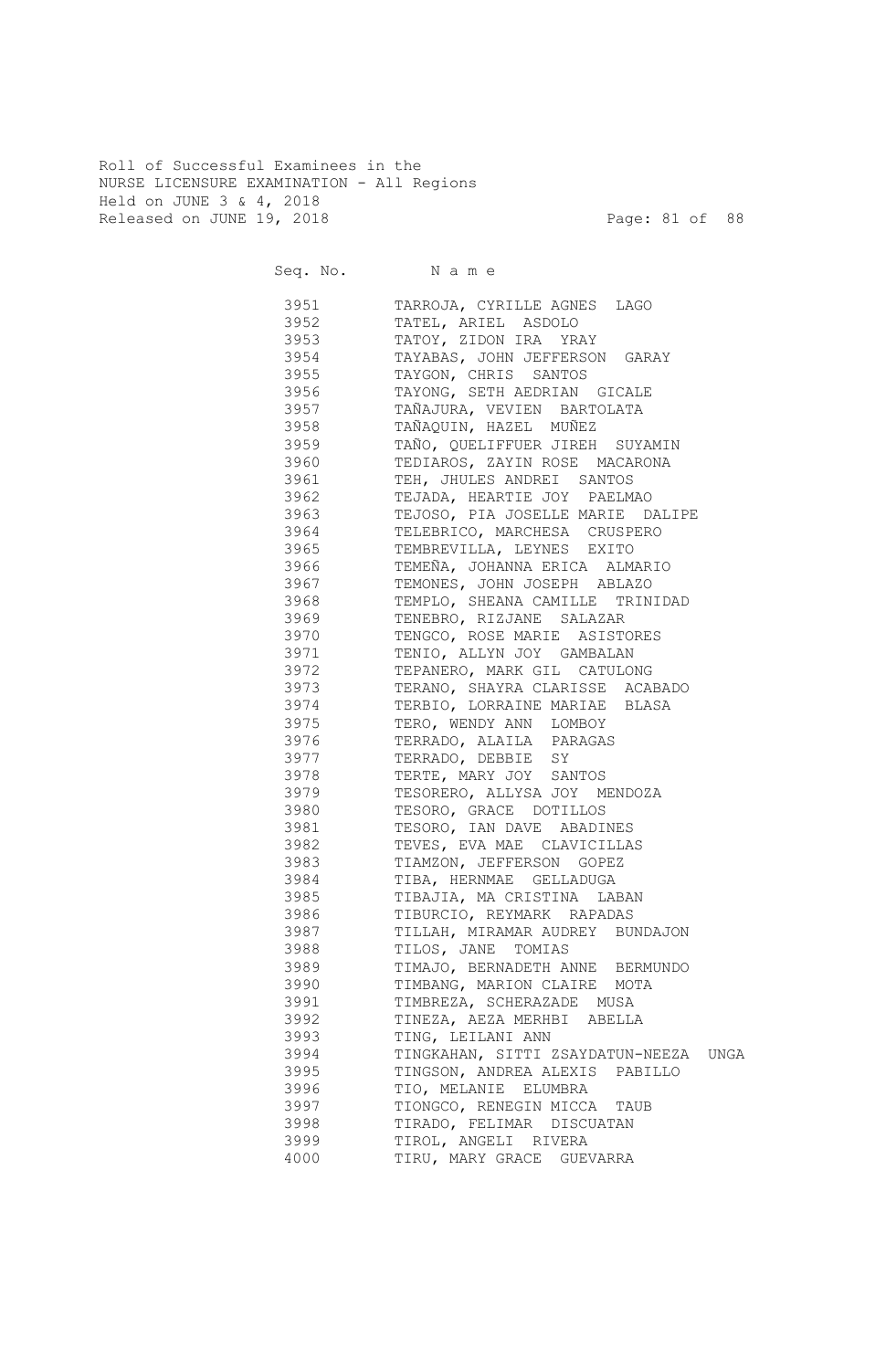Roll of Successful Examinees in the
NURSE LICENSURE EXAMINATION - All Regions
Held on JUNE 3 & 4, 2018
Released on JUNE 19, 2018

| Seq. No. | N a m e |
| --- | --- |
| 3951 | TARROJA, CYRILLE AGNES LAGO |
| 3952 | TATEL, ARIEL ASDOLO |
| 3953 | TATOY, ZIDON IRA YRAY |
| 3954 | TAYABAS, JOHN JEFFERSON GARAY |
| 3955 | TAYGON, CHRIS SANTOS |
| 3956 | TAYONG, SETH AEDRIAN GICALE |
| 3957 | TAÑAJURA, VEVIEN BARTOLATA |
| 3958 | TAÑAQUIN, HAZEL MUÑEZ |
| 3959 | TAÑO, QUELIFFUER JIREH SUYAMIN |
| 3960 | TEDIAROS, ZAYIN ROSE MACARONA |
| 3961 | TEH, JHULES ANDREI SANTOS |
| 3962 | TEJADA, HEARTIE JOY PAELMAO |
| 3963 | TEJOSO, PIA JOSELLE MARIE DALIPE |
| 3964 | TELEBRICO, MARCHESA CRUSPERO |
| 3965 | TEMBREVILLA, LEYNES EXITO |
| 3966 | TEMEÑA, JOHANNA ERICA ALMARIO |
| 3967 | TEMONES, JOHN JOSEPH ABLAZO |
| 3968 | TEMPLO, SHEANA CAMILLE TRINIDAD |
| 3969 | TENEBRO, RIZJANE SALAZAR |
| 3970 | TENGCO, ROSE MARIE ASISTORES |
| 3971 | TENIO, ALLYN JOY GAMBALAN |
| 3972 | TEPANERO, MARK GIL CATULONG |
| 3973 | TERANO, SHAYRA CLARISSE ACABADO |
| 3974 | TERBIO, LORRAINE MARIAE BLASA |
| 3975 | TERO, WENDY ANN LOMBOY |
| 3976 | TERRADO, ALAILA PARAGAS |
| 3977 | TERRADO, DEBBIE SY |
| 3978 | TERTE, MARY JOY SANTOS |
| 3979 | TESORERO, ALLYSA JOY MENDOZA |
| 3980 | TESORO, GRACE DOTILLOS |
| 3981 | TESORO, IAN DAVE ABADINES |
| 3982 | TEVES, EVA MAE CLAVICILLAS |
| 3983 | TIAMZON, JEFFERSON GOPEZ |
| 3984 | TIBA, HERNMAE GELLADUGA |
| 3985 | TIBAJIA, MA CRISTINA LABAN |
| 3986 | TIBURCIO, REYMARK RAPADAS |
| 3987 | TILLAH, MIRAMAR AUDREY BUNDAJON |
| 3988 | TILOS, JANE TOMIAS |
| 3989 | TIMAJO, BERNADETH ANNE BERMUNDO |
| 3990 | TIMBANG, MARION CLAIRE MOTA |
| 3991 | TIMBREZA, SCHERAZADE MUSA |
| 3992 | TINEZA, AEZA MERHBI ABELLA |
| 3993 | TING, LEILANI ANN |
| 3994 | TINGKAHAN, SITTI ZSAYDATUN-NEEZA UNGA |
| 3995 | TINGSON, ANDREA ALEXIS PABILLO |
| 3996 | TIO, MELANIE ELUMBRA |
| 3997 | TIONGCO, RENEGIN MICCA TAUB |
| 3998 | TIRADO, FELIMAR DISCUATAN |
| 3999 | TIROL, ANGELI RIVERA |
| 4000 | TIRU, MARY GRACE GUEVARRA |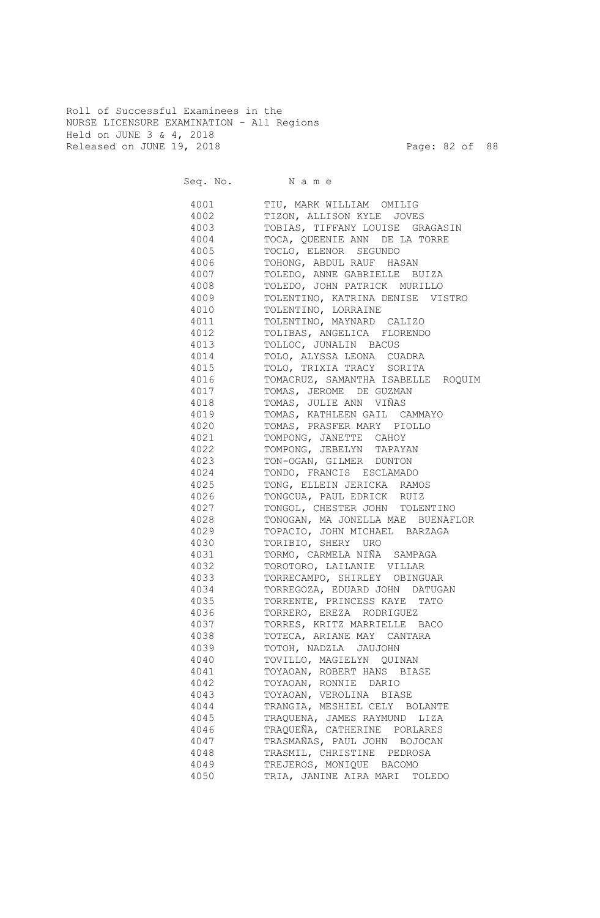Roll of Successful Examinees in the
NURSE LICENSURE EXAMINATION - All Regions
Held on JUNE 3 & 4, 2018
Released on JUNE 19, 2018

| Seq. No. | N a m e |
|---|---|
| 4001 | TIU, MARK WILLIAM OMILIG |
| 4002 | TIZON, ALLISON KYLE JOVES |
| 4003 | TOBIAS, TIFFANY LOUISE GRAGASIN |
| 4004 | TOCA, QUEENIE ANN DE LA TORRE |
| 4005 | TOCLO, ELENOR SEGUNDO |
| 4006 | TOHONG, ABDUL RAUF HASAN |
| 4007 | TOLEDO, ANNE GABRIELLE BUIZA |
| 4008 | TOLEDO, JOHN PATRICK MURILLO |
| 4009 | TOLENTINO, KATRINA DENISE VISTRO |
| 4010 | TOLENTINO, LORRAINE |
| 4011 | TOLENTINO, MAYNARD CALIZO |
| 4012 | TOLIBAS, ANGELICA FLORENDO |
| 4013 | TOLLOC, JUNALIN BACUS |
| 4014 | TOLO, ALYSSA LEONA CUADRA |
| 4015 | TOLO, TRIXIA TRACY SORITA |
| 4016 | TOMACRUZ, SAMANTHA ISABELLE ROQUIM |
| 4017 | TOMAS, JEROME DE GUZMAN |
| 4018 | TOMAS, JULIE ANN VIÑAS |
| 4019 | TOMAS, KATHLEEN GAIL CAMMAYO |
| 4020 | TOMAS, PRASFER MARY PIOLLO |
| 4021 | TOMPONG, JANETTE CAHOY |
| 4022 | TOMPONG, JEBELYN TAPAYAN |
| 4023 | TON-OGAN, GILMER DUNTON |
| 4024 | TONDO, FRANCIS ESCLAMADO |
| 4025 | TONG, ELLEIN JERICKA RAMOS |
| 4026 | TONGCUA, PAUL EDRICK RUIZ |
| 4027 | TONGOL, CHESTER JOHN TOLENTINO |
| 4028 | TONOGAN, MA JONELLA MAE BUENAFLOR |
| 4029 | TOPACIO, JOHN MICHAEL BARZAGA |
| 4030 | TORIBIO, SHERY URO |
| 4031 | TORMO, CARMELA NIÑA SAMPAGA |
| 4032 | TOROTORO, LAILANIE VILLAR |
| 4033 | TORRECAMPO, SHIRLEY OBINGUAR |
| 4034 | TORREGOZA, EDUARD JOHN DATUGAN |
| 4035 | TORRENTE, PRINCESS KAYE TATO |
| 4036 | TORRERO, EREZA RODRIGUEZ |
| 4037 | TORRES, KRITZ MARRIELLE BACO |
| 4038 | TOTECA, ARIANE MAY CANTARA |
| 4039 | TOTOH, NADZLA JAUJOHN |
| 4040 | TOVILLO, MAGIELYN QUINAN |
| 4041 | TOYAOAN, ROBERT HANS BIASE |
| 4042 | TOYAOAN, RONNIE DARIO |
| 4043 | TOYAOAN, VEROLINA BIASE |
| 4044 | TRANGIA, MESHIEL CELY BOLANTE |
| 4045 | TRAQUENA, JAMES RAYMUND LIZA |
| 4046 | TRAQUEÑA, CATHERINE PORLARES |
| 4047 | TRASMAÑAS, PAUL JOHN BOJOCAN |
| 4048 | TRASMIL, CHRISTINE PEDROSA |
| 4049 | TREJEROS, MONIQUE BACOMO |
| 4050 | TRIA, JANINE AIRA MARI TOLEDO |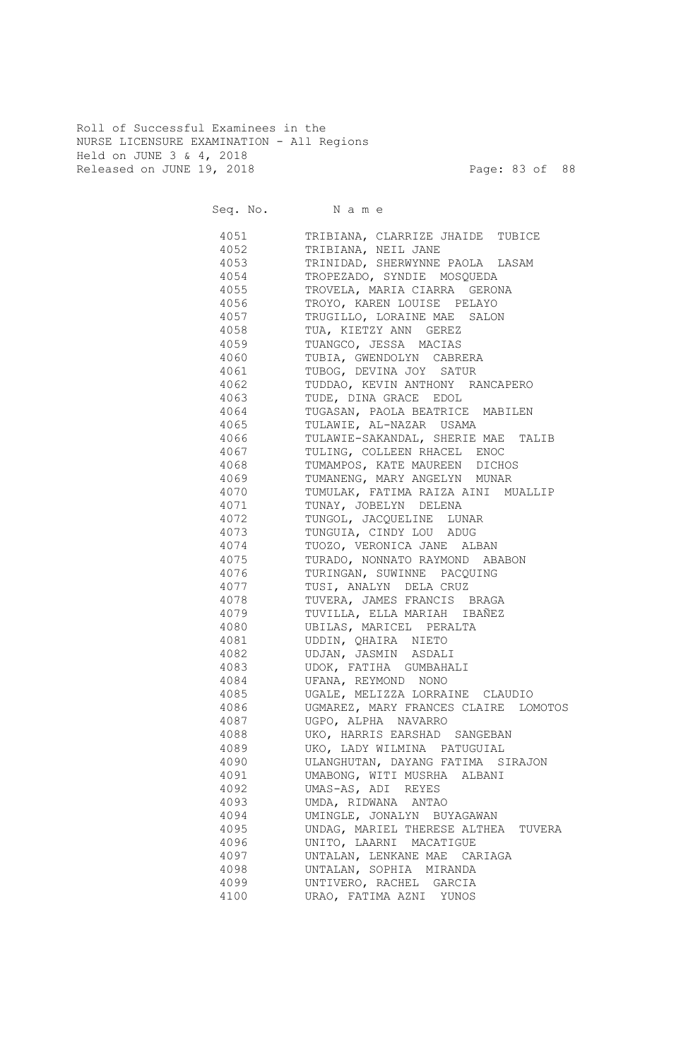Roll of Successful Examinees in the
NURSE LICENSURE EXAMINATION - All Regions
Held on JUNE 3 & 4, 2018
Released on JUNE 19, 2018

| Seq. No. | N a m e |
|---|---|
| 4051 | TRIBIANA, CLARRIZE JHAIDE TUBICE |
| 4052 | TRIBIANA, NEIL JANE |
| 4053 | TRINIDAD, SHERWYNNE PAOLA LASAM |
| 4054 | TROPEZADO, SYNDIE MOSQUEDA |
| 4055 | TROVELA, MARIA CIARRA GERONA |
| 4056 | TROYO, KAREN LOUISE PELAYO |
| 4057 | TRUGILLO, LORAINE MAE SALON |
| 4058 | TUA, KIETZY ANN GEREZ |
| 4059 | TUANGCO, JESSA MACIAS |
| 4060 | TUBIA, GWENDOLYN CABRERA |
| 4061 | TUBOG, DEVINA JOY SATUR |
| 4062 | TUDDAO, KEVIN ANTHONY RANCAPERO |
| 4063 | TUDE, DINA GRACE EDOL |
| 4064 | TUGASAN, PAOLA BEATRICE MABILEN |
| 4065 | TULAWIE, AL-NAZAR USAMA |
| 4066 | TULAWIE-SAKANDAL, SHERIE MAE TALIB |
| 4067 | TULING, COLLEEN RHACEL ENOC |
| 4068 | TUMAMPOS, KATE MAUREEN DICHOS |
| 4069 | TUMANENG, MARY ANGELYN MUNAR |
| 4070 | TUMULAK, FATIMA RAIZA AINI MUALLIP |
| 4071 | TUNAY, JOBELYN DELENA |
| 4072 | TUNGOL, JACQUELINE LUNAR |
| 4073 | TUNGUIA, CINDY LOU ADUG |
| 4074 | TUOZO, VERONICA JANE ALBAN |
| 4075 | TURADO, NONNATO RAYMOND ABABON |
| 4076 | TURINGAN, SUWINNE PACQUING |
| 4077 | TUSI, ANALYN DELA CRUZ |
| 4078 | TUVERA, JAMES FRANCIS BRAGA |
| 4079 | TUVILLA, ELLA MARIAH IBAÑEZ |
| 4080 | UBILAS, MARICEL PERALTA |
| 4081 | UDDIN, QHAIRA NIETO |
| 4082 | UDJAN, JASMIN ASDALI |
| 4083 | UDOK, FATIHA GUMBAHALI |
| 4084 | UFANA, REYMOND NONO |
| 4085 | UGALE, MELIZZA LORRAINE CLAUDIO |
| 4086 | UGMAREZ, MARY FRANCES CLAIRE LOMOTOS |
| 4087 | UGPO, ALPHA NAVARRO |
| 4088 | UKO, HARRIS EARSHAD SANGEBAN |
| 4089 | UKO, LADY WILMINA PATUGUIAL |
| 4090 | ULANGHUTAN, DAYANG FATIMA SIRAJON |
| 4091 | UMABONG, WITI MUSRHA ALBANI |
| 4092 | UMAS-AS, ADI REYES |
| 4093 | UMDA, RIDWANA ANTAO |
| 4094 | UMINGLE, JONALYN BUYAGAWAN |
| 4095 | UNDAG, MARIEL THERESE ALTHEA TUVERA |
| 4096 | UNITO, LAARNI MACATIGUE |
| 4097 | UNTALAN, LENKANE MAE CARIAGA |
| 4098 | UNTALAN, SOPHIA MIRANDA |
| 4099 | UNTIVERO, RACHEL GARCIA |
| 4100 | URAO, FATIMA AZNI YUNOS |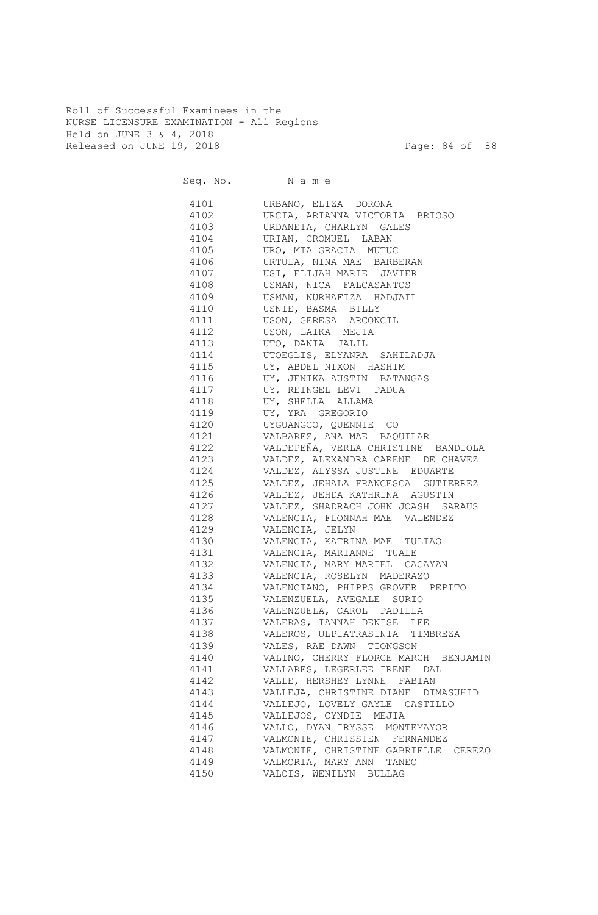Roll of Successful Examinees in the
NURSE LICENSURE EXAMINATION - All Regions
Held on JUNE 3 & 4, 2018
Released on JUNE 19, 2018

| Seq. No. | N a m e |
|---|---|
| 4101 | URBANO, ELIZA DORONA |
| 4102 | URCIA, ARIANNA VICTORIA BRIOSO |
| 4103 | URDANETA, CHARLYN GALES |
| 4104 | URIAN, CROMUEL LABAN |
| 4105 | URO, MIA GRACIA MUTUC |
| 4106 | URTULA, NINA MAE BARBERAN |
| 4107 | USI, ELIJAH MARIE JAVIER |
| 4108 | USMAN, NICA FALCASANTOS |
| 4109 | USMAN, NURHAFIZA HADJAIL |
| 4110 | USNIE, BASMA BILLY |
| 4111 | USON, GERESA ARCONCIL |
| 4112 | USON, LAIKA MEJIA |
| 4113 | UTO, DANIA JALIL |
| 4114 | UTOEGLIS, ELYANRA SAHILADJA |
| 4115 | UY, ABDEL NIXON HASHIM |
| 4116 | UY, JENIKA AUSTIN BATANGAS |
| 4117 | UY, REINGEL LEVI PADUA |
| 4118 | UY, SHELLA ALLAMA |
| 4119 | UY, YRA GREGORIO |
| 4120 | UYGUANGCO, QUENNIE CO |
| 4121 | VALBAREZ, ANA MAE BAQUILAR |
| 4122 | VALDEPEÑA, VERLA CHRISTINE BANDIOLA |
| 4123 | VALDEZ, ALEXANDRA CARENE DE CHAVEZ |
| 4124 | VALDEZ, ALYSSA JUSTINE EDUARTE |
| 4125 | VALDEZ, JEHALA FRANCESCA GUTIERREZ |
| 4126 | VALDEZ, JEHDA KATHRINA AGUSTIN |
| 4127 | VALDEZ, SHADRACH JOHN JOASH SARAUS |
| 4128 | VALENCIA, FLONNAH MAE VALENDEZ |
| 4129 | VALENCIA, JELYN |
| 4130 | VALENCIA, KATRINA MAE TULIAO |
| 4131 | VALENCIA, MARIANNE TUALE |
| 4132 | VALENCIA, MARY MARIEL CACAYAN |
| 4133 | VALENCIA, ROSELYN MADERAZO |
| 4134 | VALENCIANO, PHIPPS GROVER PEPITO |
| 4135 | VALENZUELA, AVEGALE SURIO |
| 4136 | VALENZUELA, CAROL PADILLA |
| 4137 | VALERAS, IANNAH DENISE LEE |
| 4138 | VALEROS, ULPIATRASINIA TIMBREZA |
| 4139 | VALES, RAE DAWN TIONGSON |
| 4140 | VALINO, CHERRY FLORCE MARCH BENJAMIN |
| 4141 | VALLARES, LEGERLEE IRENE DAL |
| 4142 | VALLE, HERSHEY LYNNE FABIAN |
| 4143 | VALLEJA, CHRISTINE DIANE DIMASUHID |
| 4144 | VALLEJO, LOVELY GAYLE CASTILLO |
| 4145 | VALLEJOS, CYNDIE MEJIA |
| 4146 | VALLO, DYAN IRYSSE MONTEMAYOR |
| 4147 | VALMONTE, CHRISSIEN FERNANDEZ |
| 4148 | VALMONTE, CHRISTINE GABRIELLE CEREZO |
| 4149 | VALMORIA, MARY ANN TANEO |
| 4150 | VALOIS, WENILYN BULLAG |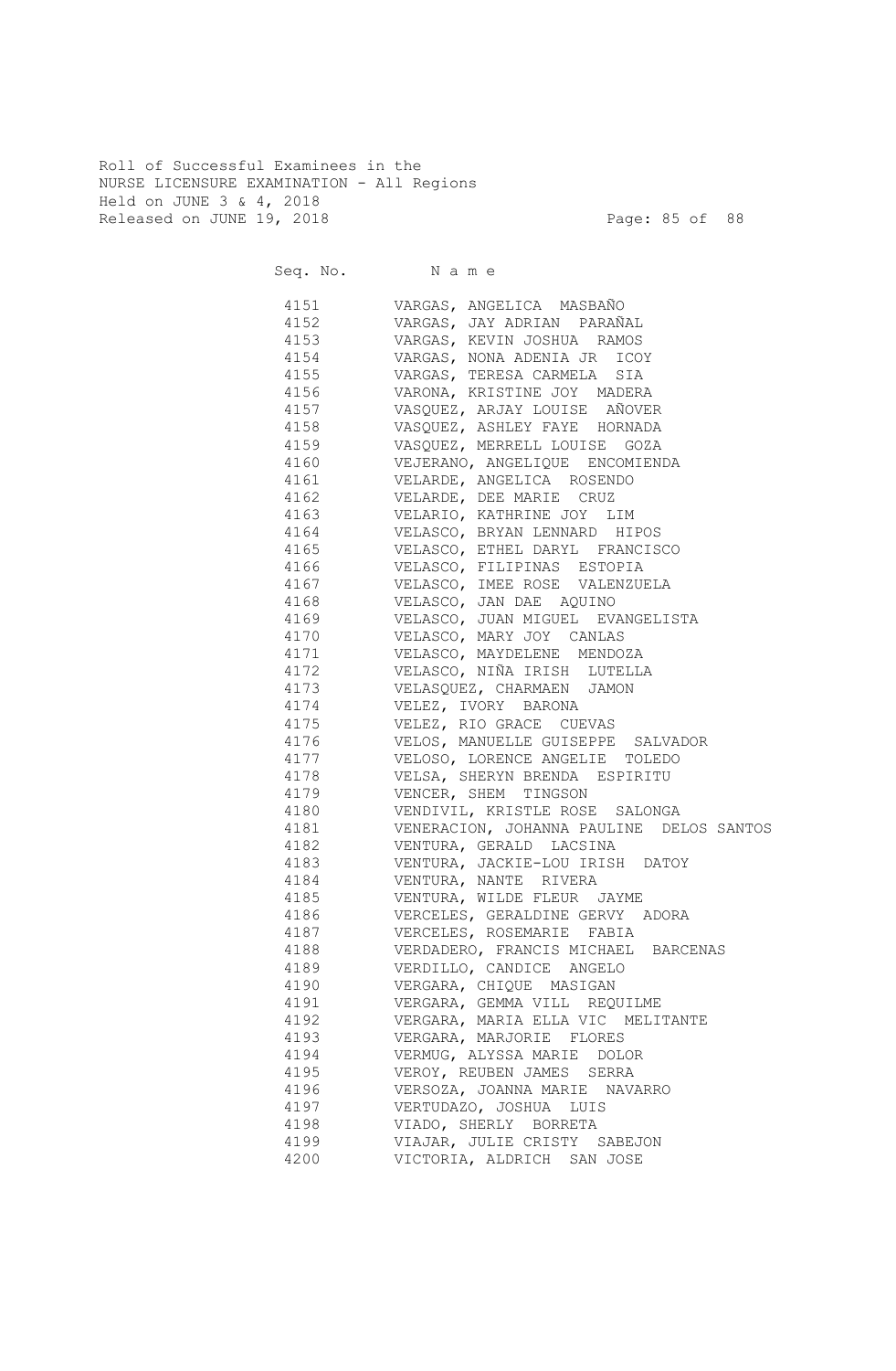Roll of Successful Examinees in the
NURSE LICENSURE EXAMINATION - All Regions
Held on JUNE 3 & 4, 2018
Released on JUNE 19, 2018

| Seq. No. | N a m e |
|---|---|
| 4151 | VARGAS, ANGELICA MASBAÑO |
| 4152 | VARGAS, JAY ADRIAN PARAÑAL |
| 4153 | VARGAS, KEVIN JOSHUA RAMOS |
| 4154 | VARGAS, NONA ADENIA JR ICOY |
| 4155 | VARGAS, TERESA CARMELA SIA |
| 4156 | VARONA, KRISTINE JOY MADERA |
| 4157 | VASQUEZ, ARJAY LOUISE AÑOVER |
| 4158 | VASQUEZ, ASHLEY FAYE HORNADA |
| 4159 | VASQUEZ, MERRELL LOUISE GOZA |
| 4160 | VEJERANO, ANGELIQUE ENCOMIENDA |
| 4161 | VELARDE, ANGELICA ROSENDO |
| 4162 | VELARDE, DEE MARIE CRUZ |
| 4163 | VELARIO, KATHRINE JOY LIM |
| 4164 | VELASCO, BRYAN LENNARD HIPOS |
| 4165 | VELASCO, ETHEL DARYL FRANCISCO |
| 4166 | VELASCO, FILIPINAS ESTOPIA |
| 4167 | VELASCO, IMEE ROSE VALENZUELA |
| 4168 | VELASCO, JAN DAE AQUINO |
| 4169 | VELASCO, JUAN MIGUEL EVANGELISTA |
| 4170 | VELASCO, MARY JOY CANLAS |
| 4171 | VELASCO, MAYDELENE MENDOZA |
| 4172 | VELASCO, NIÑA IRISH LUTELLA |
| 4173 | VELASQUEZ, CHARMAEN JAMON |
| 4174 | VELEZ, IVORY BARONA |
| 4175 | VELEZ, RIO GRACE CUEVAS |
| 4176 | VELOS, MANUELLE GUISEPPE SALVADOR |
| 4177 | VELOSO, LORENCE ANGELIE TOLEDO |
| 4178 | VELSA, SHERYN BRENDA ESPIRITU |
| 4179 | VENCER, SHEM TINGSON |
| 4180 | VENDIVIL, KRISTLE ROSE SALONGA |
| 4181 | VENERACION, JOHANNA PAULINE DELOS SANTOS |
| 4182 | VENTURA, GERALD LACSINA |
| 4183 | VENTURA, JACKIE-LOU IRISH DATOY |
| 4184 | VENTURA, NANTE RIVERA |
| 4185 | VENTURA, WILDE FLEUR JAYME |
| 4186 | VERCELES, GERALDINE GERVY ADORA |
| 4187 | VERCELES, ROSEMARIE FABIA |
| 4188 | VERDADERO, FRANCIS MICHAEL BARCENAS |
| 4189 | VERDILLO, CANDICE ANGELO |
| 4190 | VERGARA, CHIQUE MASIGAN |
| 4191 | VERGARA, GEMMA VILL REQUILME |
| 4192 | VERGARA, MARIA ELLA VIC MELITANTE |
| 4193 | VERGARA, MARJORIE FLORES |
| 4194 | VERMUG, ALYSSA MARIE DOLOR |
| 4195 | VEROY, REUBEN JAMES SERRA |
| 4196 | VERSOZA, JOANNA MARIE NAVARRO |
| 4197 | VERTUDAZO, JOSHUA LUIS |
| 4198 | VIADO, SHERLY BORRETA |
| 4199 | VIAJAR, JULIE CRISTY SABEJON |
| 4200 | VICTORIA, ALDRICH SAN JOSE |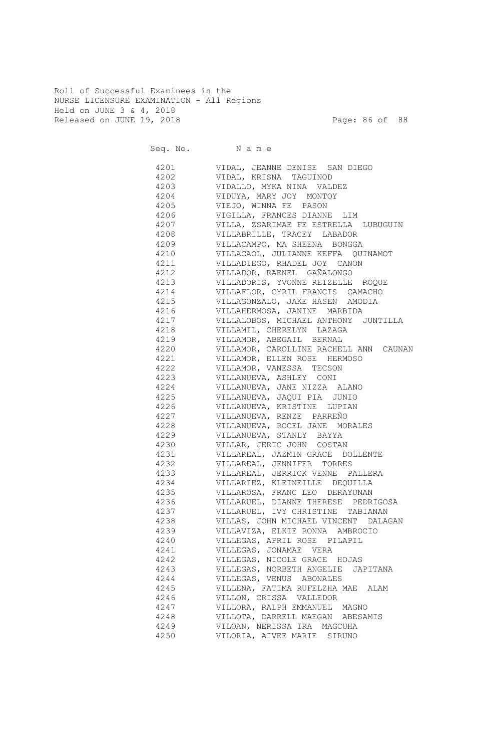Roll of Successful Examinees in the
NURSE LICENSURE EXAMINATION - All Regions
Held on JUNE 3 & 4, 2018
Released on JUNE 19, 2018

| Seq. No. | N a m e |
| --- | --- |
| 4201 | VIDAL, JEANNE DENISE SAN DIEGO |
| 4202 | VIDAL, KRISNA TAGUINOD |
| 4203 | VIDALLO, MYKA NINA VALDEZ |
| 4204 | VIDUYA, MARY JOY MONTOY |
| 4205 | VIEJO, WINNA FE PASON |
| 4206 | VIGILLA, FRANCES DIANNE LIM |
| 4207 | VILLA, ZSARIMAE FE ESTRELLA LUBUGUIN |
| 4208 | VILLABRILLE, TRACEY LABADOR |
| 4209 | VILLACAMPO, MA SHEENA BONGGA |
| 4210 | VILLACAOL, JULIANNE KEFFA QUINAMOT |
| 4211 | VILLADIEGO, RHADEL JOY CANON |
| 4212 | VILLADOR, RAENEL GAÑALONGO |
| 4213 | VILLADORIS, YVONNE REIZELLE ROQUE |
| 4214 | VILLAFLOR, CYRIL FRANCIS CAMACHO |
| 4215 | VILLAGONZALO, JAKE HASEN AMODIA |
| 4216 | VILLAHERMOSA, JANINE MARBIDA |
| 4217 | VILLALOBOS, MICHAEL ANTHONY JUNTILLA |
| 4218 | VILLAMIL, CHERELYN LAZAGA |
| 4219 | VILLAMOR, ABEGAIL BERNAL |
| 4220 | VILLAMOR, CAROLLINE RACHELL ANN CAUNAN |
| 4221 | VILLAMOR, ELLEN ROSE HERMOSO |
| 4222 | VILLAMOR, VANESSA TECSON |
| 4223 | VILLANUEVA, ASHLEY CONI |
| 4224 | VILLANUEVA, JANE NIZZA ALANO |
| 4225 | VILLANUEVA, JAQUI PIA JUNIO |
| 4226 | VILLANUEVA, KRISTINE LUPIAN |
| 4227 | VILLANUEVA, RENZE PARREÑO |
| 4228 | VILLANUEVA, ROCEL JANE MORALES |
| 4229 | VILLANUEVA, STANLY BAYYA |
| 4230 | VILLAR, JERIC JOHN COSTAN |
| 4231 | VILLAREAL, JAZMIN GRACE DOLLENTE |
| 4232 | VILLAREAL, JENNIFER TORRES |
| 4233 | VILLAREAL, JERRICK VENNE PALLERA |
| 4234 | VILLARIEZ, KLEINEILLE DEQUILLA |
| 4235 | VILLAROSA, FRANC LEO DERAYUNAN |
| 4236 | VILLARUEL, DIANNE THERESE PEDRIGOSA |
| 4237 | VILLARUEL, IVY CHRISTINE TABIANAN |
| 4238 | VILLAS, JOHN MICHAEL VINCENT DALAGAN |
| 4239 | VILLAVIZA, ELKIE RONNA AMBROCIO |
| 4240 | VILLEGAS, APRIL ROSE PILAPIL |
| 4241 | VILLEGAS, JONAMAE VERA |
| 4242 | VILLEGAS, NICOLE GRACE HOJAS |
| 4243 | VILLEGAS, NORBETH ANGELIE JAPITANA |
| 4244 | VILLEGAS, VENUS ABONALES |
| 4245 | VILLENA, FATIMA RUFELZHA MAE ALAM |
| 4246 | VILLON, CRISSA VALLEDOR |
| 4247 | VILLORA, RALPH EMMANUEL MAGNO |
| 4248 | VILLOTA, DARRELL MAEGAN ABESAMIS |
| 4249 | VILOAN, NERISSA IRA MAGCUHA |
| 4250 | VILORIA, AIVEE MARIE SIRUNO |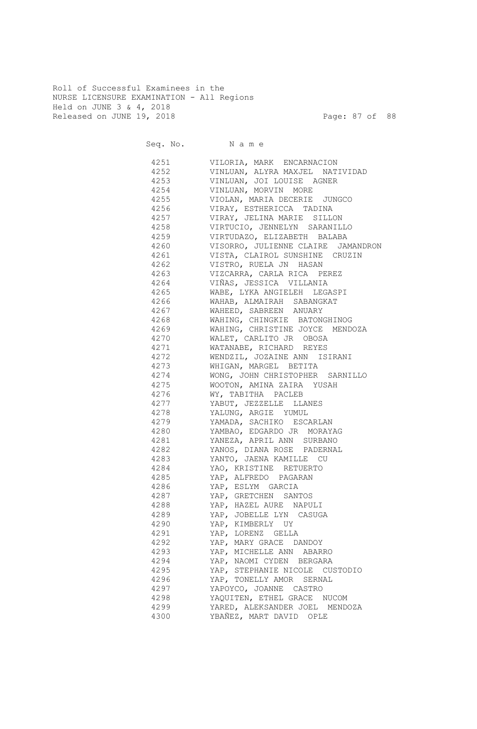Roll of Successful Examinees in the
NURSE LICENSURE EXAMINATION - All Regions
Held on JUNE 3 & 4, 2018
Released on JUNE 19, 2018

| Seq. No. | N a m e |
|---|---|
| 4251 | VILORIA, MARK ENCARNACION |
| 4252 | VINLUAN, ALYRA MAXJEL NATIVIDAD |
| 4253 | VINLUAN, JOI LOUISE AGNER |
| 4254 | VINLUAN, MORVIN MORE |
| 4255 | VIOLAN, MARIA DECERIE JUNGCO |
| 4256 | VIRAY, ESTHERICCA TADINA |
| 4257 | VIRAY, JELINA MARIE SILLON |
| 4258 | VIRTUCIO, JENNELYN SARANILLO |
| 4259 | VIRTUDAZO, ELIZABETH BALABA |
| 4260 | VISORRO, JULIENNE CLAIRE JAMANDRON |
| 4261 | VISTA, CLAIROL SUNSHINE CRUZIN |
| 4262 | VISTRO, RUELA JN HASAN |
| 4263 | VIZCARRA, CARLA RICA PEREZ |
| 4264 | VIÑAS, JESSICA VILLANIA |
| 4265 | WABE, LYKA ANGIELEH LEGASPI |
| 4266 | WAHAB, ALMAIRAH SABANGKAT |
| 4267 | WAHEED, SABREEN ANUARY |
| 4268 | WAHING, CHINGKIE BATONGHINOG |
| 4269 | WAHING, CHRISTINE JOYCE MENDOZA |
| 4270 | WALET, CARLITO JR OBOSA |
| 4271 | WATANABE, RICHARD REYES |
| 4272 | WENDZIL, JOZAINE ANN ISIRANI |
| 4273 | WHIGAN, MARGEL BETITA |
| 4274 | WONG, JOHN CHRISTOPHER SARNILLO |
| 4275 | WOOTON, AMINA ZAIRA YUSAH |
| 4276 | WY, TABITHA PACLEB |
| 4277 | YABUT, JEZZELLE LLANES |
| 4278 | YALUNG, ARGIE YUMUL |
| 4279 | YAMADA, SACHIKO ESCARLAN |
| 4280 | YAMBAO, EDGARDO JR MORAYAG |
| 4281 | YANEZA, APRIL ANN SURBANO |
| 4282 | YANOS, DIANA ROSE PADERNAL |
| 4283 | YANTO, JAENA KAMILLE CU |
| 4284 | YAO, KRISTINE RETUERTO |
| 4285 | YAP, ALFREDO PAGARAN |
| 4286 | YAP, ESLYM GARCIA |
| 4287 | YAP, GRETCHEN SANTOS |
| 4288 | YAP, HAZEL AURE NAPULI |
| 4289 | YAP, JOBELLE LYN CASUGA |
| 4290 | YAP, KIMBERLY UY |
| 4291 | YAP, LORENZ GELLA |
| 4292 | YAP, MARY GRACE DANDOY |
| 4293 | YAP, MICHELLE ANN ABARRO |
| 4294 | YAP, NAOMI CYDEN BERGARA |
| 4295 | YAP, STEPHANIE NICOLE CUSTODIO |
| 4296 | YAP, TONELLY AMOR SERNAL |
| 4297 | YAPOYCO, JOANNE CASTRO |
| 4298 | YAQUITEN, ETHEL GRACE NUCOM |
| 4299 | YARED, ALEKSANDER JOEL MENDOZA |
| 4300 | YBAÑEZ, MART DAVID OPLE |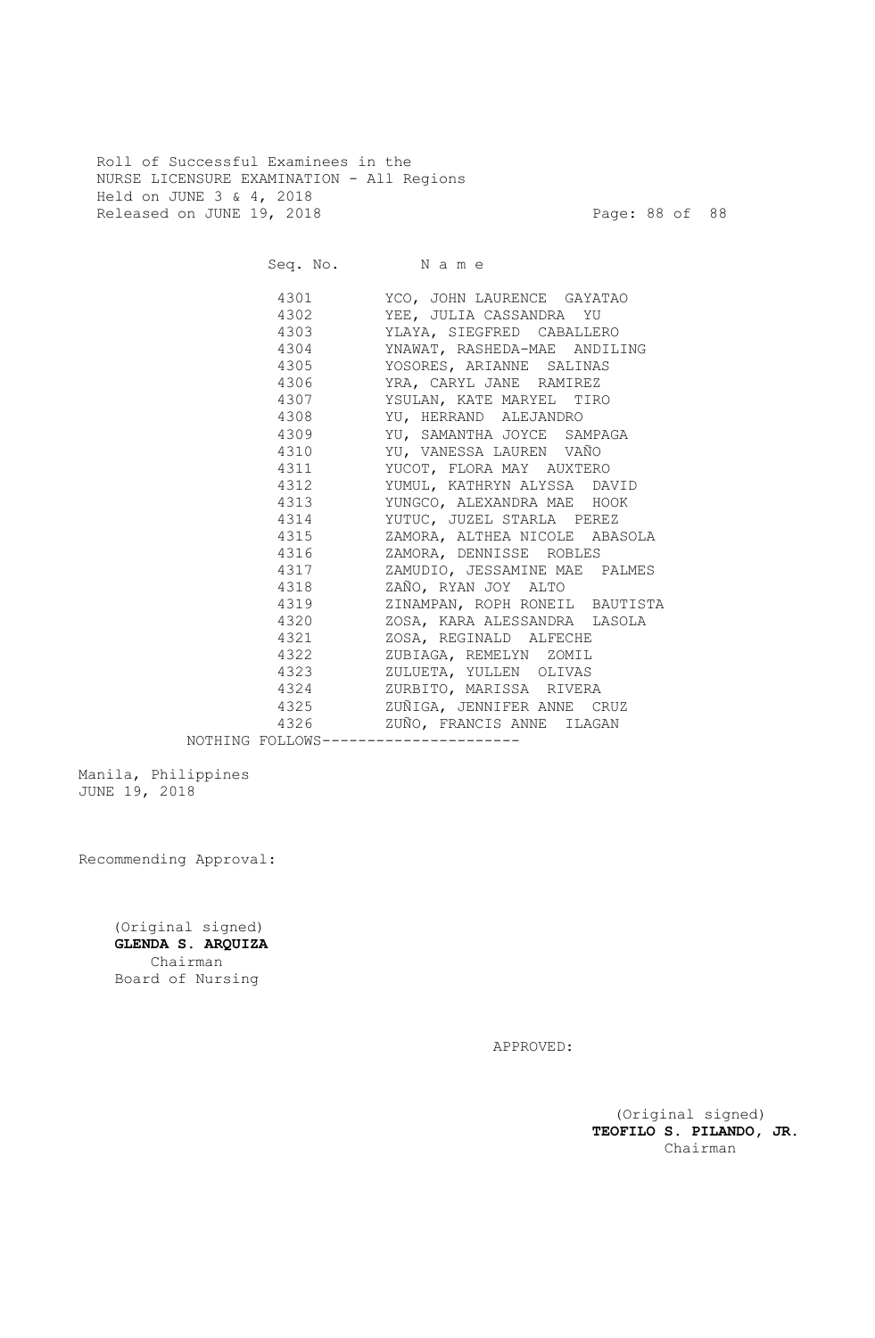Roll of Successful Examinees in the
NURSE LICENSURE EXAMINATION - All Regions
Held on JUNE 3 & 4, 2018
Released on JUNE 19, 2018

| Seq. No. | Name |
| --- | --- |
| 4301 | YCO, JOHN LAURENCE GAYATAO |
| 4302 | YEE, JULIA CASSANDRA YU |
| 4303 | YLAYA, SIEGFRED CABALLERO |
| 4304 | YNAWAT, RASHEDA-MAE ANDILING |
| 4305 | YOSORES, ARIANNE SALINAS |
| 4306 | YRA, CARYL JANE RAMIREZ |
| 4307 | YSULAN, KATE MARYEL TIRO |
| 4308 | YU, HERRAND ALEJANDRO |
| 4309 | YU, SAMANTHA JOYCE SAMPAGA |
| 4310 | YU, VANESSA LAUREN VAÑO |
| 4311 | YUCOT, FLORA MAY AUXTERO |
| 4312 | YUMUL, KATHRYN ALYSSA DAVID |
| 4313 | YUNGCO, ALEXANDRA MAE HOOK |
| 4314 | YUTUC, JUZEL STARLA PEREZ |
| 4315 | ZAMORA, ALTHEA NICOLE ABASOLA |
| 4316 | ZAMORA, DENNISSE ROBLES |
| 4317 | ZAMUDIO, JESSAMINE MAE PALMES |
| 4318 | ZAÑO, RYAN JOY ALTO |
| 4319 | ZINAMPAN, ROPH RONEIL BAUTISTA |
| 4320 | ZOSA, KARA ALESSANDRA LASOLA |
| 4321 | ZOSA, REGINALD ALFECHE |
| 4322 | ZUBIAGA, REMELYN ZOMIL |
| 4323 | ZULUETA, YULLEN OLIVAS |
| 4324 | ZURBITO, MARISSA RIVERA |
| 4325 | ZUÑIGA, JENNIFER ANNE CRUZ |
| 4326 | ZUÑO, FRANCIS ANNE ILAGAN |

NOTHING FOLLOWS----------------------

Manila, Philippines
JUNE 19, 2018

Recommending Approval:

(Original signed)
**GLENDA S. ARQUIZA**
Chairman
Board of Nursing

APPROVED:

(Original signed)
**TEOFILO S. PILANDO, JR.**
Chairman